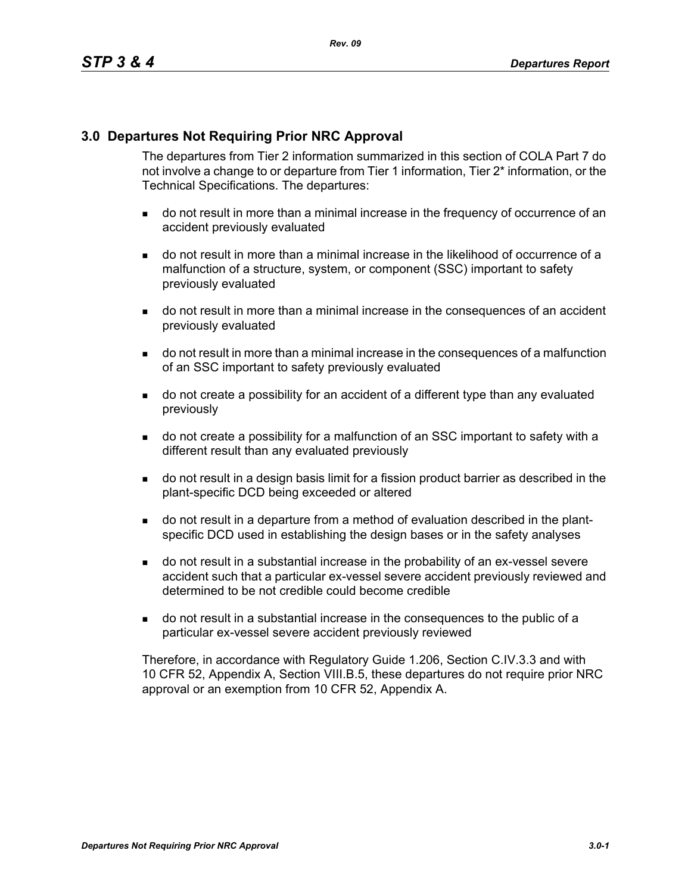## 3.0 Departures Not Requiring Prior NRC Approval

The departures from Tier 2 information summarized in this section of COLA Part 7 do not involve a change to or departure from Tier 1 information, Tier 2* information, or the Technical Specifications. The departures:

- do not result in more than a minimal increase in the frequency of occurrence of an accident previously evaluated
- do not result in more than a minimal increase in the likelihood of occurrence of a malfunction of a structure, system, or component (SSC) important to safety previously evaluated
- do not result in more than a minimal increase in the consequences of an accident previously evaluated
- do not result in more than a minimal increase in the consequences of a malfunction of an SSC important to safety previously evaluated
- do not create a possibility for an accident of a different type than any evaluated previously
- do not create a possibility for a malfunction of an SSC important to safety with a different result than any evaluated previously
- do not result in a design basis limit for a fission product barrier as described in the plant-specific DCD being exceeded or altered
- do not result in a departure from a method of evaluation described in the plant-specific DCD used in establishing the design bases or in the safety analyses
- do not result in a substantial increase in the probability of an ex-vessel severe accident such that a particular ex-vessel severe accident previously reviewed and determined to be not credible could become credible
- do not result in a substantial increase in the consequences to the public of a particular ex-vessel severe accident previously reviewed

Therefore, in accordance with Regulatory Guide 1.206, Section C.IV.3.3 and with 10 CFR 52, Appendix A, Section VIII.B.5, these departures do not require prior NRC approval or an exemption from 10 CFR 52, Appendix A.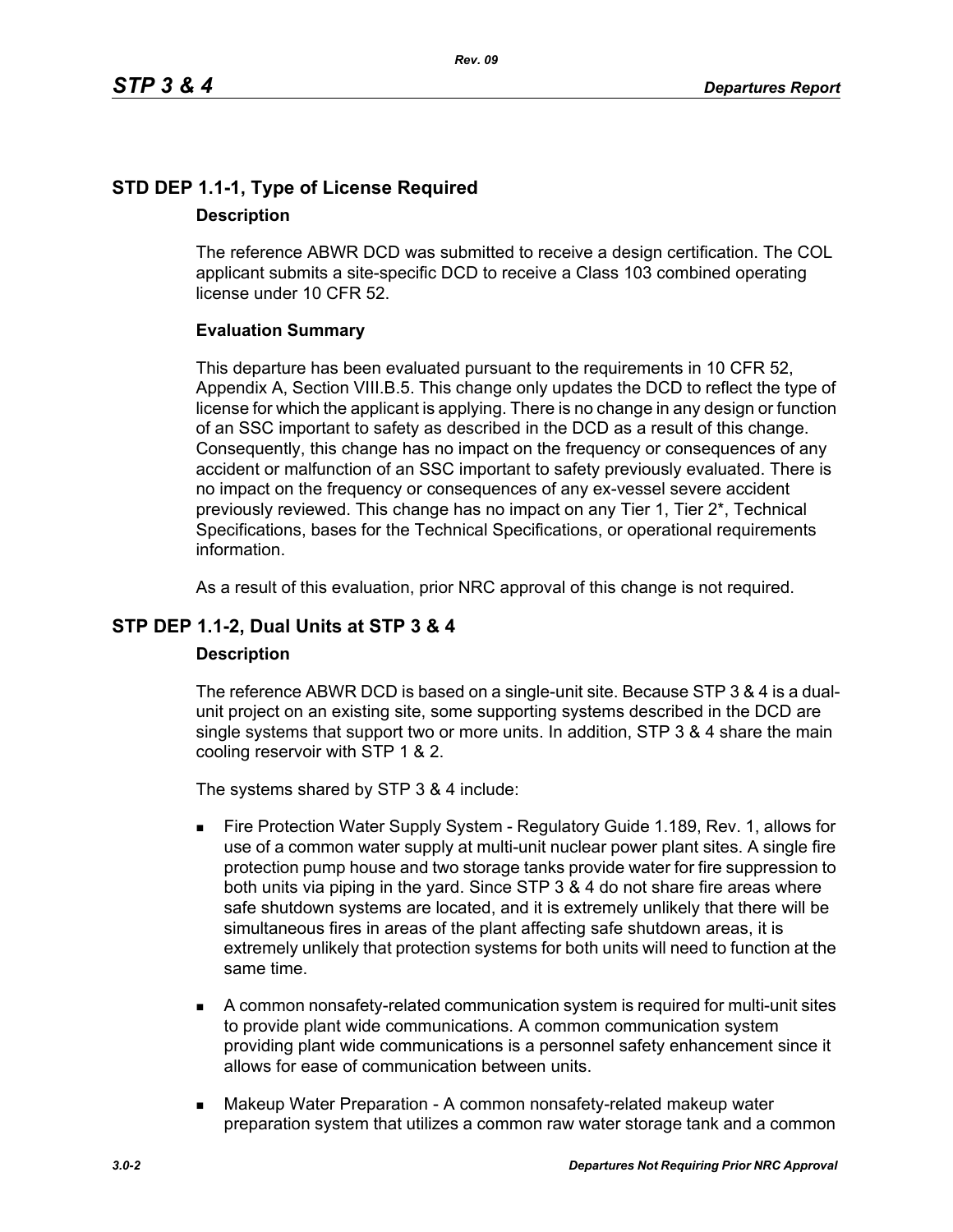## STD DEP 1.1-1, Type of License Required

### Description

The reference ABWR DCD was submitted to receive a design certification. The COL applicant submits a site-specific DCD to receive a Class 103 combined operating license under 10 CFR 52.

### Evaluation Summary

This departure has been evaluated pursuant to the requirements in 10 CFR 52, Appendix A, Section VIII.B.5. This change only updates the DCD to reflect the type of license for which the applicant is applying. There is no change in any design or function of an SSC important to safety as described in the DCD as a result of this change. Consequently, this change has no impact on the frequency or consequences of any accident or malfunction of an SSC important to safety previously evaluated. There is no impact on the frequency or consequences of any ex-vessel severe accident previously reviewed. This change has no impact on any Tier 1, Tier 2*, Technical Specifications, bases for the Technical Specifications, or operational requirements information.

As a result of this evaluation, prior NRC approval of this change is not required.

## STP DEP 1.1-2, Dual Units at STP 3 & 4

### Description

The reference ABWR DCD is based on a single-unit site. Because STP 3 & 4 is a dual-unit project on an existing site, some supporting systems described in the DCD are single systems that support two or more units. In addition, STP 3 & 4 share the main cooling reservoir with STP 1 & 2.

The systems shared by STP 3 & 4 include:

- Fire Protection Water Supply System - Regulatory Guide 1.189, Rev. 1, allows for use of a common water supply at multi-unit nuclear power plant sites. A single fire protection pump house and two storage tanks provide water for fire suppression to both units via piping in the yard. Since STP 3 & 4 do not share fire areas where safe shutdown systems are located, and it is extremely unlikely that there will be simultaneous fires in areas of the plant affecting safe shutdown areas, it is extremely unlikely that protection systems for both units will need to function at the same time.
- A common nonsafety-related communication system is required for multi-unit sites to provide plant wide communications. A common communication system providing plant wide communications is a personnel safety enhancement since it allows for ease of communication between units.
- Makeup Water Preparation - A common nonsafety-related makeup water preparation system that utilizes a common raw water storage tank and a common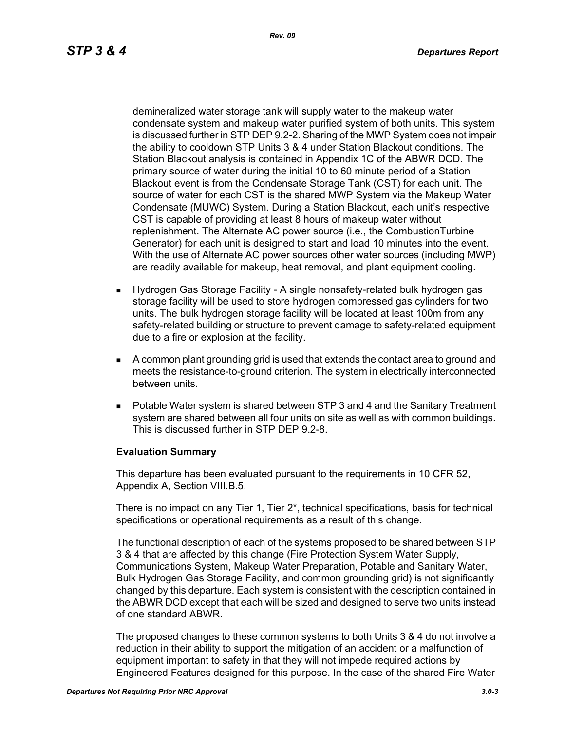demineralized water storage tank will supply water to the makeup water condensate system and makeup water purified system of both units. This system is discussed further in STP DEP 9.2-2. Sharing of the MWP System does not impair the ability to cooldown STP Units 3 & 4 under Station Blackout conditions. The Station Blackout analysis is contained in Appendix 1C of the ABWR DCD. The primary source of water during the initial 10 to 60 minute period of a Station Blackout event is from the Condensate Storage Tank (CST) for each unit. The source of water for each CST is the shared MWP System via the Makeup Water Condensate (MUWC) System. During a Station Blackout, each unit's respective CST is capable of providing at least 8 hours of makeup water without replenishment. The Alternate AC power source (i.e., the CombustionTurbine Generator) for each unit is designed to start and load 10 minutes into the event. With the use of Alternate AC power sources other water sources (including MWP) are readily available for makeup, heat removal, and plant equipment cooling.

- Hydrogen Gas Storage Facility - A single nonsafety-related bulk hydrogen gas storage facility will be used to store hydrogen compressed gas cylinders for two units. The bulk hydrogen storage facility will be located at least 100m from any safety-related building or structure to prevent damage to safety-related equipment due to a fire or explosion at the facility.
- A common plant grounding grid is used that extends the contact area to ground and meets the resistance-to-ground criterion. The system in electrically interconnected between units.
- Potable Water system is shared between STP 3 and 4 and the Sanitary Treatment system are shared between all four units on site as well as with common buildings. This is discussed further in STP DEP 9.2-8.

**Evaluation Summary**

This departure has been evaluated pursuant to the requirements in 10 CFR 52, Appendix A, Section VIII.B.5.

There is no impact on any Tier 1, Tier 2*, technical specifications, basis for technical specifications or operational requirements as a result of this change.

The functional description of each of the systems proposed to be shared between STP 3 & 4 that are affected by this change (Fire Protection System Water Supply, Communications System, Makeup Water Preparation, Potable and Sanitary Water, Bulk Hydrogen Gas Storage Facility, and common grounding grid) is not significantly changed by this departure. Each system is consistent with the description contained in the ABWR DCD except that each will be sized and designed to serve two units instead of one standard ABWR.

The proposed changes to these common systems to both Units 3 & 4 do not involve a reduction in their ability to support the mitigation of an accident or a malfunction of equipment important to safety in that they will not impede required actions by Engineered Features designed for this purpose. In the case of the shared Fire Water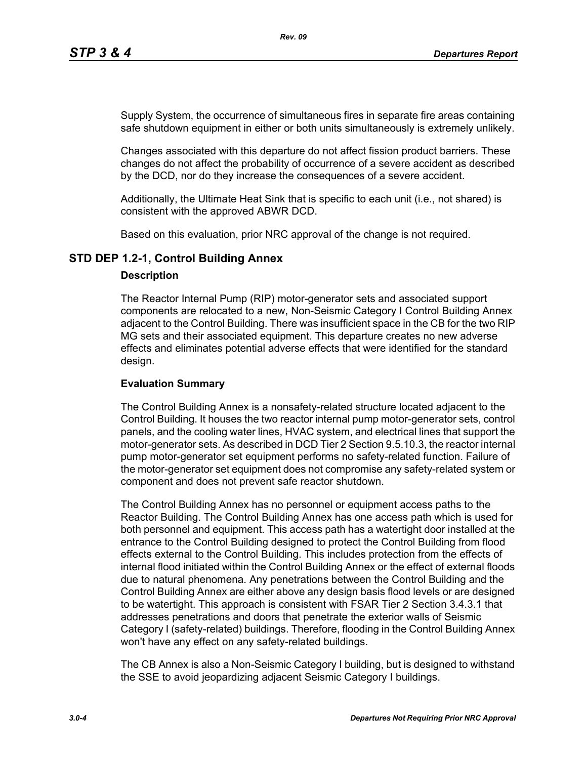Supply System, the occurrence of simultaneous fires in separate fire areas containing safe shutdown equipment in either or both units simultaneously is extremely unlikely.

Changes associated with this departure do not affect fission product barriers. These changes do not affect the probability of occurrence of a severe accident as described by the DCD, nor do they increase the consequences of a severe accident.

Additionally, the Ultimate Heat Sink that is specific to each unit (i.e., not shared) is consistent with the approved ABWR DCD.

Based on this evaluation, prior NRC approval of the change is not required.

## STD DEP 1.2-1, Control Building Annex

### Description

The Reactor Internal Pump (RIP) motor-generator sets and associated support components are relocated to a new, Non-Seismic Category I Control Building Annex adjacent to the Control Building. There was insufficient space in the CB for the two RIP MG sets and their associated equipment. This departure creates no new adverse effects and eliminates potential adverse effects that were identified for the standard design.

### Evaluation Summary

The Control Building Annex is a nonsafety-related structure located adjacent to the Control Building. It houses the two reactor internal pump motor-generator sets, control panels, and the cooling water lines, HVAC system, and electrical lines that support the motor-generator sets. As described in DCD Tier 2 Section 9.5.10.3, the reactor internal pump motor-generator set equipment performs no safety-related function. Failure of the motor-generator set equipment does not compromise any safety-related system or component and does not prevent safe reactor shutdown.

The Control Building Annex has no personnel or equipment access paths to the Reactor Building. The Control Building Annex has one access path which is used for both personnel and equipment. This access path has a watertight door installed at the entrance to the Control Building designed to protect the Control Building from flood effects external to the Control Building. This includes protection from the effects of internal flood initiated within the Control Building Annex or the effect of external floods due to natural phenomena. Any penetrations between the Control Building and the Control Building Annex are either above any design basis flood levels or are designed to be watertight. This approach is consistent with FSAR Tier 2 Section 3.4.3.1 that addresses penetrations and doors that penetrate the exterior walls of Seismic Category I (safety-related) buildings. Therefore, flooding in the Control Building Annex won't have any effect on any safety-related buildings.

The CB Annex is also a Non-Seismic Category I building, but is designed to withstand the SSE to avoid jeopardizing adjacent Seismic Category I buildings.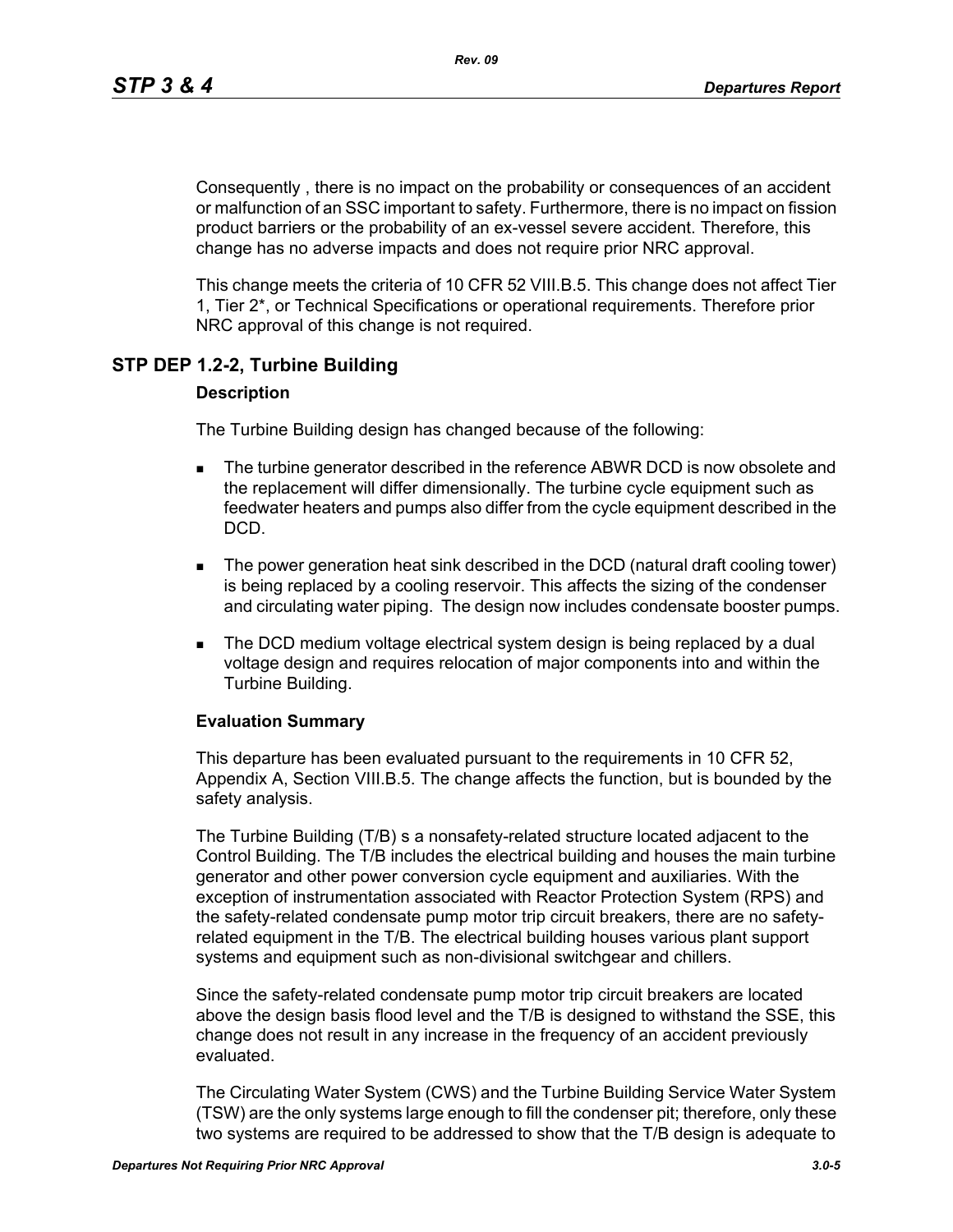Consequently , there is no impact on the probability or consequences of an accident or malfunction of an SSC important to safety. Furthermore, there is no impact on fission product barriers or the probability of an ex-vessel severe accident. Therefore, this change has no adverse impacts and does not require prior NRC approval.

This change meets the criteria of 10 CFR 52 VIII.B.5. This change does not affect Tier 1, Tier 2*, or Technical Specifications or operational requirements. Therefore prior NRC approval of this change is not required.

## STP DEP 1.2-2, Turbine Building

### Description

The Turbine Building design has changed because of the following:

- The turbine generator described in the reference ABWR DCD is now obsolete and the replacement will differ dimensionally. The turbine cycle equipment such as feedwater heaters and pumps also differ from the cycle equipment described in the DCD.
- The power generation heat sink described in the DCD (natural draft cooling tower) is being replaced by a cooling reservoir. This affects the sizing of the condenser and circulating water piping. The design now includes condensate booster pumps.
- The DCD medium voltage electrical system design is being replaced by a dual voltage design and requires relocation of major components into and within the Turbine Building.

### Evaluation Summary

This departure has been evaluated pursuant to the requirements in 10 CFR 52, Appendix A, Section VIII.B.5. The change affects the function, but is bounded by the safety analysis.

The Turbine Building (T/B) s a nonsafety-related structure located adjacent to the Control Building. The T/B includes the electrical building and houses the main turbine generator and other power conversion cycle equipment and auxiliaries. With the exception of instrumentation associated with Reactor Protection System (RPS) and the safety-related condensate pump motor trip circuit breakers, there are no safety-related equipment in the T/B. The electrical building houses various plant support systems and equipment such as non-divisional switchgear and chillers.

Since the safety-related condensate pump motor trip circuit breakers are located above the design basis flood level and the T/B is designed to withstand the SSE, this change does not result in any increase in the frequency of an accident previously evaluated.

The Circulating Water System (CWS) and the Turbine Building Service Water System (TSW) are the only systems large enough to fill the condenser pit; therefore, only these two systems are required to be addressed to show that the T/B design is adequate to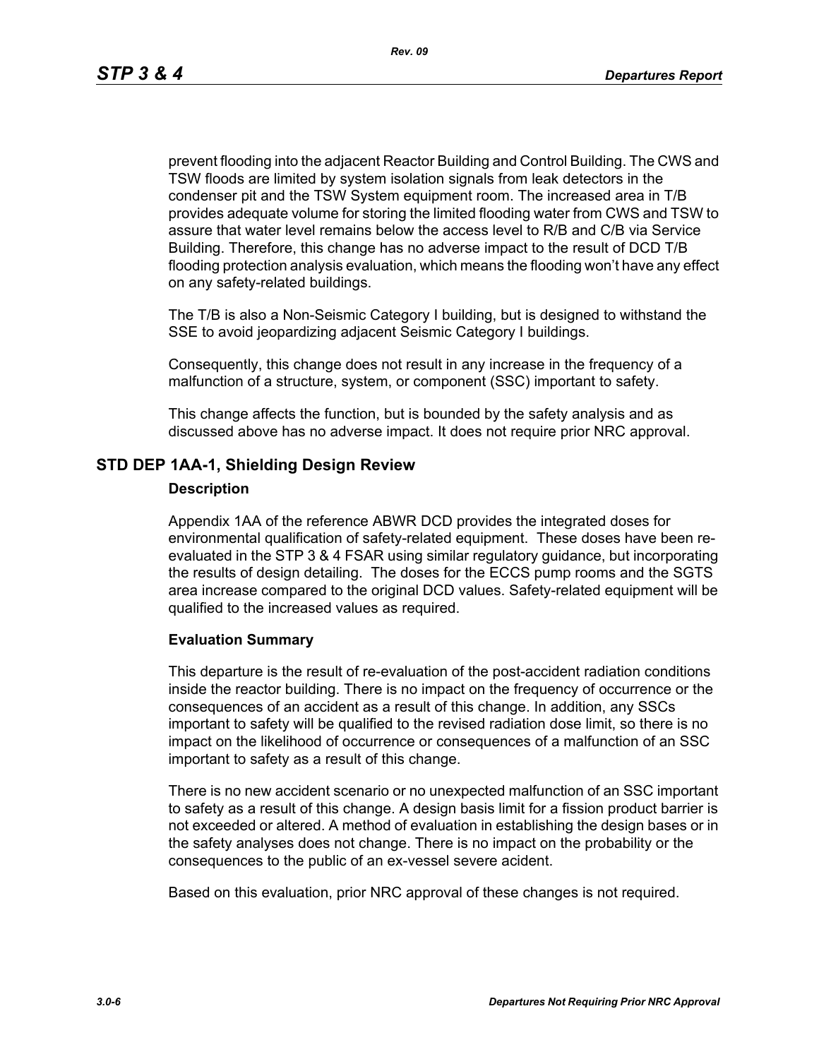prevent flooding into the adjacent Reactor Building and Control Building. The CWS and TSW floods are limited by system isolation signals from leak detectors in the condenser pit and the TSW System equipment room. The increased area in T/B provides adequate volume for storing the limited flooding water from CWS and TSW to assure that water level remains below the access level to R/B and C/B via Service Building. Therefore, this change has no adverse impact to the result of DCD T/B flooding protection analysis evaluation, which means the flooding won't have any effect on any safety-related buildings.

The T/B is also a Non-Seismic Category I building, but is designed to withstand the SSE to avoid jeopardizing adjacent Seismic Category I buildings.

Consequently, this change does not result in any increase in the frequency of a malfunction of a structure, system, or component (SSC) important to safety.

This change affects the function, but is bounded by the safety analysis and as discussed above has no adverse impact. It does not require prior NRC approval.

## STD DEP 1AA-1, Shielding Design Review

### Description

Appendix 1AA of the reference ABWR DCD provides the integrated doses for environmental qualification of safety-related equipment. These doses have been re-evaluated in the STP 3 & 4 FSAR using similar regulatory guidance, but incorporating the results of design detailing. The doses for the ECCS pump rooms and the SGTS area increase compared to the original DCD values. Safety-related equipment will be qualified to the increased values as required.

### Evaluation Summary

This departure is the result of re-evaluation of the post-accident radiation conditions inside the reactor building. There is no impact on the frequency of occurrence or the consequences of an accident as a result of this change. In addition, any SSCs important to safety will be qualified to the revised radiation dose limit, so there is no impact on the likelihood of occurrence or consequences of a malfunction of an SSC important to safety as a result of this change.

There is no new accident scenario or no unexpected malfunction of an SSC important to safety as a result of this change. A design basis limit for a fission product barrier is not exceeded or altered. A method of evaluation in establishing the design bases or in the safety analyses does not change. There is no impact on the probability or the consequences to the public of an ex-vessel severe acident.

Based on this evaluation, prior NRC approval of these changes is not required.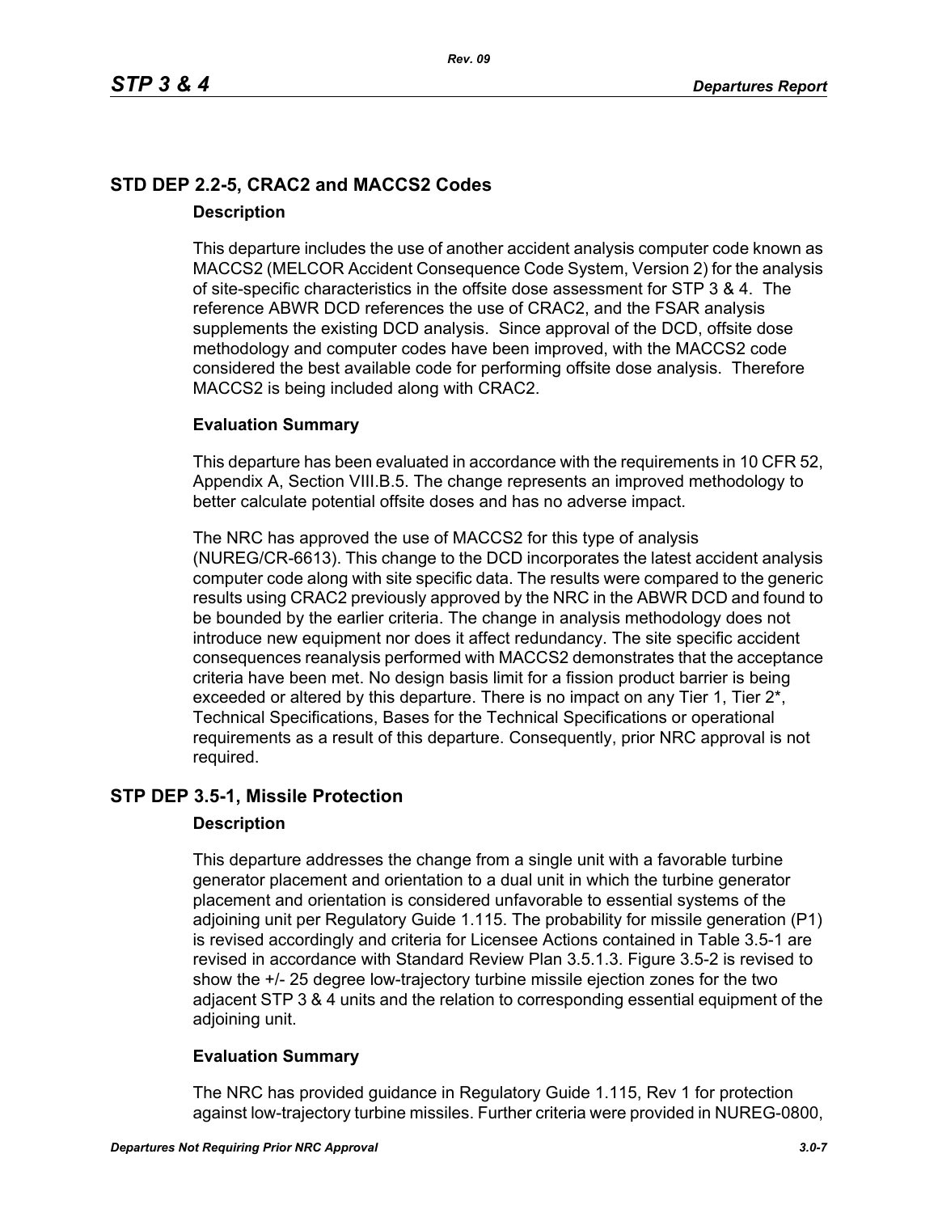## STD DEP 2.2-5, CRAC2 and MACCS2 Codes

### Description

This departure includes the use of another accident analysis computer code known as MACCS2 (MELCOR Accident Consequence Code System, Version 2) for the analysis of site-specific characteristics in the offsite dose assessment for STP 3 & 4. The reference ABWR DCD references the use of CRAC2, and the FSAR analysis supplements the existing DCD analysis. Since approval of the DCD, offsite dose methodology and computer codes have been improved, with the MACCS2 code considered the best available code for performing offsite dose analysis. Therefore MACCS2 is being included along with CRAC2.

### Evaluation Summary

This departure has been evaluated in accordance with the requirements in 10 CFR 52, Appendix A, Section VIII.B.5. The change represents an improved methodology to better calculate potential offsite doses and has no adverse impact.

The NRC has approved the use of MACCS2 for this type of analysis (NUREG/CR-6613). This change to the DCD incorporates the latest accident analysis computer code along with site specific data. The results were compared to the generic results using CRAC2 previously approved by the NRC in the ABWR DCD and found to be bounded by the earlier criteria. The change in analysis methodology does not introduce new equipment nor does it affect redundancy. The site specific accident consequences reanalysis performed with MACCS2 demonstrates that the acceptance criteria have been met. No design basis limit for a fission product barrier is being exceeded or altered by this departure. There is no impact on any Tier 1, Tier 2*, Technical Specifications, Bases for the Technical Specifications or operational requirements as a result of this departure. Consequently, prior NRC approval is not required.

## STP DEP 3.5-1, Missile Protection

### Description

This departure addresses the change from a single unit with a favorable turbine generator placement and orientation to a dual unit in which the turbine generator placement and orientation is considered unfavorable to essential systems of the adjoining unit per Regulatory Guide 1.115. The probability for missile generation (P1) is revised accordingly and criteria for Licensee Actions contained in Table 3.5-1 are revised in accordance with Standard Review Plan 3.5.1.3. Figure 3.5-2 is revised to show the +/- 25 degree low-trajectory turbine missile ejection zones for the two adjacent STP 3 & 4 units and the relation to corresponding essential equipment of the adjoining unit.

### Evaluation Summary

The NRC has provided guidance in Regulatory Guide 1.115, Rev 1 for protection against low-trajectory turbine missiles. Further criteria were provided in NUREG-0800,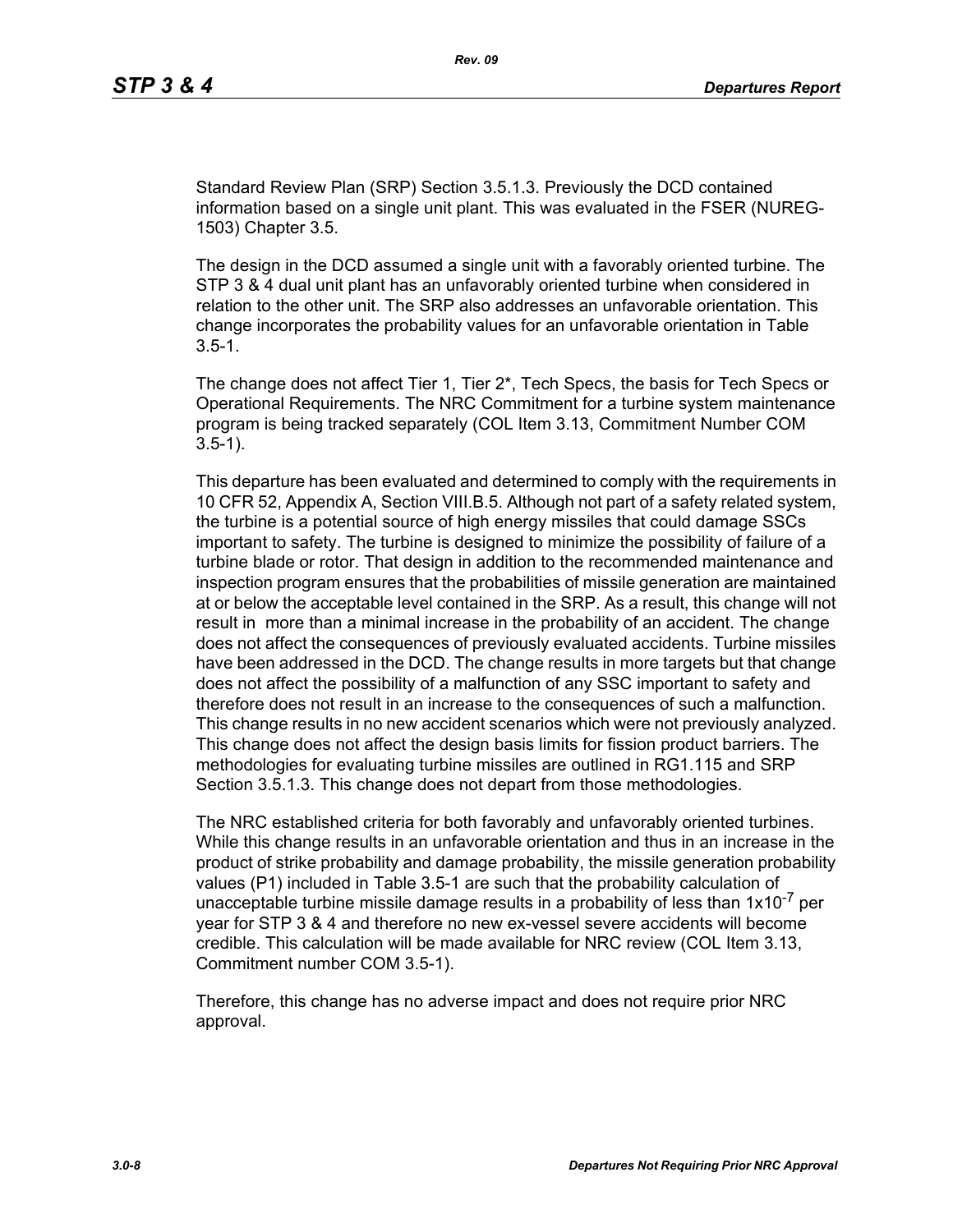Standard Review Plan (SRP) Section 3.5.1.3. Previously the DCD contained information based on a single unit plant. This was evaluated in the FSER (NUREG-1503) Chapter 3.5.

The design in the DCD assumed a single unit with a favorably oriented turbine. The STP 3 & 4 dual unit plant has an unfavorably oriented turbine when considered in relation to the other unit. The SRP also addresses an unfavorable orientation. This change incorporates the probability values for an unfavorable orientation in Table 3.5-1.

The change does not affect Tier 1, Tier 2*, Tech Specs, the basis for Tech Specs or Operational Requirements. The NRC Commitment for a turbine system maintenance program is being tracked separately (COL Item 3.13, Commitment Number COM 3.5-1).

This departure has been evaluated and determined to comply with the requirements in 10 CFR 52, Appendix A, Section VIII.B.5. Although not part of a safety related system, the turbine is a potential source of high energy missiles that could damage SSCs important to safety. The turbine is designed to minimize the possibility of failure of a turbine blade or rotor. That design in addition to the recommended maintenance and inspection program ensures that the probabilities of missile generation are maintained at or below the acceptable level contained in the SRP. As a result, this change will not result in more than a minimal increase in the probability of an accident. The change does not affect the consequences of previously evaluated accidents. Turbine missiles have been addressed in the DCD. The change results in more targets but that change does not affect the possibility of a malfunction of any SSC important to safety and therefore does not result in an increase to the consequences of such a malfunction. This change results in no new accident scenarios which were not previously analyzed. This change does not affect the design basis limits for fission product barriers. The methodologies for evaluating turbine missiles are outlined in RG1.115 and SRP Section 3.5.1.3. This change does not depart from those methodologies.

The NRC established criteria for both favorably and unfavorably oriented turbines. While this change results in an unfavorable orientation and thus in an increase in the product of strike probability and damage probability, the missile generation probability values (P1) included in Table 3.5-1 are such that the probability calculation of unacceptable turbine missile damage results in a probability of less than $1 \times 10^{-7}$ per year for STP 3 & 4 and therefore no new ex-vessel severe accidents will become credible. This calculation will be made available for NRC review (COL Item 3.13, Commitment number COM 3.5-1).

Therefore, this change has no adverse impact and does not require prior NRC approval.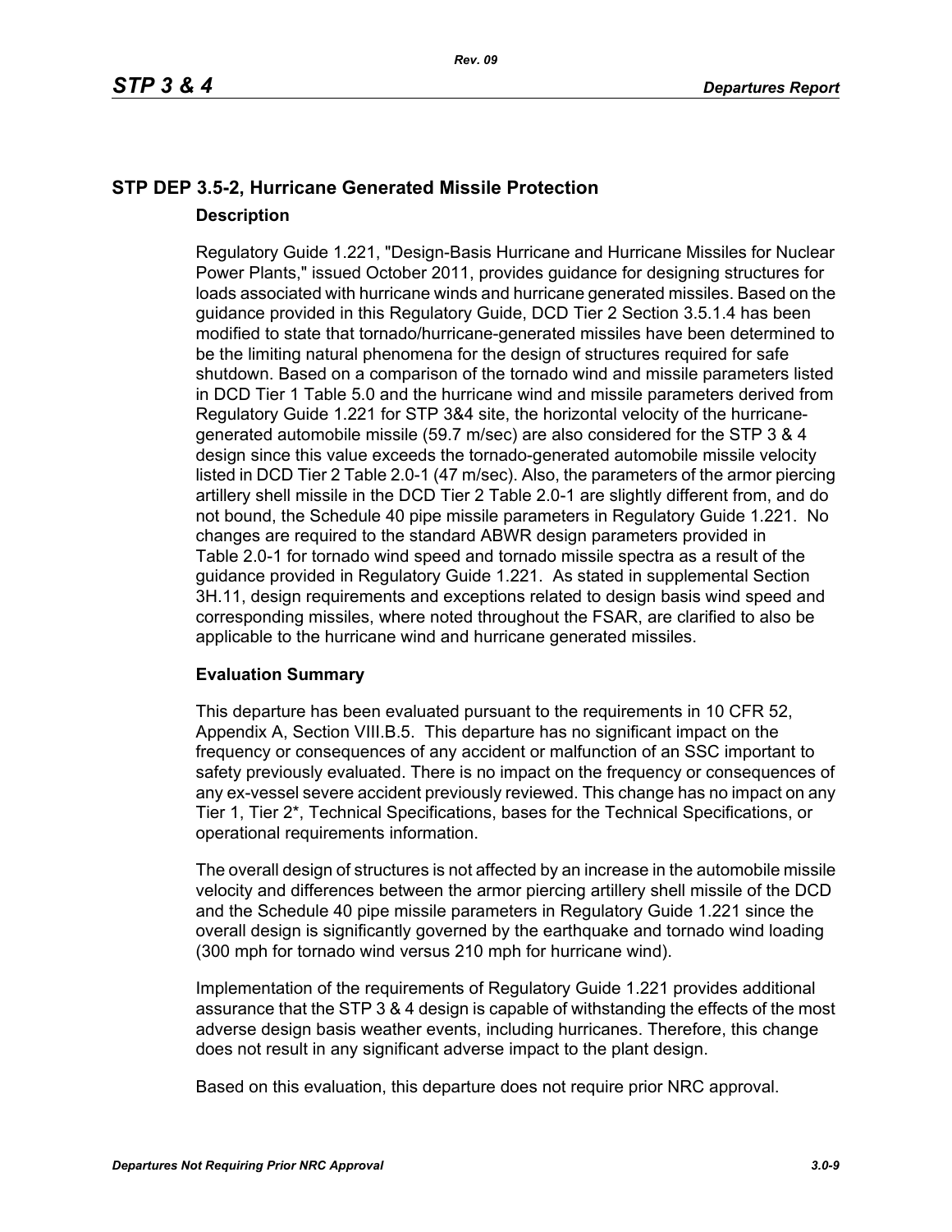## STP DEP 3.5-2, Hurricane Generated Missile Protection

### Description

Regulatory Guide 1.221, "Design-Basis Hurricane and Hurricane Missiles for Nuclear Power Plants," issued October 2011, provides guidance for designing structures for loads associated with hurricane winds and hurricane generated missiles. Based on the guidance provided in this Regulatory Guide, DCD Tier 2 Section 3.5.1.4 has been modified to state that tornado/hurricane-generated missiles have been determined to be the limiting natural phenomena for the design of structures required for safe shutdown. Based on a comparison of the tornado wind and missile parameters listed in DCD Tier 1 Table 5.0 and the hurricane wind and missile parameters derived from Regulatory Guide 1.221 for STP 3&4 site, the horizontal velocity of the hurricane-generated automobile missile (59.7 m/sec) are also considered for the STP 3 & 4 design since this value exceeds the tornado-generated automobile missile velocity listed in DCD Tier 2 Table 2.0-1 (47 m/sec). Also, the parameters of the armor piercing artillery shell missile in the DCD Tier 2 Table 2.0-1 are slightly different from, and do not bound, the Schedule 40 pipe missile parameters in Regulatory Guide 1.221. No changes are required to the standard ABWR design parameters provided in Table 2.0-1 for tornado wind speed and tornado missile spectra as a result of the guidance provided in Regulatory Guide 1.221. As stated in supplemental Section 3H.11, design requirements and exceptions related to design basis wind speed and corresponding missiles, where noted throughout the FSAR, are clarified to also be applicable to the hurricane wind and hurricane generated missiles.

### Evaluation Summary

This departure has been evaluated pursuant to the requirements in 10 CFR 52, Appendix A, Section VIII.B.5. This departure has no significant impact on the frequency or consequences of any accident or malfunction of an SSC important to safety previously evaluated. There is no impact on the frequency or consequences of any ex-vessel severe accident previously reviewed. This change has no impact on any Tier 1, Tier 2*, Technical Specifications, bases for the Technical Specifications, or operational requirements information.

The overall design of structures is not affected by an increase in the automobile missile velocity and differences between the armor piercing artillery shell missile of the DCD and the Schedule 40 pipe missile parameters in Regulatory Guide 1.221 since the overall design is significantly governed by the earthquake and tornado wind loading (300 mph for tornado wind versus 210 mph for hurricane wind).

Implementation of the requirements of Regulatory Guide 1.221 provides additional assurance that the STP 3 & 4 design is capable of withstanding the effects of the most adverse design basis weather events, including hurricanes. Therefore, this change does not result in any significant adverse impact to the plant design.

Based on this evaluation, this departure does not require prior NRC approval.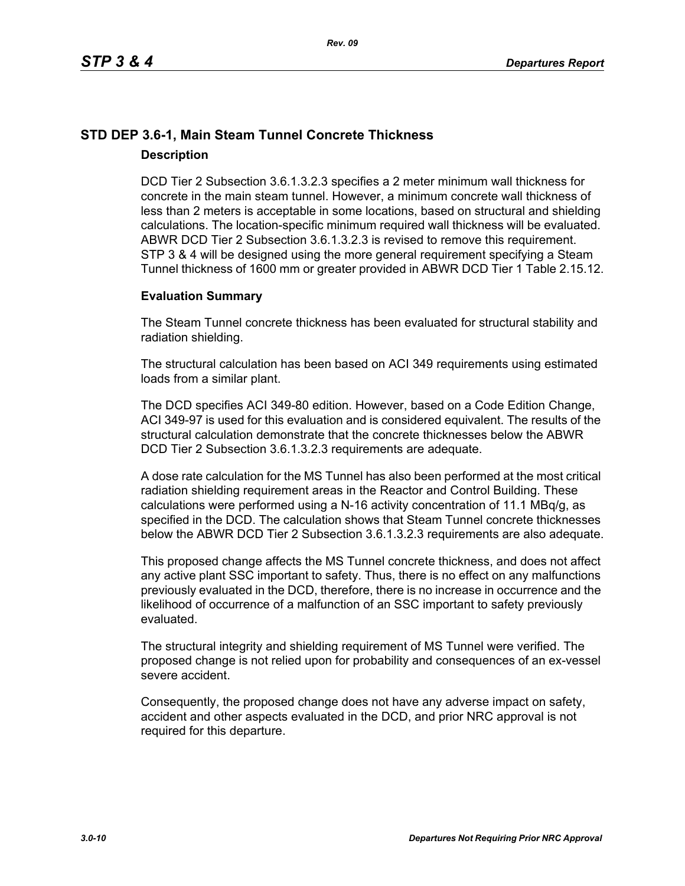## STD DEP 3.6-1, Main Steam Tunnel Concrete Thickness

### Description

DCD Tier 2 Subsection 3.6.1.3.2.3 specifies a 2 meter minimum wall thickness for concrete in the main steam tunnel. However, a minimum concrete wall thickness of less than 2 meters is acceptable in some locations, based on structural and shielding calculations. The location-specific minimum required wall thickness will be evaluated. ABWR DCD Tier 2 Subsection 3.6.1.3.2.3 is revised to remove this requirement. STP 3 & 4 will be designed using the more general requirement specifying a Steam Tunnel thickness of 1600 mm or greater provided in ABWR DCD Tier 1 Table 2.15.12.

### Evaluation Summary

The Steam Tunnel concrete thickness has been evaluated for structural stability and radiation shielding.

The structural calculation has been based on ACI 349 requirements using estimated loads from a similar plant.

The DCD specifies ACI 349-80 edition. However, based on a Code Edition Change, ACI 349-97 is used for this evaluation and is considered equivalent. The results of the structural calculation demonstrate that the concrete thicknesses below the ABWR DCD Tier 2 Subsection 3.6.1.3.2.3 requirements are adequate.

A dose rate calculation for the MS Tunnel has also been performed at the most critical radiation shielding requirement areas in the Reactor and Control Building. These calculations were performed using a N-16 activity concentration of 11.1 MBq/g, as specified in the DCD. The calculation shows that Steam Tunnel concrete thicknesses below the ABWR DCD Tier 2 Subsection 3.6.1.3.2.3 requirements are also adequate.

This proposed change affects the MS Tunnel concrete thickness, and does not affect any active plant SSC important to safety. Thus, there is no effect on any malfunctions previously evaluated in the DCD, therefore, there is no increase in occurrence and the likelihood of occurrence of a malfunction of an SSC important to safety previously evaluated.

The structural integrity and shielding requirement of MS Tunnel were verified. The proposed change is not relied upon for probability and consequences of an ex-vessel severe accident.

Consequently, the proposed change does not have any adverse impact on safety, accident and other aspects evaluated in the DCD, and prior NRC approval is not required for this departure.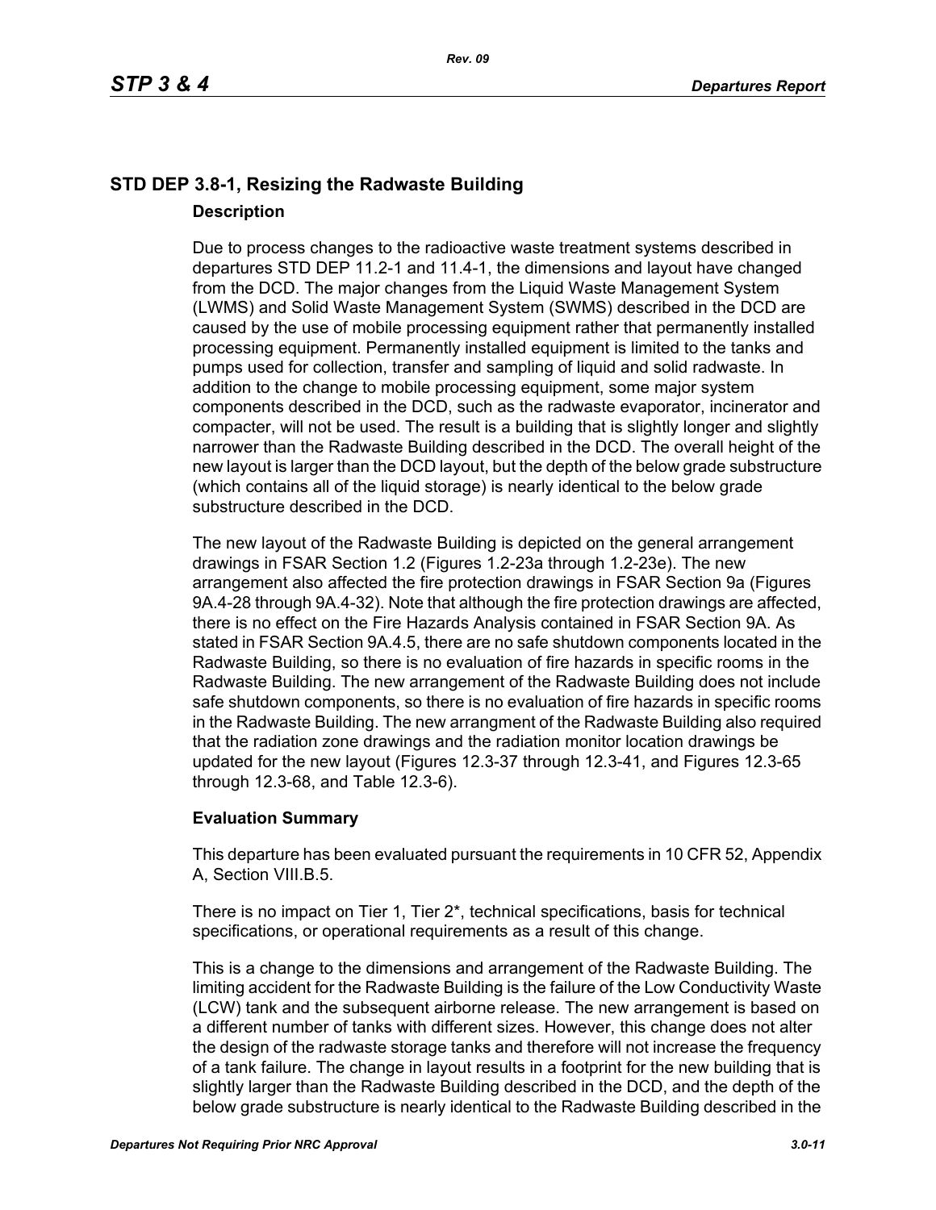## STD DEP 3.8-1, Resizing the Radwaste Building

### Description

Due to process changes to the radioactive waste treatment systems described in departures STD DEP 11.2-1 and 11.4-1, the dimensions and layout have changed from the DCD. The major changes from the Liquid Waste Management System (LWMS) and Solid Waste Management System (SWMS) described in the DCD are caused by the use of mobile processing equipment rather that permanently installed processing equipment. Permanently installed equipment is limited to the tanks and pumps used for collection, transfer and sampling of liquid and solid radwaste. In addition to the change to mobile processing equipment, some major system components described in the DCD, such as the radwaste evaporator, incinerator and compacter, will not be used. The result is a building that is slightly longer and slightly narrower than the Radwaste Building described in the DCD. The overall height of the new layout is larger than the DCD layout, but the depth of the below grade substructure (which contains all of the liquid storage) is nearly identical to the below grade substructure described in the DCD.

The new layout of the Radwaste Building is depicted on the general arrangement drawings in FSAR Section 1.2 (Figures 1.2-23a through 1.2-23e). The new arrangement also affected the fire protection drawings in FSAR Section 9a (Figures 9A.4-28 through 9A.4-32). Note that although the fire protection drawings are affected, there is no effect on the Fire Hazards Analysis contained in FSAR Section 9A. As stated in FSAR Section 9A.4.5, there are no safe shutdown components located in the Radwaste Building, so there is no evaluation of fire hazards in specific rooms in the Radwaste Building. The new arrangement of the Radwaste Building does not include safe shutdown components, so there is no evaluation of fire hazards in specific rooms in the Radwaste Building. The new arrangment of the Radwaste Building also required that the radiation zone drawings and the radiation monitor location drawings be updated for the new layout (Figures 12.3-37 through 12.3-41, and Figures 12.3-65 through 12.3-68, and Table 12.3-6).

### Evaluation Summary

This departure has been evaluated pursuant the requirements in 10 CFR 52, Appendix A, Section VIII.B.5.

There is no impact on Tier 1, Tier 2*, technical specifications, basis for technical specifications, or operational requirements as a result of this change.

This is a change to the dimensions and arrangement of the Radwaste Building. The limiting accident for the Radwaste Building is the failure of the Low Conductivity Waste (LCW) tank and the subsequent airborne release. The new arrangement is based on a different number of tanks with different sizes. However, this change does not alter the design of the radwaste storage tanks and therefore will not increase the frequency of a tank failure. The change in layout results in a footprint for the new building that is slightly larger than the Radwaste Building described in the DCD, and the depth of the below grade substructure is nearly identical to the Radwaste Building described in the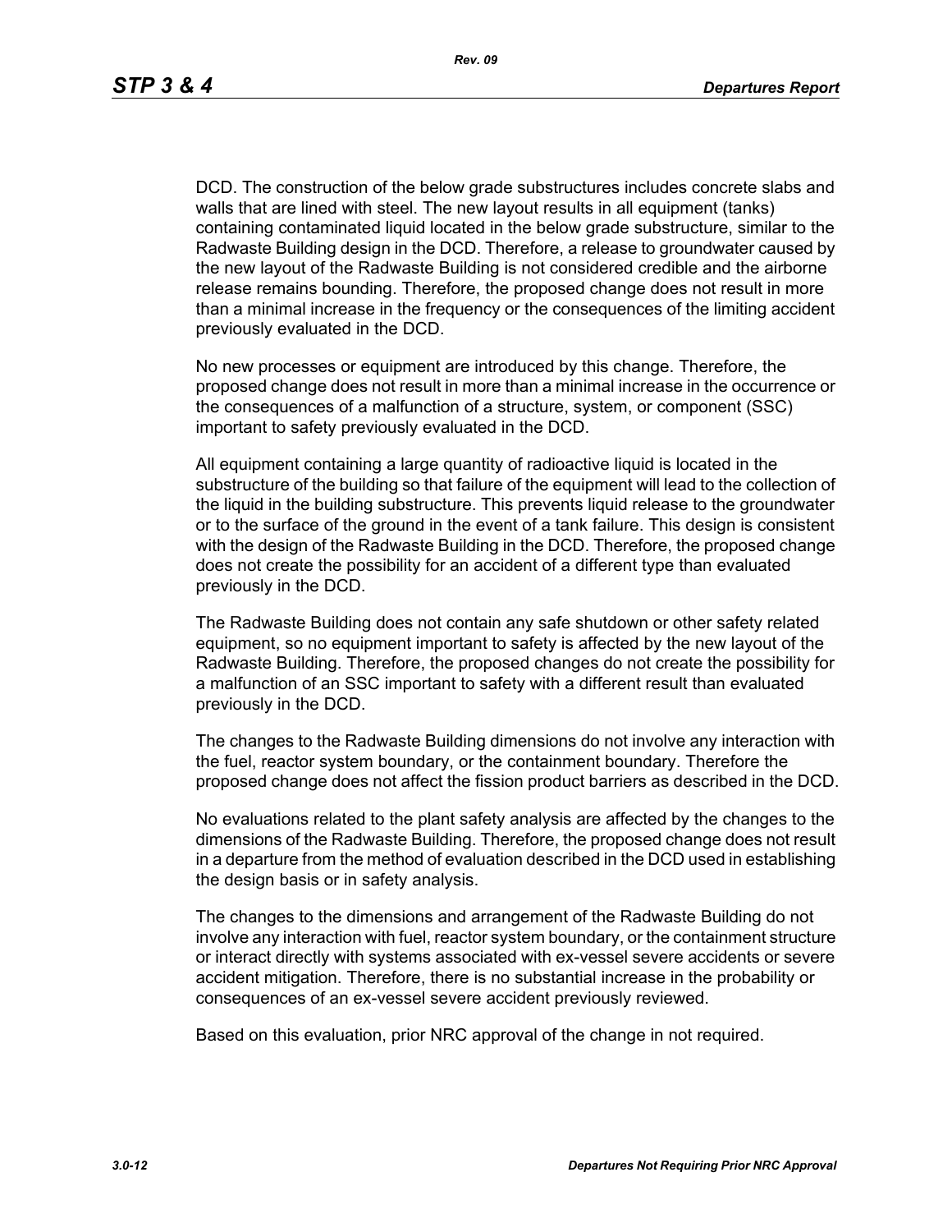DCD. The construction of the below grade substructures includes concrete slabs and walls that are lined with steel. The new layout results in all equipment (tanks) containing contaminated liquid located in the below grade substructure, similar to the Radwaste Building design in the DCD. Therefore, a release to groundwater caused by the new layout of the Radwaste Building is not considered credible and the airborne release remains bounding. Therefore, the proposed change does not result in more than a minimal increase in the frequency or the consequences of the limiting accident previously evaluated in the DCD.

No new processes or equipment are introduced by this change. Therefore, the proposed change does not result in more than a minimal increase in the occurrence or the consequences of a malfunction of a structure, system, or component (SSC) important to safety previously evaluated in the DCD.

All equipment containing a large quantity of radioactive liquid is located in the substructure of the building so that failure of the equipment will lead to the collection of the liquid in the building substructure. This prevents liquid release to the groundwater or to the surface of the ground in the event of a tank failure. This design is consistent with the design of the Radwaste Building in the DCD. Therefore, the proposed change does not create the possibility for an accident of a different type than evaluated previously in the DCD.

The Radwaste Building does not contain any safe shutdown or other safety related equipment, so no equipment important to safety is affected by the new layout of the Radwaste Building. Therefore, the proposed changes do not create the possibility for a malfunction of an SSC important to safety with a different result than evaluated previously in the DCD.

The changes to the Radwaste Building dimensions do not involve any interaction with the fuel, reactor system boundary, or the containment boundary. Therefore the proposed change does not affect the fission product barriers as described in the DCD.

No evaluations related to the plant safety analysis are affected by the changes to the dimensions of the Radwaste Building. Therefore, the proposed change does not result in a departure from the method of evaluation described in the DCD used in establishing the design basis or in safety analysis.

The changes to the dimensions and arrangement of the Radwaste Building do not involve any interaction with fuel, reactor system boundary, or the containment structure or interact directly with systems associated with ex-vessel severe accidents or severe accident mitigation. Therefore, there is no substantial increase in the probability or consequences of an ex-vessel severe accident previously reviewed.

Based on this evaluation, prior NRC approval of the change in not required.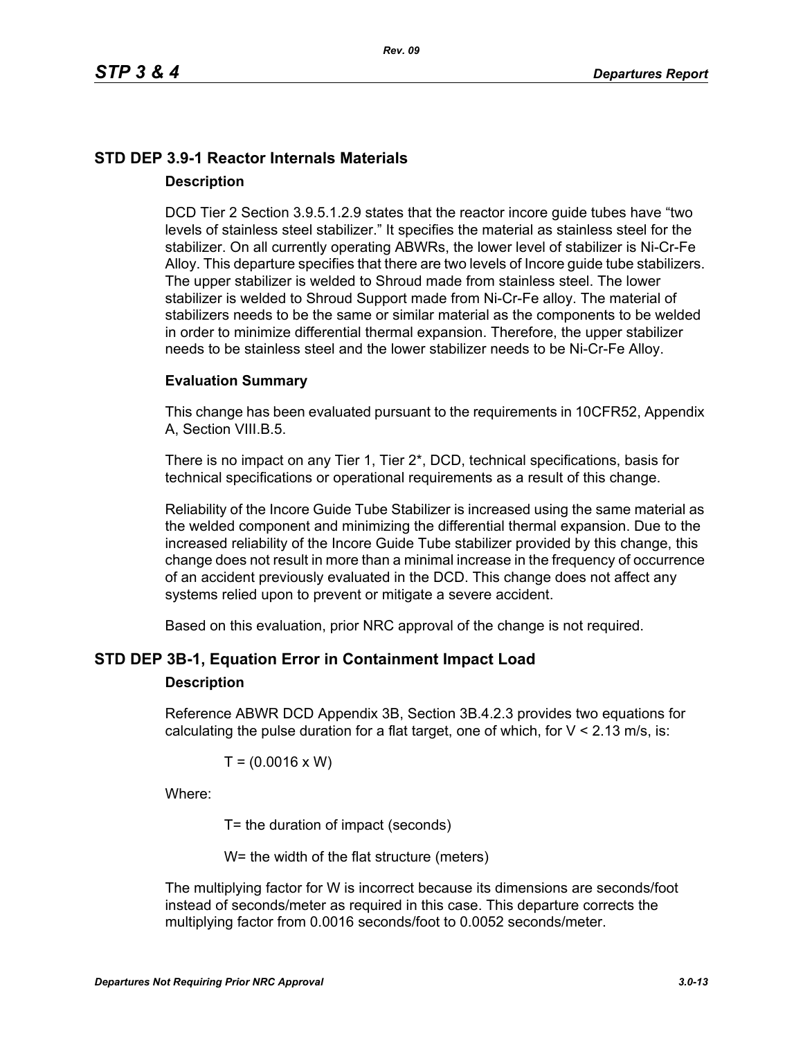## STD DEP 3.9-1 Reactor Internals Materials

### Description

DCD Tier 2 Section 3.9.5.1.2.9 states that the reactor incore guide tubes have "two levels of stainless steel stabilizer." It specifies the material as stainless steel for the stabilizer. On all currently operating ABWRs, the lower level of stabilizer is Ni-Cr-Fe Alloy. This departure specifies that there are two levels of Incore guide tube stabilizers. The upper stabilizer is welded to Shroud made from stainless steel. The lower stabilizer is welded to Shroud Support made from Ni-Cr-Fe alloy. The material of stabilizers needs to be the same or similar material as the components to be welded in order to minimize differential thermal expansion. Therefore, the upper stabilizer needs to be stainless steel and the lower stabilizer needs to be Ni-Cr-Fe Alloy.

### Evaluation Summary

This change has been evaluated pursuant to the requirements in 10CFR52, Appendix A, Section VIII.B.5.

There is no impact on any Tier 1, Tier 2*, DCD, technical specifications, basis for technical specifications or operational requirements as a result of this change.

Reliability of the Incore Guide Tube Stabilizer is increased using the same material as the welded component and minimizing the differential thermal expansion. Due to the increased reliability of the Incore Guide Tube stabilizer provided by this change, this change does not result in more than a minimal increase in the frequency of occurrence of an accident previously evaluated in the DCD. This change does not affect any systems relied upon to prevent or mitigate a severe accident.

Based on this evaluation, prior NRC approval of the change is not required.

## STD DEP 3B-1, Equation Error in Containment Impact Load

### Description

Reference ABWR DCD Appendix 3B, Section 3B.4.2.3 provides two equations for calculating the pulse duration for a flat target, one of which, for V < 2.13 m/s, is:

$$T = (0.0016 \times W)$$

Where:

T= the duration of impact (seconds)

W= the width of the flat structure (meters)

The multiplying factor for W is incorrect because its dimensions are seconds/foot instead of seconds/meter as required in this case. This departure corrects the multiplying factor from 0.0016 seconds/foot to 0.0052 seconds/meter.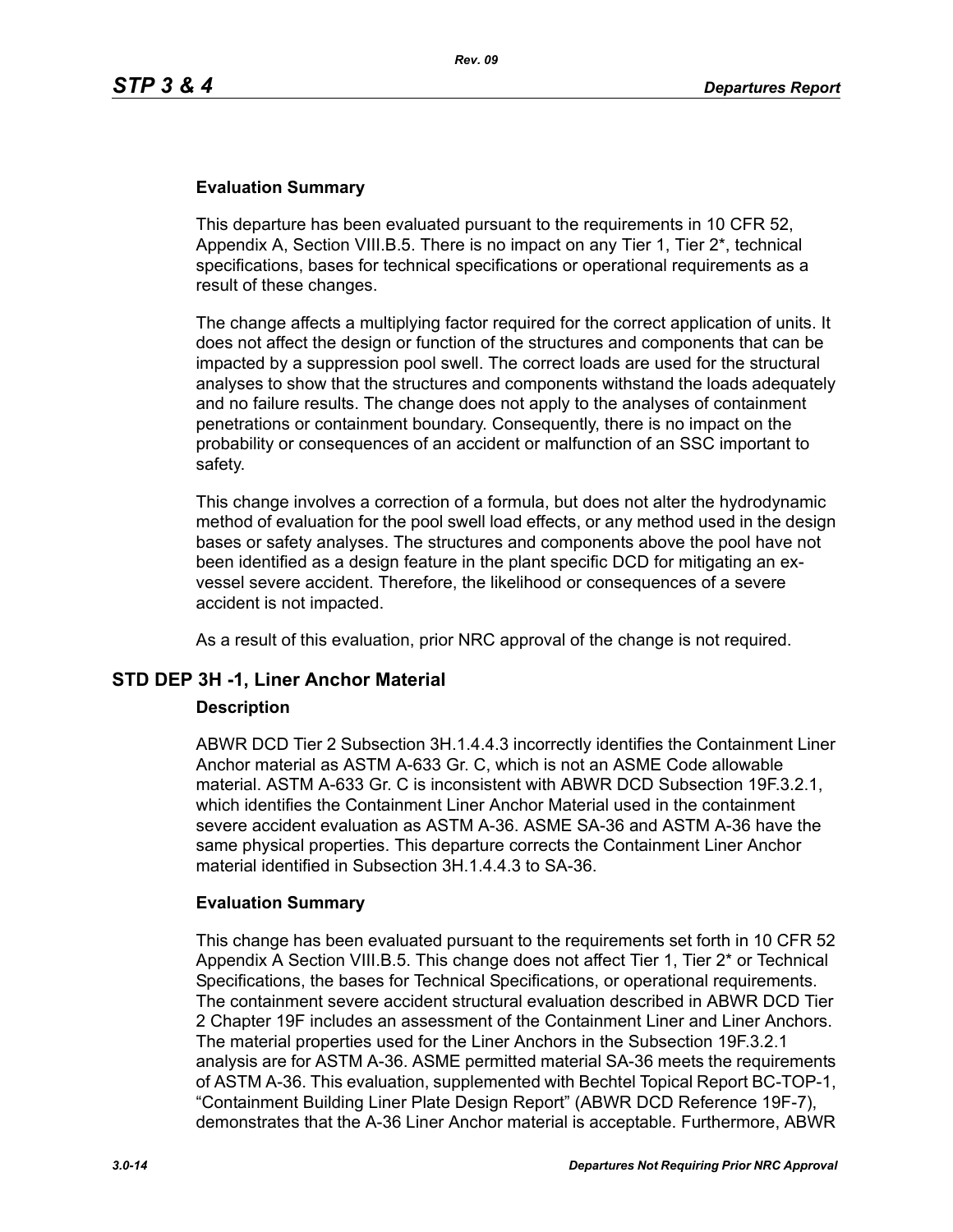### Evaluation Summary

This departure has been evaluated pursuant to the requirements in 10 CFR 52, Appendix A, Section VIII.B.5. There is no impact on any Tier 1, Tier 2*, technical specifications, bases for technical specifications or operational requirements as a result of these changes.

The change affects a multiplying factor required for the correct application of units. It does not affect the design or function of the structures and components that can be impacted by a suppression pool swell. The correct loads are used for the structural analyses to show that the structures and components withstand the loads adequately and no failure results. The change does not apply to the analyses of containment penetrations or containment boundary. Consequently, there is no impact on the probability or consequences of an accident or malfunction of an SSC important to safety.

This change involves a correction of a formula, but does not alter the hydrodynamic method of evaluation for the pool swell load effects, or any method used in the design bases or safety analyses. The structures and components above the pool have not been identified as a design feature in the plant specific DCD for mitigating an ex-vessel severe accident. Therefore, the likelihood or consequences of a severe accident is not impacted.

As a result of this evaluation, prior NRC approval of the change is not required.

## STD DEP 3H -1, Liner Anchor Material

### Description

ABWR DCD Tier 2 Subsection 3H.1.4.4.3 incorrectly identifies the Containment Liner Anchor material as ASTM A-633 Gr. C, which is not an ASME Code allowable material. ASTM A-633 Gr. C is inconsistent with ABWR DCD Subsection 19F.3.2.1, which identifies the Containment Liner Anchor Material used in the containment severe accident evaluation as ASTM A-36. ASME SA-36 and ASTM A-36 have the same physical properties. This departure corrects the Containment Liner Anchor material identified in Subsection 3H.1.4.4.3 to SA-36.

### Evaluation Summary

This change has been evaluated pursuant to the requirements set forth in 10 CFR 52 Appendix A Section VIII.B.5. This change does not affect Tier 1, Tier 2* or Technical Specifications, the bases for Technical Specifications, or operational requirements. The containment severe accident structural evaluation described in ABWR DCD Tier 2 Chapter 19F includes an assessment of the Containment Liner and Liner Anchors. The material properties used for the Liner Anchors in the Subsection 19F.3.2.1 analysis are for ASTM A-36. ASME permitted material SA-36 meets the requirements of ASTM A-36. This evaluation, supplemented with Bechtel Topical Report BC-TOP-1, "Containment Building Liner Plate Design Report" (ABWR DCD Reference 19F-7), demonstrates that the A-36 Liner Anchor material is acceptable. Furthermore, ABWR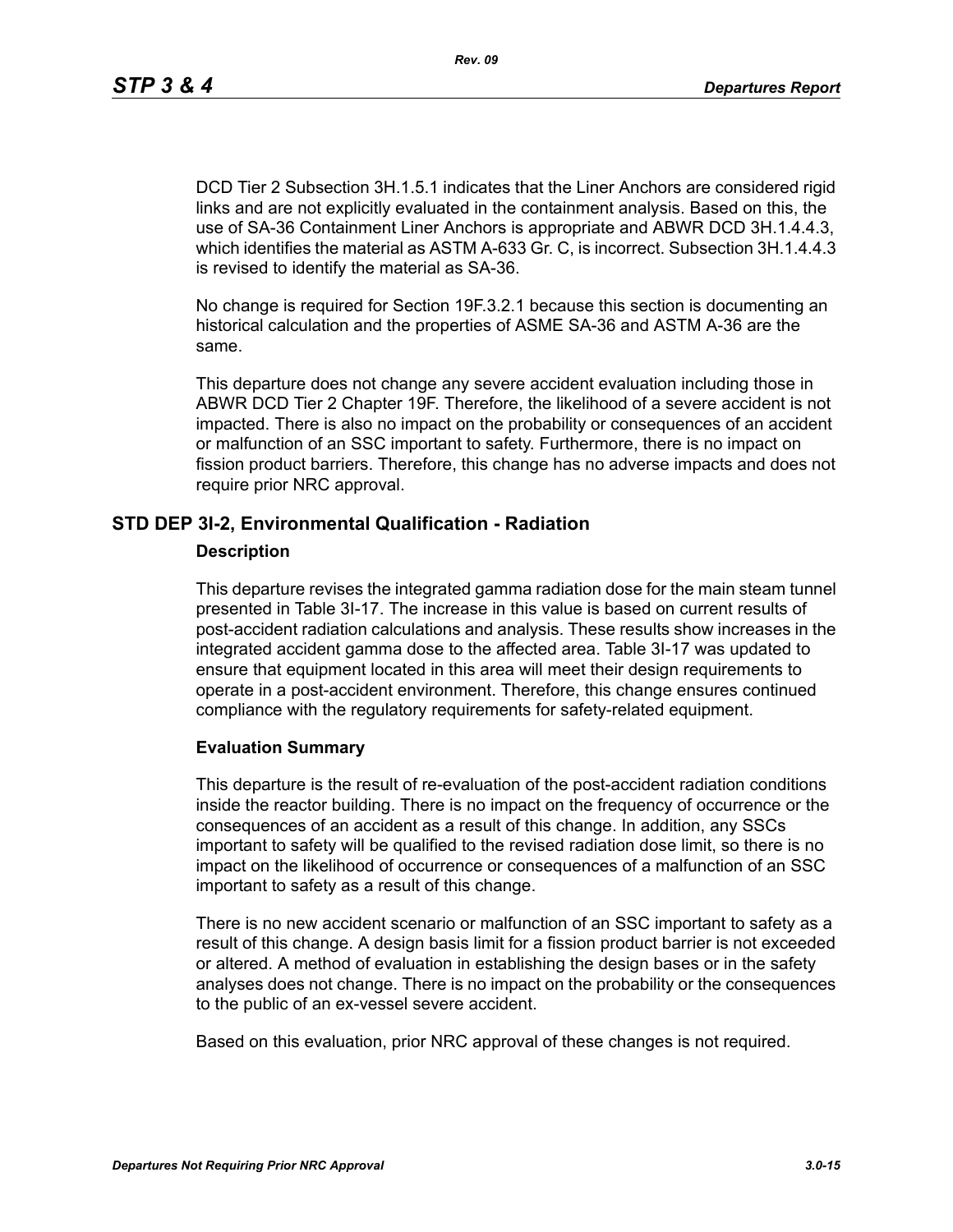DCD Tier 2 Subsection 3H.1.5.1 indicates that the Liner Anchors are considered rigid links and are not explicitly evaluated in the containment analysis. Based on this, the use of SA-36 Containment Liner Anchors is appropriate and ABWR DCD 3H.1.4.4.3, which identifies the material as ASTM A-633 Gr. C, is incorrect. Subsection 3H.1.4.4.3 is revised to identify the material as SA-36.

No change is required for Section 19F.3.2.1 because this section is documenting an historical calculation and the properties of ASME SA-36 and ASTM A-36 are the same.

This departure does not change any severe accident evaluation including those in ABWR DCD Tier 2 Chapter 19F. Therefore, the likelihood of a severe accident is not impacted. There is also no impact on the probability or consequences of an accident or malfunction of an SSC important to safety. Furthermore, there is no impact on fission product barriers. Therefore, this change has no adverse impacts and does not require prior NRC approval.

## STD DEP 3I-2, Environmental Qualification - Radiation

### Description

This departure revises the integrated gamma radiation dose for the main steam tunnel presented in Table 3I-17. The increase in this value is based on current results of post-accident radiation calculations and analysis. These results show increases in the integrated accident gamma dose to the affected area. Table 3I-17 was updated to ensure that equipment located in this area will meet their design requirements to operate in a post-accident environment. Therefore, this change ensures continued compliance with the regulatory requirements for safety-related equipment.

### Evaluation Summary

This departure is the result of re-evaluation of the post-accident radiation conditions inside the reactor building. There is no impact on the frequency of occurrence or the consequences of an accident as a result of this change. In addition, any SSCs important to safety will be qualified to the revised radiation dose limit, so there is no impact on the likelihood of occurrence or consequences of a malfunction of an SSC important to safety as a result of this change.

There is no new accident scenario or malfunction of an SSC important to safety as a result of this change. A design basis limit for a fission product barrier is not exceeded or altered. A method of evaluation in establishing the design bases or in the safety analyses does not change. There is no impact on the probability or the consequences to the public of an ex-vessel severe accident.

Based on this evaluation, prior NRC approval of these changes is not required.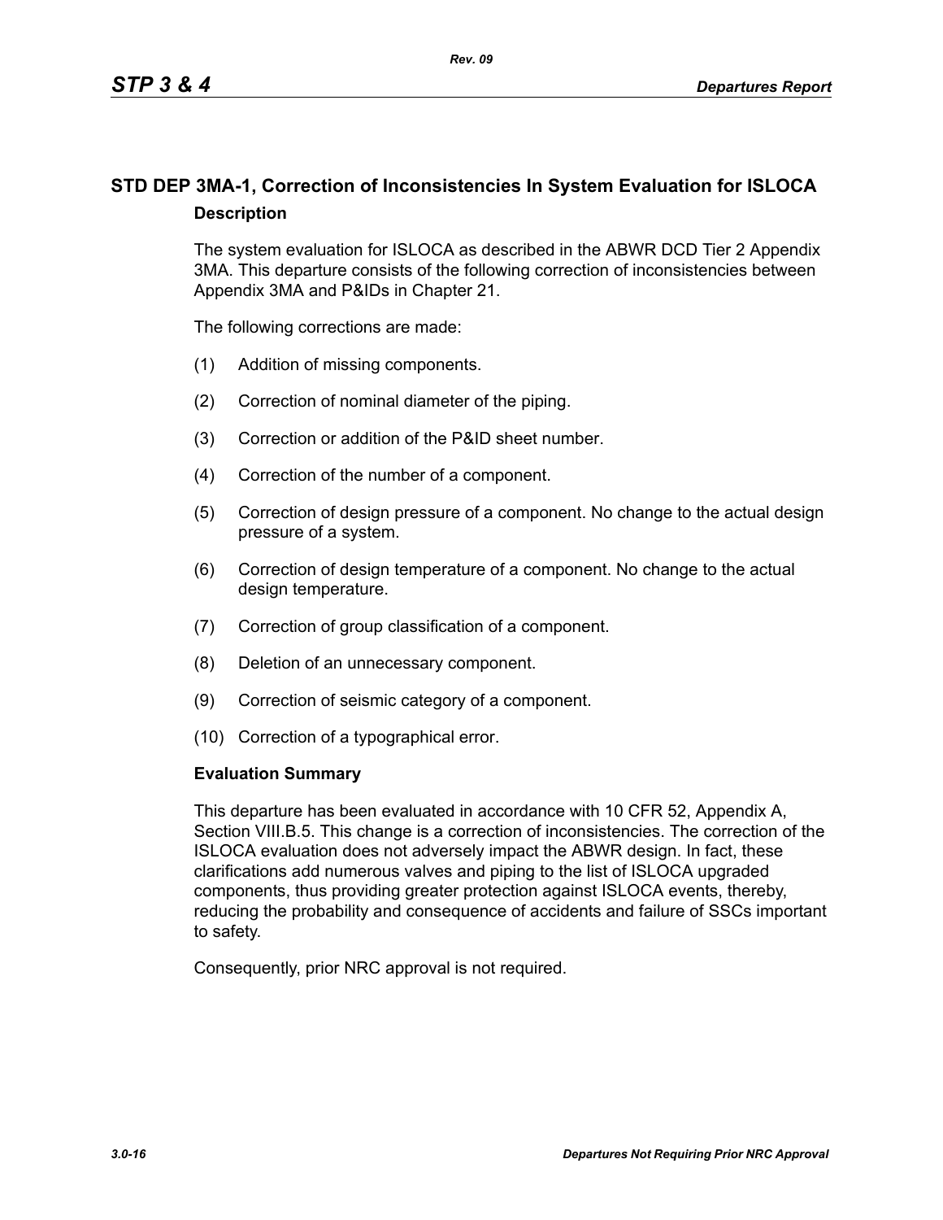## STD DEP 3MA-1, Correction of Inconsistencies In System Evaluation for ISLOCA

### Description

The system evaluation for ISLOCA as described in the ABWR DCD Tier 2 Appendix 3MA. This departure consists of the following correction of inconsistencies between Appendix 3MA and P&IDs in Chapter 21.

The following corrections are made:

(1) Addition of missing components.

(2) Correction of nominal diameter of the piping.

(3) Correction or addition of the P&ID sheet number.

(4) Correction of the number of a component.

(5) Correction of design pressure of a component. No change to the actual design pressure of a system.

(6) Correction of design temperature of a component. No change to the actual design temperature.

(7) Correction of group classification of a component.

(8) Deletion of an unnecessary component.

(9) Correction of seismic category of a component.

(10) Correction of a typographical error.

### Evaluation Summary

This departure has been evaluated in accordance with 10 CFR 52, Appendix A, Section VIII.B.5. This change is a correction of inconsistencies. The correction of the ISLOCA evaluation does not adversely impact the ABWR design. In fact, these clarifications add numerous valves and piping to the list of ISLOCA upgraded components, thus providing greater protection against ISLOCA events, thereby, reducing the probability and consequence of accidents and failure of SSCs important to safety.

Consequently, prior NRC approval is not required.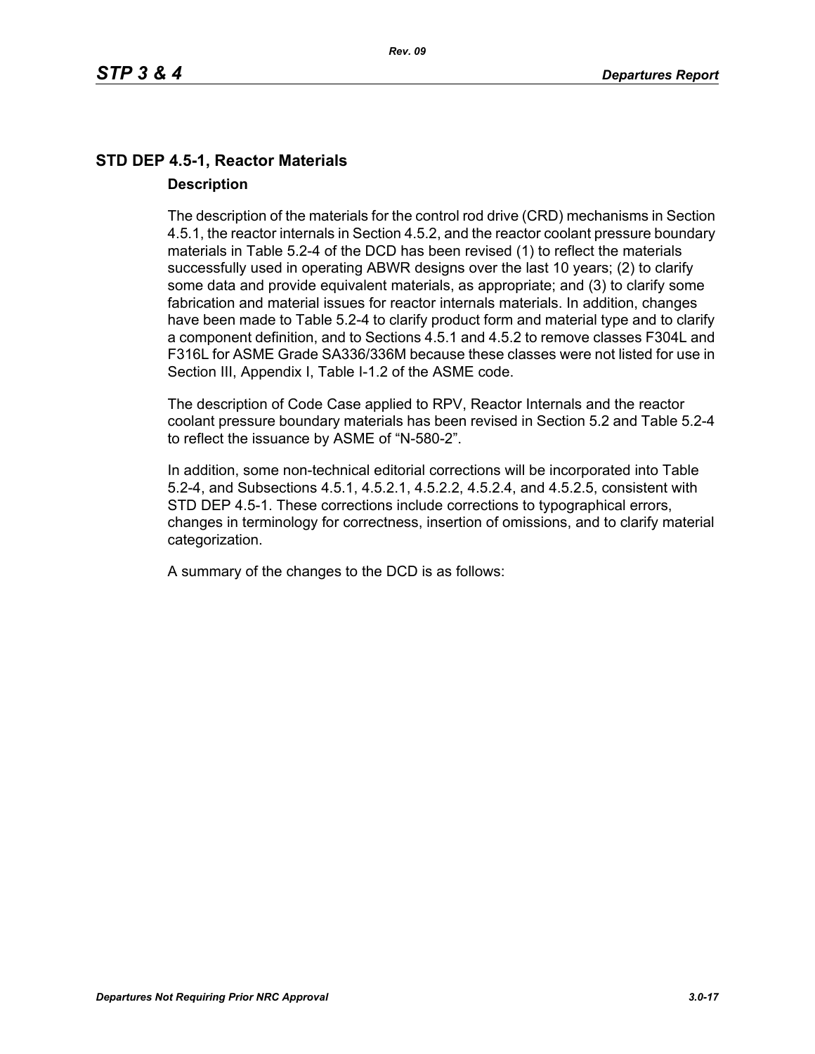## STD DEP 4.5-1, Reactor Materials

### Description

The description of the materials for the control rod drive (CRD) mechanisms in Section 4.5.1, the reactor internals in Section 4.5.2, and the reactor coolant pressure boundary materials in Table 5.2-4 of the DCD has been revised (1) to reflect the materials successfully used in operating ABWR designs over the last 10 years; (2) to clarify some data and provide equivalent materials, as appropriate; and (3) to clarify some fabrication and material issues for reactor internals materials. In addition, changes have been made to Table 5.2-4 to clarify product form and material type and to clarify a component definition, and to Sections 4.5.1 and 4.5.2 to remove classes F304L and F316L for ASME Grade SA336/336M because these classes were not listed for use in Section III, Appendix I, Table I-1.2 of the ASME code.

The description of Code Case applied to RPV, Reactor Internals and the reactor coolant pressure boundary materials has been revised in Section 5.2 and Table 5.2-4 to reflect the issuance by ASME of "N-580-2".

In addition, some non-technical editorial corrections will be incorporated into Table 5.2-4, and Subsections 4.5.1, 4.5.2.1, 4.5.2.2, 4.5.2.4, and 4.5.2.5, consistent with STD DEP 4.5-1. These corrections include corrections to typographical errors, changes in terminology for correctness, insertion of omissions, and to clarify material categorization.

A summary of the changes to the DCD is as follows: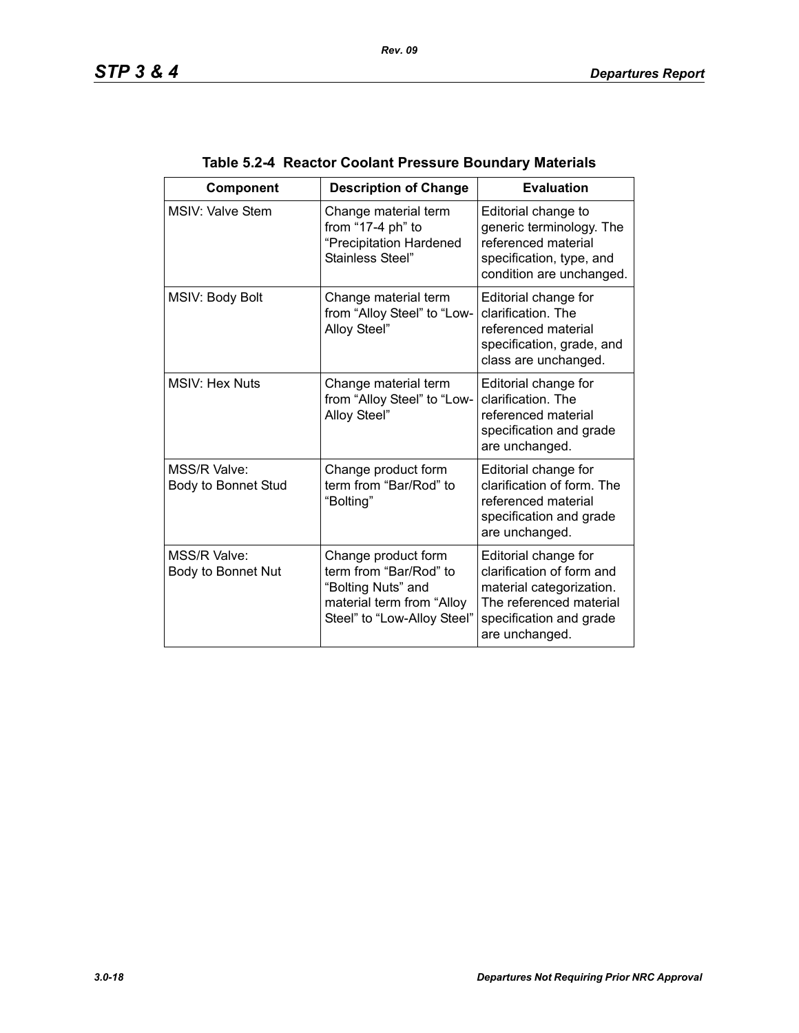**Table 5.2-4 Reactor Coolant Pressure Boundary Materials**

| Component | Description of Change | Evaluation |
|---|---|---|
| MSIV: Valve Stem | Change material term from "17-4 ph" to "Precipitation Hardened Stainless Steel" | Editorial change to generic terminology. The referenced material specification, type, and condition are unchanged. |
| MSIV: Body Bolt | Change material term from "Alloy Steel" to "Low-Alloy Steel" | Editorial change for clarification. The referenced material specification, grade, and class are unchanged. |
| MSIV: Hex Nuts | Change material term from "Alloy Steel" to "Low-Alloy Steel" | Editorial change for clarification. The referenced material specification and grade are unchanged. |
| MSS/R Valve: Body to Bonnet Stud | Change product form term from "Bar/Rod" to "Bolting" | Editorial change for clarification of form. The referenced material specification and grade are unchanged. |
| MSS/R Valve: Body to Bonnet Nut | Change product form term from "Bar/Rod" to "Bolting Nuts" and material term from "Alloy Steel" to "Low-Alloy Steel" | Editorial change for clarification of form and material categorization. The referenced material specification and grade are unchanged. |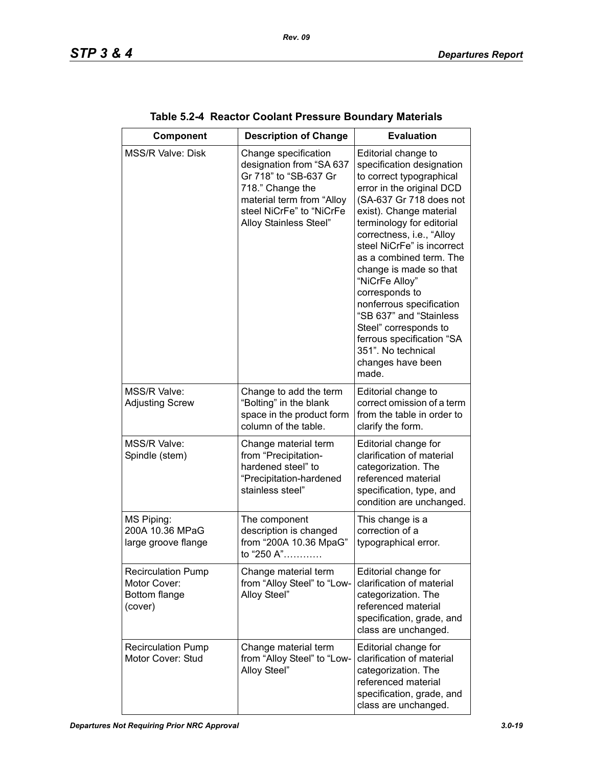**Table 5.2-4 Reactor Coolant Pressure Boundary Materials**

| Component | Description of Change | Evaluation |
|---|---|---|
| MSS/R Valve: Disk | Change specification designation from "SA 637 Gr 718" to "SB-637 Gr 718." Change the material term from "Alloy steel NiCrFe" to "NiCrFe Alloy Stainless Steel" | Editorial change to specification designation to correct typographical error in the original DCD (SA-637 Gr 718 does not exist). Change material terminology for editorial correctness, i.e., "Alloy steel NiCrFe" is incorrect as a combined term. The change is made so that "NiCrFe Alloy" corresponds to nonferrous specification "SB 637" and "Stainless Steel" corresponds to ferrous specification "SA 351". No technical changes have been made. |
| MSS/R Valve: Adjusting Screw | Change to add the term "Bolting" in the blank space in the product form column of the table. | Editorial change to correct omission of a term from the table in order to clarify the form. |
| MSS/R Valve: Spindle (stem) | Change material term from "Precipitation-hardened steel" to "Precipitation-hardened stainless steel" | Editorial change for clarification of material categorization. The referenced material specification, type, and condition are unchanged. |
| MS Piping: 200A 10.36 MPaG large groove flange | The component description is changed from "200A 10.36 MpaG" to "250 A"………… | This change is a correction of a typographical error. |
| Recirculation Pump Motor Cover: Bottom flange (cover) | Change material term from "Alloy Steel" to "Low-Alloy Steel" | Editorial change for clarification of material categorization. The referenced material specification, grade, and class are unchanged. |
| Recirculation Pump Motor Cover: Stud | Change material term from "Alloy Steel" to "Low-Alloy Steel" | Editorial change for clarification of material categorization. The referenced material specification, grade, and class are unchanged. |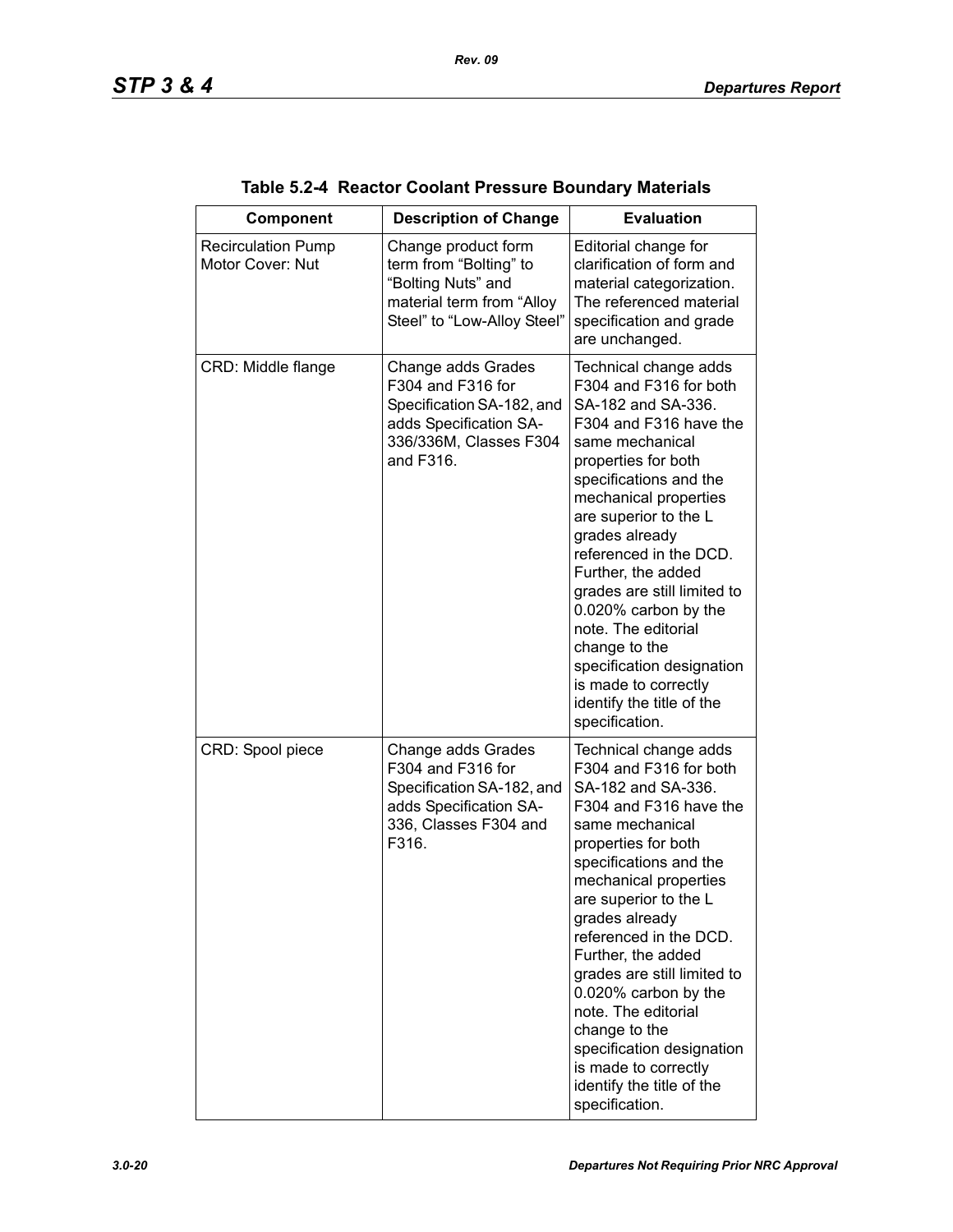**Table 5.2-4 Reactor Coolant Pressure Boundary Materials**

| Component | Description of Change | Evaluation |
|---|---|---|
| Recirculation Pump Motor Cover: Nut | Change product form term from “Bolting” to “Bolting Nuts” and material term from “Alloy Steel” to “Low-Alloy Steel” | Editorial change for clarification of form and material categorization. The referenced material specification and grade are unchanged. |
| CRD: Middle flange | Change adds Grades F304 and F316 for Specification SA-182, and adds Specification SA-336/336M, Classes F304 and F316. | Technical change adds F304 and F316 for both SA-182 and SA-336. F304 and F316 have the same mechanical properties for both specifications and the mechanical properties are superior to the L grades already referenced in the DCD. Further, the added grades are still limited to 0.020% carbon by the note. The editorial change to the specification designation is made to correctly identify the title of the specification. |
| CRD: Spool piece | Change adds Grades F304 and F316 for Specification SA-182, and adds Specification SA-336, Classes F304 and F316. | Technical change adds F304 and F316 for both SA-182 and SA-336. F304 and F316 have the same mechanical properties for both specifications and the mechanical properties are superior to the L grades already referenced in the DCD. Further, the added grades are still limited to 0.020% carbon by the note. The editorial change to the specification designation is made to correctly identify the title of the specification. |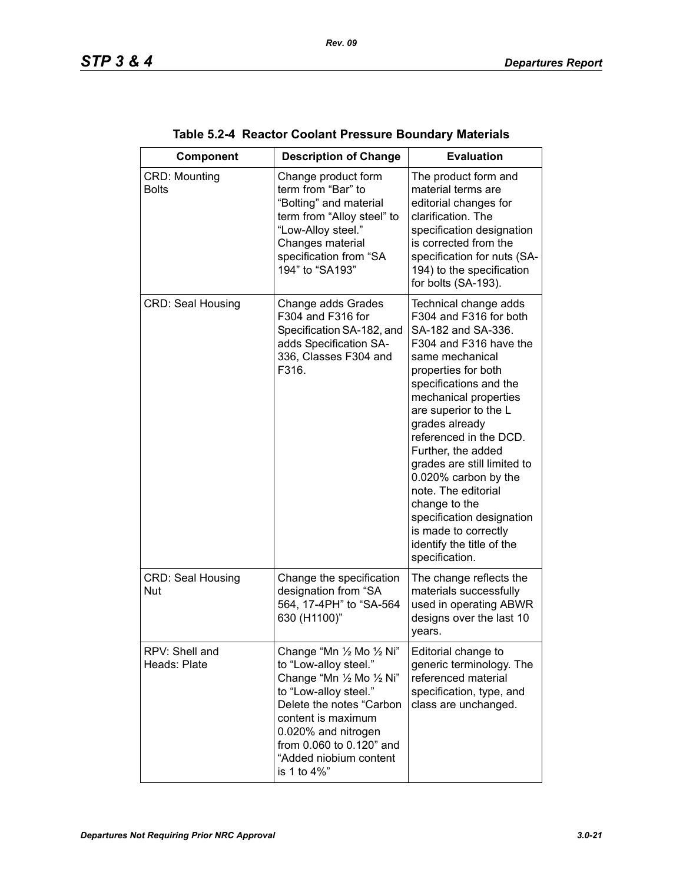**Table 5.2-4 Reactor Coolant Pressure Boundary Materials**

| Component | Description of Change | Evaluation |
|---|---|---|
| CRD: Mounting Bolts | Change product form term from “Bar” to “Bolting” and material term from “Alloy steel” to “Low-Alloy steel.” Changes material specification from “SA 194” to “SA193” | The product form and material terms are editorial changes for clarification. The specification designation is corrected from the specification for nuts (SA-194) to the specification for bolts (SA-193). |
| CRD: Seal Housing | Change adds Grades F304 and F316 for Specification SA-182, and adds Specification SA-336, Classes F304 and F316. | Technical change adds F304 and F316 for both SA-182 and SA-336. F304 and F316 have the same mechanical properties for both specifications and the mechanical properties are superior to the L grades already referenced in the DCD. Further, the added grades are still limited to 0.020% carbon by the note. The editorial change to the specification designation is made to correctly identify the title of the specification. |
| CRD: Seal Housing Nut | Change the specification designation from “SA 564, 17-4PH” to “SA-564 630 (H1100)” | The change reflects the materials successfully used in operating ABWR designs over the last 10 years. |
| RPV: Shell and Heads: Plate | Change “Mn ½ Mo ½ Ni” to “Low-alloy steel.” Change “Mn ½ Mo ½ Ni” to “Low-alloy steel.” Delete the notes “Carbon content is maximum 0.020% and nitrogen from 0.060 to 0.120” and “Added niobium content is 1 to 4%” | Editorial change to generic terminology. The referenced material specification, type, and class are unchanged. |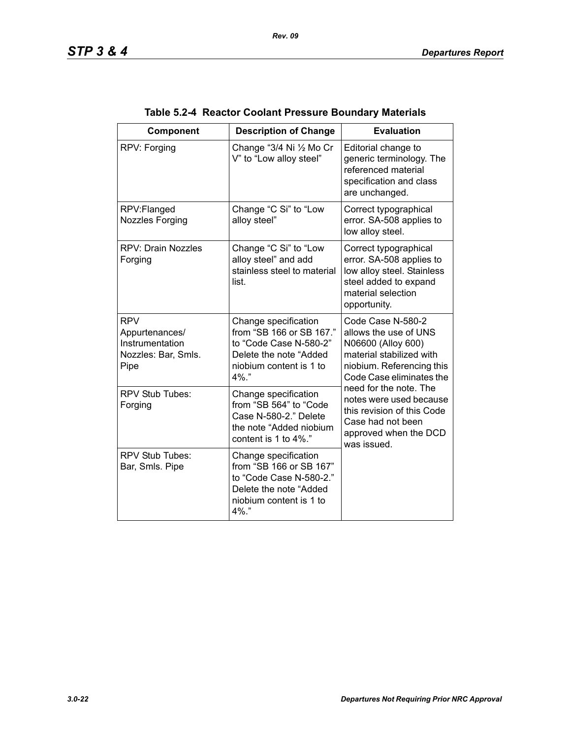**Table 5.2-4 Reactor Coolant Pressure Boundary Materials**

| Component | Description of Change | Evaluation |
|---|---|---|
| RPV: Forging | Change "3/4 Ni ½ Mo Cr V" to "Low alloy steel" | Editorial change to generic terminology. The referenced material specification and class are unchanged. |
| RPV:Flanged Nozzles Forging | Change "C Si" to "Low alloy steel" | Correct typographical error. SA-508 applies to low alloy steel. |
| RPV: Drain Nozzles Forging | Change "C Si" to "Low alloy steel" and add stainless steel to material list. | Correct typographical error. SA-508 applies to low alloy steel. Stainless steel added to expand material selection opportunity. |
| RPV Appurtenances/ Instrumentation Nozzles: Bar, Smls. Pipe | Change specification from "SB 166 or SB 167." to "Code Case N-580-2" Delete the note "Added niobium content is 1 to 4%." | Code Case N-580-2 allows the use of UNS N06600 (Alloy 600) material stabilized with niobium. Referencing this Code Case eliminates the need for the note. The notes were used because this revision of this Code Case had not been approved when the DCD was issued. |
| RPV Stub Tubes: Forging | Change specification from "SB 564" to "Code Case N-580-2." Delete the note "Added niobium content is 1 to 4%." | |
| RPV Stub Tubes: Bar, Smls. Pipe | Change specification from "SB 166 or SB 167" to "Code Case N-580-2." Delete the note "Added niobium content is 1 to 4%." | |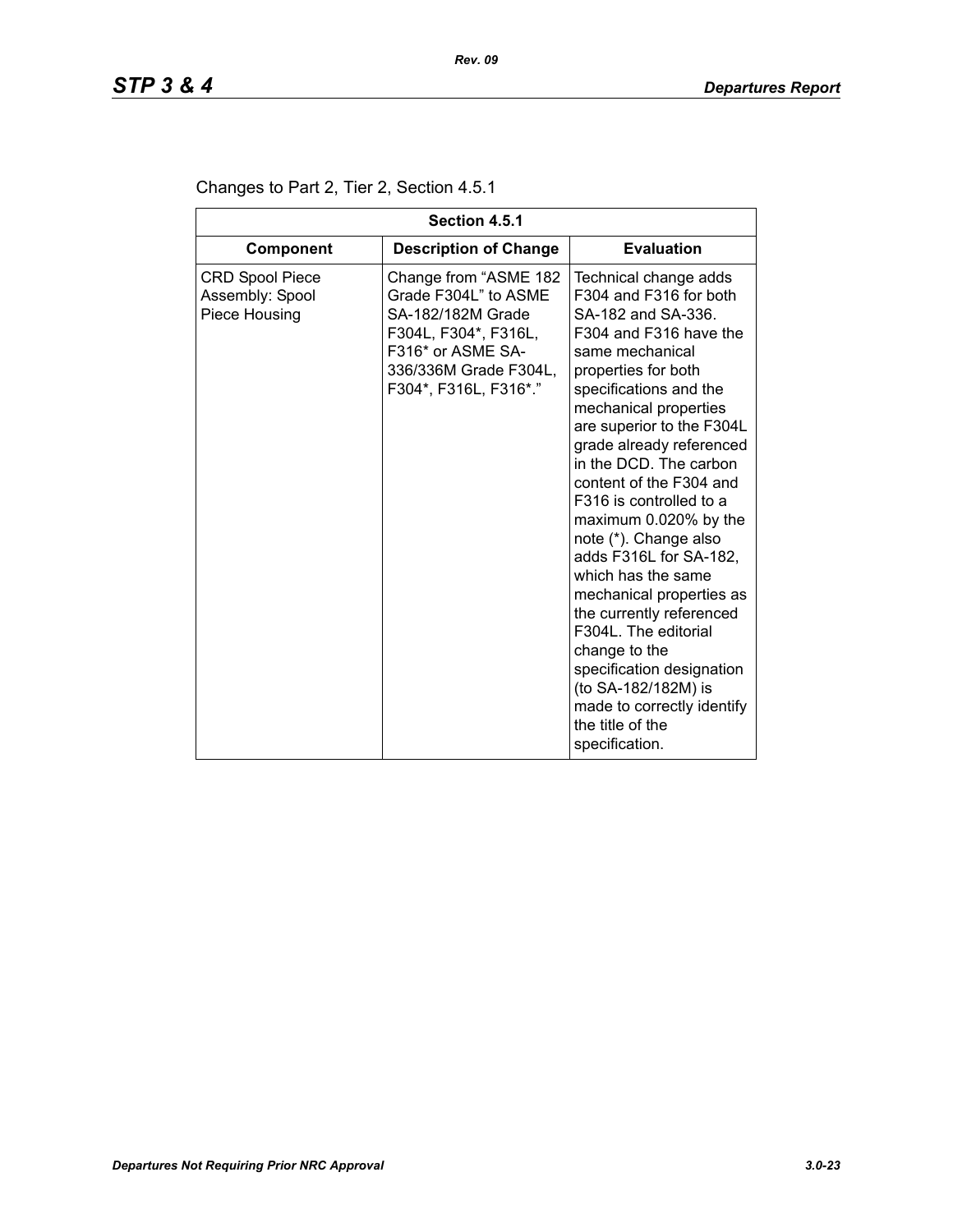Changes to Part 2, Tier 2, Section 4.5.1

| Section 4.5.1 | | |
|---|---|---|
| **Component** | **Description of Change** | **Evaluation** |
| CRD Spool Piece Assembly: Spool Piece Housing | Change from "ASME 182 Grade F304L" to ASME SA-182/182M Grade F304L, F304*, F316L, F316* or ASME SA-336/336M Grade F304L, F304*, F316L, F316*." | Technical change adds F304 and F316 for both SA-182 and SA-336. F304 and F316 have the same mechanical properties for both specifications and the mechanical properties are superior to the F304L grade already referenced in the DCD. The carbon content of the F304 and F316 is controlled to a maximum 0.020% by the note (*). Change also adds F316L for SA-182, which has the same mechanical properties as the currently referenced F304L. The editorial change to the specification designation (to SA-182/182M) is made to correctly identify the title of the specification. |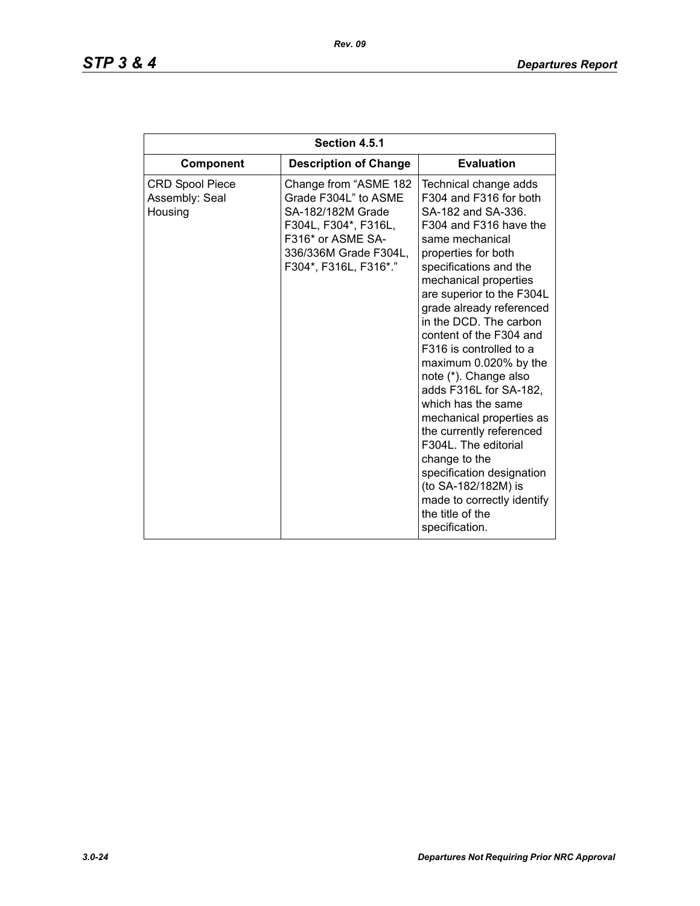| Section 4.5.1 | | |
|---|---|---|
| **Component** | **Description of Change** | **Evaluation** |
| CRD Spool Piece Assembly: Seal Housing | Change from "ASME 182 Grade F304L" to ASME SA-182/182M Grade F304L, F304*, F316L, F316* or ASME SA-336/336M Grade F304L, F304*, F316L, F316*." | Technical change adds F304 and F316 for both SA-182 and SA-336. F304 and F316 have the same mechanical properties for both specifications and the mechanical properties are superior to the F304L grade already referenced in the DCD. The carbon content of the F304 and F316 is controlled to a maximum 0.020% by the note (*). Change also adds F316L for SA-182, which has the same mechanical properties as the currently referenced F304L. The editorial change to the specification designation (to SA-182/182M) is made to correctly identify the title of the specification. |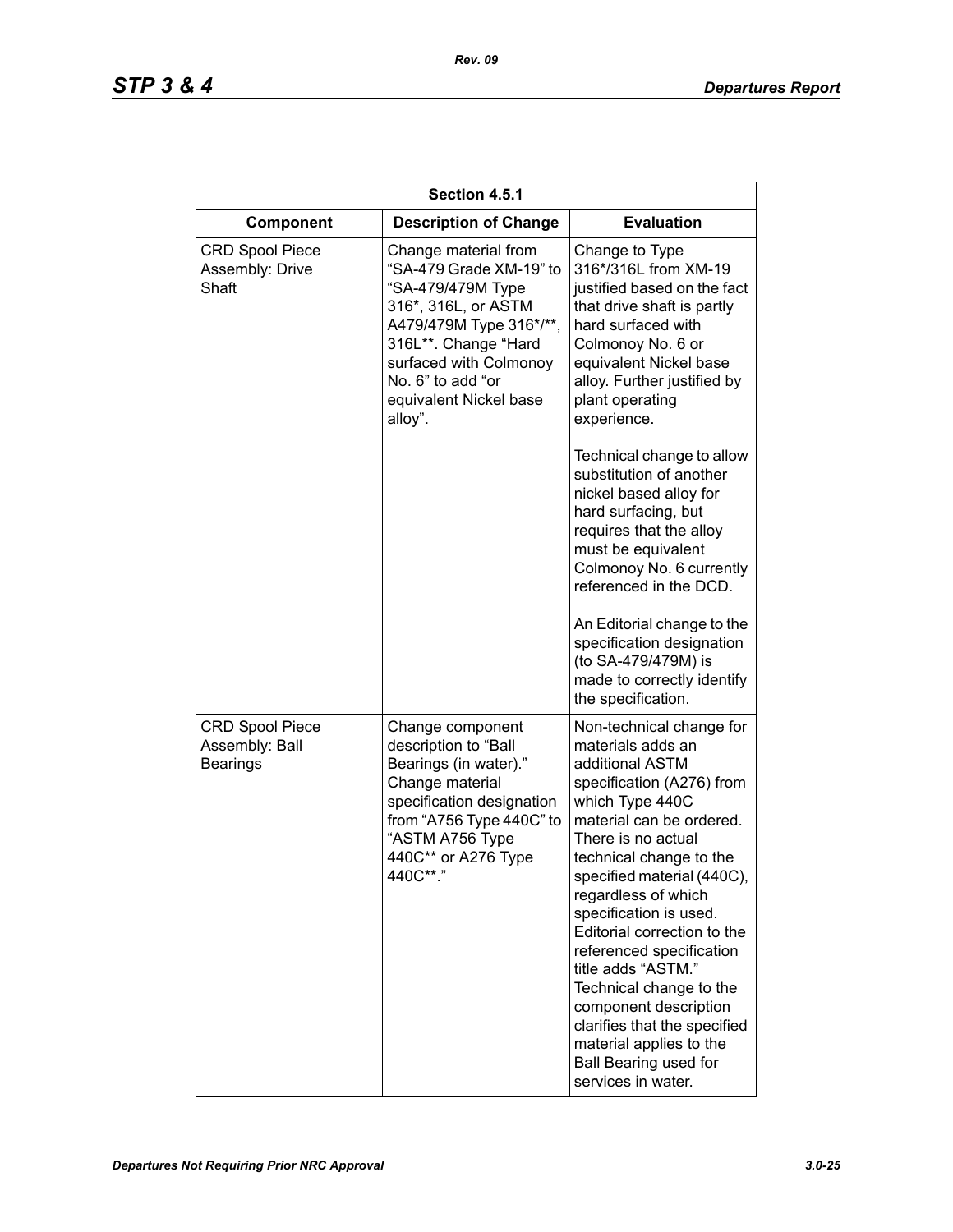| Section 4.5.1 | | |
|---|---|---|
| **Component** | **Description of Change** | **Evaluation** |
| CRD Spool Piece Assembly: Drive Shaft | Change material from "SA-479 Grade XM-19" to "SA-479/479M Type 316*, 316L, or ASTM A479/479M Type 316*/**, 316L**. Change "Hard surfaced with Colmonoy No. 6" to add "or equivalent Nickel base alloy". | Change to Type 316*/316L from XM-19 justified based on the fact that drive shaft is partly hard surfaced with Colmonoy No. 6 or equivalent Nickel base alloy. Further justified by plant operating experience.<br><br>Technical change to allow substitution of another nickel based alloy for hard surfacing, but requires that the alloy must be equivalent Colmonoy No. 6 currently referenced in the DCD.<br><br>An Editorial change to the specification designation (to SA-479/479M) is made to correctly identify the specification. |
| CRD Spool Piece Assembly: Ball Bearings | Change component description to "Ball Bearings (in water)." Change material specification designation from "A756 Type 440C" to "ASTM A756 Type 440C** or A276 Type 440C**." | Non-technical change for materials adds an additional ASTM specification (A276) from which Type 440C material can be ordered. There is no actual technical change to the specified material (440C), regardless of which specification is used. Editorial correction to the referenced specification title adds "ASTM." Technical change to the component description clarifies that the specified material applies to the Ball Bearing used for services in water. |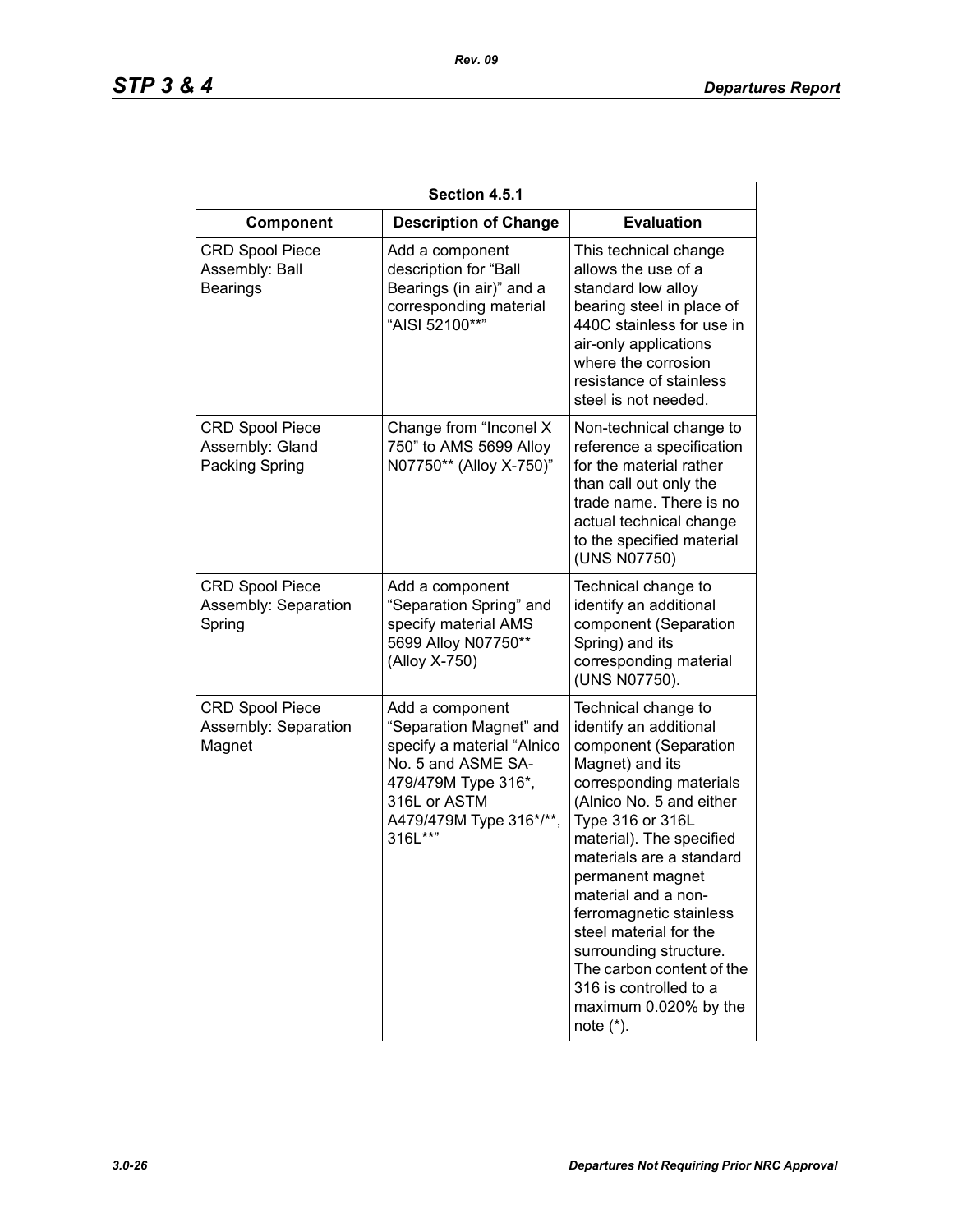| Section 4.5.1 | | |
|---|---|---|
| **Component** | **Description of Change** | **Evaluation** |
| CRD Spool Piece Assembly: Ball Bearings | Add a component description for "Ball Bearings (in air)" and a corresponding material "AISI 52100**" | This technical change allows the use of a standard low alloy bearing steel in place of 440C stainless for use in air-only applications where the corrosion resistance of stainless steel is not needed. |
| CRD Spool Piece Assembly: Gland Packing Spring | Change from "Inconel X 750" to AMS 5699 Alloy N07750** (Alloy X-750)" | Non-technical change to reference a specification for the material rather than call out only the trade name. There is no actual technical change to the specified material (UNS N07750) |
| CRD Spool Piece Assembly: Separation Spring | Add a component "Separation Spring" and specify material AMS 5699 Alloy N07750** (Alloy X-750) | Technical change to identify an additional component (Separation Spring) and its corresponding material (UNS N07750). |
| CRD Spool Piece Assembly: Separation Magnet | Add a component "Separation Magnet" and specify a material "Alnico No. 5 and ASME SA-479/479M Type 316*, 316L or ASTM A479/479M Type 316*/**, 316L**" | Technical change to identify an additional component (Separation Magnet) and its corresponding materials (Alnico No. 5 and either Type 316 or 316L material). The specified materials are a standard permanent magnet material and a non-ferromagnetic stainless steel material for the surrounding structure. The carbon content of the 316 is controlled to a maximum 0.020% by the note (*). |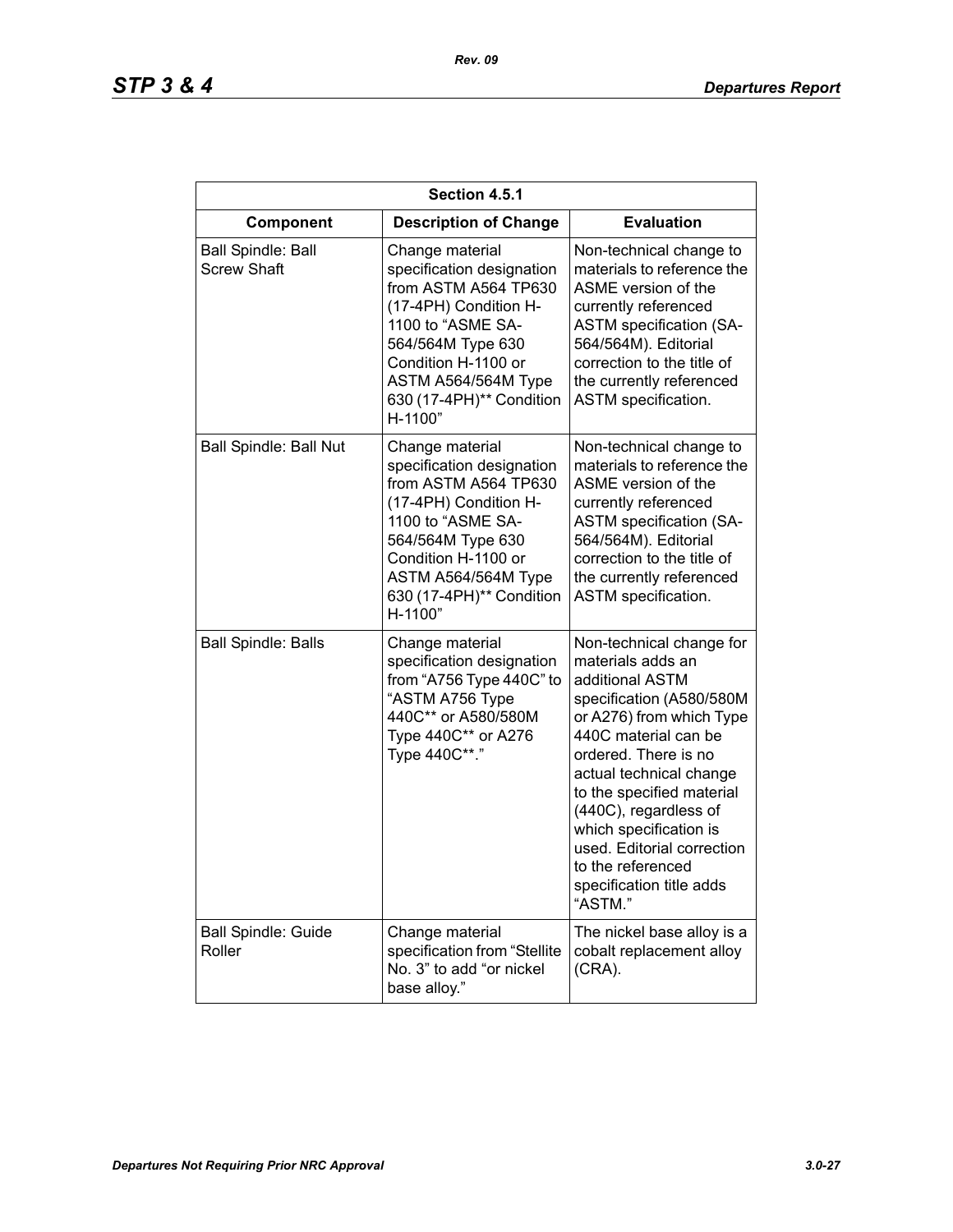| Section 4.5.1 | | |
|---|---|---|
| **Component** | **Description of Change** | **Evaluation** |
| Ball Spindle: Ball Screw Shaft | Change material specification designation from ASTM A564 TP630 (17-4PH) Condition H-1100 to "ASME SA-564/564M Type 630 Condition H-1100 or ASTM A564/564M Type 630 (17-4PH)** Condition H-1100" | Non-technical change to materials to reference the ASME version of the currently referenced ASTM specification (SA-564/564M). Editorial correction to the title of the currently referenced ASTM specification. |
| Ball Spindle: Ball Nut | Change material specification designation from ASTM A564 TP630 (17-4PH) Condition H-1100 to "ASME SA-564/564M Type 630 Condition H-1100 or ASTM A564/564M Type 630 (17-4PH)** Condition H-1100" | Non-technical change to materials to reference the ASME version of the currently referenced ASTM specification (SA-564/564M). Editorial correction to the title of the currently referenced ASTM specification. |
| Ball Spindle: Balls | Change material specification designation from "A756 Type 440C" to "ASTM A756 Type 440C** or A580/580M Type 440C** or A276 Type 440C**." | Non-technical change for materials adds an additional ASTM specification (A580/580M or A276) from which Type 440C material can be ordered. There is no actual technical change to the specified material (440C), regardless of which specification is used. Editorial correction to the referenced specification title adds "ASTM." |
| Ball Spindle: Guide Roller | Change material specification from "Stellite No. 3" to add "or nickel base alloy." | The nickel base alloy is a cobalt replacement alloy (CRA). |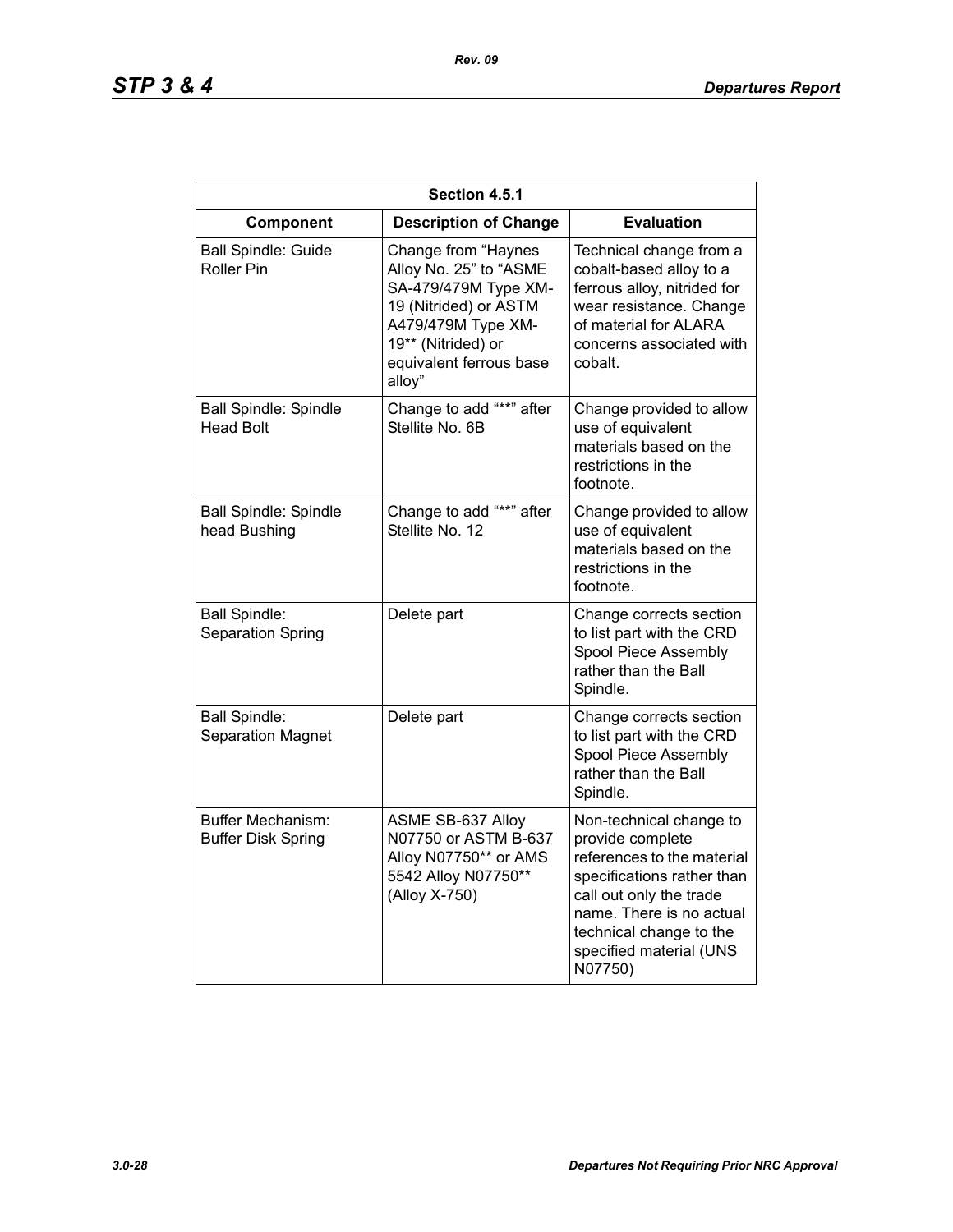| Section 4.5.1 | | |
|---|---|---|
| **Component** | **Description of Change** | **Evaluation** |
| Ball Spindle: Guide Roller Pin | Change from “Haynes Alloy No. 25” to “ASME SA-479/479M Type XM-19 (Nitrided) or ASTM A479/479M Type XM-19** (Nitrided) or equivalent ferrous base alloy” | Technical change from a cobalt-based alloy to a ferrous alloy, nitrided for wear resistance. Change of material for ALARA concerns associated with cobalt. |
| Ball Spindle: Spindle Head Bolt | Change to add “**” after Stellite No. 6B | Change provided to allow use of equivalent materials based on the restrictions in the footnote. |
| Ball Spindle: Spindle head Bushing | Change to add “**” after Stellite No. 12 | Change provided to allow use of equivalent materials based on the restrictions in the footnote. |
| Ball Spindle: Separation Spring | Delete part | Change corrects section to list part with the CRD Spool Piece Assembly rather than the Ball Spindle. |
| Ball Spindle: Separation Magnet | Delete part | Change corrects section to list part with the CRD Spool Piece Assembly rather than the Ball Spindle. |
| Buffer Mechanism: Buffer Disk Spring | ASME SB-637 Alloy N07750 or ASTM B-637 Alloy N07750** or AMS 5542 Alloy N07750** (Alloy X-750) | Non-technical change to provide complete references to the material specifications rather than call out only the trade name. There is no actual technical change to the specified material (UNS N07750) |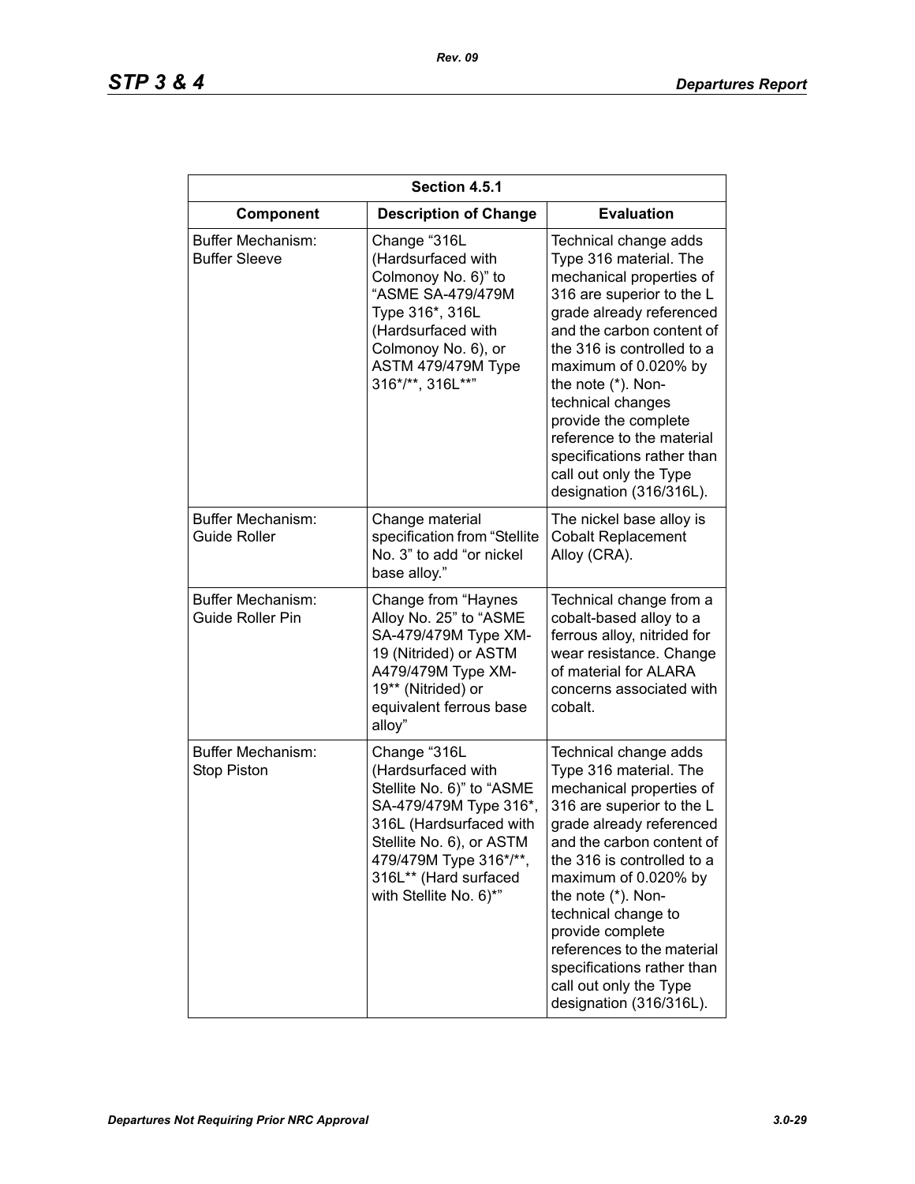| Section 4.5.1 | | |
|---|---|---|
| **Component** | **Description of Change** | **Evaluation** |
| Buffer Mechanism: Buffer Sleeve | Change "316L (Hardsurfaced with Colmonoy No. 6)" to "ASME SA-479/479M Type 316*, 316L (Hardsurfaced with Colmonoy No. 6), or ASTM 479/479M Type 316*/**, 316L**" | Technical change adds Type 316 material. The mechanical properties of 316 are superior to the L grade already referenced and the carbon content of the 316 is controlled to a maximum of 0.020% by the note (*). Non-technical changes provide the complete reference to the material specifications rather than call out only the Type designation (316/316L). |
| Buffer Mechanism: Guide Roller | Change material specification from "Stellite No. 3" to add "or nickel base alloy." | The nickel base alloy is Cobalt Replacement Alloy (CRA). |
| Buffer Mechanism: Guide Roller Pin | Change from "Haynes Alloy No. 25" to "ASME SA-479/479M Type XM-19 (Nitrided) or ASTM A479/479M Type XM-19** (Nitrided) or equivalent ferrous base alloy" | Technical change from a cobalt-based alloy to a ferrous alloy, nitrided for wear resistance. Change of material for ALARA concerns associated with cobalt. |
| Buffer Mechanism: Stop Piston | Change "316L (Hardsurfaced with Stellite No. 6)" to "ASME SA-479/479M Type 316*, 316L (Hardsurfaced with Stellite No. 6), or ASTM 479/479M Type 316*/**, 316L** (Hard surfaced with Stellite No. 6)*" | Technical change adds Type 316 material. The mechanical properties of 316 are superior to the L grade already referenced and the carbon content of the 316 is controlled to a maximum of 0.020% by the note (*). Non-technical change to provide complete references to the material specifications rather than call out only the Type designation (316/316L). |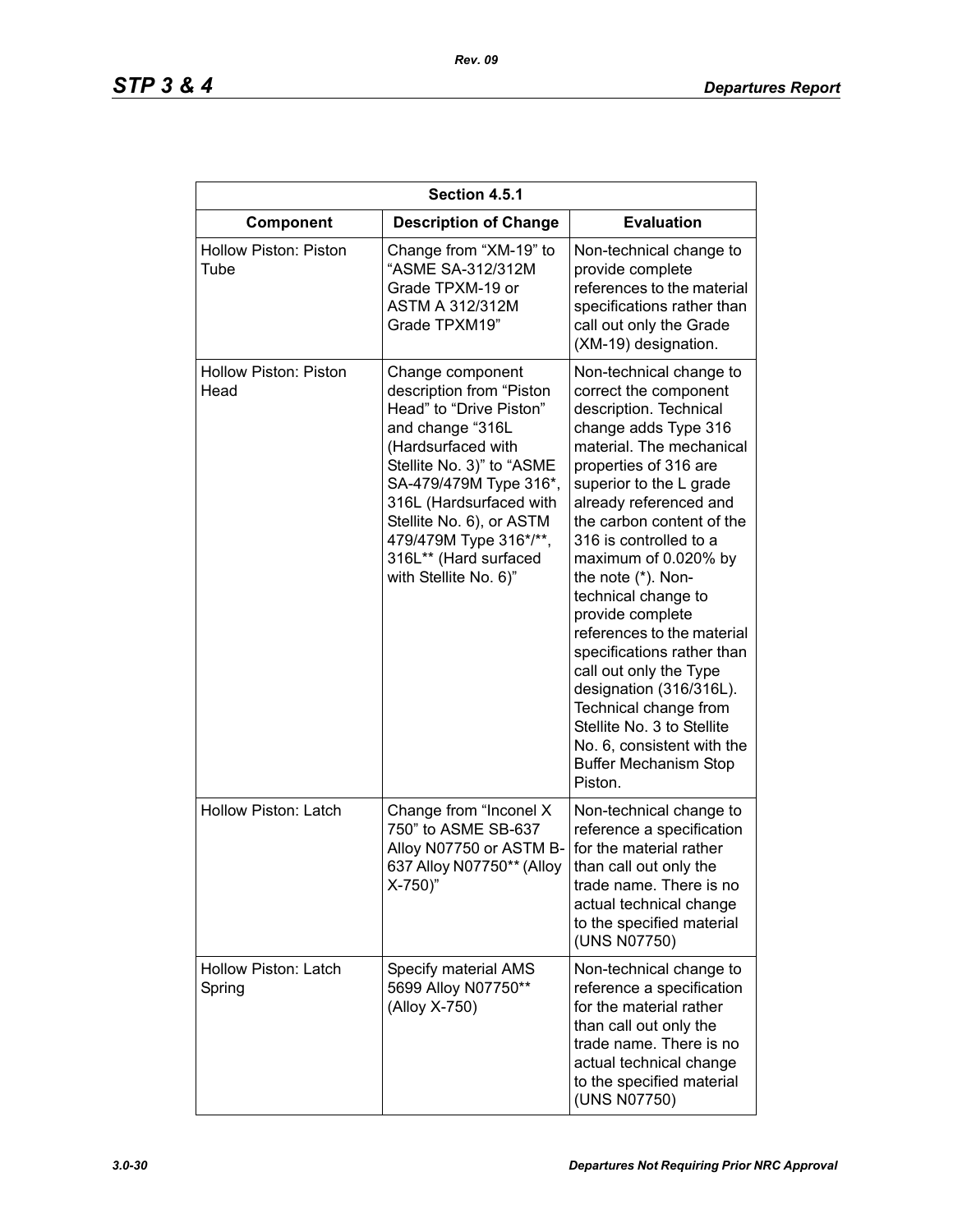| Section 4.5.1 | | |
|---|---|---|
| **Component** | **Description of Change** | **Evaluation** |
| Hollow Piston: Piston Tube | Change from “XM-19” to “ASME SA-312/312M Grade TPXM-19 or ASTM A 312/312M Grade TPXM19” | Non-technical change to provide complete references to the material specifications rather than call out only the Grade (XM-19) designation. |
| Hollow Piston: Piston Head | Change component description from “Piston Head” to “Drive Piston” and change “316L (Hardsurfaced with Stellite No. 3)” to “ASME SA-479/479M Type 316*, 316L (Hardsurfaced with Stellite No. 6), or ASTM 479/479M Type 316*/**, 316L** (Hard surfaced with Stellite No. 6)” | Non-technical change to correct the component description. Technical change adds Type 316 material. The mechanical properties of 316 are superior to the L grade already referenced and the carbon content of the 316 is controlled to a maximum of 0.020% by the note (*). Non-technical change to provide complete references to the material specifications rather than call out only the Type designation (316/316L). Technical change from Stellite No. 3 to Stellite No. 6, consistent with the Buffer Mechanism Stop Piston. |
| Hollow Piston: Latch | Change from “Inconel X 750” to ASME SB-637 Alloy N07750 or ASTM B-637 Alloy N07750** (Alloy X-750)” | Non-technical change to reference a specification for the material rather than call out only the trade name. There is no actual technical change to the specified material (UNS N07750) |
| Hollow Piston: Latch Spring | Specify material AMS 5699 Alloy N07750** (Alloy X-750) | Non-technical change to reference a specification for the material rather than call out only the trade name. There is no actual technical change to the specified material (UNS N07750) |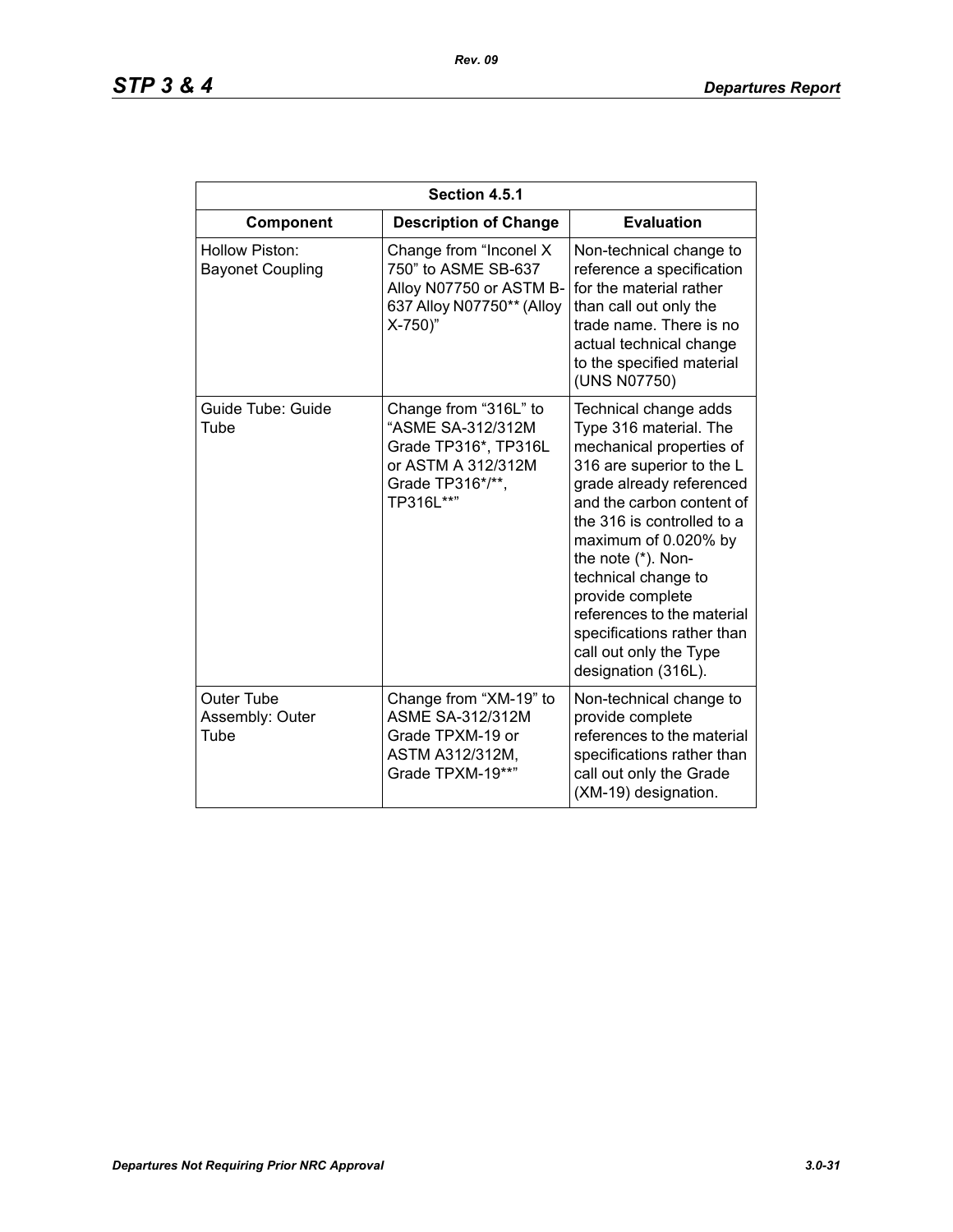| Section 4.5.1 | | |
|---|---|---|
| **Component** | **Description of Change** | **Evaluation** |
| Hollow Piston: Bayonet Coupling | Change from “Inconel X 750” to ASME SB-637 Alloy N07750 or ASTM B-637 Alloy N07750** (Alloy X-750)” | Non-technical change to reference a specification for the material rather than call out only the trade name. There is no actual technical change to the specified material (UNS N07750) |
| Guide Tube: Guide Tube | Change from “316L” to “ASME SA-312/312M Grade TP316*, TP316L or ASTM A 312/312M Grade TP316*/**, TP316L**” | Technical change adds Type 316 material. The mechanical properties of 316 are superior to the L grade already referenced and the carbon content of the 316 is controlled to a maximum of 0.020% by the note (*). Non-technical change to provide complete references to the material specifications rather than call out only the Type designation (316L). |
| Outer Tube Assembly: Outer Tube | Change from “XM-19” to ASME SA-312/312M Grade TPXM-19 or ASTM A312/312M, Grade TPXM-19**” | Non-technical change to provide complete references to the material specifications rather than call out only the Grade (XM-19) designation. |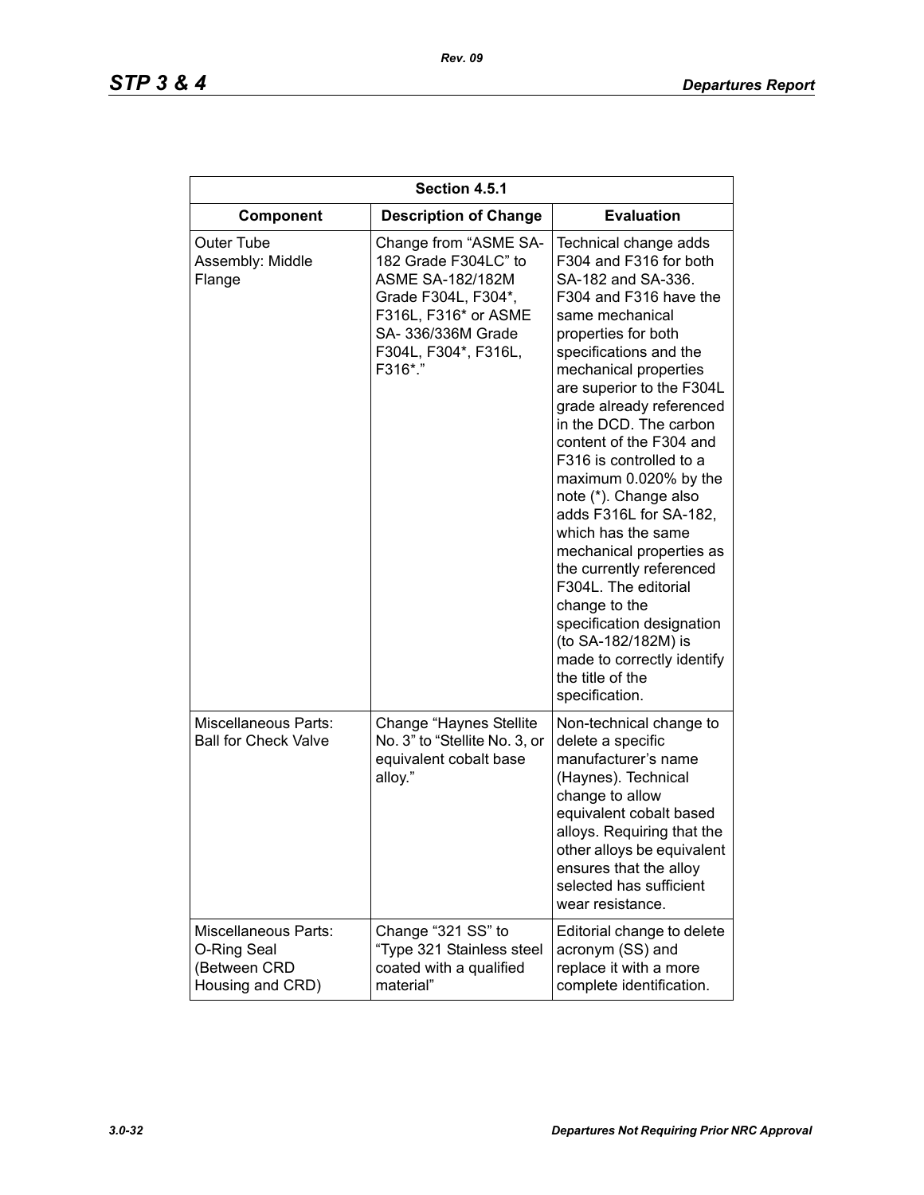| Section 4.5.1 | | |
|---|---|---|
| **Component** | **Description of Change** | **Evaluation** |
| Outer Tube Assembly: Middle Flange | Change from "ASME SA-182 Grade F304LC" to ASME SA-182/182M Grade F304L, F304*, F316L, F316* or ASME SA- 336/336M Grade F304L, F304*, F316L, F316*." | Technical change adds F304 and F316 for both SA-182 and SA-336. F304 and F316 have the same mechanical properties for both specifications and the mechanical properties are superior to the F304L grade already referenced in the DCD. The carbon content of the F304 and F316 is controlled to a maximum 0.020% by the note (*). Change also adds F316L for SA-182, which has the same mechanical properties as the currently referenced F304L. The editorial change to the specification designation (to SA-182/182M) is made to correctly identify the title of the specification. |
| Miscellaneous Parts: Ball for Check Valve | Change "Haynes Stellite No. 3" to "Stellite No. 3, or equivalent cobalt base alloy." | Non-technical change to delete a specific manufacturer's name (Haynes). Technical change to allow equivalent cobalt based alloys. Requiring that the other alloys be equivalent ensures that the alloy selected has sufficient wear resistance. |
| Miscellaneous Parts: O-Ring Seal (Between CRD Housing and CRD) | Change "321 SS" to "Type 321 Stainless steel coated with a qualified material" | Editorial change to delete acronym (SS) and replace it with a more complete identification. |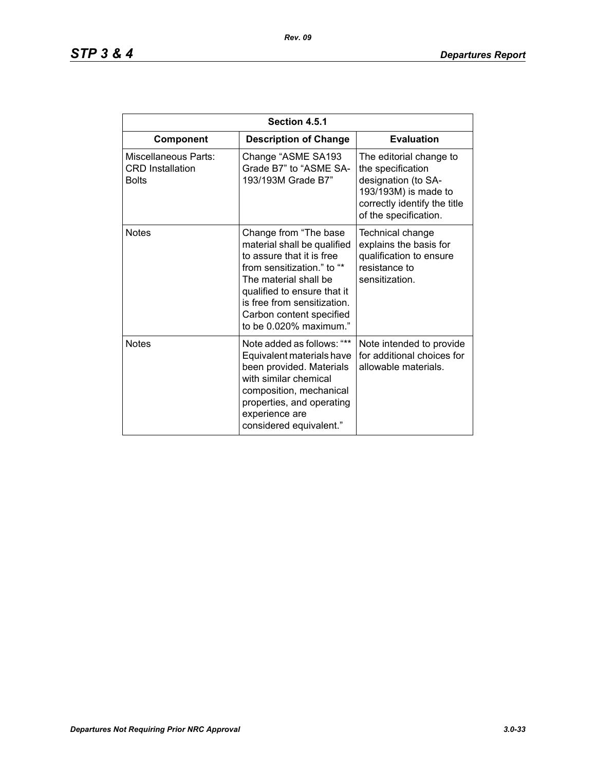| Section 4.5.1 | | |
|---|---|---|
| **Component** | **Description of Change** | **Evaluation** |
| Miscellaneous Parts: CRD Installation Bolts | Change "ASME SA193 Grade B7" to "ASME SA-193/193M Grade B7" | The editorial change to the specification designation (to SA-193/193M) is made to correctly identify the title of the specification. |
| Notes | Change from "The base material shall be qualified to assure that it is free from sensitization." to "* The material shall be qualified to ensure that it is free from sensitization. Carbon content specified to be 0.020% maximum." | Technical change explains the basis for qualification to ensure resistance to sensitization. |
| Notes | Note added as follows: "** Equivalent materials have been provided. Materials with similar chemical composition, mechanical properties, and operating experience are considered equivalent." | Note intended to provide for additional choices for allowable materials. |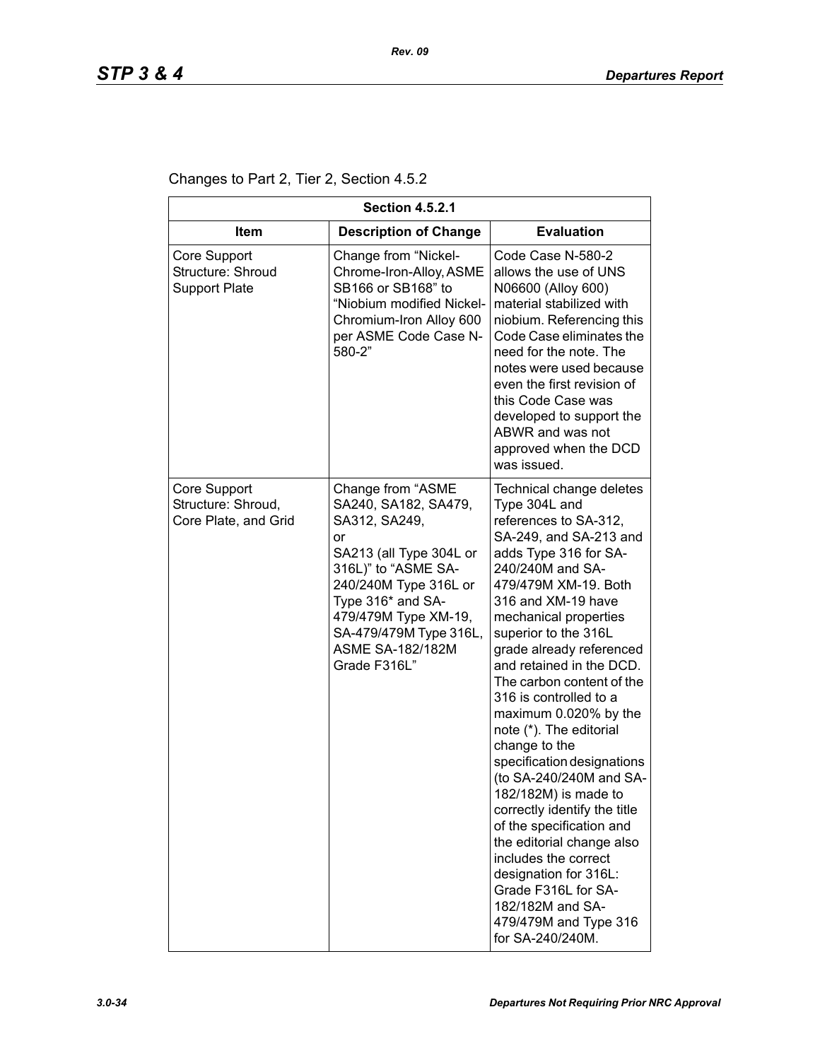Changes to Part 2, Tier 2, Section 4.5.2

| Section 4.5.2.1 | | |
|---|---|---|
| **Item** | **Description of Change** | **Evaluation** |
| Core Support Structure: Shroud Support Plate | Change from "Nickel-Chrome-Iron-Alloy, ASME SB166 or SB168" to "Niobium modified Nickel-Chromium-Iron Alloy 600 per ASME Code Case N-580-2" | Code Case N-580-2 allows the use of UNS N06600 (Alloy 600) material stabilized with niobium. Referencing this Code Case eliminates the need for the note. The notes were used because even the first revision of this Code Case was developed to support the ABWR and was not approved when the DCD was issued. |
| Core Support Structure: Shroud, Core Plate, and Grid | Change from "ASME SA240, SA182, SA479, SA312, SA249, or SA213 (all Type 304L or 316L)" to "ASME SA-240/240M Type 316L or Type 316* and SA-479/479M Type XM-19, SA-479/479M Type 316L, ASME SA-182/182M Grade F316L" | Technical change deletes Type 304L and references to SA-312, SA-249, and SA-213 and adds Type 316 for SA-240/240M and SA-479/479M XM-19. Both 316 and XM-19 have mechanical properties superior to the 316L grade already referenced and retained in the DCD. The carbon content of the 316 is controlled to a maximum 0.020% by the note (*). The editorial change to the specification designations (to SA-240/240M and SA-182/182M) is made to correctly identify the title of the specification and the editorial change also includes the correct designation for 316L: Grade F316L for SA-182/182M and SA-479/479M and Type 316 for SA-240/240M. |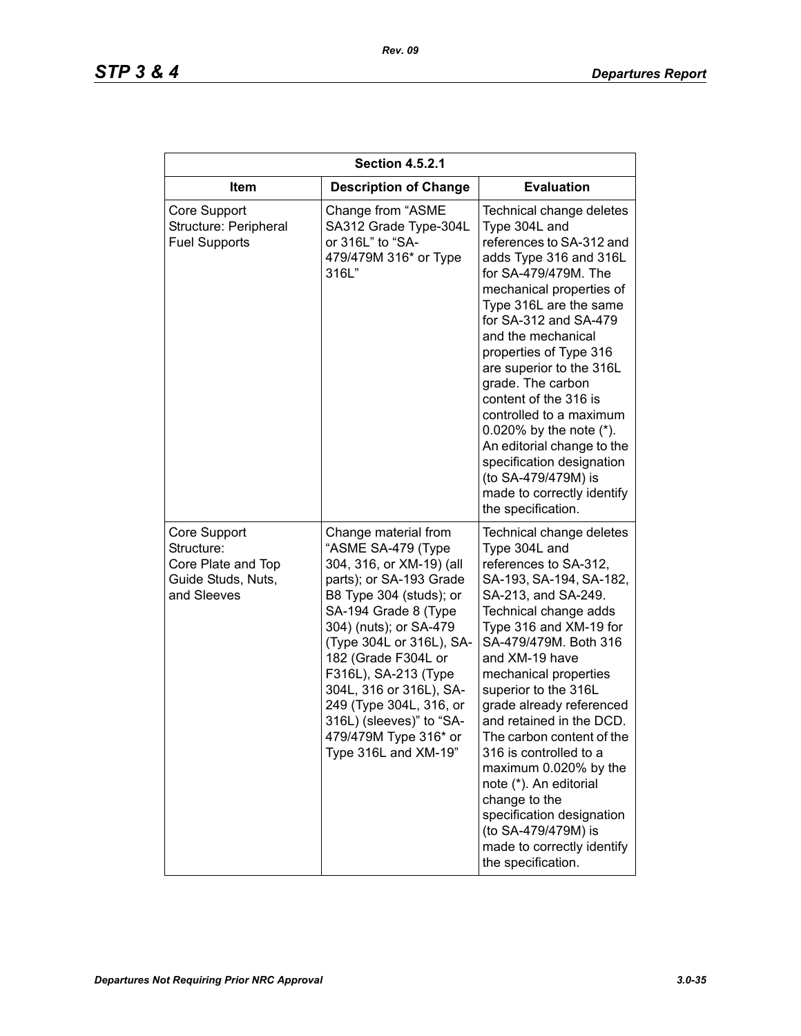| Section 4.5.2.1 | | |
|---|---|---|
| **Item** | **Description of Change** | **Evaluation** |
| Core Support Structure: Peripheral Fuel Supports | Change from "ASME SA312 Grade Type-304L or 316L" to "SA-479/479M 316* or Type 316L" | Technical change deletes Type 304L and references to SA-312 and adds Type 316 and 316L for SA-479/479M. The mechanical properties of Type 316L are the same for SA-312 and SA-479 and the mechanical properties of Type 316 are superior to the 316L grade. The carbon content of the 316 is controlled to a maximum 0.020% by the note (*). An editorial change to the specification designation (to SA-479/479M) is made to correctly identify the specification. |
| Core Support Structure: Core Plate and Top Guide Studs, Nuts, and Sleeves | Change material from "ASME SA-479 (Type 304, 316, or XM-19) (all parts); or SA-193 Grade B8 Type 304 (studs); or SA-194 Grade 8 (Type 304) (nuts); or SA-479 (Type 304L or 316L), SA-182 (Grade F304L or F316L), SA-213 (Type 304L, 316 or 316L), SA-249 (Type 304L, 316, or 316L) (sleeves)" to "SA-479/479M Type 316* or Type 316L and XM-19" | Technical change deletes Type 304L and references to SA-312, SA-193, SA-194, SA-182, SA-213, and SA-249. Technical change adds Type 316 and XM-19 for SA-479/479M. Both 316 and XM-19 have mechanical properties superior to the 316L grade already referenced and retained in the DCD. The carbon content of the 316 is controlled to a maximum 0.020% by the note (*). An editorial change to the specification designation (to SA-479/479M) is made to correctly identify the specification. |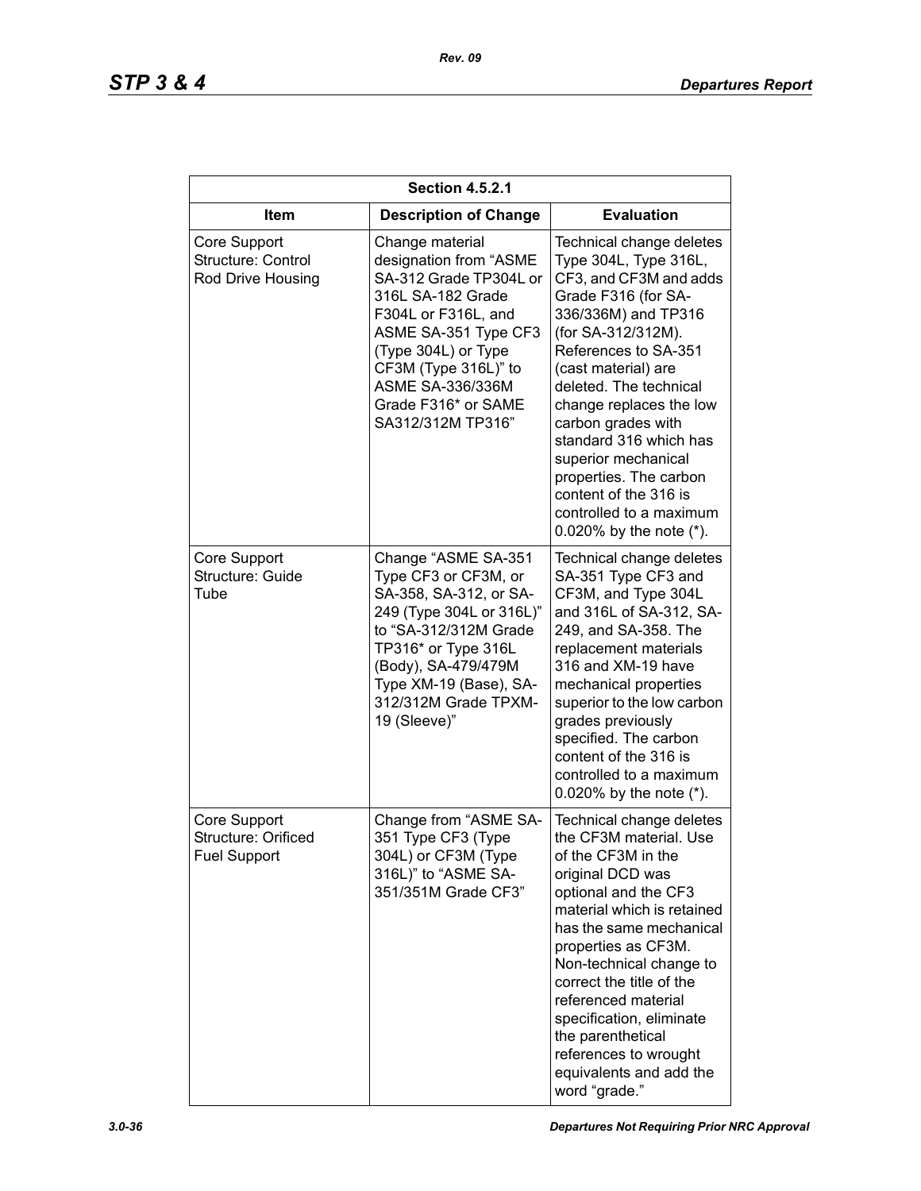| Section 4.5.2.1 | | |
|---|---|---|
| **Item** | **Description of Change** | **Evaluation** |
| Core Support Structure: Control Rod Drive Housing | Change material designation from "ASME SA-312 Grade TP304L or 316L SA-182 Grade F304L or F316L, and ASME SA-351 Type CF3 (Type 304L) or Type CF3M (Type 316L)" to ASME SA-336/336M Grade F316* or SAME SA312/312M TP316" | Technical change deletes Type 304L, Type 316L, CF3, and CF3M and adds Grade F316 (for SA-336/336M) and TP316 (for SA-312/312M). References to SA-351 (cast material) are deleted. The technical change replaces the low carbon grades with standard 316 which has superior mechanical properties. The carbon content of the 316 is controlled to a maximum 0.020% by the note (*). |
| Core Support Structure: Guide Tube | Change "ASME SA-351 Type CF3 or CF3M, or SA-358, SA-312, or SA-249 (Type 304L or 316L)" to "SA-312/312M Grade TP316* or Type 316L (Body), SA-479/479M Type XM-19 (Base), SA-312/312M Grade TPXM-19 (Sleeve)" | Technical change deletes SA-351 Type CF3 and CF3M, and Type 304L and 316L of SA-312, SA-249, and SA-358. The replacement materials 316 and XM-19 have mechanical properties superior to the low carbon grades previously specified. The carbon content of the 316 is controlled to a maximum 0.020% by the note (*). |
| Core Support Structure: Orificed Fuel Support | Change from "ASME SA-351 Type CF3 (Type 304L) or CF3M (Type 316L)" to "ASME SA-351/351M Grade CF3" | Technical change deletes the CF3M material. Use of the CF3M in the original DCD was optional and the CF3 material which is retained has the same mechanical properties as CF3M. Non-technical change to correct the title of the referenced material specification, eliminate the parenthetical references to wrought equivalents and add the word "grade." |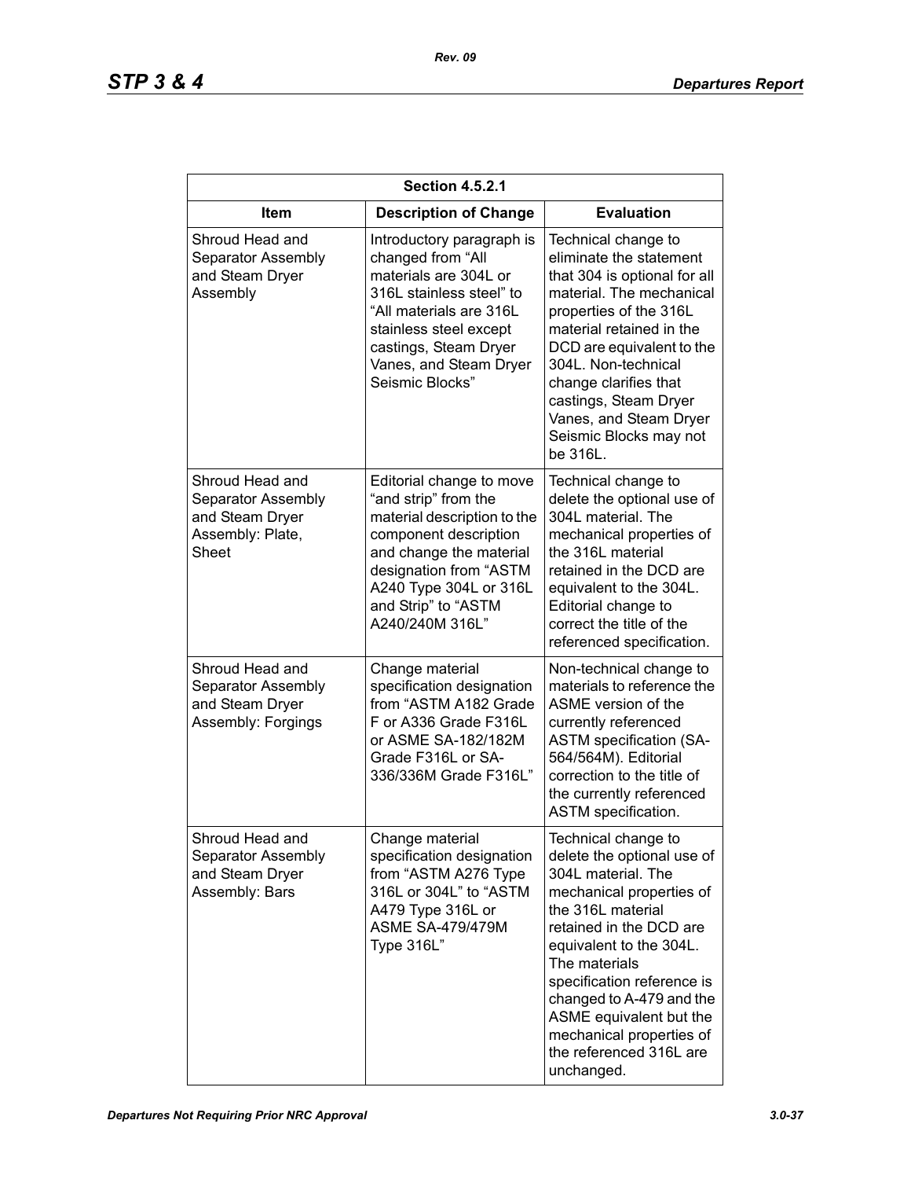| Section 4.5.2.1 | | |
|---|---|---|
| **Item** | **Description of Change** | **Evaluation** |
| Shroud Head and Separator Assembly and Steam Dryer Assembly | Introductory paragraph is changed from "All materials are 304L or 316L stainless steel" to "All materials are 316L stainless steel except castings, Steam Dryer Vanes, and Steam Dryer Seismic Blocks" | Technical change to eliminate the statement that 304 is optional for all material. The mechanical properties of the 316L material retained in the DCD are equivalent to the 304L. Non-technical change clarifies that castings, Steam Dryer Vanes, and Steam Dryer Seismic Blocks may not be 316L. |
| Shroud Head and Separator Assembly and Steam Dryer Assembly: Plate, Sheet | Editorial change to move "and strip" from the material description to the component description and change the material designation from "ASTM A240 Type 304L or 316L and Strip" to "ASTM A240/240M 316L" | Technical change to delete the optional use of 304L material. The mechanical properties of the 316L material retained in the DCD are equivalent to the 304L. Editorial change to correct the title of the referenced specification. |
| Shroud Head and Separator Assembly and Steam Dryer Assembly: Forgings | Change material specification designation from "ASTM A182 Grade F or A336 Grade F316L or ASME SA-182/182M Grade F316L or SA-336/336M Grade F316L" | Non-technical change to materials to reference the ASME version of the currently referenced ASTM specification (SA-564/564M). Editorial correction to the title of the currently referenced ASTM specification. |
| Shroud Head and Separator Assembly and Steam Dryer Assembly: Bars | Change material specification designation from "ASTM A276 Type 316L or 304L" to "ASTM A479 Type 316L or ASME SA-479/479M Type 316L" | Technical change to delete the optional use of 304L material. The mechanical properties of the 316L material retained in the DCD are equivalent to the 304L. The materials specification reference is changed to A-479 and the ASME equivalent but the mechanical properties of the referenced 316L are unchanged. |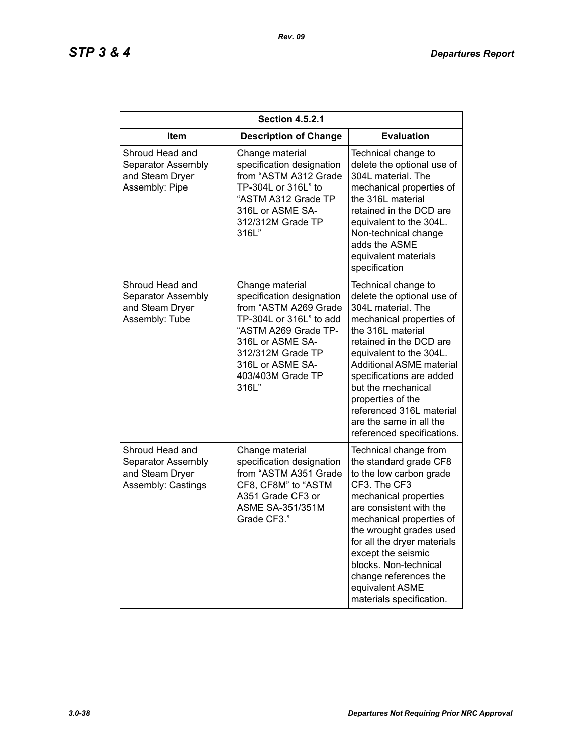| Section 4.5.2.1 | | |
|---|---|---|
| **Item** | **Description of Change** | **Evaluation** |
| Shroud Head and Separator Assembly and Steam Dryer Assembly: Pipe | Change material specification designation from "ASTM A312 Grade TP-304L or 316L" to "ASTM A312 Grade TP 316L or ASME SA-312/312M Grade TP 316L" | Technical change to delete the optional use of 304L material. The mechanical properties of the 316L material retained in the DCD are equivalent to the 304L. Non-technical change adds the ASME equivalent materials specification |
| Shroud Head and Separator Assembly and Steam Dryer Assembly: Tube | Change material specification designation from "ASTM A269 Grade TP-304L or 316L" to add "ASTM A269 Grade TP-316L or ASME SA-312/312M Grade TP 316L or ASME SA-403/403M Grade TP 316L" | Technical change to delete the optional use of 304L material. The mechanical properties of the 316L material retained in the DCD are equivalent to the 304L. Additional ASME material specifications are added but the mechanical properties of the referenced 316L material are the same in all the referenced specifications. |
| Shroud Head and Separator Assembly and Steam Dryer Assembly: Castings | Change material specification designation from "ASTM A351 Grade CF8, CF8M" to "ASTM A351 Grade CF3 or ASME SA-351/351M Grade CF3." | Technical change from the standard grade CF8 to the low carbon grade CF3. The CF3 mechanical properties are consistent with the mechanical properties of the wrought grades used for all the dryer materials except the seismic blocks. Non-technical change references the equivalent ASME materials specification. |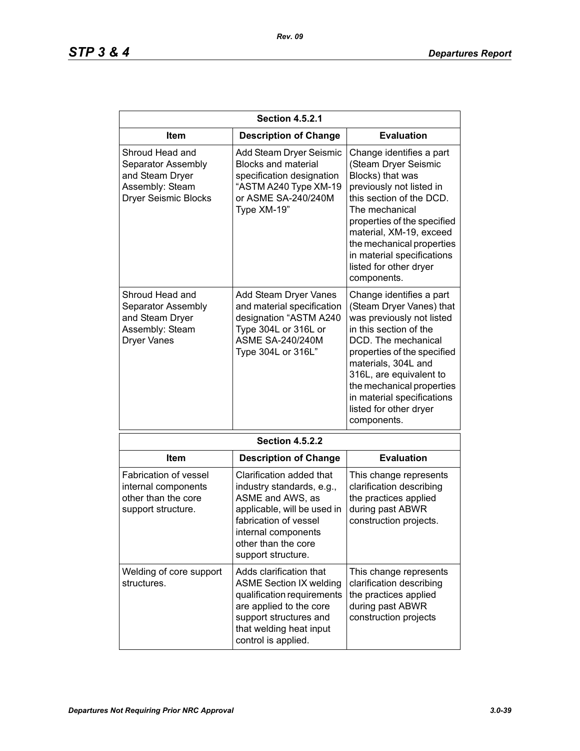| Section 4.5.2.1 | | |
|---|---|---|
| **Item** | **Description of Change** | **Evaluation** |
| Shroud Head and Separator Assembly and Steam Dryer Assembly: Steam Dryer Seismic Blocks | Add Steam Dryer Seismic Blocks and material specification designation “ASTM A240 Type XM-19 or ASME SA-240/240M Type XM-19” | Change identifies a part (Steam Dryer Seismic Blocks) that was previously not listed in this section of the DCD. The mechanical properties of the specified material, XM-19, exceed the mechanical properties in material specifications listed for other dryer components. |
| Shroud Head and Separator Assembly and Steam Dryer Assembly: Steam Dryer Vanes | Add Steam Dryer Vanes and material specification designation “ASTM A240 Type 304L or 316L or ASME SA-240/240M Type 304L or 316L” | Change identifies a part (Steam Dryer Vanes) that was previously not listed in this section of the DCD. The mechanical properties of the specified materials, 304L and 316L, are equivalent to the mechanical properties in material specifications listed for other dryer components. |

| Section 4.5.2.2 | | |
|---|---|---|
| **Item** | **Description of Change** | **Evaluation** |
| Fabrication of vessel internal components other than the core support structure. | Clarification added that industry standards, e.g., ASME and AWS, as applicable, will be used in fabrication of vessel internal components other than the core support structure. | This change represents clarification describing the practices applied during past ABWR construction projects. |
| Welding of core support structures. | Adds clarification that ASME Section IX welding qualification requirements are applied to the core support structures and that welding heat input control is applied. | This change represents clarification describing the practices applied during past ABWR construction projects |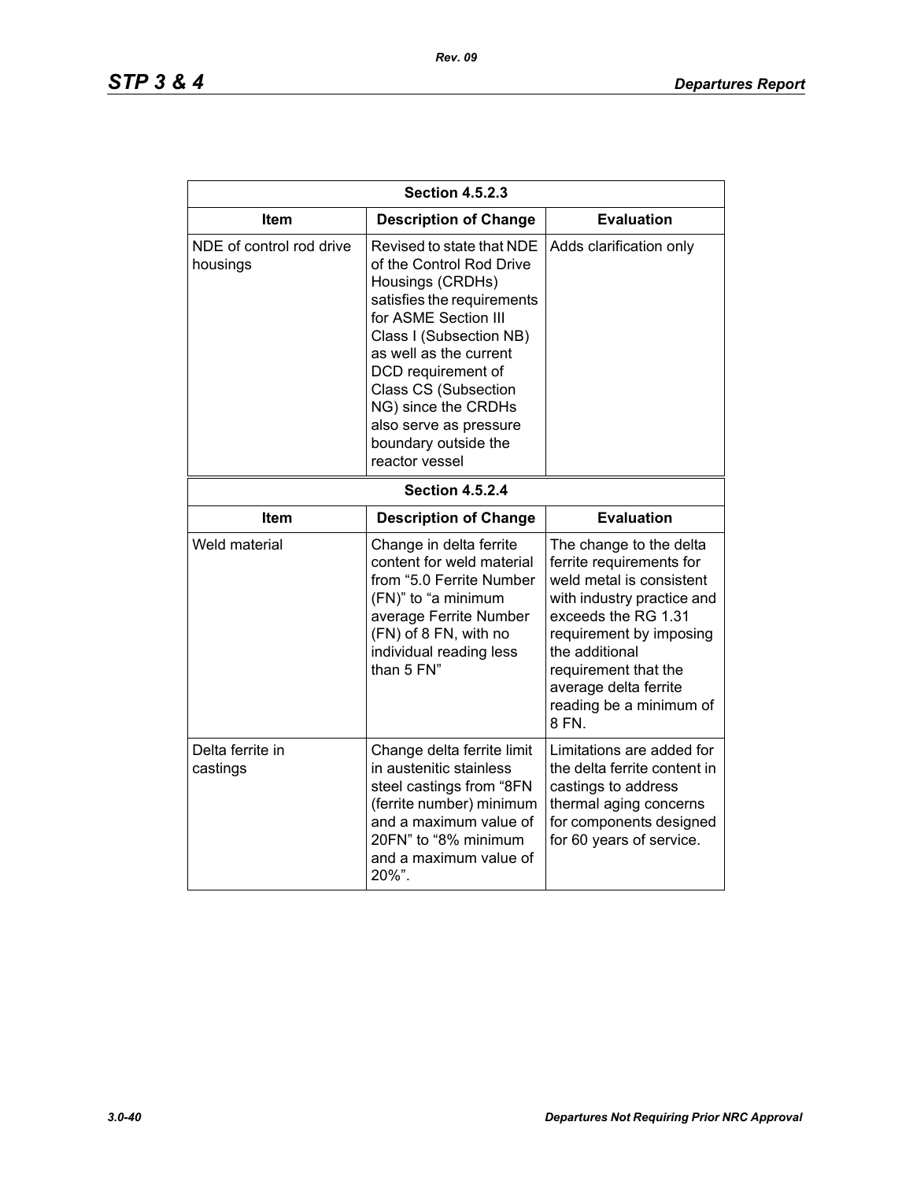| Section 4.5.2.3 | | |
|---|---|---|
| **Item** | **Description of Change** | **Evaluation** |
| NDE of control rod drive housings | Revised to state that NDE of the Control Rod Drive Housings (CRDHs) satisfies the requirements for ASME Section III Class I (Subsection NB) as well as the current DCD requirement of Class CS (Subsection NG) since the CRDHs also serve as pressure boundary outside the reactor vessel | Adds clarification only |

| Section 4.5.2.4 | | |
|---|---|---|
| **Item** | **Description of Change** | **Evaluation** |
| Weld material | Change in delta ferrite content for weld material from "5.0 Ferrite Number (FN)" to "a minimum average Ferrite Number (FN) of 8 FN, with no individual reading less than 5 FN" | The change to the delta ferrite requirements for weld metal is consistent with industry practice and exceeds the RG 1.31 requirement by imposing the additional requirement that the average delta ferrite reading be a minimum of 8 FN. |
| Delta ferrite in castings | Change delta ferrite limit in austenitic stainless steel castings from "8FN (ferrite number) minimum and a maximum value of 20FN" to "8% minimum and a maximum value of 20%". | Limitations are added for the delta ferrite content in castings to address thermal aging concerns for components designed for 60 years of service. |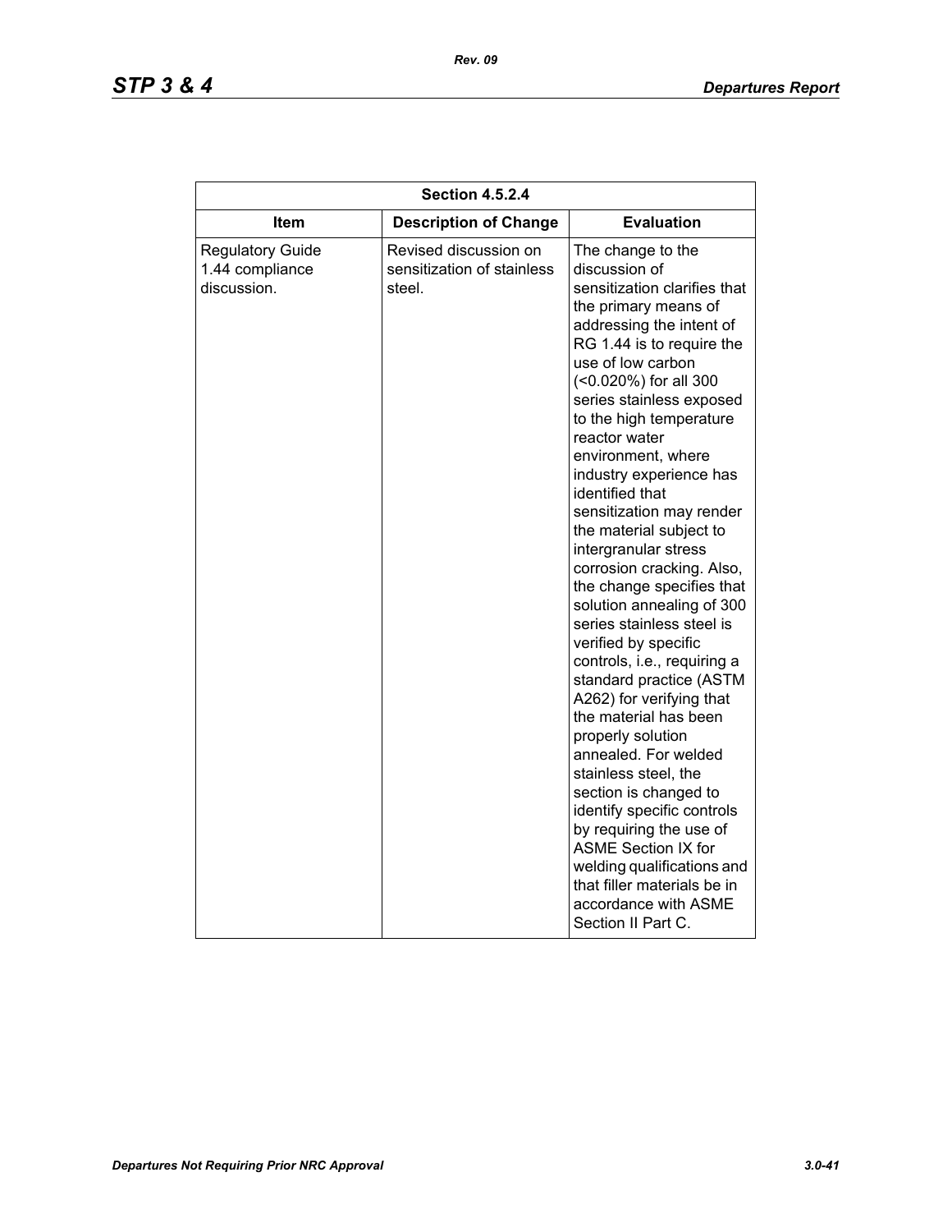| Section 4.5.2.4 | | |
|---|---|---|
| **Item** | **Description of Change** | **Evaluation** |
| Regulatory Guide 1.44 compliance discussion. | Revised discussion on sensitization of stainless steel. | The change to the discussion of sensitization clarifies that the primary means of addressing the intent of RG 1.44 is to require the use of low carbon (<0.020%) for all 300 series stainless exposed to the high temperature reactor water environment, where industry experience has identified that sensitization may render the material subject to intergranular stress corrosion cracking. Also, the change specifies that solution annealing of 300 series stainless steel is verified by specific controls, i.e., requiring a standard practice (ASTM A262) for verifying that the material has been properly solution annealed. For welded stainless steel, the section is changed to identify specific controls by requiring the use of ASME Section IX for welding qualifications and that filler materials be in accordance with ASME Section II Part C. |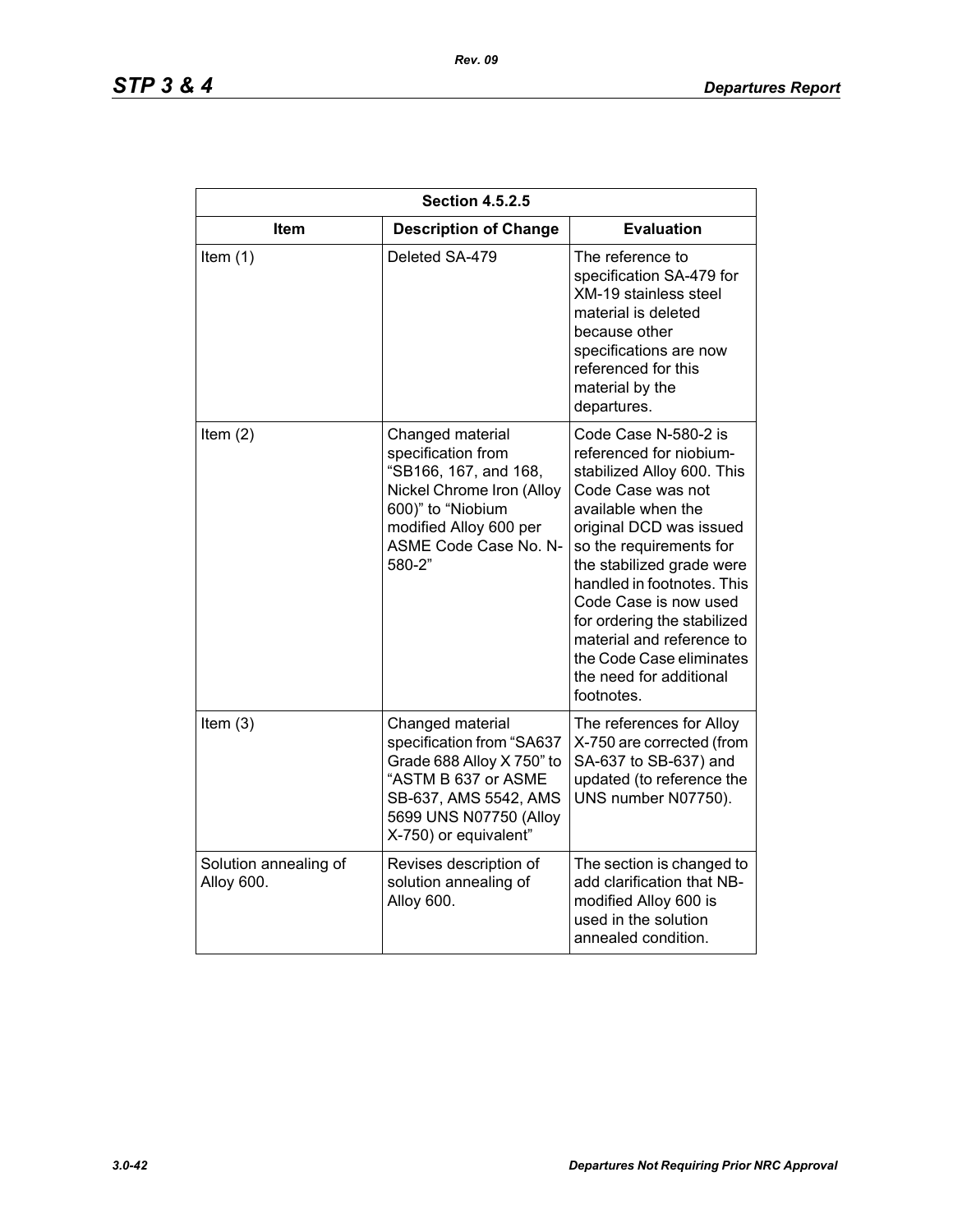| Section 4.5.2.5 | | |
|---|---|---|
| **Item** | **Description of Change** | **Evaluation** |
| Item (1) | Deleted SA-479 | The reference to specification SA-479 for XM-19 stainless steel material is deleted because other specifications are now referenced for this material by the departures. |
| Item (2) | Changed material specification from "SB166, 167, and 168, Nickel Chrome Iron (Alloy 600)" to "Niobium modified Alloy 600 per ASME Code Case No. N-580-2" | Code Case N-580-2 is referenced for niobium-stabilized Alloy 600. This Code Case was not available when the original DCD was issued so the requirements for the stabilized grade were handled in footnotes. This Code Case is now used for ordering the stabilized material and reference to the Code Case eliminates the need for additional footnotes. |
| Item (3) | Changed material specification from "SA637 Grade 688 Alloy X 750" to "ASTM B 637 or ASME SB-637, AMS 5542, AMS 5699 UNS N07750 (Alloy X-750) or equivalent" | The references for Alloy X-750 are corrected (from SA-637 to SB-637) and updated (to reference the UNS number N07750). |
| Solution annealing of Alloy 600. | Revises description of solution annealing of Alloy 600. | The section is changed to add clarification that NB-modified Alloy 600 is used in the solution annealed condition. |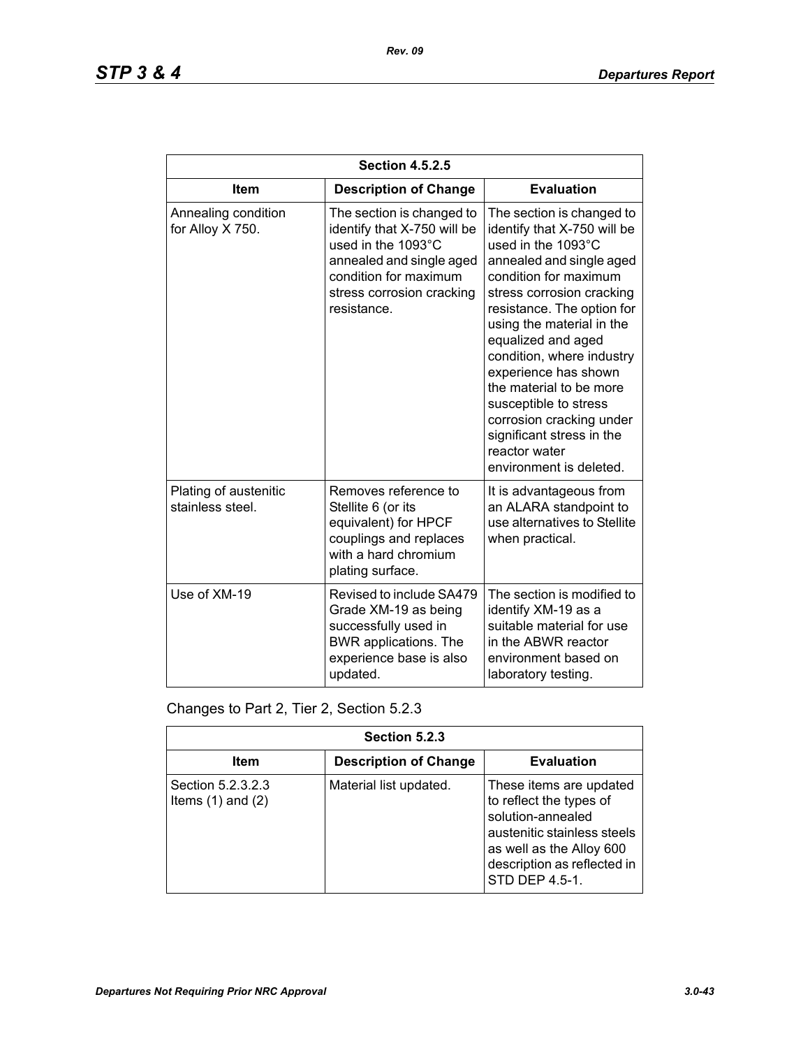| Section 4.5.2.5 | | |
|---|---|---|
| **Item** | **Description of Change** | **Evaluation** |
| Annealing condition for Alloy X 750. | The section is changed to identify that X-750 will be used in the 1093°C annealed and single aged condition for maximum stress corrosion cracking resistance. | The section is changed to identify that X-750 will be used in the 1093°C annealed and single aged condition for maximum stress corrosion cracking resistance. The option for using the material in the equalized and aged condition, where industry experience has shown the material to be more susceptible to stress corrosion cracking under significant stress in the reactor water environment is deleted. |
| Plating of austenitic stainless steel. | Removes reference to Stellite 6 (or its equivalent) for HPCF couplings and replaces with a hard chromium plating surface. | It is advantageous from an ALARA standpoint to use alternatives to Stellite when practical. |
| Use of XM-19 | Revised to include SA479 Grade XM-19 as being successfully used in BWR applications. The experience base is also updated. | The section is modified to identify XM-19 as a suitable material for use in the ABWR reactor environment based on laboratory testing. |

Changes to Part 2, Tier 2, Section 5.2.3

| Section 5.2.3 | | |
|---|---|---|
| **Item** | **Description of Change** | **Evaluation** |
| Section 5.2.3.2.3 Items (1) and (2) | Material list updated. | These items are updated to reflect the types of solution-annealed austenitic stainless steels as well as the Alloy 600 description as reflected in STD DEP 4.5-1. |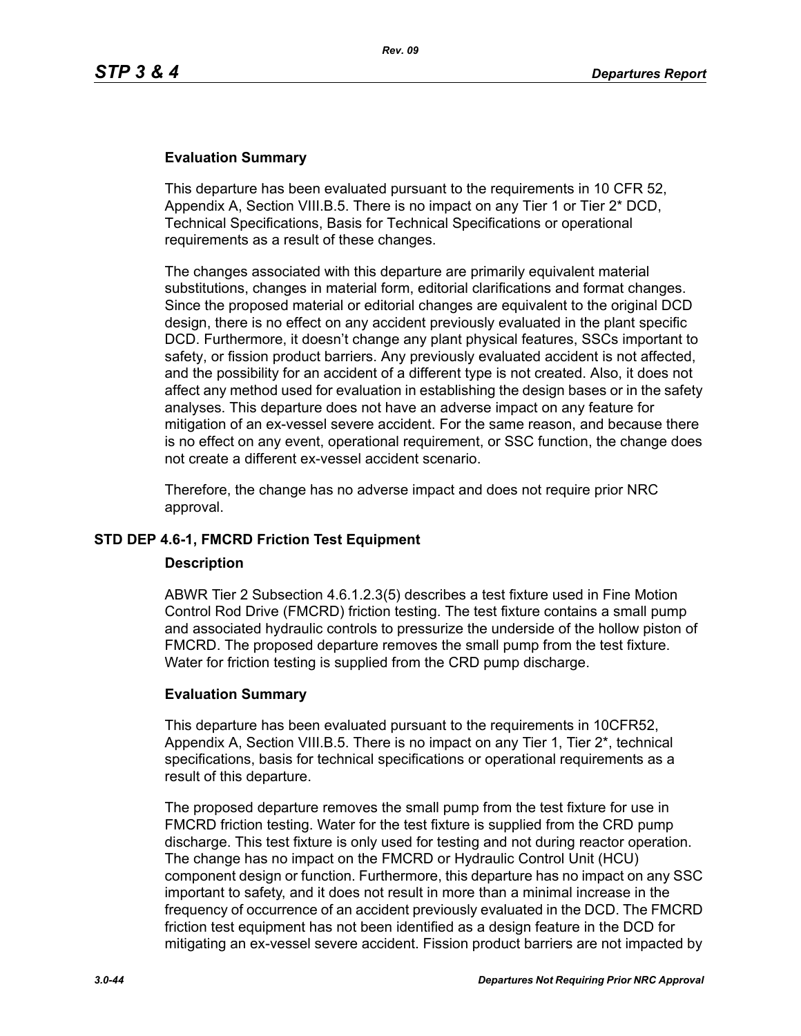#### Evaluation Summary

This departure has been evaluated pursuant to the requirements in 10 CFR 52, Appendix A, Section VIII.B.5. There is no impact on any Tier 1 or Tier 2* DCD, Technical Specifications, Basis for Technical Specifications or operational requirements as a result of these changes.

The changes associated with this departure are primarily equivalent material substitutions, changes in material form, editorial clarifications and format changes. Since the proposed material or editorial changes are equivalent to the original DCD design, there is no effect on any accident previously evaluated in the plant specific DCD. Furthermore, it doesn't change any plant physical features, SSCs important to safety, or fission product barriers. Any previously evaluated accident is not affected, and the possibility for an accident of a different type is not created. Also, it does not affect any method used for evaluation in establishing the design bases or in the safety analyses. This departure does not have an adverse impact on any feature for mitigation of an ex-vessel severe accident. For the same reason, and because there is no effect on any event, operational requirement, or SSC function, the change does not create a different ex-vessel accident scenario.

Therefore, the change has no adverse impact and does not require prior NRC approval.

### STD DEP 4.6-1, FMCRD Friction Test Equipment

#### Description

ABWR Tier 2 Subsection 4.6.1.2.3(5) describes a test fixture used in Fine Motion Control Rod Drive (FMCRD) friction testing. The test fixture contains a small pump and associated hydraulic controls to pressurize the underside of the hollow piston of FMCRD. The proposed departure removes the small pump from the test fixture. Water for friction testing is supplied from the CRD pump discharge.

#### Evaluation Summary

This departure has been evaluated pursuant to the requirements in 10CFR52, Appendix A, Section VIII.B.5. There is no impact on any Tier 1, Tier 2*, technical specifications, basis for technical specifications or operational requirements as a result of this departure.

The proposed departure removes the small pump from the test fixture for use in FMCRD friction testing. Water for the test fixture is supplied from the CRD pump discharge. This test fixture is only used for testing and not during reactor operation. The change has no impact on the FMCRD or Hydraulic Control Unit (HCU) component design or function. Furthermore, this departure has no impact on any SSC important to safety, and it does not result in more than a minimal increase in the frequency of occurrence of an accident previously evaluated in the DCD. The FMCRD friction test equipment has not been identified as a design feature in the DCD for mitigating an ex-vessel severe accident. Fission product barriers are not impacted by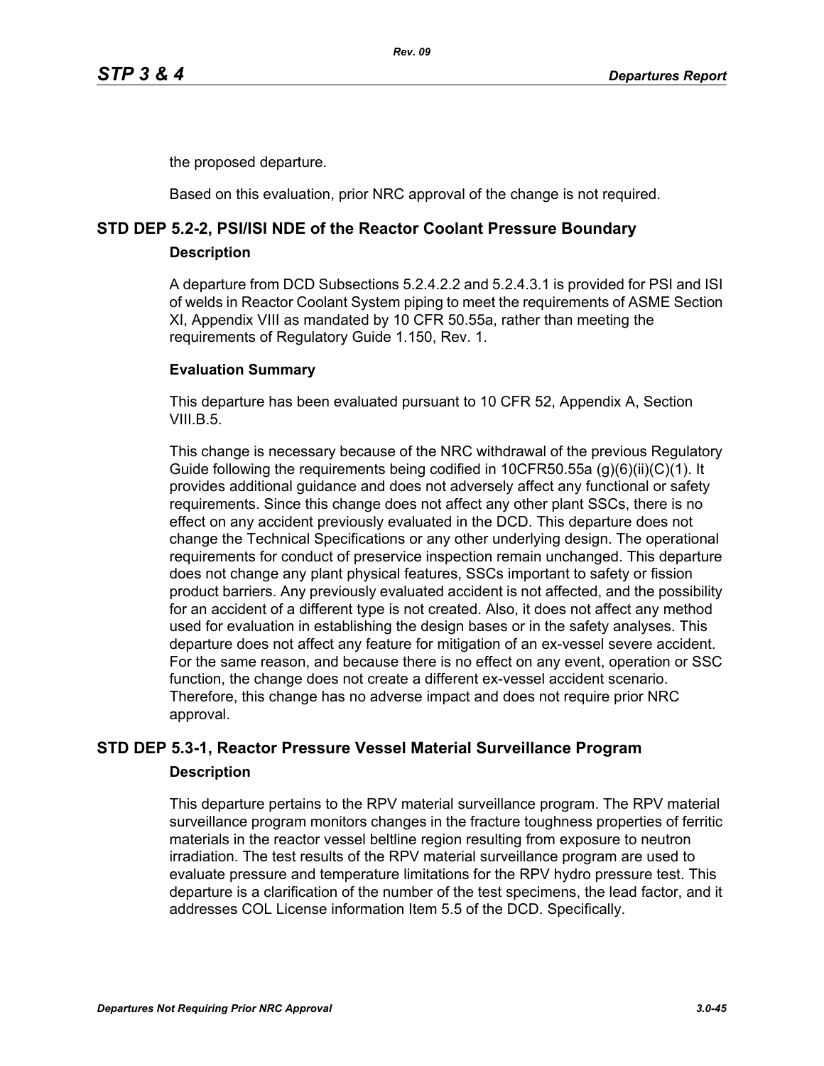the proposed departure.

Based on this evaluation, prior NRC approval of the change is not required.

## STD DEP 5.2-2, PSI/ISI NDE of the Reactor Coolant Pressure Boundary

### Description

A departure from DCD Subsections 5.2.4.2.2 and 5.2.4.3.1 is provided for PSI and ISI of welds in Reactor Coolant System piping to meet the requirements of ASME Section XI, Appendix VIII as mandated by 10 CFR 50.55a, rather than meeting the requirements of Regulatory Guide 1.150, Rev. 1.

### Evaluation Summary

This departure has been evaluated pursuant to 10 CFR 52, Appendix A, Section VIII.B.5.

This change is necessary because of the NRC withdrawal of the previous Regulatory Guide following the requirements being codified in 10CFR50.55a (g)(6)(ii)(C)(1). It provides additional guidance and does not adversely affect any functional or safety requirements. Since this change does not affect any other plant SSCs, there is no effect on any accident previously evaluated in the DCD. This departure does not change the Technical Specifications or any other underlying design. The operational requirements for conduct of preservice inspection remain unchanged. This departure does not change any plant physical features, SSCs important to safety or fission product barriers. Any previously evaluated accident is not affected, and the possibility for an accident of a different type is not created. Also, it does not affect any method used for evaluation in establishing the design bases or in the safety analyses. This departure does not affect any feature for mitigation of an ex-vessel severe accident. For the same reason, and because there is no effect on any event, operation or SSC function, the change does not create a different ex-vessel accident scenario. Therefore, this change has no adverse impact and does not require prior NRC approval.

## STD DEP 5.3-1, Reactor Pressure Vessel Material Surveillance Program

### Description

This departure pertains to the RPV material surveillance program. The RPV material surveillance program monitors changes in the fracture toughness properties of ferritic materials in the reactor vessel beltline region resulting from exposure to neutron irradiation. The test results of the RPV material surveillance program are used to evaluate pressure and temperature limitations for the RPV hydro pressure test. This departure is a clarification of the number of the test specimens, the lead factor, and it addresses COL License information Item 5.5 of the DCD. Specifically.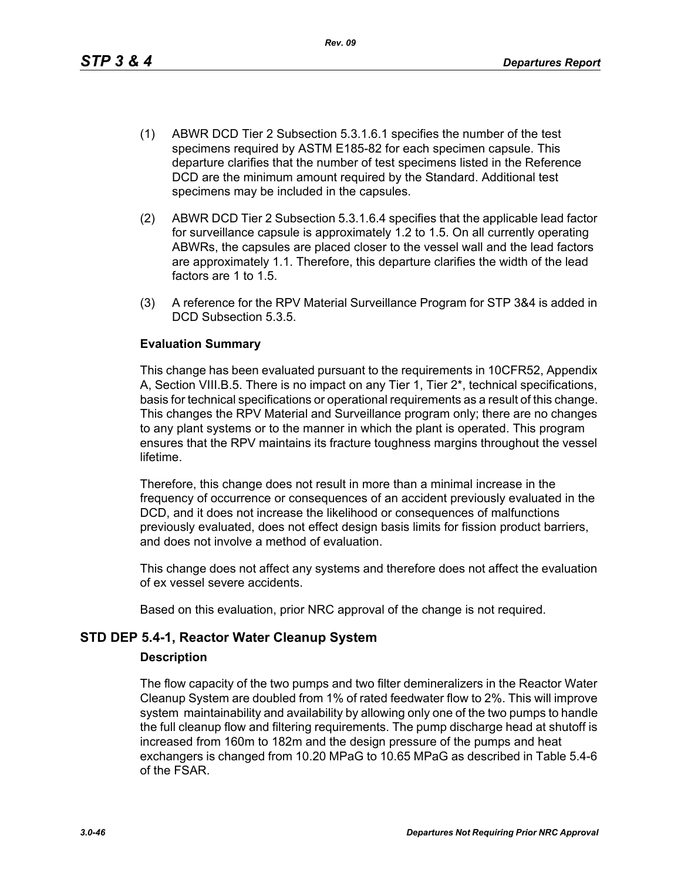(1) ABWR DCD Tier 2 Subsection 5.3.1.6.1 specifies the number of the test specimens required by ASTM E185-82 for each specimen capsule. This departure clarifies that the number of test specimens listed in the Reference DCD are the minimum amount required by the Standard. Additional test specimens may be included in the capsules.

(2) ABWR DCD Tier 2 Subsection 5.3.1.6.4 specifies that the applicable lead factor for surveillance capsule is approximately 1.2 to 1.5. On all currently operating ABWRs, the capsules are placed closer to the vessel wall and the lead factors are approximately 1.1. Therefore, this departure clarifies the width of the lead factors are 1 to 1.5.

(3) A reference for the RPV Material Surveillance Program for STP 3&4 is added in DCD Subsection 5.3.5.

**Evaluation Summary**

This change has been evaluated pursuant to the requirements in 10CFR52, Appendix A, Section VIII.B.5. There is no impact on any Tier 1, Tier 2*, technical specifications, basis for technical specifications or operational requirements as a result of this change. This changes the RPV Material and Surveillance program only; there are no changes to any plant systems or to the manner in which the plant is operated. This program ensures that the RPV maintains its fracture toughness margins throughout the vessel lifetime.

Therefore, this change does not result in more than a minimal increase in the frequency of occurrence or consequences of an accident previously evaluated in the DCD, and it does not increase the likelihood or consequences of malfunctions previously evaluated, does not effect design basis limits for fission product barriers, and does not involve a method of evaluation.

This change does not affect any systems and therefore does not affect the evaluation of ex vessel severe accidents.

Based on this evaluation, prior NRC approval of the change is not required.

## STD DEP 5.4-1, Reactor Water Cleanup System

**Description**

The flow capacity of the two pumps and two filter demineralizers in the Reactor Water Cleanup System are doubled from 1% of rated feedwater flow to 2%. This will improve system maintainability and availability by allowing only one of the two pumps to handle the full cleanup flow and filtering requirements. The pump discharge head at shutoff is increased from 160m to 182m and the design pressure of the pumps and heat exchangers is changed from 10.20 MPaG to 10.65 MPaG as described in Table 5.4-6 of the FSAR.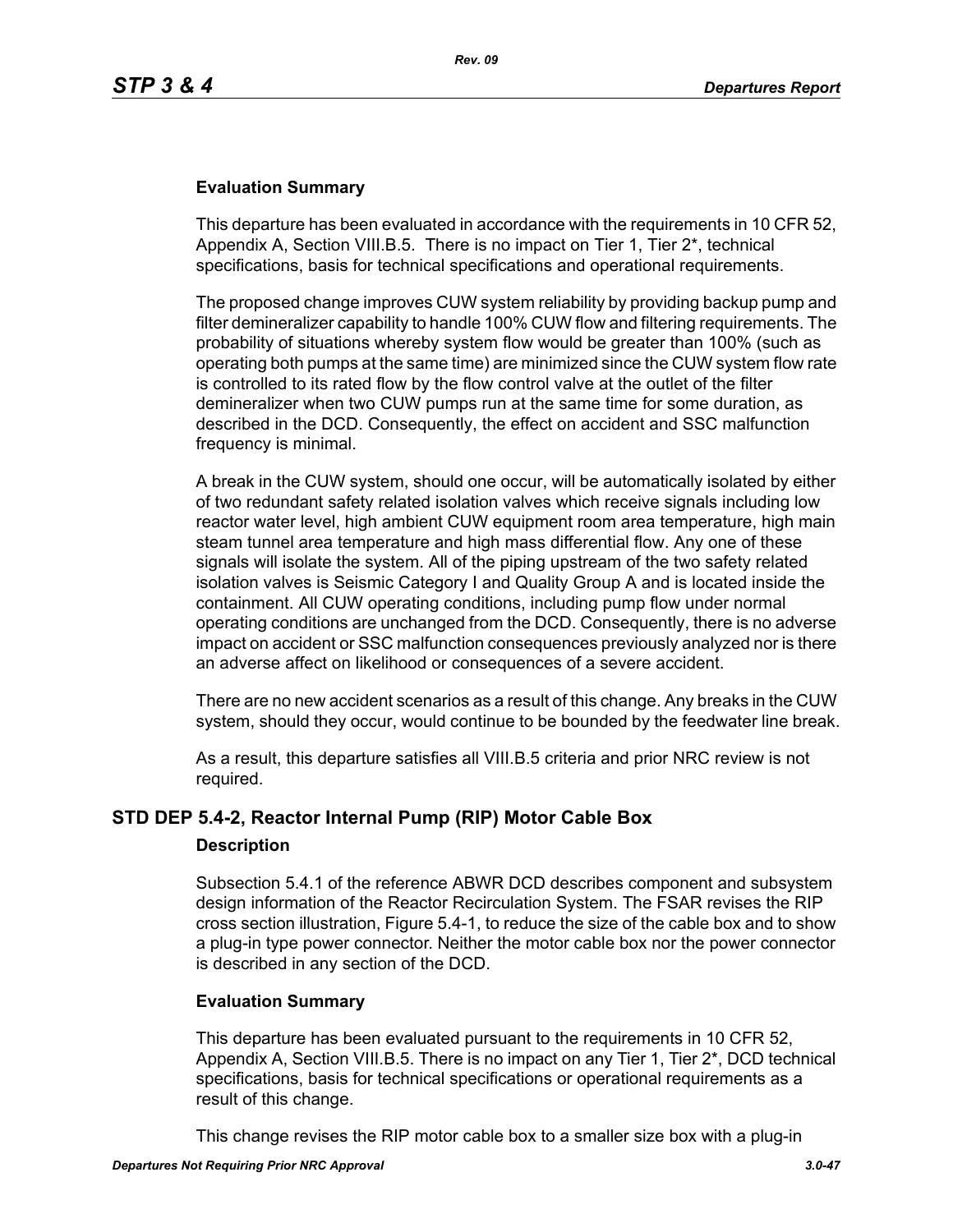### Evaluation Summary

This departure has been evaluated in accordance with the requirements in 10 CFR 52, Appendix A, Section VIII.B.5. There is no impact on Tier 1, Tier 2*, technical specifications, basis for technical specifications and operational requirements.

The proposed change improves CUW system reliability by providing backup pump and filter demineralizer capability to handle 100% CUW flow and filtering requirements. The probability of situations whereby system flow would be greater than 100% (such as operating both pumps at the same time) are minimized since the CUW system flow rate is controlled to its rated flow by the flow control valve at the outlet of the filter demineralizer when two CUW pumps run at the same time for some duration, as described in the DCD. Consequently, the effect on accident and SSC malfunction frequency is minimal.

A break in the CUW system, should one occur, will be automatically isolated by either of two redundant safety related isolation valves which receive signals including low reactor water level, high ambient CUW equipment room area temperature, high main steam tunnel area temperature and high mass differential flow. Any one of these signals will isolate the system. All of the piping upstream of the two safety related isolation valves is Seismic Category I and Quality Group A and is located inside the containment. All CUW operating conditions, including pump flow under normal operating conditions are unchanged from the DCD. Consequently, there is no adverse impact on accident or SSC malfunction consequences previously analyzed nor is there an adverse affect on likelihood or consequences of a severe accident.

There are no new accident scenarios as a result of this change. Any breaks in the CUW system, should they occur, would continue to be bounded by the feedwater line break.

As a result, this departure satisfies all VIII.B.5 criteria and prior NRC review is not required.

## STD DEP 5.4-2, Reactor Internal Pump (RIP) Motor Cable Box

### Description

Subsection 5.4.1 of the reference ABWR DCD describes component and subsystem design information of the Reactor Recirculation System. The FSAR revises the RIP cross section illustration, Figure 5.4-1, to reduce the size of the cable box and to show a plug-in type power connector. Neither the motor cable box nor the power connector is described in any section of the DCD.

### Evaluation Summary

This departure has been evaluated pursuant to the requirements in 10 CFR 52, Appendix A, Section VIII.B.5. There is no impact on any Tier 1, Tier 2*, DCD technical specifications, basis for technical specifications or operational requirements as a result of this change.

This change revises the RIP motor cable box to a smaller size box with a plug-in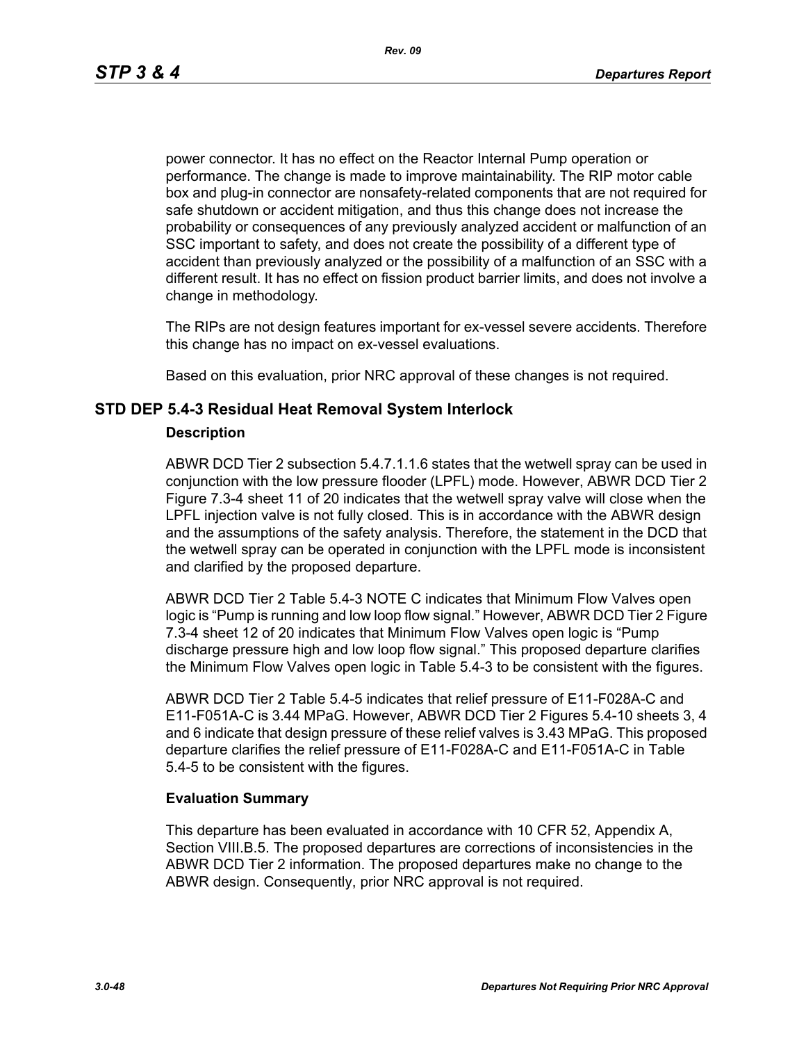power connector. It has no effect on the Reactor Internal Pump operation or performance. The change is made to improve maintainability. The RIP motor cable box and plug-in connector are nonsafety-related components that are not required for safe shutdown or accident mitigation, and thus this change does not increase the probability or consequences of any previously analyzed accident or malfunction of an SSC important to safety, and does not create the possibility of a different type of accident than previously analyzed or the possibility of a malfunction of an SSC with a different result. It has no effect on fission product barrier limits, and does not involve a change in methodology.

The RIPs are not design features important for ex-vessel severe accidents. Therefore this change has no impact on ex-vessel evaluations.

Based on this evaluation, prior NRC approval of these changes is not required.

## STD DEP 5.4-3 Residual Heat Removal System Interlock

### Description

ABWR DCD Tier 2 subsection 5.4.7.1.1.6 states that the wetwell spray can be used in conjunction with the low pressure flooder (LPFL) mode. However, ABWR DCD Tier 2 Figure 7.3-4 sheet 11 of 20 indicates that the wetwell spray valve will close when the LPFL injection valve is not fully closed. This is in accordance with the ABWR design and the assumptions of the safety analysis. Therefore, the statement in the DCD that the wetwell spray can be operated in conjunction with the LPFL mode is inconsistent and clarified by the proposed departure.

ABWR DCD Tier 2 Table 5.4-3 NOTE C indicates that Minimum Flow Valves open logic is “Pump is running and low loop flow signal.” However, ABWR DCD Tier 2 Figure 7.3-4 sheet 12 of 20 indicates that Minimum Flow Valves open logic is “Pump discharge pressure high and low loop flow signal.” This proposed departure clarifies the Minimum Flow Valves open logic in Table 5.4-3 to be consistent with the figures.

ABWR DCD Tier 2 Table 5.4-5 indicates that relief pressure of E11-F028A-C and E11-F051A-C is 3.44 MPaG. However, ABWR DCD Tier 2 Figures 5.4-10 sheets 3, 4 and 6 indicate that design pressure of these relief valves is 3.43 MPaG. This proposed departure clarifies the relief pressure of E11-F028A-C and E11-F051A-C in Table 5.4-5 to be consistent with the figures.

### Evaluation Summary

This departure has been evaluated in accordance with 10 CFR 52, Appendix A, Section VIII.B.5. The proposed departures are corrections of inconsistencies in the ABWR DCD Tier 2 information. The proposed departures make no change to the ABWR design. Consequently, prior NRC approval is not required.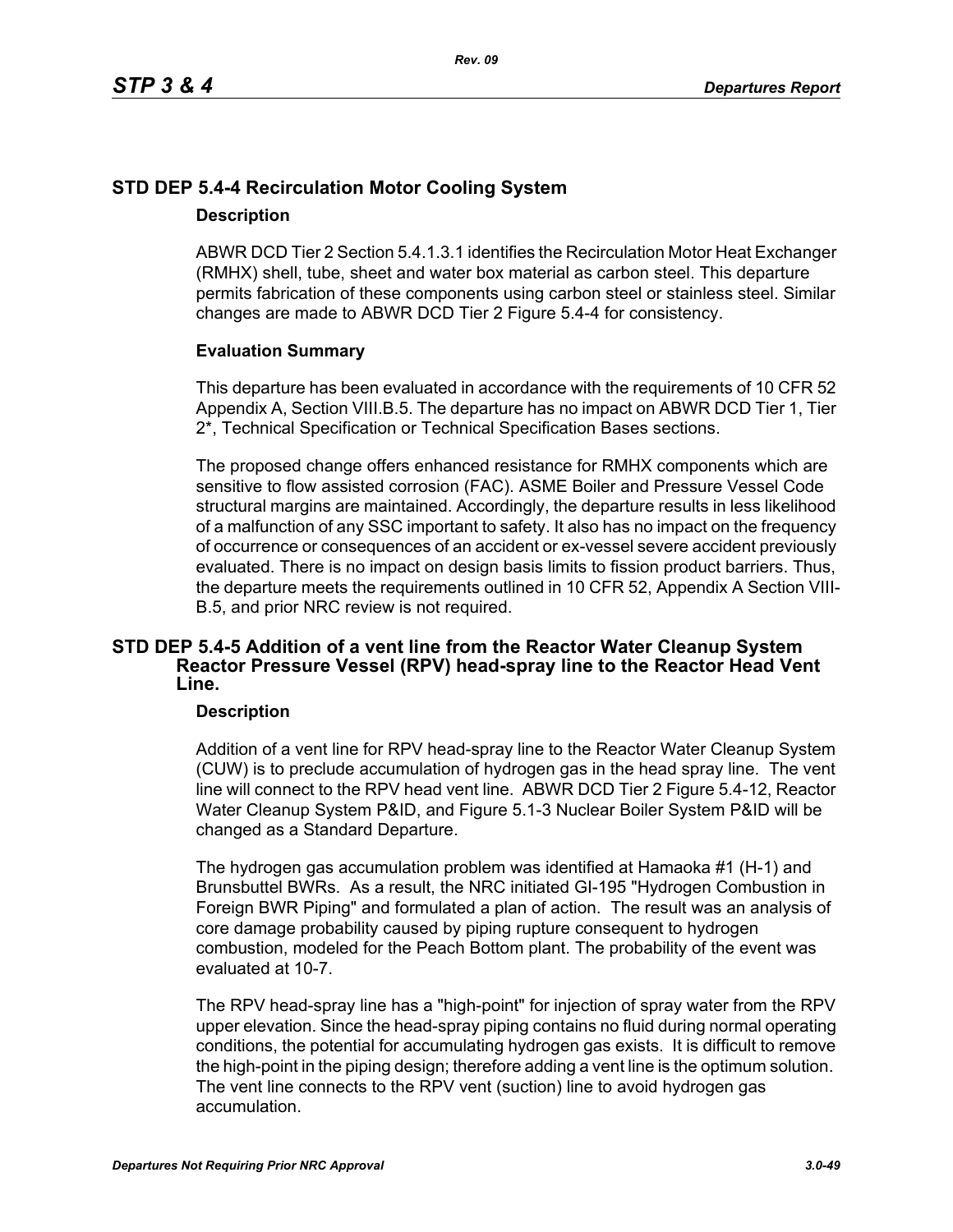## STD DEP 5.4-4 Recirculation Motor Cooling System

### Description

ABWR DCD Tier 2 Section 5.4.1.3.1 identifies the Recirculation Motor Heat Exchanger (RMHX) shell, tube, sheet and water box material as carbon steel. This departure permits fabrication of these components using carbon steel or stainless steel. Similar changes are made to ABWR DCD Tier 2 Figure 5.4-4 for consistency.

### Evaluation Summary

This departure has been evaluated in accordance with the requirements of 10 CFR 52 Appendix A, Section VIII.B.5. The departure has no impact on ABWR DCD Tier 1, Tier 2*, Technical Specification or Technical Specification Bases sections.

The proposed change offers enhanced resistance for RMHX components which are sensitive to flow assisted corrosion (FAC). ASME Boiler and Pressure Vessel Code structural margins are maintained. Accordingly, the departure results in less likelihood of a malfunction of any SSC important to safety. It also has no impact on the frequency of occurrence or consequences of an accident or ex-vessel severe accident previously evaluated. There is no impact on design basis limits to fission product barriers. Thus, the departure meets the requirements outlined in 10 CFR 52, Appendix A Section VIII-B.5, and prior NRC review is not required.

## STD DEP 5.4-5 Addition of a vent line from the Reactor Water Cleanup System Reactor Pressure Vessel (RPV) head-spray line to the Reactor Head Vent Line.

### Description

Addition of a vent line for RPV head-spray line to the Reactor Water Cleanup System (CUW) is to preclude accumulation of hydrogen gas in the head spray line. The vent line will connect to the RPV head vent line. ABWR DCD Tier 2 Figure 5.4-12, Reactor Water Cleanup System P&ID, and Figure 5.1-3 Nuclear Boiler System P&ID will be changed as a Standard Departure.

The hydrogen gas accumulation problem was identified at Hamaoka #1 (H-1) and Brunsbuttel BWRs. As a result, the NRC initiated GI-195 "Hydrogen Combustion in Foreign BWR Piping" and formulated a plan of action. The result was an analysis of core damage probability caused by piping rupture consequent to hydrogen combustion, modeled for the Peach Bottom plant. The probability of the event was evaluated at 10-7.

The RPV head-spray line has a "high-point" for injection of spray water from the RPV upper elevation. Since the head-spray piping contains no fluid during normal operating conditions, the potential for accumulating hydrogen gas exists. It is difficult to remove the high-point in the piping design; therefore adding a vent line is the optimum solution. The vent line connects to the RPV vent (suction) line to avoid hydrogen gas accumulation.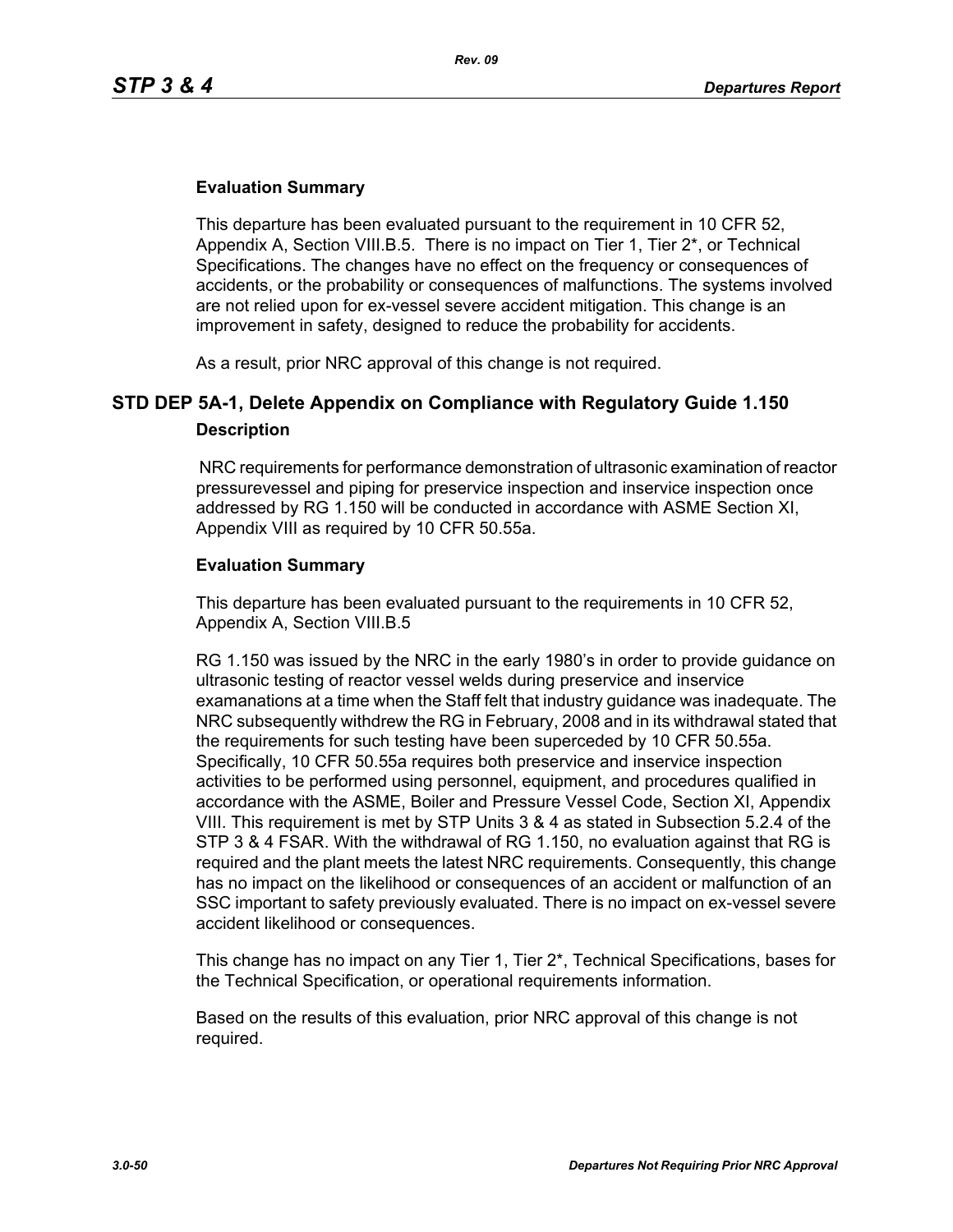**Evaluation Summary**

This departure has been evaluated pursuant to the requirement in 10 CFR 52, Appendix A, Section VIII.B.5. There is no impact on Tier 1, Tier 2*, or Technical Specifications. The changes have no effect on the frequency or consequences of accidents, or the probability or consequences of malfunctions. The systems involved are not relied upon for ex-vessel severe accident mitigation. This change is an improvement in safety, designed to reduce the probability for accidents.

As a result, prior NRC approval of this change is not required.

## STD DEP 5A-1, Delete Appendix on Compliance with Regulatory Guide 1.150

**Description**

NRC requirements for performance demonstration of ultrasonic examination of reactor pressurevessel and piping for preservice inspection and inservice inspection once addressed by RG 1.150 will be conducted in accordance with ASME Section XI, Appendix VIII as required by 10 CFR 50.55a.

**Evaluation Summary**

This departure has been evaluated pursuant to the requirements in 10 CFR 52, Appendix A, Section VIII.B.5

RG 1.150 was issued by the NRC in the early 1980's in order to provide guidance on ultrasonic testing of reactor vessel welds during preservice and inservice examanations at a time when the Staff felt that industry guidance was inadequate. The NRC subsequently withdrew the RG in February, 2008 and in its withdrawal stated that the requirements for such testing have been superceded by 10 CFR 50.55a. Specifically, 10 CFR 50.55a requires both preservice and inservice inspection activities to be performed using personnel, equipment, and procedures qualified in accordance with the ASME, Boiler and Pressure Vessel Code, Section XI, Appendix VIII. This requirement is met by STP Units 3 & 4 as stated in Subsection 5.2.4 of the STP 3 & 4 FSAR. With the withdrawal of RG 1.150, no evaluation against that RG is required and the plant meets the latest NRC requirements. Consequently, this change has no impact on the likelihood or consequences of an accident or malfunction of an SSC important to safety previously evaluated. There is no impact on ex-vessel severe accident likelihood or consequences.

This change has no impact on any Tier 1, Tier 2*, Technical Specifications, bases for the Technical Specification, or operational requirements information.

Based on the results of this evaluation, prior NRC approval of this change is not required.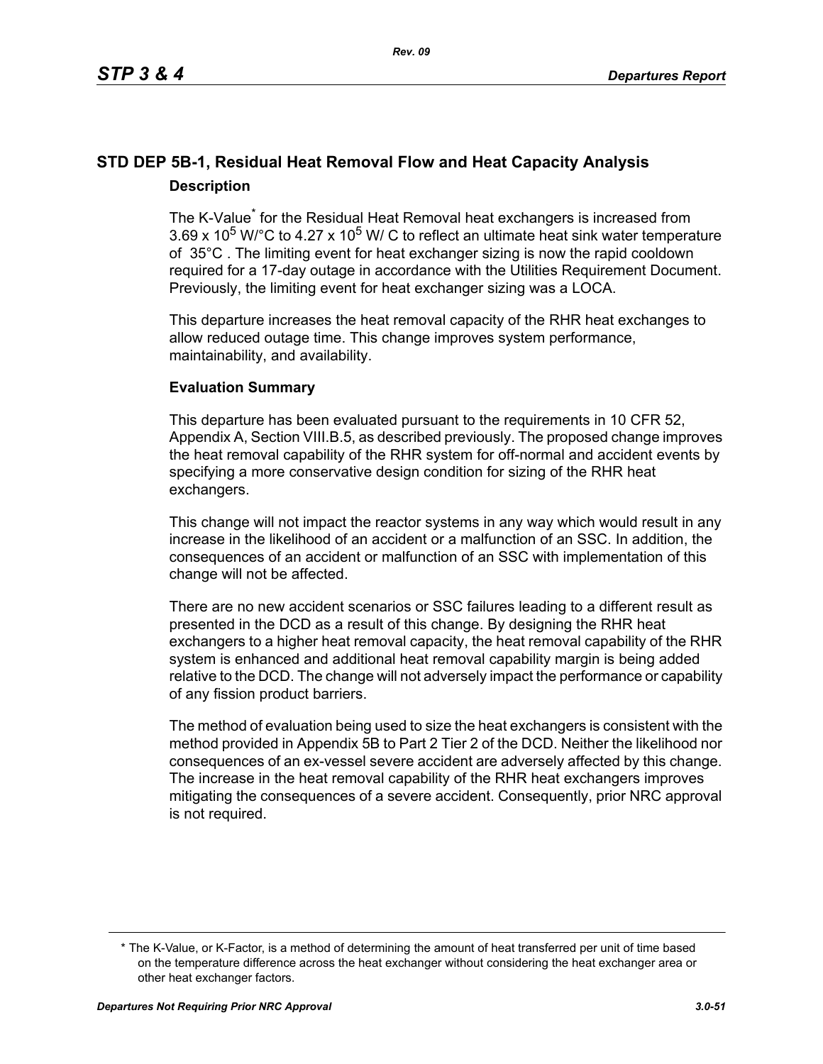## STD DEP 5B-1, Residual Heat Removal Flow and Heat Capacity Analysis

### Description

The K-Value* for the Residual Heat Removal heat exchangers is increased from $3.69 \times 10^5$ W/°C to $4.27 \times 10^5$ W/ C to reflect an ultimate heat sink water temperature of 35°C . The limiting event for heat exchanger sizing is now the rapid cooldown required for a 17-day outage in accordance with the Utilities Requirement Document. Previously, the limiting event for heat exchanger sizing was a LOCA.

This departure increases the heat removal capacity of the RHR heat exchanges to allow reduced outage time. This change improves system performance, maintainability, and availability.

### Evaluation Summary

This departure has been evaluated pursuant to the requirements in 10 CFR 52, Appendix A, Section VIII.B.5, as described previously. The proposed change improves the heat removal capability of the RHR system for off-normal and accident events by specifying a more conservative design condition for sizing of the RHR heat exchangers.

This change will not impact the reactor systems in any way which would result in any increase in the likelihood of an accident or a malfunction of an SSC. In addition, the consequences of an accident or malfunction of an SSC with implementation of this change will not be affected.

There are no new accident scenarios or SSC failures leading to a different result as presented in the DCD as a result of this change. By designing the RHR heat exchangers to a higher heat removal capacity, the heat removal capability of the RHR system is enhanced and additional heat removal capability margin is being added relative to the DCD. The change will not adversely impact the performance or capability of any fission product barriers.

The method of evaluation being used to size the heat exchangers is consistent with the method provided in Appendix 5B to Part 2 Tier 2 of the DCD. Neither the likelihood nor consequences of an ex-vessel severe accident are adversely affected by this change. The increase in the heat removal capability of the RHR heat exchangers improves mitigating the consequences of a severe accident. Consequently, prior NRC approval is not required.

---

* The K-Value, or K-Factor, is a method of determining the amount of heat transferred per unit of time based on the temperature difference across the heat exchanger without considering the heat exchanger area or other heat exchanger factors.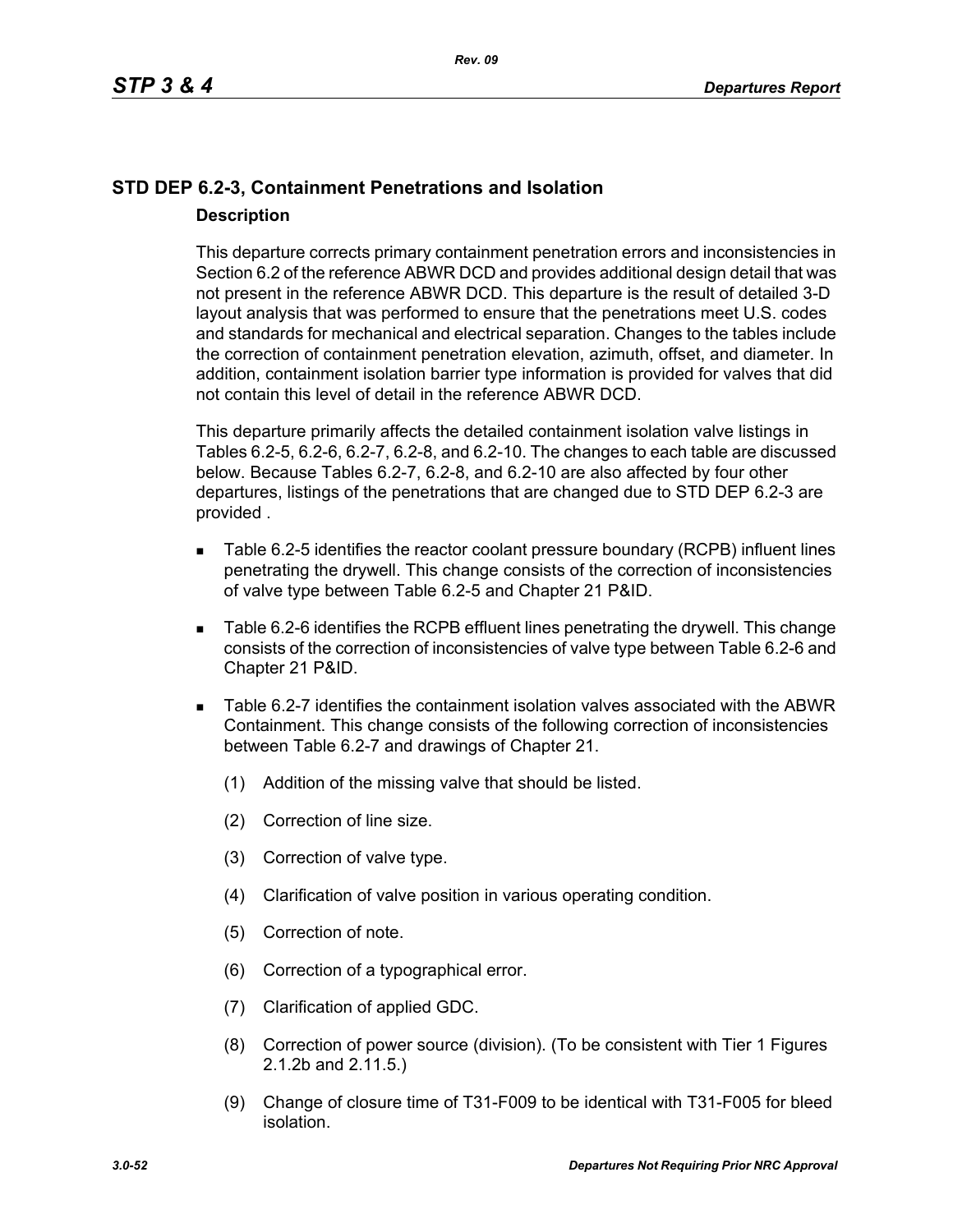## STD DEP 6.2-3, Containment Penetrations and Isolation

### Description

This departure corrects primary containment penetration errors and inconsistencies in Section 6.2 of the reference ABWR DCD and provides additional design detail that was not present in the reference ABWR DCD. This departure is the result of detailed 3-D layout analysis that was performed to ensure that the penetrations meet U.S. codes and standards for mechanical and electrical separation. Changes to the tables include the correction of containment penetration elevation, azimuth, offset, and diameter. In addition, containment isolation barrier type information is provided for valves that did not contain this level of detail in the reference ABWR DCD.

This departure primarily affects the detailed containment isolation valve listings in Tables 6.2-5, 6.2-6, 6.2-7, 6.2-8, and 6.2-10. The changes to each table are discussed below. Because Tables 6.2-7, 6.2-8, and 6.2-10 are also affected by four other departures, listings of the penetrations that are changed due to STD DEP 6.2-3 are provided .

- Table 6.2-5 identifies the reactor coolant pressure boundary (RCPB) influent lines penetrating the drywell. This change consists of the correction of inconsistencies of valve type between Table 6.2-5 and Chapter 21 P&ID.
- Table 6.2-6 identifies the RCPB effluent lines penetrating the drywell. This change consists of the correction of inconsistencies of valve type between Table 6.2-6 and Chapter 21 P&ID.
- Table 6.2-7 identifies the containment isolation valves associated with the ABWR Containment. This change consists of the following correction of inconsistencies between Table 6.2-7 and drawings of Chapter 21.
  - (1) Addition of the missing valve that should be listed.
  - (2) Correction of line size.
  - (3) Correction of valve type.
  - (4) Clarification of valve position in various operating condition.
  - (5) Correction of note.
  - (6) Correction of a typographical error.
  - (7) Clarification of applied GDC.
  - (8) Correction of power source (division). (To be consistent with Tier 1 Figures 2.1.2b and 2.11.5.)
  - (9) Change of closure time of T31-F009 to be identical with T31-F005 for bleed isolation.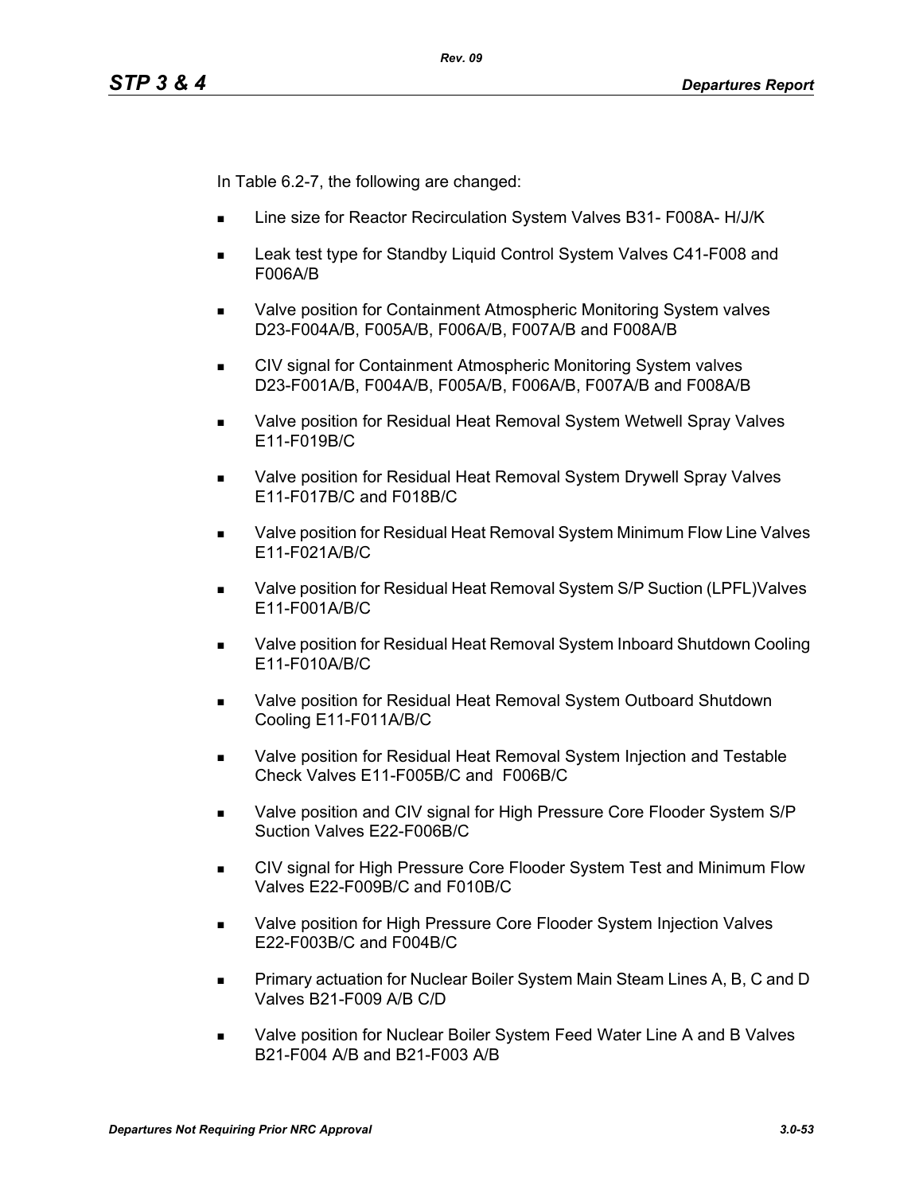In Table 6.2-7, the following are changed:

- Line size for Reactor Recirculation System Valves B31- F008A- H/J/K
- Leak test type for Standby Liquid Control System Valves C41-F008 and F006A/B
- Valve position for Containment Atmospheric Monitoring System valves D23-F004A/B, F005A/B, F006A/B, F007A/B and F008A/B
- CIV signal for Containment Atmospheric Monitoring System valves D23-F001A/B, F004A/B, F005A/B, F006A/B, F007A/B and F008A/B
- Valve position for Residual Heat Removal System Wetwell Spray Valves E11-F019B/C
- Valve position for Residual Heat Removal System Drywell Spray Valves E11-F017B/C and F018B/C
- Valve position for Residual Heat Removal System Minimum Flow Line Valves E11-F021A/B/C
- Valve position for Residual Heat Removal System S/P Suction (LPFL)Valves E11-F001A/B/C
- Valve position for Residual Heat Removal System Inboard Shutdown Cooling E11-F010A/B/C
- Valve position for Residual Heat Removal System Outboard Shutdown Cooling E11-F011A/B/C
- Valve position for Residual Heat Removal System Injection and Testable Check Valves E11-F005B/C and F006B/C
- Valve position and CIV signal for High Pressure Core Flooder System S/P Suction Valves E22-F006B/C
- CIV signal for High Pressure Core Flooder System Test and Minimum Flow Valves E22-F009B/C and F010B/C
- Valve position for High Pressure Core Flooder System Injection Valves E22-F003B/C and F004B/C
- Primary actuation for Nuclear Boiler System Main Steam Lines A, B, C and D Valves B21-F009 A/B C/D
- Valve position for Nuclear Boiler System Feed Water Line A and B Valves B21-F004 A/B and B21-F003 A/B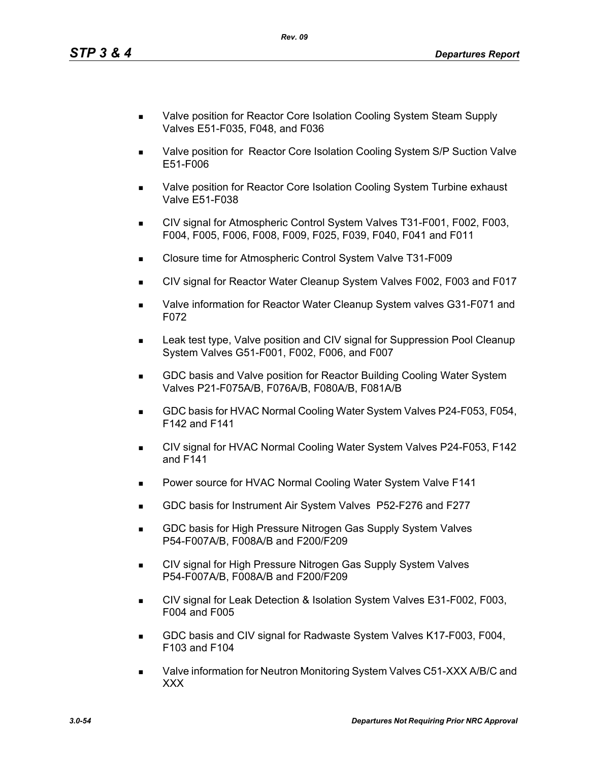- Valve position for Reactor Core Isolation Cooling System Steam Supply Valves E51-F035, F048, and F036
- Valve position for Reactor Core Isolation Cooling System S/P Suction Valve E51-F006
- Valve position for Reactor Core Isolation Cooling System Turbine exhaust Valve E51-F038
- CIV signal for Atmospheric Control System Valves T31-F001, F002, F003, F004, F005, F006, F008, F009, F025, F039, F040, F041 and F011
- Closure time for Atmospheric Control System Valve T31-F009
- CIV signal for Reactor Water Cleanup System Valves F002, F003 and F017
- Valve information for Reactor Water Cleanup System valves G31-F071 and F072
- Leak test type, Valve position and CIV signal for Suppression Pool Cleanup System Valves G51-F001, F002, F006, and F007
- GDC basis and Valve position for Reactor Building Cooling Water System Valves P21-F075A/B, F076A/B, F080A/B, F081A/B
- GDC basis for HVAC Normal Cooling Water System Valves P24-F053, F054, F142 and F141
- CIV signal for HVAC Normal Cooling Water System Valves P24-F053, F142 and F141
- Power source for HVAC Normal Cooling Water System Valve F141
- GDC basis for Instrument Air System Valves P52-F276 and F277
- GDC basis for High Pressure Nitrogen Gas Supply System Valves P54-F007A/B, F008A/B and F200/F209
- CIV signal for High Pressure Nitrogen Gas Supply System Valves P54-F007A/B, F008A/B and F200/F209
- CIV signal for Leak Detection & Isolation System Valves E31-F002, F003, F004 and F005
- GDC basis and CIV signal for Radwaste System Valves K17-F003, F004, F103 and F104
- Valve information for Neutron Monitoring System Valves C51-XXX A/B/C and XXX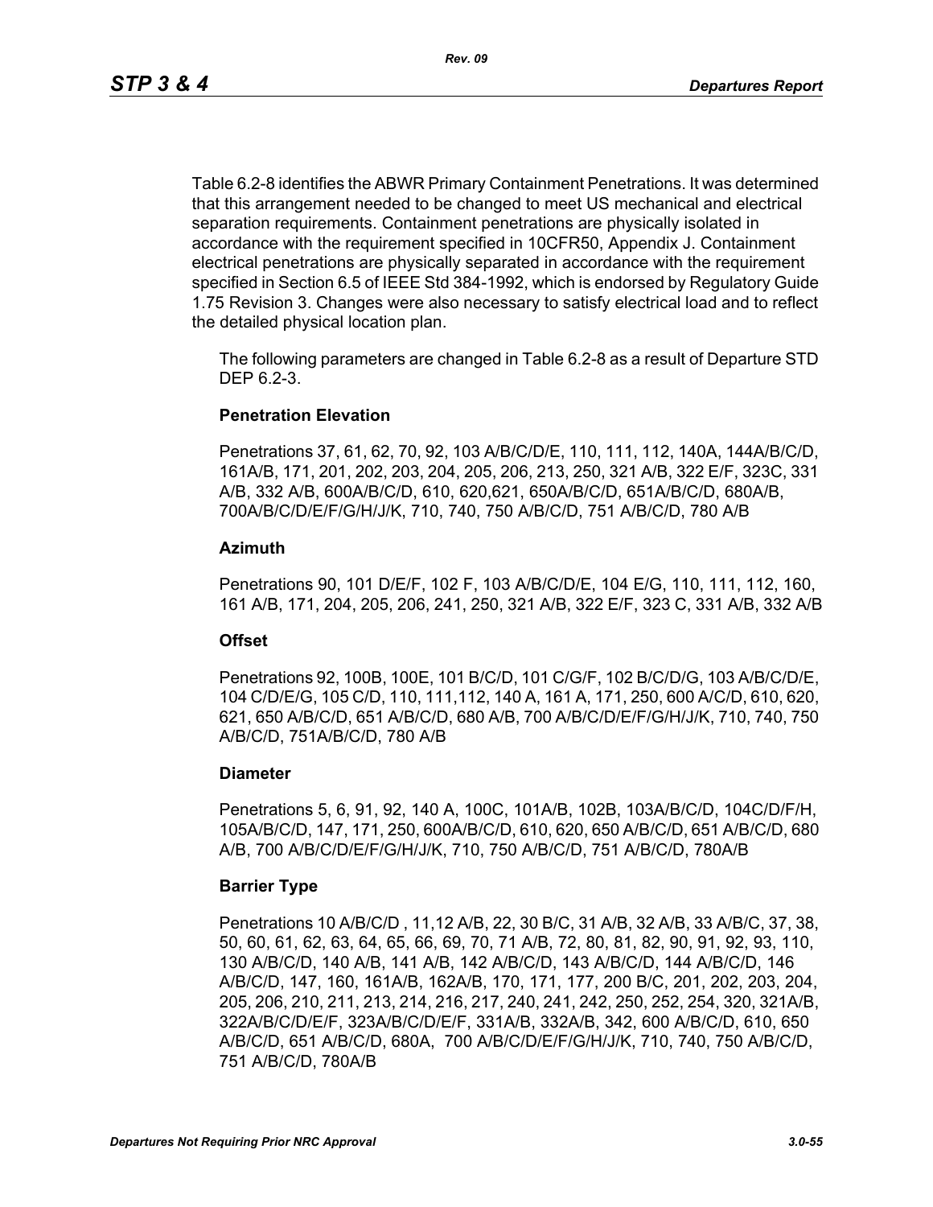Table 6.2-8 identifies the ABWR Primary Containment Penetrations. It was determined that this arrangement needed to be changed to meet US mechanical and electrical separation requirements. Containment penetrations are physically isolated in accordance with the requirement specified in 10CFR50, Appendix J. Containment electrical penetrations are physically separated in accordance with the requirement specified in Section 6.5 of IEEE Std 384-1992, which is endorsed by Regulatory Guide 1.75 Revision 3. Changes were also necessary to satisfy electrical load and to reflect the detailed physical location plan.

The following parameters are changed in Table 6.2-8 as a result of Departure STD DEP 6.2-3.

**Penetration Elevation**

Penetrations 37, 61, 62, 70, 92, 103 A/B/C/D/E, 110, 111, 112, 140A, 144A/B/C/D, 161A/B, 171, 201, 202, 203, 204, 205, 206, 213, 250, 321 A/B, 322 E/F, 323C, 331 A/B, 332 A/B, 600A/B/C/D, 610, 620,621, 650A/B/C/D, 651A/B/C/D, 680A/B, 700A/B/C/D/E/F/G/H/J/K, 710, 740, 750 A/B/C/D, 751 A/B/C/D, 780 A/B

**Azimuth**

Penetrations 90, 101 D/E/F, 102 F, 103 A/B/C/D/E, 104 E/G, 110, 111, 112, 160, 161 A/B, 171, 204, 205, 206, 241, 250, 321 A/B, 322 E/F, 323 C, 331 A/B, 332 A/B

**Offset**

Penetrations 92, 100B, 100E, 101 B/C/D, 101 C/G/F, 102 B/C/D/G, 103 A/B/C/D/E, 104 C/D/E/G, 105 C/D, 110, 111,112, 140 A, 161 A, 171, 250, 600 A/C/D, 610, 620, 621, 650 A/B/C/D, 651 A/B/C/D, 680 A/B, 700 A/B/C/D/E/F/G/H/J/K, 710, 740, 750 A/B/C/D, 751A/B/C/D, 780 A/B

**Diameter**

Penetrations 5, 6, 91, 92, 140 A, 100C, 101A/B, 102B, 103A/B/C/D, 104C/D/F/H, 105A/B/C/D, 147, 171, 250, 600A/B/C/D, 610, 620, 650 A/B/C/D, 651 A/B/C/D, 680 A/B, 700 A/B/C/D/E/F/G/H/J/K, 710, 750 A/B/C/D, 751 A/B/C/D, 780A/B

**Barrier Type**

Penetrations 10 A/B/C/D , 11,12 A/B, 22, 30 B/C, 31 A/B, 32 A/B, 33 A/B/C, 37, 38, 50, 60, 61, 62, 63, 64, 65, 66, 69, 70, 71 A/B, 72, 80, 81, 82, 90, 91, 92, 93, 110, 130 A/B/C/D, 140 A/B, 141 A/B, 142 A/B/C/D, 143 A/B/C/D, 144 A/B/C/D, 146 A/B/C/D, 147, 160, 161A/B, 162A/B, 170, 171, 177, 200 B/C, 201, 202, 203, 204, 205, 206, 210, 211, 213, 214, 216, 217, 240, 241, 242, 250, 252, 254, 320, 321A/B, 322A/B/C/D/E/F, 323A/B/C/D/E/F, 331A/B, 332A/B, 342, 600 A/B/C/D, 610, 650 A/B/C/D, 651 A/B/C/D, 680A, 700 A/B/C/D/E/F/G/H/J/K, 710, 740, 750 A/B/C/D, 751 A/B/C/D, 780A/B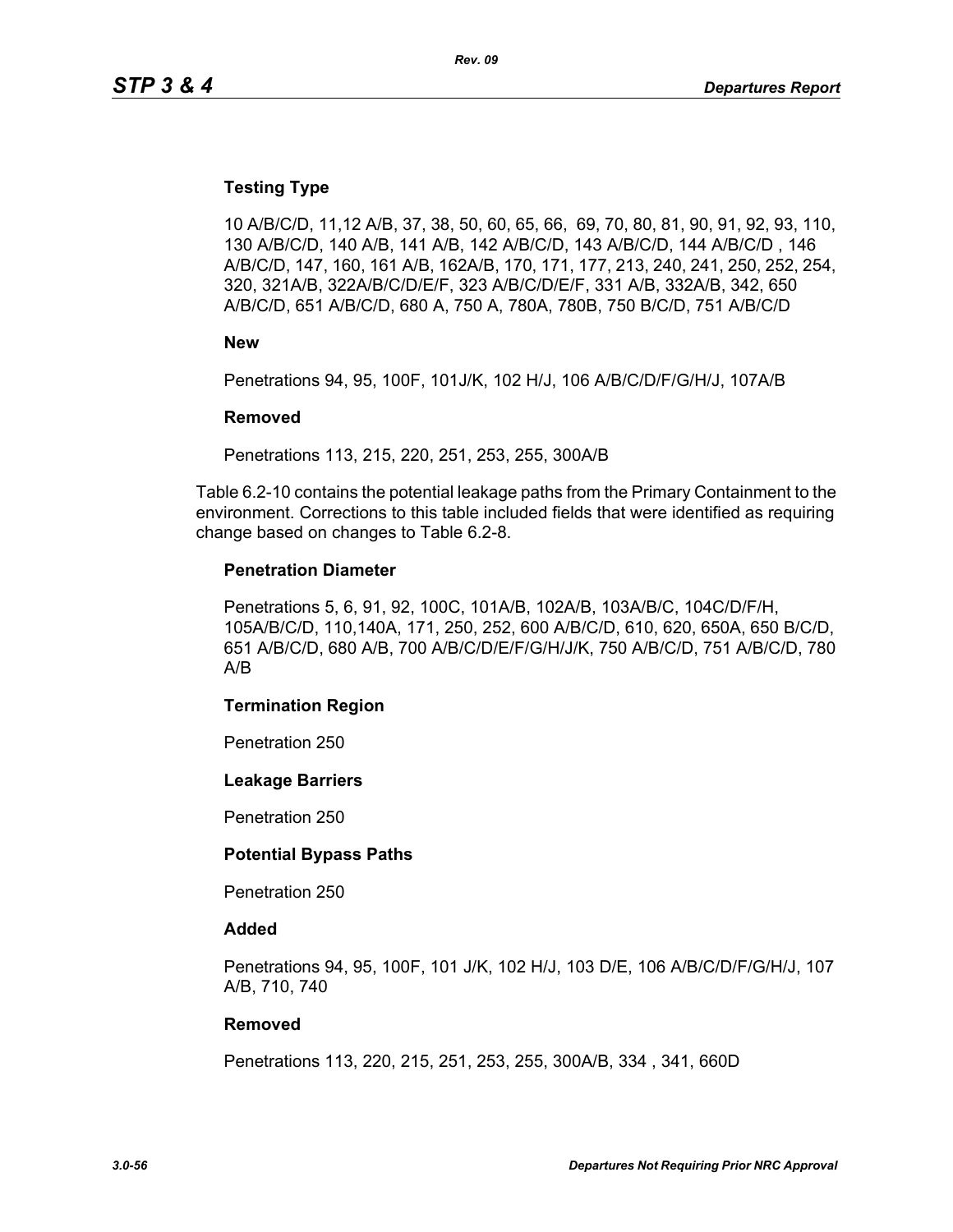**Testing Type**

10 A/B/C/D, 11,12 A/B, 37, 38, 50, 60, 65, 66,  69, 70, 80, 81, 90, 91, 92, 93, 110, 130 A/B/C/D, 140 A/B, 141 A/B, 142 A/B/C/D, 143 A/B/C/D, 144 A/B/C/D , 146 A/B/C/D, 147, 160, 161 A/B, 162A/B, 170, 171, 177, 213, 240, 241, 250, 252, 254, 320, 321A/B, 322A/B/C/D/E/F, 323 A/B/C/D/E/F, 331 A/B, 332A/B, 342, 650 A/B/C/D, 651 A/B/C/D, 680 A, 750 A, 780A, 780B, 750 B/C/D, 751 A/B/C/D

**New**

Penetrations 94, 95, 100F, 101J/K, 102 H/J, 106 A/B/C/D/F/G/H/J, 107A/B

**Removed**

Penetrations 113, 215, 220, 251, 253, 255, 300A/B

Table 6.2-10 contains the potential leakage paths from the Primary Containment to the environment. Corrections to this table included fields that were identified as requiring change based on changes to Table 6.2-8.

**Penetration Diameter**

Penetrations 5, 6, 91, 92, 100C, 101A/B, 102A/B, 103A/B/C, 104C/D/F/H, 105A/B/C/D, 110,140A, 171, 250, 252, 600 A/B/C/D, 610, 620, 650A, 650 B/C/D, 651 A/B/C/D, 680 A/B, 700 A/B/C/D/E/F/G/H/J/K, 750 A/B/C/D, 751 A/B/C/D, 780 A/B

**Termination Region**

Penetration 250

**Leakage Barriers**

Penetration 250

**Potential Bypass Paths**

Penetration 250

**Added**

Penetrations 94, 95, 100F, 101 J/K, 102 H/J, 103 D/E, 106 A/B/C/D/F/G/H/J, 107 A/B, 710, 740

**Removed**

Penetrations 113, 220, 215, 251, 253, 255, 300A/B, 334 , 341, 660D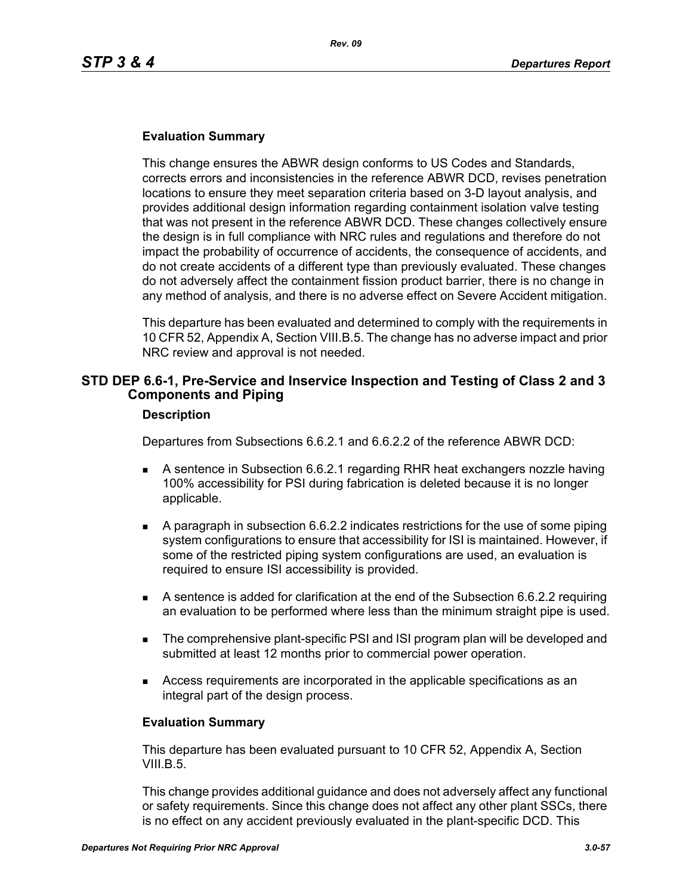### Evaluation Summary

This change ensures the ABWR design conforms to US Codes and Standards, corrects errors and inconsistencies in the reference ABWR DCD, revises penetration locations to ensure they meet separation criteria based on 3-D layout analysis, and provides additional design information regarding containment isolation valve testing that was not present in the reference ABWR DCD. These changes collectively ensure the design is in full compliance with NRC rules and regulations and therefore do not impact the probability of occurrence of accidents, the consequence of accidents, and do not create accidents of a different type than previously evaluated. These changes do not adversely affect the containment fission product barrier, there is no change in any method of analysis, and there is no adverse effect on Severe Accident mitigation.

This departure has been evaluated and determined to comply with the requirements in 10 CFR 52, Appendix A, Section VIII.B.5. The change has no adverse impact and prior NRC review and approval is not needed.

## STD DEP 6.6-1, Pre-Service and Inservice Inspection and Testing of Class 2 and 3 Components and Piping

### Description

Departures from Subsections 6.6.2.1 and 6.6.2.2 of the reference ABWR DCD:

- A sentence in Subsection 6.6.2.1 regarding RHR heat exchangers nozzle having 100% accessibility for PSI during fabrication is deleted because it is no longer applicable.
- A paragraph in subsection 6.6.2.2 indicates restrictions for the use of some piping system configurations to ensure that accessibility for ISI is maintained. However, if some of the restricted piping system configurations are used, an evaluation is required to ensure ISI accessibility is provided.
- A sentence is added for clarification at the end of the Subsection 6.6.2.2 requiring an evaluation to be performed where less than the minimum straight pipe is used.
- The comprehensive plant-specific PSI and ISI program plan will be developed and submitted at least 12 months prior to commercial power operation.
- Access requirements are incorporated in the applicable specifications as an integral part of the design process.

### Evaluation Summary

This departure has been evaluated pursuant to 10 CFR 52, Appendix A, Section VIII.B.5.

This change provides additional guidance and does not adversely affect any functional or safety requirements. Since this change does not affect any other plant SSCs, there is no effect on any accident previously evaluated in the plant-specific DCD. This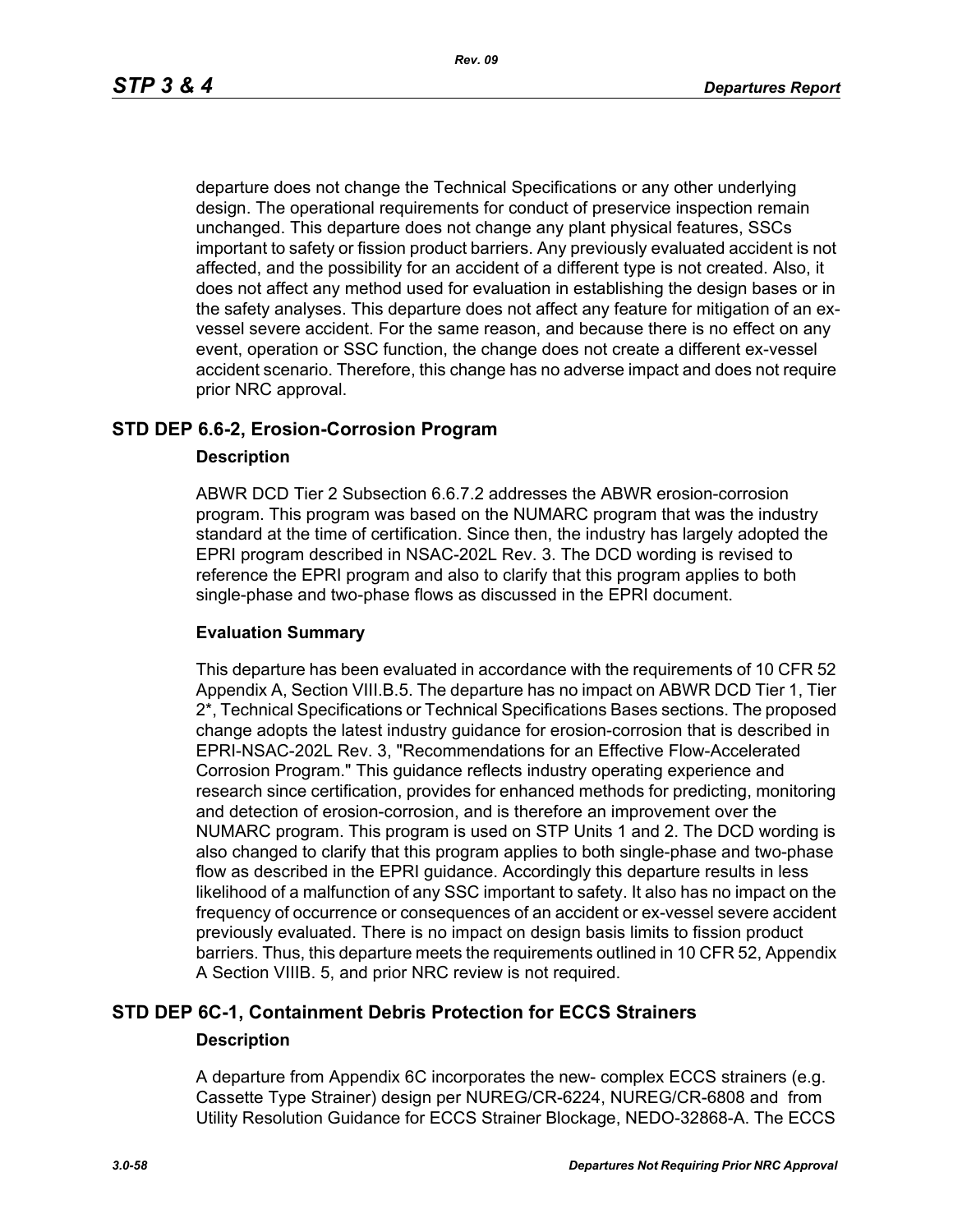departure does not change the Technical Specifications or any other underlying design. The operational requirements for conduct of preservice inspection remain unchanged. This departure does not change any plant physical features, SSCs important to safety or fission product barriers. Any previously evaluated accident is not affected, and the possibility for an accident of a different type is not created. Also, it does not affect any method used for evaluation in establishing the design bases or in the safety analyses. This departure does not affect any feature for mitigation of an ex-vessel severe accident. For the same reason, and because there is no effect on any event, operation or SSC function, the change does not create a different ex-vessel accident scenario. Therefore, this change has no adverse impact and does not require prior NRC approval.

## STD DEP 6.6-2, Erosion-Corrosion Program

### Description

ABWR DCD Tier 2 Subsection 6.6.7.2 addresses the ABWR erosion-corrosion program. This program was based on the NUMARC program that was the industry standard at the time of certification. Since then, the industry has largely adopted the EPRI program described in NSAC-202L Rev. 3. The DCD wording is revised to reference the EPRI program and also to clarify that this program applies to both single-phase and two-phase flows as discussed in the EPRI document.

### Evaluation Summary

This departure has been evaluated in accordance with the requirements of 10 CFR 52 Appendix A, Section VIII.B.5. The departure has no impact on ABWR DCD Tier 1, Tier 2*, Technical Specifications or Technical Specifications Bases sections. The proposed change adopts the latest industry guidance for erosion-corrosion that is described in EPRI-NSAC-202L Rev. 3, "Recommendations for an Effective Flow-Accelerated Corrosion Program." This guidance reflects industry operating experience and research since certification, provides for enhanced methods for predicting, monitoring and detection of erosion-corrosion, and is therefore an improvement over the NUMARC program. This program is used on STP Units 1 and 2. The DCD wording is also changed to clarify that this program applies to both single-phase and two-phase flow as described in the EPRI guidance. Accordingly this departure results in less likelihood of a malfunction of any SSC important to safety. It also has no impact on the frequency of occurrence or consequences of an accident or ex-vessel severe accident previously evaluated. There is no impact on design basis limits to fission product barriers. Thus, this departure meets the requirements outlined in 10 CFR 52, Appendix A Section VIIIB. 5, and prior NRC review is not required.

## STD DEP 6C-1, Containment Debris Protection for ECCS Strainers

### Description

A departure from Appendix 6C incorporates the new- complex ECCS strainers (e.g. Cassette Type Strainer) design per NUREG/CR-6224, NUREG/CR-6808 and from Utility Resolution Guidance for ECCS Strainer Blockage, NEDO-32868-A. The ECCS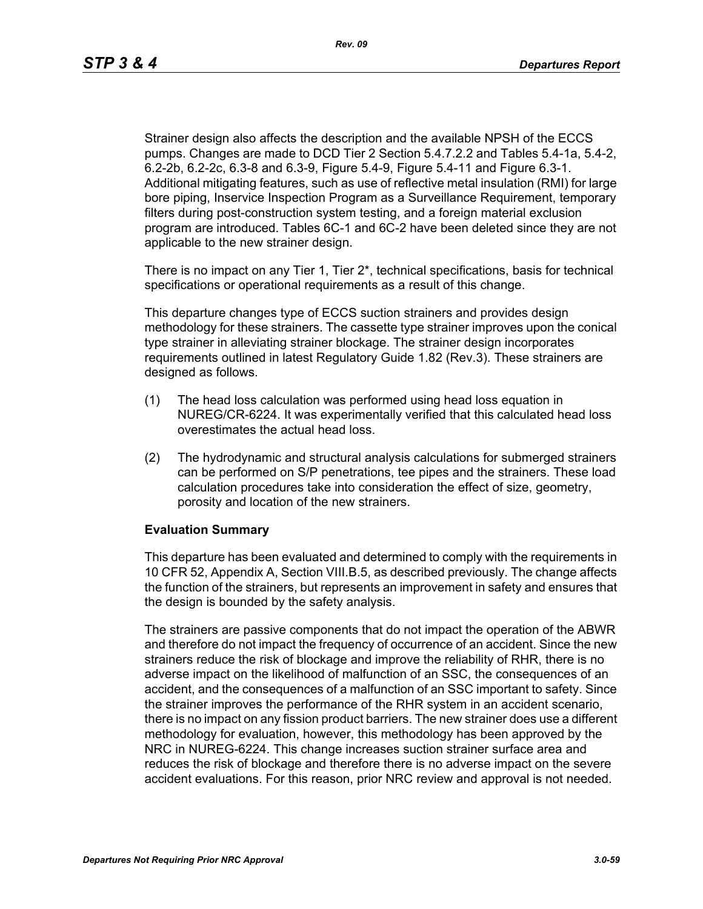Strainer design also affects the description and the available NPSH of the ECCS pumps. Changes are made to DCD Tier 2 Section 5.4.7.2.2 and Tables 5.4-1a, 5.4-2, 6.2-2b, 6.2-2c, 6.3-8 and 6.3-9, Figure 5.4-9, Figure 5.4-11 and Figure 6.3-1. Additional mitigating features, such as use of reflective metal insulation (RMI) for large bore piping, Inservice Inspection Program as a Surveillance Requirement, temporary filters during post-construction system testing, and a foreign material exclusion program are introduced. Tables 6C-1 and 6C-2 have been deleted since they are not applicable to the new strainer design.

There is no impact on any Tier 1, Tier 2*, technical specifications, basis for technical specifications or operational requirements as a result of this change.

This departure changes type of ECCS suction strainers and provides design methodology for these strainers. The cassette type strainer improves upon the conical type strainer in alleviating strainer blockage. The strainer design incorporates requirements outlined in latest Regulatory Guide 1.82 (Rev.3). These strainers are designed as follows.

(1) The head loss calculation was performed using head loss equation in NUREG/CR-6224. It was experimentally verified that this calculated head loss overestimates the actual head loss.

(2) The hydrodynamic and structural analysis calculations for submerged strainers can be performed on S/P penetrations, tee pipes and the strainers. These load calculation procedures take into consideration the effect of size, geometry, porosity and location of the new strainers.

**Evaluation Summary**

This departure has been evaluated and determined to comply with the requirements in 10 CFR 52, Appendix A, Section VIII.B.5, as described previously. The change affects the function of the strainers, but represents an improvement in safety and ensures that the design is bounded by the safety analysis.

The strainers are passive components that do not impact the operation of the ABWR and therefore do not impact the frequency of occurrence of an accident. Since the new strainers reduce the risk of blockage and improve the reliability of RHR, there is no adverse impact on the likelihood of malfunction of an SSC, the consequences of an accident, and the consequences of a malfunction of an SSC important to safety. Since the strainer improves the performance of the RHR system in an accident scenario, there is no impact on any fission product barriers. The new strainer does use a different methodology for evaluation, however, this methodology has been approved by the NRC in NUREG-6224. This change increases suction strainer surface area and reduces the risk of blockage and therefore there is no adverse impact on the severe accident evaluations. For this reason, prior NRC review and approval is not needed.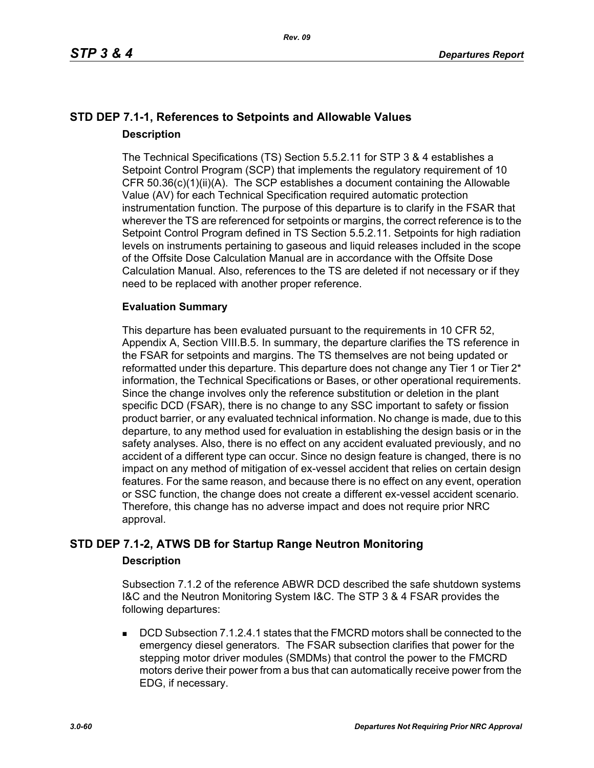## STD DEP 7.1-1, References to Setpoints and Allowable Values

### Description

The Technical Specifications (TS) Section 5.5.2.11 for STP 3 & 4 establishes a Setpoint Control Program (SCP) that implements the regulatory requirement of 10 CFR 50.36(c)(1)(ii)(A). The SCP establishes a document containing the Allowable Value (AV) for each Technical Specification required automatic protection instrumentation function. The purpose of this departure is to clarify in the FSAR that wherever the TS are referenced for setpoints or margins, the correct reference is to the Setpoint Control Program defined in TS Section 5.5.2.11. Setpoints for high radiation levels on instruments pertaining to gaseous and liquid releases included in the scope of the Offsite Dose Calculation Manual are in accordance with the Offsite Dose Calculation Manual. Also, references to the TS are deleted if not necessary or if they need to be replaced with another proper reference.

### Evaluation Summary

This departure has been evaluated pursuant to the requirements in 10 CFR 52, Appendix A, Section VIII.B.5. In summary, the departure clarifies the TS reference in the FSAR for setpoints and margins. The TS themselves are not being updated or reformatted under this departure. This departure does not change any Tier 1 or Tier 2* information, the Technical Specifications or Bases, or other operational requirements. Since the change involves only the reference substitution or deletion in the plant specific DCD (FSAR), there is no change to any SSC important to safety or fission product barrier, or any evaluated technical information. No change is made, due to this departure, to any method used for evaluation in establishing the design basis or in the safety analyses. Also, there is no effect on any accident evaluated previously, and no accident of a different type can occur. Since no design feature is changed, there is no impact on any method of mitigation of ex-vessel accident that relies on certain design features. For the same reason, and because there is no effect on any event, operation or SSC function, the change does not create a different ex-vessel accident scenario. Therefore, this change has no adverse impact and does not require prior NRC approval.

## STD DEP 7.1-2, ATWS DB for Startup Range Neutron Monitoring

### Description

Subsection 7.1.2 of the reference ABWR DCD described the safe shutdown systems I&C and the Neutron Monitoring System I&C. The STP 3 & 4 FSAR provides the following departures:

- DCD Subsection 7.1.2.4.1 states that the FMCRD motors shall be connected to the emergency diesel generators. The FSAR subsection clarifies that power for the stepping motor driver modules (SMDMs) that control the power to the FMCRD motors derive their power from a bus that can automatically receive power from the EDG, if necessary.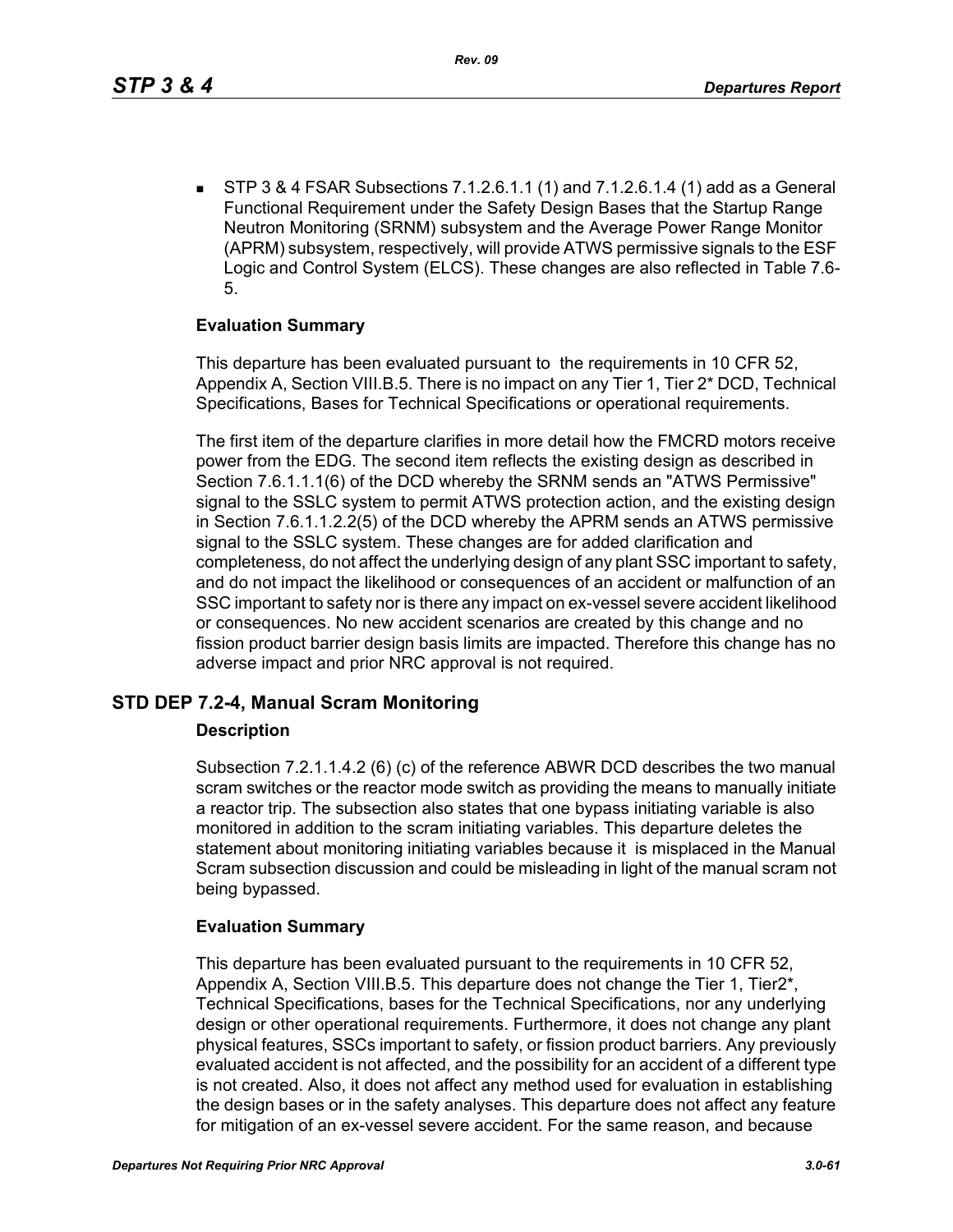- STP 3 & 4 FSAR Subsections 7.1.2.6.1.1 (1) and 7.1.2.6.1.4 (1) add as a General Functional Requirement under the Safety Design Bases that the Startup Range Neutron Monitoring (SRNM) subsystem and the Average Power Range Monitor (APRM) subsystem, respectively, will provide ATWS permissive signals to the ESF Logic and Control System (ELCS). These changes are also reflected in Table 7.6-5.

**Evaluation Summary**

This departure has been evaluated pursuant to the requirements in 10 CFR 52, Appendix A, Section VIII.B.5. There is no impact on any Tier 1, Tier 2* DCD, Technical Specifications, Bases for Technical Specifications or operational requirements.

The first item of the departure clarifies in more detail how the FMCRD motors receive power from the EDG. The second item reflects the existing design as described in Section 7.6.1.1.1(6) of the DCD whereby the SRNM sends an "ATWS Permissive" signal to the SSLC system to permit ATWS protection action, and the existing design in Section 7.6.1.1.2.2(5) of the DCD whereby the APRM sends an ATWS permissive signal to the SSLC system. These changes are for added clarification and completeness, do not affect the underlying design of any plant SSC important to safety, and do not impact the likelihood or consequences of an accident or malfunction of an SSC important to safety nor is there any impact on ex-vessel severe accident likelihood or consequences. No new accident scenarios are created by this change and no fission product barrier design basis limits are impacted. Therefore this change has no adverse impact and prior NRC approval is not required.

## STD DEP 7.2-4, Manual Scram Monitoring

**Description**

Subsection 7.2.1.1.4.2 (6) (c) of the reference ABWR DCD describes the two manual scram switches or the reactor mode switch as providing the means to manually initiate a reactor trip. The subsection also states that one bypass initiating variable is also monitored in addition to the scram initiating variables. This departure deletes the statement about monitoring initiating variables because it is misplaced in the Manual Scram subsection discussion and could be misleading in light of the manual scram not being bypassed.

**Evaluation Summary**

This departure has been evaluated pursuant to the requirements in 10 CFR 52, Appendix A, Section VIII.B.5. This departure does not change the Tier 1, Tier2*, Technical Specifications, bases for the Technical Specifications, nor any underlying design or other operational requirements. Furthermore, it does not change any plant physical features, SSCs important to safety, or fission product barriers. Any previously evaluated accident is not affected, and the possibility for an accident of a different type is not created. Also, it does not affect any method used for evaluation in establishing the design bases or in the safety analyses. This departure does not affect any feature for mitigation of an ex-vessel severe accident. For the same reason, and because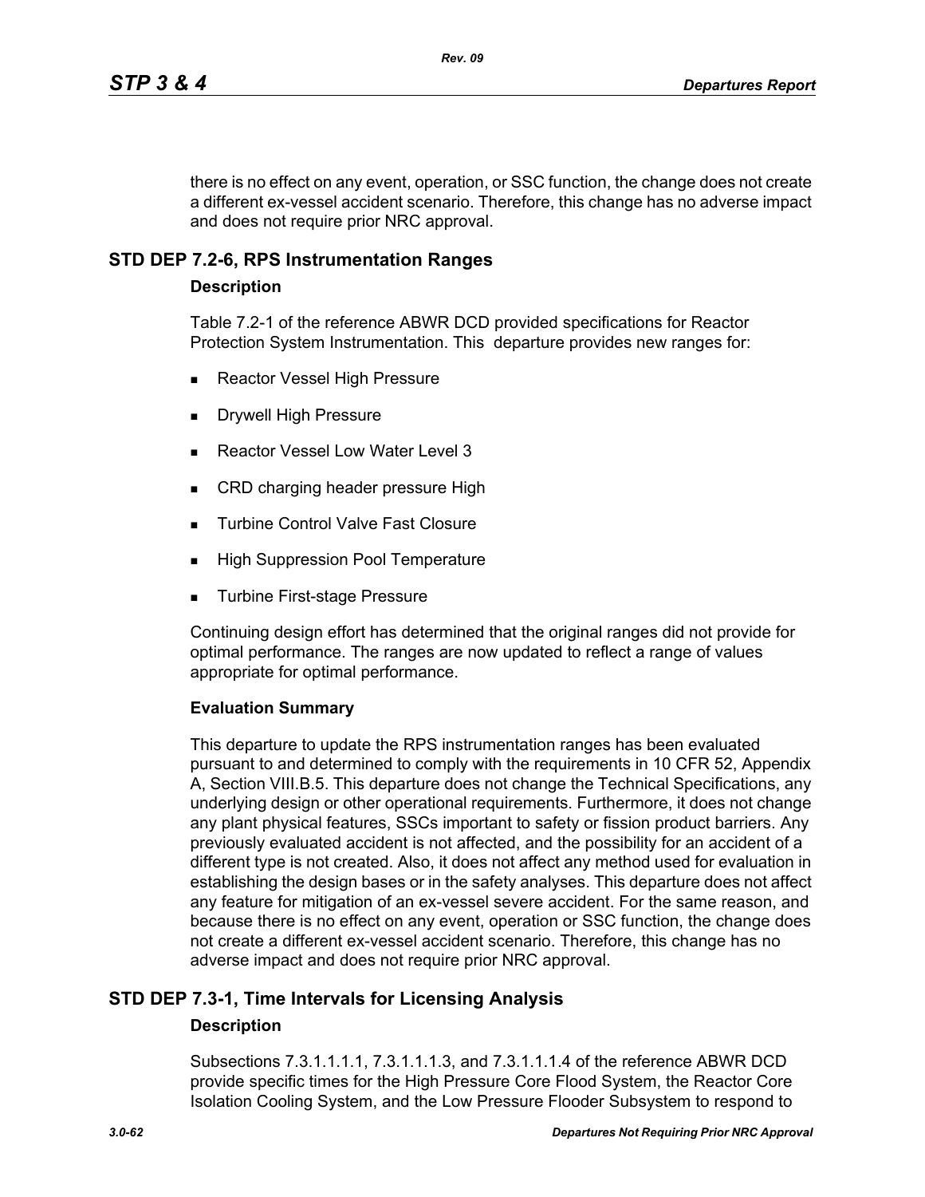there is no effect on any event, operation, or SSC function, the change does not create a different ex-vessel accident scenario. Therefore, this change has no adverse impact and does not require prior NRC approval.

## STD DEP 7.2-6, RPS Instrumentation Ranges

### Description

Table 7.2-1 of the reference ABWR DCD provided specifications for Reactor Protection System Instrumentation. This departure provides new ranges for:

- Reactor Vessel High Pressure
- Drywell High Pressure
- Reactor Vessel Low Water Level 3
- CRD charging header pressure High
- Turbine Control Valve Fast Closure
- High Suppression Pool Temperature
- Turbine First-stage Pressure

Continuing design effort has determined that the original ranges did not provide for optimal performance. The ranges are now updated to reflect a range of values appropriate for optimal performance.

### Evaluation Summary

This departure to update the RPS instrumentation ranges has been evaluated pursuant to and determined to comply with the requirements in 10 CFR 52, Appendix A, Section VIII.B.5. This departure does not change the Technical Specifications, any underlying design or other operational requirements. Furthermore, it does not change any plant physical features, SSCs important to safety or fission product barriers. Any previously evaluated accident is not affected, and the possibility for an accident of a different type is not created. Also, it does not affect any method used for evaluation in establishing the design bases or in the safety analyses. This departure does not affect any feature for mitigation of an ex-vessel severe accident. For the same reason, and because there is no effect on any event, operation or SSC function, the change does not create a different ex-vessel accident scenario. Therefore, this change has no adverse impact and does not require prior NRC approval.

## STD DEP 7.3-1, Time Intervals for Licensing Analysis

### Description

Subsections 7.3.1.1.1.1, 7.3.1.1.1.3, and 7.3.1.1.1.4 of the reference ABWR DCD provide specific times for the High Pressure Core Flood System, the Reactor Core Isolation Cooling System, and the Low Pressure Flooder Subsystem to respond to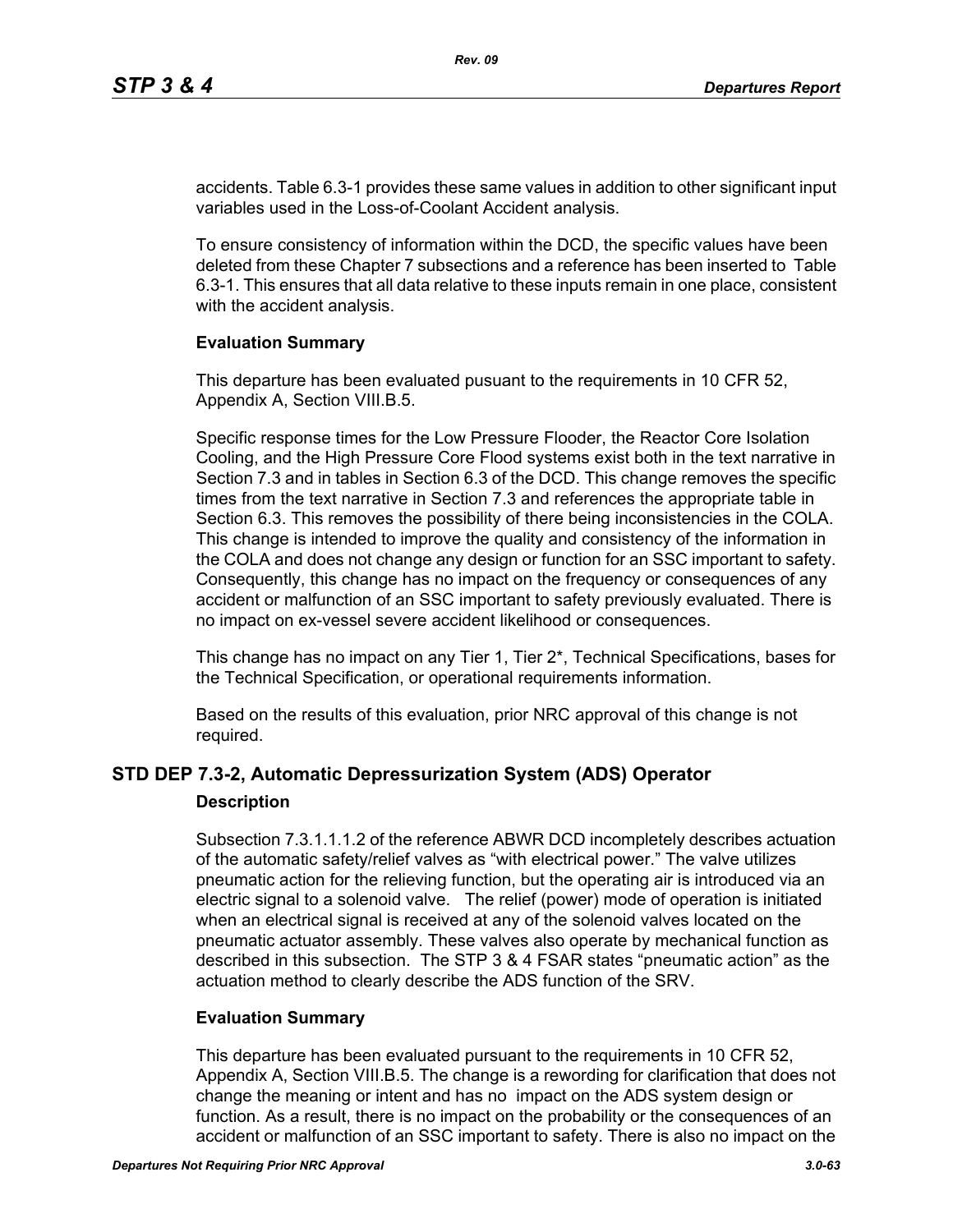accidents. Table 6.3-1 provides these same values in addition to other significant input variables used in the Loss-of-Coolant Accident analysis.

To ensure consistency of information within the DCD, the specific values have been deleted from these Chapter 7 subsections and a reference has been inserted to Table 6.3-1. This ensures that all data relative to these inputs remain in one place, consistent with the accident analysis.

**Evaluation Summary**

This departure has been evaluated pusuant to the requirements in 10 CFR 52, Appendix A, Section VIII.B.5.

Specific response times for the Low Pressure Flooder, the Reactor Core Isolation Cooling, and the High Pressure Core Flood systems exist both in the text narrative in Section 7.3 and in tables in Section 6.3 of the DCD. This change removes the specific times from the text narrative in Section 7.3 and references the appropriate table in Section 6.3. This removes the possibility of there being inconsistencies in the COLA. This change is intended to improve the quality and consistency of the information in the COLA and does not change any design or function for an SSC important to safety. Consequently, this change has no impact on the frequency or consequences of any accident or malfunction of an SSC important to safety previously evaluated. There is no impact on ex-vessel severe accident likelihood or consequences.

This change has no impact on any Tier 1, Tier 2*, Technical Specifications, bases for the Technical Specification, or operational requirements information.

Based on the results of this evaluation, prior NRC approval of this change is not required.

## STD DEP 7.3-2, Automatic Depressurization System (ADS) Operator

**Description**

Subsection 7.3.1.1.1.2 of the reference ABWR DCD incompletely describes actuation of the automatic safety/relief valves as “with electrical power.” The valve utilizes pneumatic action for the relieving function, but the operating air is introduced via an electric signal to a solenoid valve. The relief (power) mode of operation is initiated when an electrical signal is received at any of the solenoid valves located on the pneumatic actuator assembly. These valves also operate by mechanical function as described in this subsection. The STP 3 & 4 FSAR states “pneumatic action” as the actuation method to clearly describe the ADS function of the SRV.

**Evaluation Summary**

This departure has been evaluated pursuant to the requirements in 10 CFR 52, Appendix A, Section VIII.B.5. The change is a rewording for clarification that does not change the meaning or intent and has no impact on the ADS system design or function. As a result, there is no impact on the probability or the consequences of an accident or malfunction of an SSC important to safety. There is also no impact on the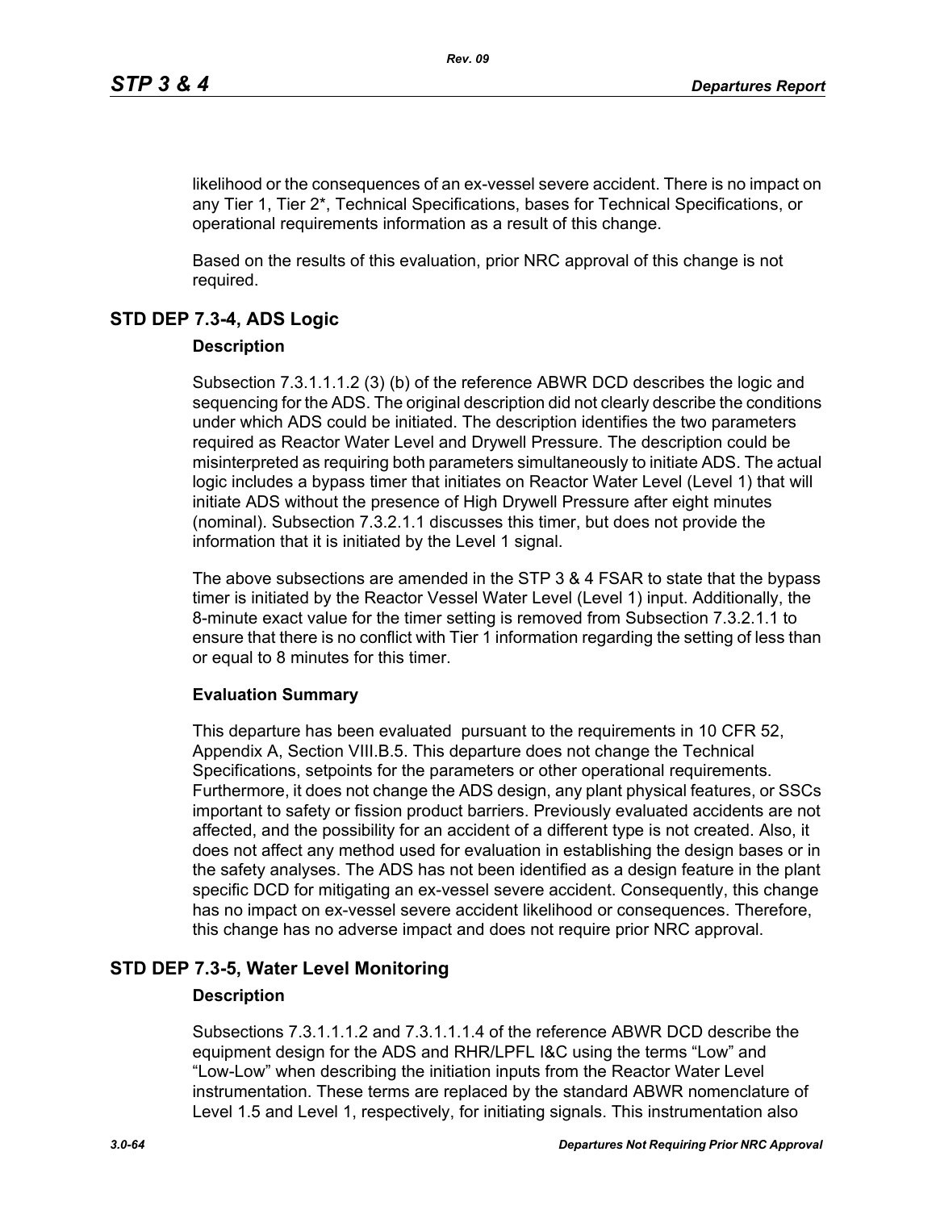likelihood or the consequences of an ex-vessel severe accident. There is no impact on any Tier 1, Tier 2*, Technical Specifications, bases for Technical Specifications, or operational requirements information as a result of this change.

Based on the results of this evaluation, prior NRC approval of this change is not required.

## STD DEP 7.3-4, ADS Logic

### Description

Subsection 7.3.1.1.1.2 (3) (b) of the reference ABWR DCD describes the logic and sequencing for the ADS. The original description did not clearly describe the conditions under which ADS could be initiated. The description identifies the two parameters required as Reactor Water Level and Drywell Pressure. The description could be misinterpreted as requiring both parameters simultaneously to initiate ADS. The actual logic includes a bypass timer that initiates on Reactor Water Level (Level 1) that will initiate ADS without the presence of High Drywell Pressure after eight minutes (nominal). Subsection 7.3.2.1.1 discusses this timer, but does not provide the information that it is initiated by the Level 1 signal.

The above subsections are amended in the STP 3 & 4 FSAR to state that the bypass timer is initiated by the Reactor Vessel Water Level (Level 1) input. Additionally, the 8-minute exact value for the timer setting is removed from Subsection 7.3.2.1.1 to ensure that there is no conflict with Tier 1 information regarding the setting of less than or equal to 8 minutes for this timer.

### Evaluation Summary

This departure has been evaluated pursuant to the requirements in 10 CFR 52, Appendix A, Section VIII.B.5. This departure does not change the Technical Specifications, setpoints for the parameters or other operational requirements. Furthermore, it does not change the ADS design, any plant physical features, or SSCs important to safety or fission product barriers. Previously evaluated accidents are not affected, and the possibility for an accident of a different type is not created. Also, it does not affect any method used for evaluation in establishing the design bases or in the safety analyses. The ADS has not been identified as a design feature in the plant specific DCD for mitigating an ex-vessel severe accident. Consequently, this change has no impact on ex-vessel severe accident likelihood or consequences. Therefore, this change has no adverse impact and does not require prior NRC approval.

## STD DEP 7.3-5, Water Level Monitoring

### Description

Subsections 7.3.1.1.1.2 and 7.3.1.1.1.4 of the reference ABWR DCD describe the equipment design for the ADS and RHR/LPFL I&C using the terms “Low” and “Low-Low” when describing the initiation inputs from the Reactor Water Level instrumentation. These terms are replaced by the standard ABWR nomenclature of Level 1.5 and Level 1, respectively, for initiating signals. This instrumentation also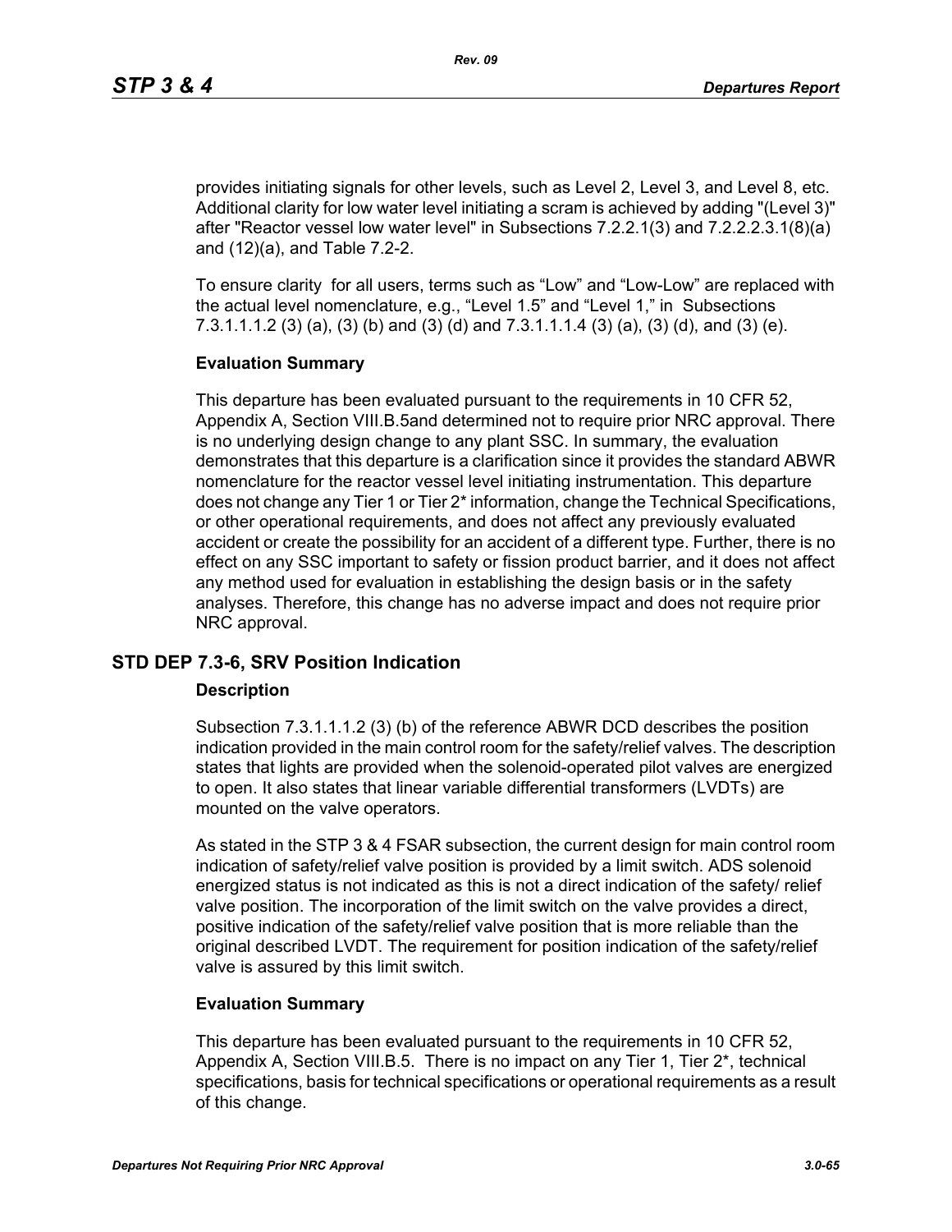provides initiating signals for other levels, such as Level 2, Level 3, and Level 8, etc. Additional clarity for low water level initiating a scram is achieved by adding "(Level 3)" after "Reactor vessel low water level" in Subsections 7.2.2.1(3) and 7.2.2.2.3.1(8)(a) and (12)(a), and Table 7.2-2.

To ensure clarity for all users, terms such as “Low” and “Low-Low” are replaced with the actual level nomenclature, e.g., “Level 1.5” and “Level 1,” in Subsections 7.3.1.1.1.2 (3) (a), (3) (b) and (3) (d) and 7.3.1.1.1.4 (3) (a), (3) (d), and (3) (e).

**Evaluation Summary**

This departure has been evaluated pursuant to the requirements in 10 CFR 52, Appendix A, Section VIII.B.5and determined not to require prior NRC approval. There is no underlying design change to any plant SSC. In summary, the evaluation demonstrates that this departure is a clarification since it provides the standard ABWR nomenclature for the reactor vessel level initiating instrumentation. This departure does not change any Tier 1 or Tier 2* information, change the Technical Specifications, or other operational requirements, and does not affect any previously evaluated accident or create the possibility for an accident of a different type. Further, there is no effect on any SSC important to safety or fission product barrier, and it does not affect any method used for evaluation in establishing the design basis or in the safety analyses. Therefore, this change has no adverse impact and does not require prior NRC approval.

## STD DEP 7.3-6, SRV Position Indication

**Description**

Subsection 7.3.1.1.1.2 (3) (b) of the reference ABWR DCD describes the position indication provided in the main control room for the safety/relief valves. The description states that lights are provided when the solenoid-operated pilot valves are energized to open. It also states that linear variable differential transformers (LVDTs) are mounted on the valve operators.

As stated in the STP 3 & 4 FSAR subsection, the current design for main control room indication of safety/relief valve position is provided by a limit switch. ADS solenoid energized status is not indicated as this is not a direct indication of the safety/ relief valve position. The incorporation of the limit switch on the valve provides a direct, positive indication of the safety/relief valve position that is more reliable than the original described LVDT. The requirement for position indication of the safety/relief valve is assured by this limit switch.

**Evaluation Summary**

This departure has been evaluated pursuant to the requirements in 10 CFR 52, Appendix A, Section VIII.B.5. There is no impact on any Tier 1, Tier 2*, technical specifications, basis for technical specifications or operational requirements as a result of this change.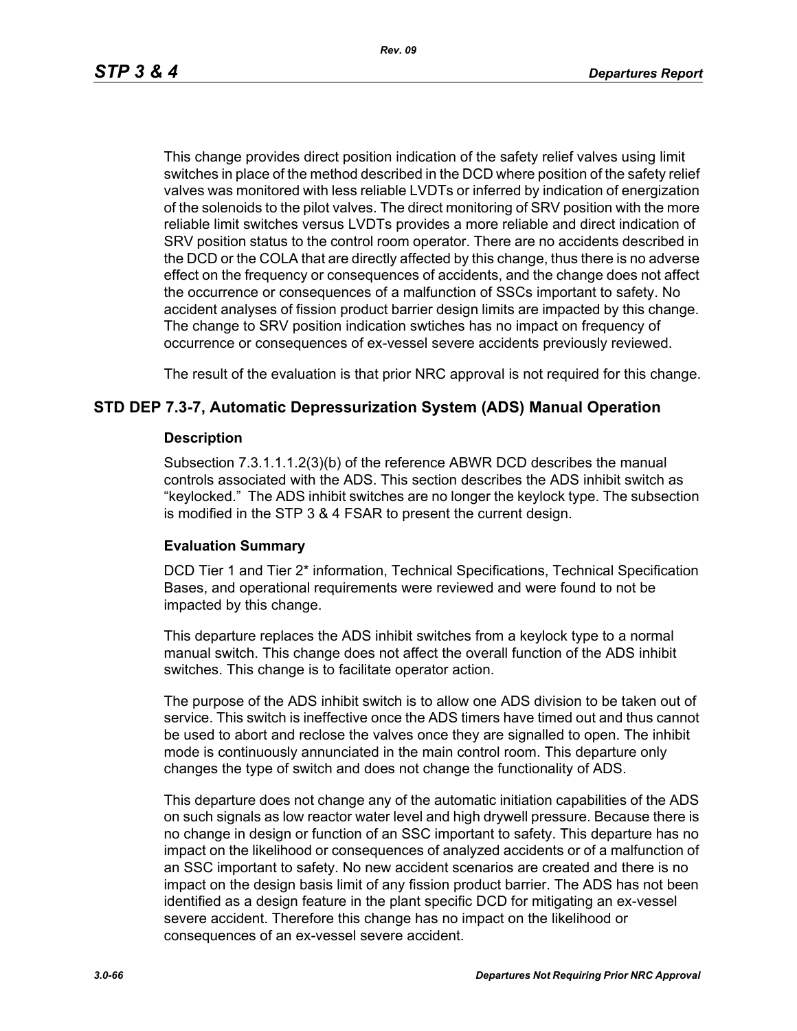This change provides direct position indication of the safety relief valves using limit switches in place of the method described in the DCD where position of the safety relief valves was monitored with less reliable LVDTs or inferred by indication of energization of the solenoids to the pilot valves. The direct monitoring of SRV position with the more reliable limit switches versus LVDTs provides a more reliable and direct indication of SRV position status to the control room operator. There are no accidents described in the DCD or the COLA that are directly affected by this change, thus there is no adverse effect on the frequency or consequences of accidents, and the change does not affect the occurrence or consequences of a malfunction of SSCs important to safety. No accident analyses of fission product barrier design limits are impacted by this change. The change to SRV position indication swtiches has no impact on frequency of occurrence or consequences of ex-vessel severe accidents previously reviewed.

The result of the evaluation is that prior NRC approval is not required for this change.

## STD DEP 7.3-7, Automatic Depressurization System (ADS) Manual Operation

### Description

Subsection 7.3.1.1.1.2(3)(b) of the reference ABWR DCD describes the manual controls associated with the ADS. This section describes the ADS inhibit switch as "keylocked." The ADS inhibit switches are no longer the keylock type. The subsection is modified in the STP 3 & 4 FSAR to present the current design.

### Evaluation Summary

DCD Tier 1 and Tier 2* information, Technical Specifications, Technical Specification Bases, and operational requirements were reviewed and were found to not be impacted by this change.

This departure replaces the ADS inhibit switches from a keylock type to a normal manual switch. This change does not affect the overall function of the ADS inhibit switches. This change is to facilitate operator action.

The purpose of the ADS inhibit switch is to allow one ADS division to be taken out of service. This switch is ineffective once the ADS timers have timed out and thus cannot be used to abort and reclose the valves once they are signalled to open. The inhibit mode is continuously annunciated in the main control room. This departure only changes the type of switch and does not change the functionality of ADS.

This departure does not change any of the automatic initiation capabilities of the ADS on such signals as low reactor water level and high drywell pressure. Because there is no change in design or function of an SSC important to safety. This departure has no impact on the likelihood or consequences of analyzed accidents or of a malfunction of an SSC important to safety. No new accident scenarios are created and there is no impact on the design basis limit of any fission product barrier. The ADS has not been identified as a design feature in the plant specific DCD for mitigating an ex-vessel severe accident. Therefore this change has no impact on the likelihood or consequences of an ex-vessel severe accident.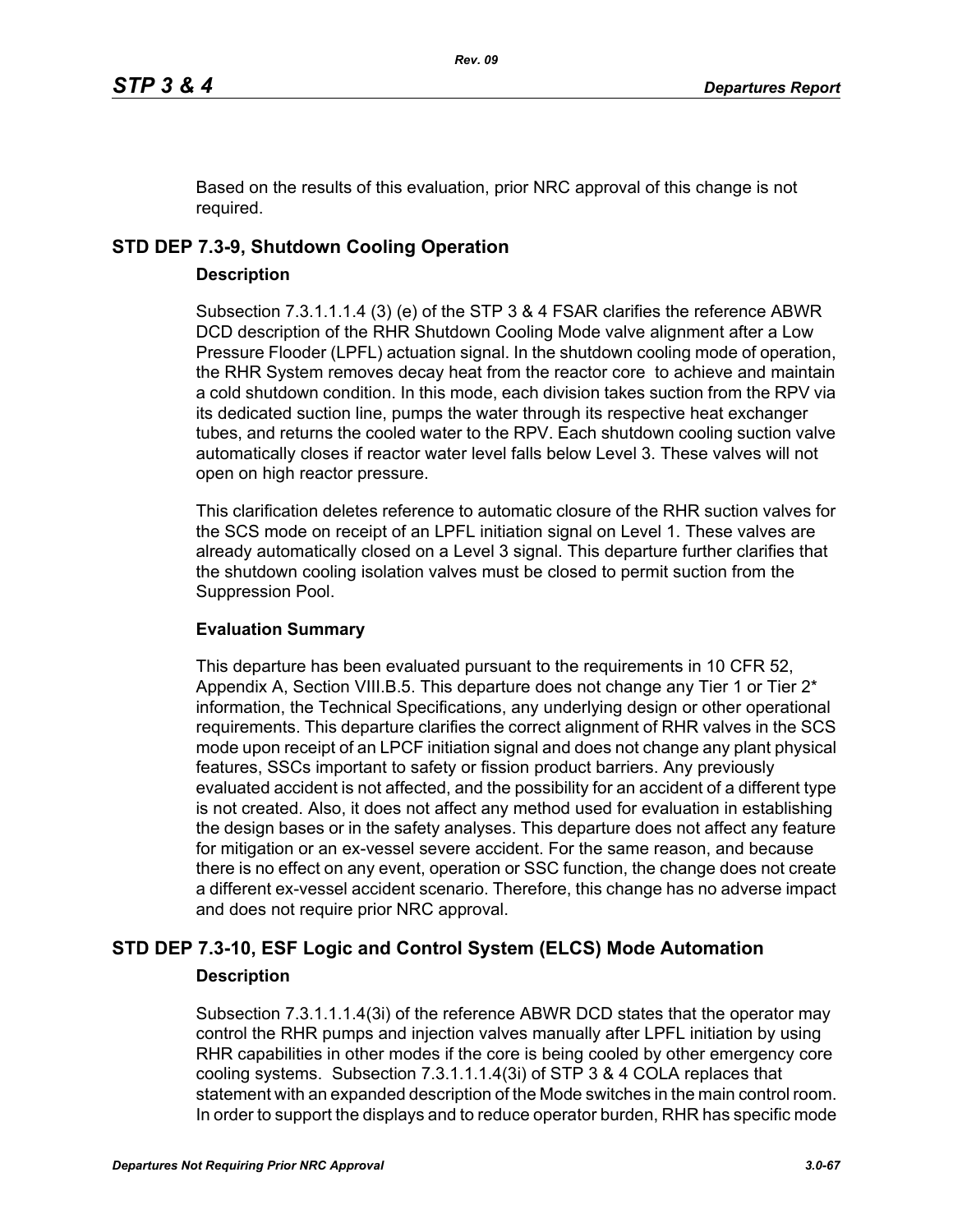Based on the results of this evaluation, prior NRC approval of this change is not required.

## STD DEP 7.3-9, Shutdown Cooling Operation

### Description

Subsection 7.3.1.1.1.4 (3) (e) of the STP 3 & 4 FSAR clarifies the reference ABWR DCD description of the RHR Shutdown Cooling Mode valve alignment after a Low Pressure Flooder (LPFL) actuation signal. In the shutdown cooling mode of operation, the RHR System removes decay heat from the reactor core to achieve and maintain a cold shutdown condition. In this mode, each division takes suction from the RPV via its dedicated suction line, pumps the water through its respective heat exchanger tubes, and returns the cooled water to the RPV. Each shutdown cooling suction valve automatically closes if reactor water level falls below Level 3. These valves will not open on high reactor pressure.

This clarification deletes reference to automatic closure of the RHR suction valves for the SCS mode on receipt of an LPFL initiation signal on Level 1. These valves are already automatically closed on a Level 3 signal. This departure further clarifies that the shutdown cooling isolation valves must be closed to permit suction from the Suppression Pool.

### Evaluation Summary

This departure has been evaluated pursuant to the requirements in 10 CFR 52, Appendix A, Section VIII.B.5. This departure does not change any Tier 1 or Tier 2* information, the Technical Specifications, any underlying design or other operational requirements. This departure clarifies the correct alignment of RHR valves in the SCS mode upon receipt of an LPCF initiation signal and does not change any plant physical features, SSCs important to safety or fission product barriers. Any previously evaluated accident is not affected, and the possibility for an accident of a different type is not created. Also, it does not affect any method used for evaluation in establishing the design bases or in the safety analyses. This departure does not affect any feature for mitigation or an ex-vessel severe accident. For the same reason, and because there is no effect on any event, operation or SSC function, the change does not create a different ex-vessel accident scenario. Therefore, this change has no adverse impact and does not require prior NRC approval.

## STD DEP 7.3-10, ESF Logic and Control System (ELCS) Mode Automation

### Description

Subsection 7.3.1.1.1.4(3i) of the reference ABWR DCD states that the operator may control the RHR pumps and injection valves manually after LPFL initiation by using RHR capabilities in other modes if the core is being cooled by other emergency core cooling systems. Subsection 7.3.1.1.1.4(3i) of STP 3 & 4 COLA replaces that statement with an expanded description of the Mode switches in the main control room. In order to support the displays and to reduce operator burden, RHR has specific mode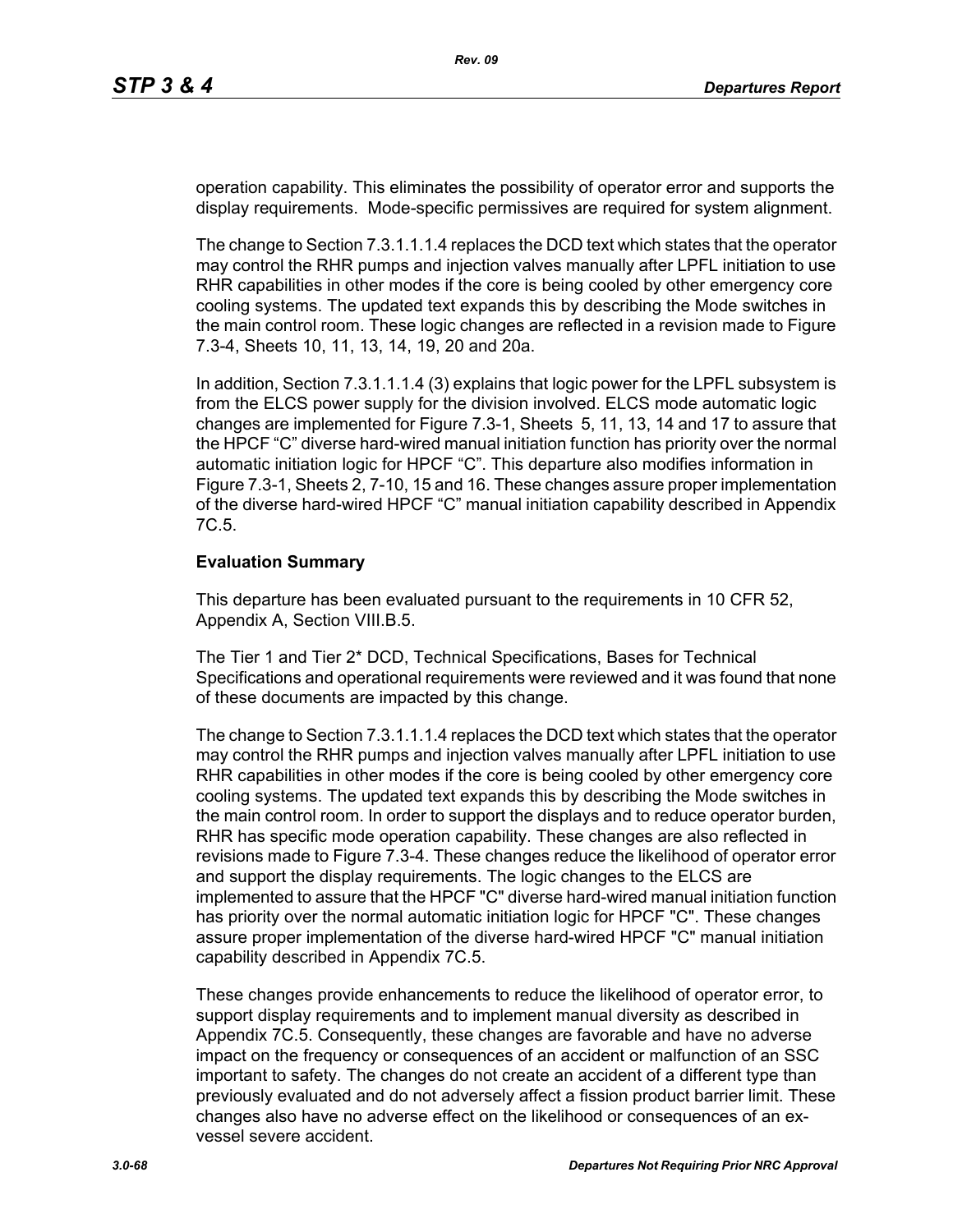operation capability. This eliminates the possibility of operator error and supports the display requirements. Mode-specific permissives are required for system alignment.

The change to Section 7.3.1.1.1.4 replaces the DCD text which states that the operator may control the RHR pumps and injection valves manually after LPFL initiation to use RHR capabilities in other modes if the core is being cooled by other emergency core cooling systems. The updated text expands this by describing the Mode switches in the main control room. These logic changes are reflected in a revision made to Figure 7.3-4, Sheets 10, 11, 13, 14, 19, 20 and 20a.

In addition, Section 7.3.1.1.1.4 (3) explains that logic power for the LPFL subsystem is from the ELCS power supply for the division involved. ELCS mode automatic logic changes are implemented for Figure 7.3-1, Sheets 5, 11, 13, 14 and 17 to assure that the HPCF "C" diverse hard-wired manual initiation function has priority over the normal automatic initiation logic for HPCF "C". This departure also modifies information in Figure 7.3-1, Sheets 2, 7-10, 15 and 16. These changes assure proper implementation of the diverse hard-wired HPCF "C" manual initiation capability described in Appendix 7C.5.

**Evaluation Summary**

This departure has been evaluated pursuant to the requirements in 10 CFR 52, Appendix A, Section VIII.B.5.

The Tier 1 and Tier 2* DCD, Technical Specifications, Bases for Technical Specifications and operational requirements were reviewed and it was found that none of these documents are impacted by this change.

The change to Section 7.3.1.1.1.4 replaces the DCD text which states that the operator may control the RHR pumps and injection valves manually after LPFL initiation to use RHR capabilities in other modes if the core is being cooled by other emergency core cooling systems. The updated text expands this by describing the Mode switches in the main control room. In order to support the displays and to reduce operator burden, RHR has specific mode operation capability. These changes are also reflected in revisions made to Figure 7.3-4. These changes reduce the likelihood of operator error and support the display requirements. The logic changes to the ELCS are implemented to assure that the HPCF "C" diverse hard-wired manual initiation function has priority over the normal automatic initiation logic for HPCF "C". These changes assure proper implementation of the diverse hard-wired HPCF "C" manual initiation capability described in Appendix 7C.5.

These changes provide enhancements to reduce the likelihood of operator error, to support display requirements and to implement manual diversity as described in Appendix 7C.5. Consequently, these changes are favorable and have no adverse impact on the frequency or consequences of an accident or malfunction of an SSC important to safety. The changes do not create an accident of a different type than previously evaluated and do not adversely affect a fission product barrier limit. These changes also have no adverse effect on the likelihood or consequences of an ex-vessel severe accident.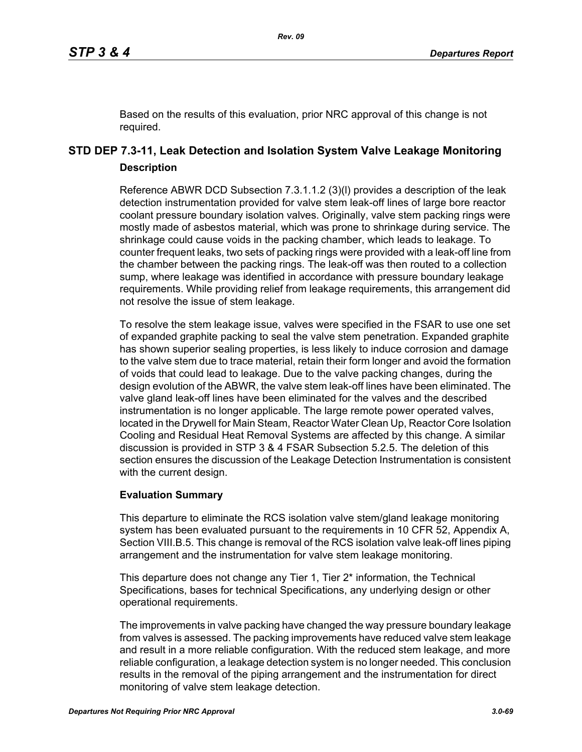Based on the results of this evaluation, prior NRC approval of this change is not required.

## STD DEP 7.3-11, Leak Detection and Isolation System Valve Leakage Monitoring

### Description

Reference ABWR DCD Subsection 7.3.1.1.2 (3)(l) provides a description of the leak detection instrumentation provided for valve stem leak-off lines of large bore reactor coolant pressure boundary isolation valves. Originally, valve stem packing rings were mostly made of asbestos material, which was prone to shrinkage during service. The shrinkage could cause voids in the packing chamber, which leads to leakage. To counter frequent leaks, two sets of packing rings were provided with a leak-off line from the chamber between the packing rings. The leak-off was then routed to a collection sump, where leakage was identified in accordance with pressure boundary leakage requirements. While providing relief from leakage requirements, this arrangement did not resolve the issue of stem leakage.

To resolve the stem leakage issue, valves were specified in the FSAR to use one set of expanded graphite packing to seal the valve stem penetration. Expanded graphite has shown superior sealing properties, is less likely to induce corrosion and damage to the valve stem due to trace material, retain their form longer and avoid the formation of voids that could lead to leakage. Due to the valve packing changes, during the design evolution of the ABWR, the valve stem leak-off lines have been eliminated. The valve gland leak-off lines have been eliminated for the valves and the described instrumentation is no longer applicable. The large remote power operated valves, located in the Drywell for Main Steam, Reactor Water Clean Up, Reactor Core Isolation Cooling and Residual Heat Removal Systems are affected by this change. A similar discussion is provided in STP 3 & 4 FSAR Subsection 5.2.5. The deletion of this section ensures the discussion of the Leakage Detection Instrumentation is consistent with the current design.

### Evaluation Summary

This departure to eliminate the RCS isolation valve stem/gland leakage monitoring system has been evaluated pursuant to the requirements in 10 CFR 52, Appendix A, Section VIII.B.5. This change is removal of the RCS isolation valve leak-off lines piping arrangement and the instrumentation for valve stem leakage monitoring.

This departure does not change any Tier 1, Tier 2* information, the Technical Specifications, bases for technical Specifications, any underlying design or other operational requirements.

The improvements in valve packing have changed the way pressure boundary leakage from valves is assessed. The packing improvements have reduced valve stem leakage and result in a more reliable configuration. With the reduced stem leakage, and more reliable configuration, a leakage detection system is no longer needed. This conclusion results in the removal of the piping arrangement and the instrumentation for direct monitoring of valve stem leakage detection.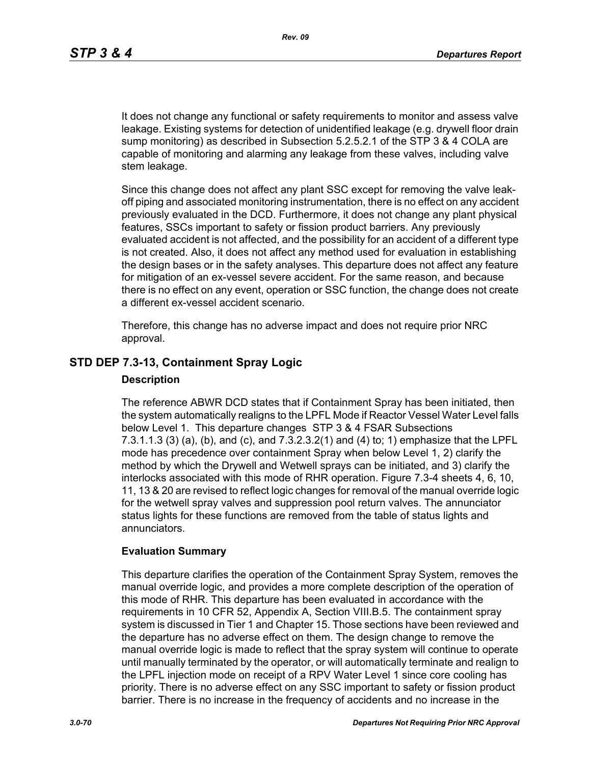It does not change any functional or safety requirements to monitor and assess valve leakage. Existing systems for detection of unidentified leakage (e.g. drywell floor drain sump monitoring) as described in Subsection 5.2.5.2.1 of the STP 3 & 4 COLA are capable of monitoring and alarming any leakage from these valves, including valve stem leakage.

Since this change does not affect any plant SSC except for removing the valve leak-off piping and associated monitoring instrumentation, there is no effect on any accident previously evaluated in the DCD. Furthermore, it does not change any plant physical features, SSCs important to safety or fission product barriers. Any previously evaluated accident is not affected, and the possibility for an accident of a different type is not created. Also, it does not affect any method used for evaluation in establishing the design bases or in the safety analyses. This departure does not affect any feature for mitigation of an ex-vessel severe accident. For the same reason, and because there is no effect on any event, operation or SSC function, the change does not create a different ex-vessel accident scenario.

Therefore, this change has no adverse impact and does not require prior NRC approval.

## STD DEP 7.3-13, Containment Spray Logic

### Description

The reference ABWR DCD states that if Containment Spray has been initiated, then the system automatically realigns to the LPFL Mode if Reactor Vessel Water Level falls below Level 1. This departure changes STP 3 & 4 FSAR Subsections 7.3.1.1.3 (3) (a), (b), and (c), and 7.3.2.3.2(1) and (4) to; 1) emphasize that the LPFL mode has precedence over containment Spray when below Level 1, 2) clarify the method by which the Drywell and Wetwell sprays can be initiated, and 3) clarify the interlocks associated with this mode of RHR operation. Figure 7.3-4 sheets 4, 6, 10, 11, 13 & 20 are revised to reflect logic changes for removal of the manual override logic for the wetwell spray valves and suppression pool return valves. The annunciator status lights for these functions are removed from the table of status lights and annunciators.

### Evaluation Summary

This departure clarifies the operation of the Containment Spray System, removes the manual override logic, and provides a more complete description of the operation of this mode of RHR. This departure has been evaluated in accordance with the requirements in 10 CFR 52, Appendix A, Section VIII.B.5. The containment spray system is discussed in Tier 1 and Chapter 15. Those sections have been reviewed and the departure has no adverse effect on them. The design change to remove the manual override logic is made to reflect that the spray system will continue to operate until manually terminated by the operator, or will automatically terminate and realign to the LPFL injection mode on receipt of a RPV Water Level 1 since core cooling has priority. There is no adverse effect on any SSC important to safety or fission product barrier. There is no increase in the frequency of accidents and no increase in the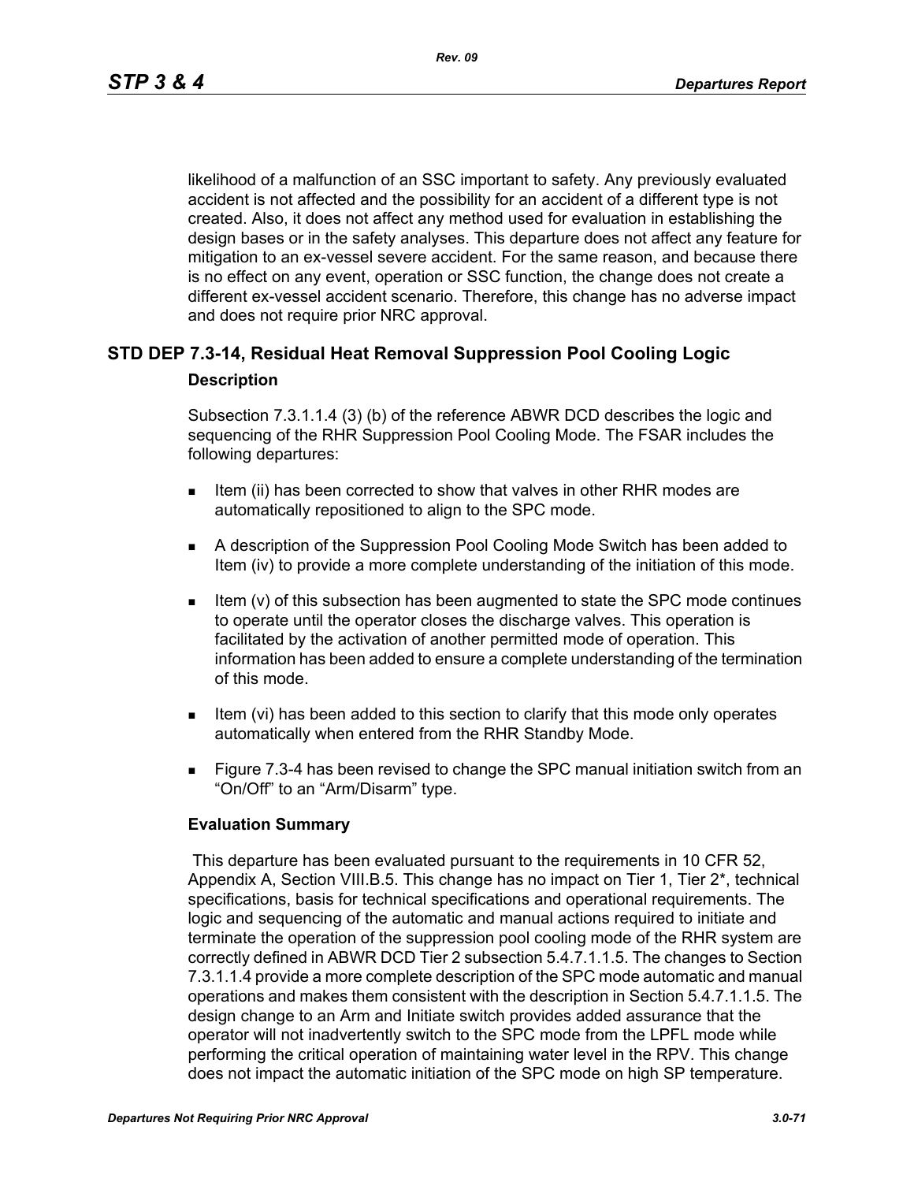likelihood of a malfunction of an SSC important to safety. Any previously evaluated accident is not affected and the possibility for an accident of a different type is not created. Also, it does not affect any method used for evaluation in establishing the design bases or in the safety analyses. This departure does not affect any feature for mitigation to an ex-vessel severe accident. For the same reason, and because there is no effect on any event, operation or SSC function, the change does not create a different ex-vessel accident scenario. Therefore, this change has no adverse impact and does not require prior NRC approval.

## STD DEP 7.3-14, Residual Heat Removal Suppression Pool Cooling Logic

### Description

Subsection 7.3.1.1.4 (3) (b) of the reference ABWR DCD describes the logic and sequencing of the RHR Suppression Pool Cooling Mode. The FSAR includes the following departures:

- Item (ii) has been corrected to show that valves in other RHR modes are automatically repositioned to align to the SPC mode.
- A description of the Suppression Pool Cooling Mode Switch has been added to Item (iv) to provide a more complete understanding of the initiation of this mode.
- Item (v) of this subsection has been augmented to state the SPC mode continues to operate until the operator closes the discharge valves. This operation is facilitated by the activation of another permitted mode of operation. This information has been added to ensure a complete understanding of the termination of this mode.
- Item (vi) has been added to this section to clarify that this mode only operates automatically when entered from the RHR Standby Mode.
- Figure 7.3-4 has been revised to change the SPC manual initiation switch from an "On/Off" to an "Arm/Disarm" type.

### Evaluation Summary

This departure has been evaluated pursuant to the requirements in 10 CFR 52, Appendix A, Section VIII.B.5. This change has no impact on Tier 1, Tier 2*, technical specifications, basis for technical specifications and operational requirements. The logic and sequencing of the automatic and manual actions required to initiate and terminate the operation of the suppression pool cooling mode of the RHR system are correctly defined in ABWR DCD Tier 2 subsection 5.4.7.1.1.5. The changes to Section 7.3.1.1.4 provide a more complete description of the SPC mode automatic and manual operations and makes them consistent with the description in Section 5.4.7.1.1.5. The design change to an Arm and Initiate switch provides added assurance that the operator will not inadvertently switch to the SPC mode from the LPFL mode while performing the critical operation of maintaining water level in the RPV. This change does not impact the automatic initiation of the SPC mode on high SP temperature.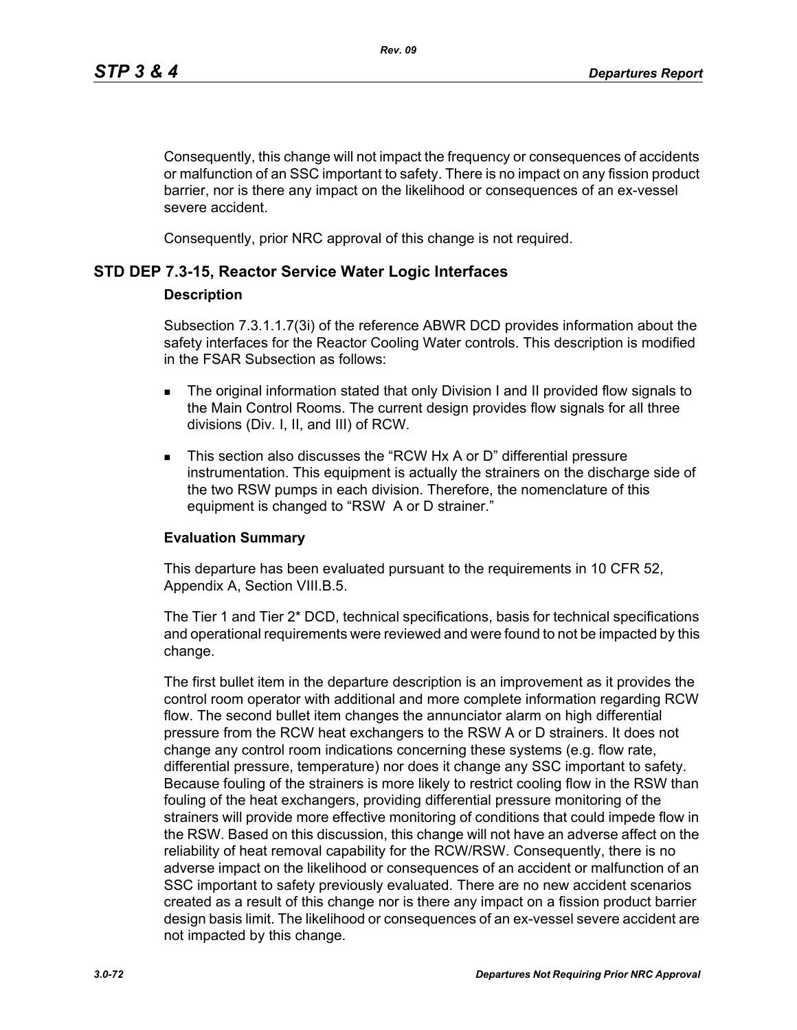Consequently, this change will not impact the frequency or consequences of accidents or malfunction of an SSC important to safety. There is no impact on any fission product barrier, nor is there any impact on the likelihood or consequences of an ex-vessel severe accident.

Consequently, prior NRC approval of this change is not required.

## STD DEP 7.3-15, Reactor Service Water Logic Interfaces

### Description

Subsection 7.3.1.1.7(3i) of the reference ABWR DCD provides information about the safety interfaces for the Reactor Cooling Water controls. This description is modified in the FSAR Subsection as follows:

- The original information stated that only Division I and II provided flow signals to the Main Control Rooms. The current design provides flow signals for all three divisions (Div. I, II, and III) of RCW.
- This section also discusses the "RCW Hx A or D" differential pressure instrumentation. This equipment is actually the strainers on the discharge side of the two RSW pumps in each division. Therefore, the nomenclature of this equipment is changed to "RSW  A or D strainer."

### Evaluation Summary

This departure has been evaluated pursuant to the requirements in 10 CFR 52, Appendix A, Section VIII.B.5.

The Tier 1 and Tier 2* DCD, technical specifications, basis for technical specifications and operational requirements were reviewed and were found to not be impacted by this change.

The first bullet item in the departure description is an improvement as it provides the control room operator with additional and more complete information regarding RCW flow. The second bullet item changes the annunciator alarm on high differential pressure from the RCW heat exchangers to the RSW A or D strainers. It does not change any control room indications concerning these systems (e.g. flow rate, differential pressure, temperature) nor does it change any SSC important to safety. Because fouling of the strainers is more likely to restrict cooling flow in the RSW than fouling of the heat exchangers, providing differential pressure monitoring of the strainers will provide more effective monitoring of conditions that could impede flow in the RSW. Based on this discussion, this change will not have an adverse affect on the reliability of heat removal capability for the RCW/RSW. Consequently, there is no adverse impact on the likelihood or consequences of an accident or malfunction of an SSC important to safety previously evaluated. There are no new accident scenarios created as a result of this change nor is there any impact on a fission product barrier design basis limit. The likelihood or consequences of an ex-vessel severe accident are not impacted by this change.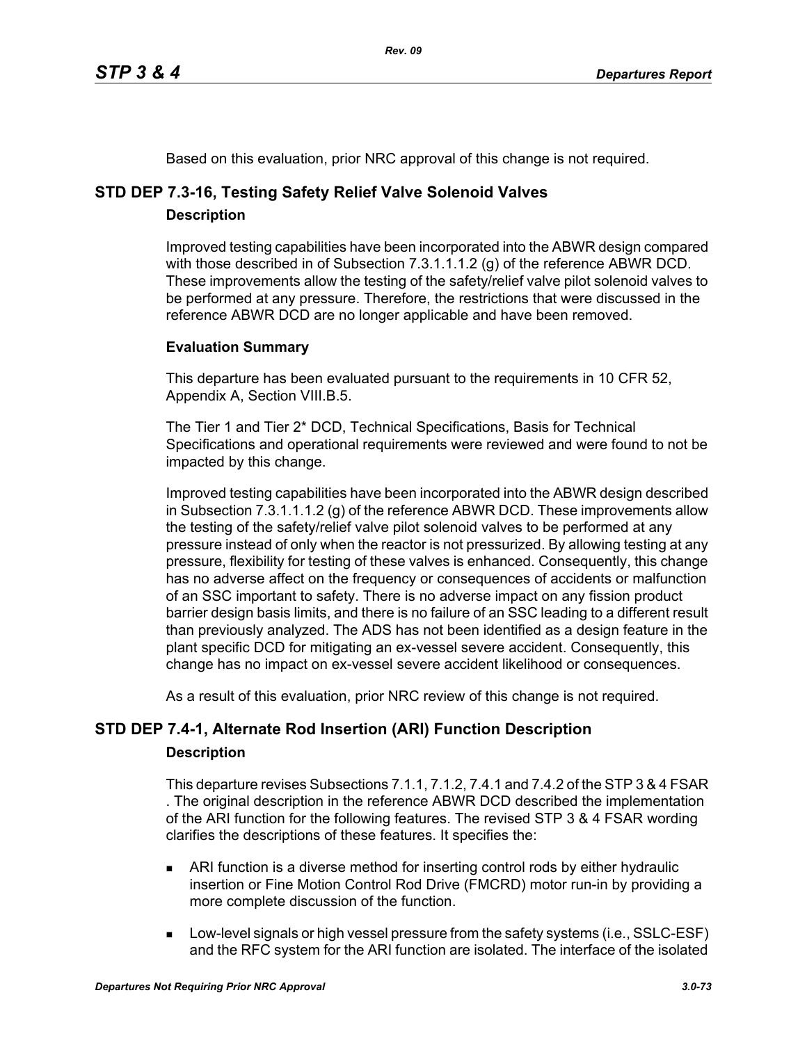Based on this evaluation, prior NRC approval of this change is not required.

## STD DEP 7.3-16, Testing Safety Relief Valve Solenoid Valves

### Description

Improved testing capabilities have been incorporated into the ABWR design compared with those described in of Subsection 7.3.1.1.1.2 (g) of the reference ABWR DCD. These improvements allow the testing of the safety/relief valve pilot solenoid valves to be performed at any pressure. Therefore, the restrictions that were discussed in the reference ABWR DCD are no longer applicable and have been removed.

### Evaluation Summary

This departure has been evaluated pursuant to the requirements in 10 CFR 52, Appendix A, Section VIII.B.5.

The Tier 1 and Tier 2* DCD, Technical Specifications, Basis for Technical Specifications and operational requirements were reviewed and were found to not be impacted by this change.

Improved testing capabilities have been incorporated into the ABWR design described in Subsection 7.3.1.1.1.2 (g) of the reference ABWR DCD. These improvements allow the testing of the safety/relief valve pilot solenoid valves to be performed at any pressure instead of only when the reactor is not pressurized. By allowing testing at any pressure, flexibility for testing of these valves is enhanced. Consequently, this change has no adverse affect on the frequency or consequences of accidents or malfunction of an SSC important to safety. There is no adverse impact on any fission product barrier design basis limits, and there is no failure of an SSC leading to a different result than previously analyzed. The ADS has not been identified as a design feature in the plant specific DCD for mitigating an ex-vessel severe accident. Consequently, this change has no impact on ex-vessel severe accident likelihood or consequences.

As a result of this evaluation, prior NRC review of this change is not required.

## STD DEP 7.4-1, Alternate Rod Insertion (ARI) Function Description

### Description

This departure revises Subsections 7.1.1, 7.1.2, 7.4.1 and 7.4.2 of the STP 3 & 4 FSAR . The original description in the reference ABWR DCD described the implementation of the ARI function for the following features. The revised STP 3 & 4 FSAR wording clarifies the descriptions of these features. It specifies the:

- ARI function is a diverse method for inserting control rods by either hydraulic insertion or Fine Motion Control Rod Drive (FMCRD) motor run-in by providing a more complete discussion of the function.
- Low-level signals or high vessel pressure from the safety systems (i.e., SSLC-ESF) and the RFC system for the ARI function are isolated. The interface of the isolated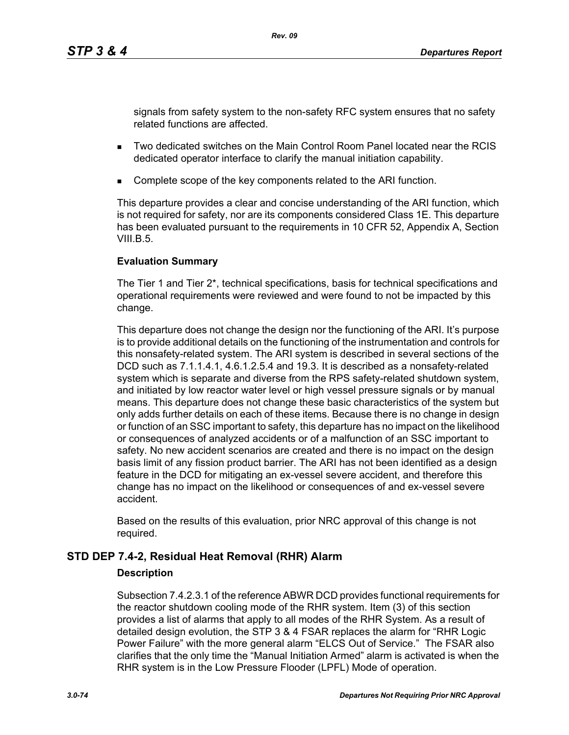signals from safety system to the non-safety RFC system ensures that no safety related functions are affected.

- Two dedicated switches on the Main Control Room Panel located near the RCIS dedicated operator interface to clarify the manual initiation capability.
- Complete scope of the key components related to the ARI function.

This departure provides a clear and concise understanding of the ARI function, which is not required for safety, nor are its components considered Class 1E. This departure has been evaluated pursuant to the requirements in 10 CFR 52, Appendix A, Section VIII.B.5.

**Evaluation Summary**

The Tier 1 and Tier 2*, technical specifications, basis for technical specifications and operational requirements were reviewed and were found to not be impacted by this change.

This departure does not change the design nor the functioning of the ARI. It's purpose is to provide additional details on the functioning of the instrumentation and controls for this nonsafety-related system. The ARI system is described in several sections of the DCD such as 7.1.1.4.1, 4.6.1.2.5.4 and 19.3. It is described as a nonsafety-related system which is separate and diverse from the RPS safety-related shutdown system, and initiated by low reactor water level or high vessel pressure signals or by manual means. This departure does not change these basic characteristics of the system but only adds further details on each of these items. Because there is no change in design or function of an SSC important to safety, this departure has no impact on the likelihood or consequences of analyzed accidents or of a malfunction of an SSC important to safety. No new accident scenarios are created and there is no impact on the design basis limit of any fission product barrier. The ARI has not been identified as a design feature in the DCD for mitigating an ex-vessel severe accident, and therefore this change has no impact on the likelihood or consequences of and ex-vessel severe accident.

Based on the results of this evaluation, prior NRC approval of this change is not required.

## STD DEP 7.4-2, Residual Heat Removal (RHR) Alarm

**Description**

Subsection 7.4.2.3.1 of the reference ABWR DCD provides functional requirements for the reactor shutdown cooling mode of the RHR system. Item (3) of this section provides a list of alarms that apply to all modes of the RHR System. As a result of detailed design evolution, the STP 3 & 4 FSAR replaces the alarm for "RHR Logic Power Failure" with the more general alarm "ELCS Out of Service." The FSAR also clarifies that the only time the "Manual Initiation Armed" alarm is activated is when the RHR system is in the Low Pressure Flooder (LPFL) Mode of operation.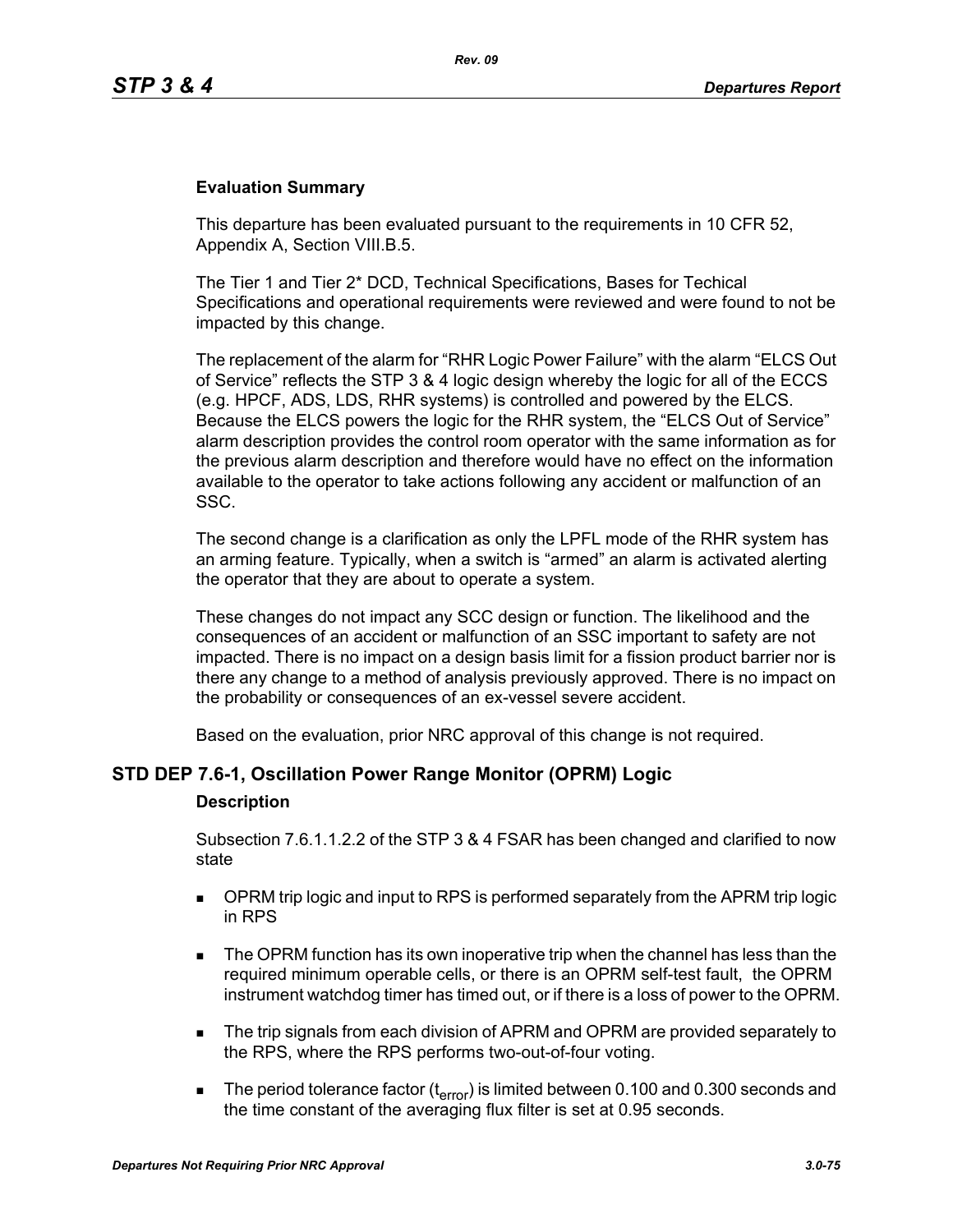### Evaluation Summary

This departure has been evaluated pursuant to the requirements in 10 CFR 52, Appendix A, Section VIII.B.5.

The Tier 1 and Tier 2* DCD, Technical Specifications, Bases for Techical Specifications and operational requirements were reviewed and were found to not be impacted by this change.

The replacement of the alarm for “RHR Logic Power Failure” with the alarm “ELCS Out of Service” reflects the STP 3 & 4 logic design whereby the logic for all of the ECCS (e.g. HPCF, ADS, LDS, RHR systems) is controlled and powered by the ELCS. Because the ELCS powers the logic for the RHR system, the “ELCS Out of Service” alarm description provides the control room operator with the same information as for the previous alarm description and therefore would have no effect on the information available to the operator to take actions following any accident or malfunction of an SSC.

The second change is a clarification as only the LPFL mode of the RHR system has an arming feature. Typically, when a switch is “armed” an alarm is activated alerting the operator that they are about to operate a system.

These changes do not impact any SCC design or function. The likelihood and the consequences of an accident or malfunction of an SSC important to safety are not impacted. There is no impact on a design basis limit for a fission product barrier nor is there any change to a method of analysis previously approved. There is no impact on the probability or consequences of an ex-vessel severe accident.

Based on the evaluation, prior NRC approval of this change is not required.

## STD DEP 7.6-1, Oscillation Power Range Monitor (OPRM) Logic

### Description

Subsection 7.6.1.1.2.2 of the STP 3 & 4 FSAR has been changed and clarified to now state

- OPRM trip logic and input to RPS is performed separately from the APRM trip logic in RPS
- The OPRM function has its own inoperative trip when the channel has less than the required minimum operable cells, or there is an OPRM self-test fault, the OPRM instrument watchdog timer has timed out, or if there is a loss of power to the OPRM.
- The trip signals from each division of APRM and OPRM are provided separately to the RPS, where the RPS performs two-out-of-four voting.
- The period tolerance factor ($t_{error}$) is limited between 0.100 and 0.300 seconds and the time constant of the averaging flux filter is set at 0.95 seconds.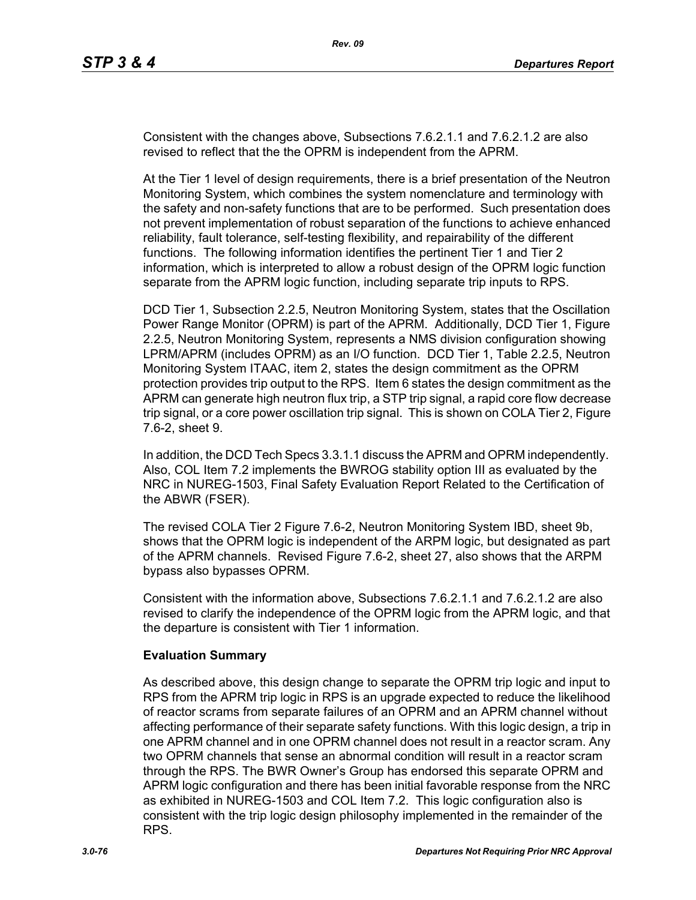Consistent with the changes above, Subsections 7.6.2.1.1 and 7.6.2.1.2 are also revised to reflect that the the OPRM is independent from the APRM.

At the Tier 1 level of design requirements, there is a brief presentation of the Neutron Monitoring System, which combines the system nomenclature and terminology with the safety and non-safety functions that are to be performed. Such presentation does not prevent implementation of robust separation of the functions to achieve enhanced reliability, fault tolerance, self-testing flexibility, and repairability of the different functions. The following information identifies the pertinent Tier 1 and Tier 2 information, which is interpreted to allow a robust design of the OPRM logic function separate from the APRM logic function, including separate trip inputs to RPS.

DCD Tier 1, Subsection 2.2.5, Neutron Monitoring System, states that the Oscillation Power Range Monitor (OPRM) is part of the APRM. Additionally, DCD Tier 1, Figure 2.2.5, Neutron Monitoring System, represents a NMS division configuration showing LPRM/APRM (includes OPRM) as an I/O function. DCD Tier 1, Table 2.2.5, Neutron Monitoring System ITAAC, item 2, states the design commitment as the OPRM protection provides trip output to the RPS. Item 6 states the design commitment as the APRM can generate high neutron flux trip, a STP trip signal, a rapid core flow decrease trip signal, or a core power oscillation trip signal. This is shown on COLA Tier 2, Figure 7.6-2, sheet 9.

In addition, the DCD Tech Specs 3.3.1.1 discuss the APRM and OPRM independently. Also, COL Item 7.2 implements the BWROG stability option III as evaluated by the NRC in NUREG-1503, Final Safety Evaluation Report Related to the Certification of the ABWR (FSER).

The revised COLA Tier 2 Figure 7.6-2, Neutron Monitoring System IBD, sheet 9b, shows that the OPRM logic is independent of the ARPM logic, but designated as part of the APRM channels. Revised Figure 7.6-2, sheet 27, also shows that the ARPM bypass also bypasses OPRM.

Consistent with the information above, Subsections 7.6.2.1.1 and 7.6.2.1.2 are also revised to clarify the independence of the OPRM logic from the APRM logic, and that the departure is consistent with Tier 1 information.

**Evaluation Summary**

As described above, this design change to separate the OPRM trip logic and input to RPS from the APRM trip logic in RPS is an upgrade expected to reduce the likelihood of reactor scrams from separate failures of an OPRM and an APRM channel without affecting performance of their separate safety functions. With this logic design, a trip in one APRM channel and in one OPRM channel does not result in a reactor scram. Any two OPRM channels that sense an abnormal condition will result in a reactor scram through the RPS. The BWR Owner's Group has endorsed this separate OPRM and APRM logic configuration and there has been initial favorable response from the NRC as exhibited in NUREG-1503 and COL Item 7.2. This logic configuration also is consistent with the trip logic design philosophy implemented in the remainder of the RPS.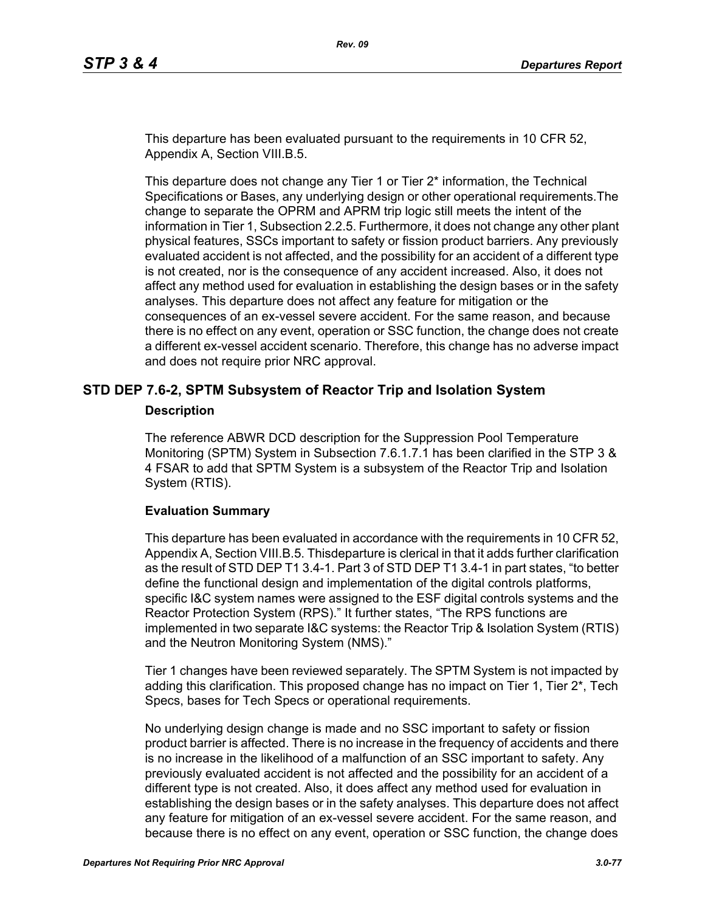This departure has been evaluated pursuant to the requirements in 10 CFR 52, Appendix A, Section VIII.B.5.

This departure does not change any Tier 1 or Tier 2* information, the Technical Specifications or Bases, any underlying design or other operational requirements.The change to separate the OPRM and APRM trip logic still meets the intent of the information in Tier 1, Subsection 2.2.5. Furthermore, it does not change any other plant physical features, SSCs important to safety or fission product barriers. Any previously evaluated accident is not affected, and the possibility for an accident of a different type is not created, nor is the consequence of any accident increased. Also, it does not affect any method used for evaluation in establishing the design bases or in the safety analyses. This departure does not affect any feature for mitigation or the consequences of an ex-vessel severe accident. For the same reason, and because there is no effect on any event, operation or SSC function, the change does not create a different ex-vessel accident scenario. Therefore, this change has no adverse impact and does not require prior NRC approval.

## STD DEP 7.6-2, SPTM Subsystem of Reactor Trip and Isolation System

### Description

The reference ABWR DCD description for the Suppression Pool Temperature Monitoring (SPTM) System in Subsection 7.6.1.7.1 has been clarified in the STP 3 & 4 FSAR to add that SPTM System is a subsystem of the Reactor Trip and Isolation System (RTIS).

### Evaluation Summary

This departure has been evaluated in accordance with the requirements in 10 CFR 52, Appendix A, Section VIII.B.5. Thisdeparture is clerical in that it adds further clarification as the result of STD DEP T1 3.4-1. Part 3 of STD DEP T1 3.4-1 in part states, "to better define the functional design and implementation of the digital controls platforms, specific I&C system names were assigned to the ESF digital controls systems and the Reactor Protection System (RPS)." It further states, "The RPS functions are implemented in two separate I&C systems: the Reactor Trip & Isolation System (RTIS) and the Neutron Monitoring System (NMS)."

Tier 1 changes have been reviewed separately. The SPTM System is not impacted by adding this clarification. This proposed change has no impact on Tier 1, Tier 2*, Tech Specs, bases for Tech Specs or operational requirements.

No underlying design change is made and no SSC important to safety or fission product barrier is affected. There is no increase in the frequency of accidents and there is no increase in the likelihood of a malfunction of an SSC important to safety. Any previously evaluated accident is not affected and the possibility for an accident of a different type is not created. Also, it does affect any method used for evaluation in establishing the design bases or in the safety analyses. This departure does not affect any feature for mitigation of an ex-vessel severe accident. For the same reason, and because there is no effect on any event, operation or SSC function, the change does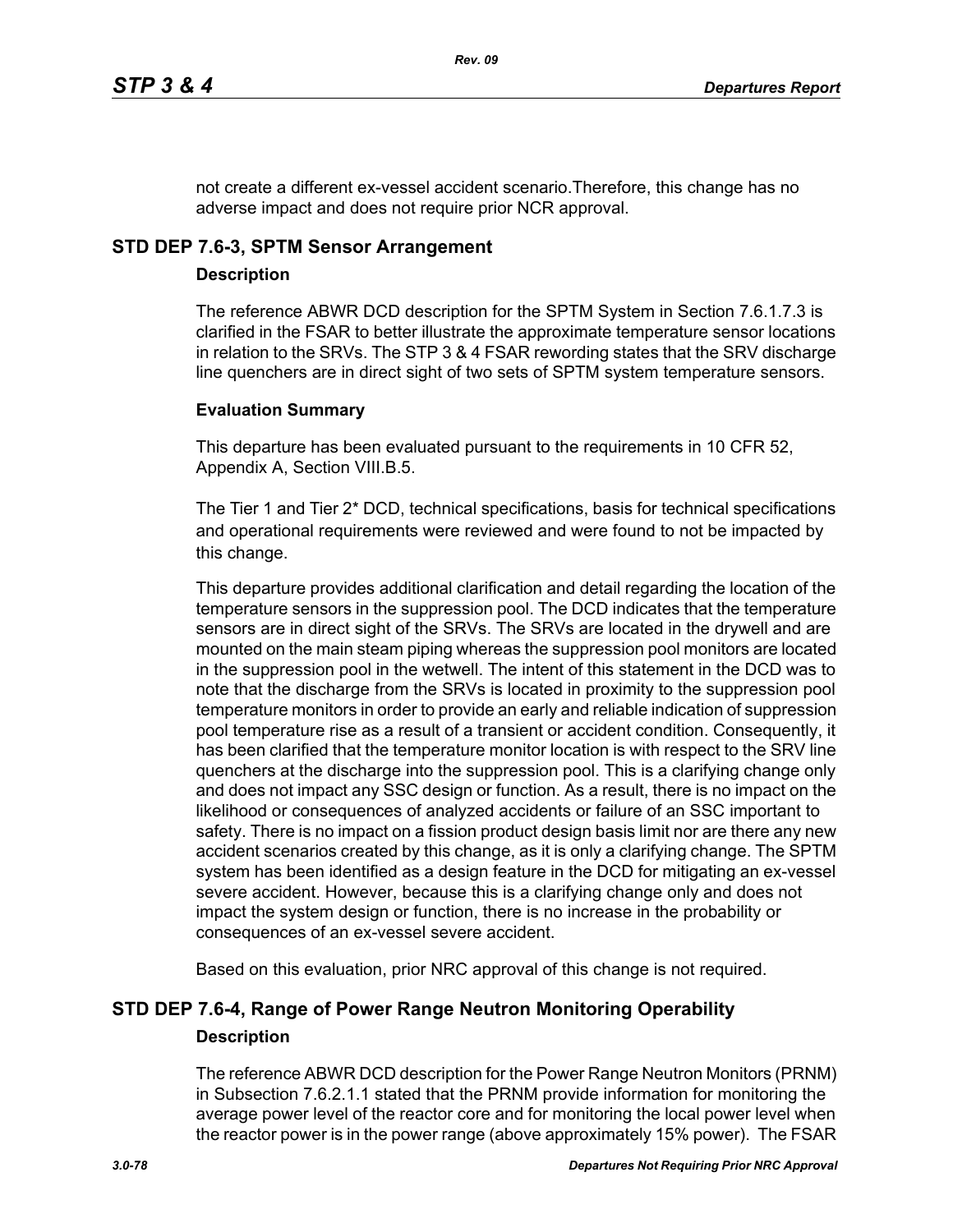not create a different ex-vessel accident scenario.Therefore, this change has no adverse impact and does not require prior NCR approval.

## STD DEP 7.6-3, SPTM Sensor Arrangement

### Description

The reference ABWR DCD description for the SPTM System in Section 7.6.1.7.3 is clarified in the FSAR to better illustrate the approximate temperature sensor locations in relation to the SRVs. The STP 3 & 4 FSAR rewording states that the SRV discharge line quenchers are in direct sight of two sets of SPTM system temperature sensors.

### Evaluation Summary

This departure has been evaluated pursuant to the requirements in 10 CFR 52, Appendix A, Section VIII.B.5.

The Tier 1 and Tier 2* DCD, technical specifications, basis for technical specifications and operational requirements were reviewed and were found to not be impacted by this change.

This departure provides additional clarification and detail regarding the location of the temperature sensors in the suppression pool. The DCD indicates that the temperature sensors are in direct sight of the SRVs. The SRVs are located in the drywell and are mounted on the main steam piping whereas the suppression pool monitors are located in the suppression pool in the wetwell. The intent of this statement in the DCD was to note that the discharge from the SRVs is located in proximity to the suppression pool temperature monitors in order to provide an early and reliable indication of suppression pool temperature rise as a result of a transient or accident condition. Consequently, it has been clarified that the temperature monitor location is with respect to the SRV line quenchers at the discharge into the suppression pool. This is a clarifying change only and does not impact any SSC design or function. As a result, there is no impact on the likelihood or consequences of analyzed accidents or failure of an SSC important to safety. There is no impact on a fission product design basis limit nor are there any new accident scenarios created by this change, as it is only a clarifying change. The SPTM system has been identified as a design feature in the DCD for mitigating an ex-vessel severe accident. However, because this is a clarifying change only and does not impact the system design or function, there is no increase in the probability or consequences of an ex-vessel severe accident.

Based on this evaluation, prior NRC approval of this change is not required.

## STD DEP 7.6-4, Range of Power Range Neutron Monitoring Operability

### Description

The reference ABWR DCD description for the Power Range Neutron Monitors (PRNM) in Subsection 7.6.2.1.1 stated that the PRNM provide information for monitoring the average power level of the reactor core and for monitoring the local power level when the reactor power is in the power range (above approximately 15% power). The FSAR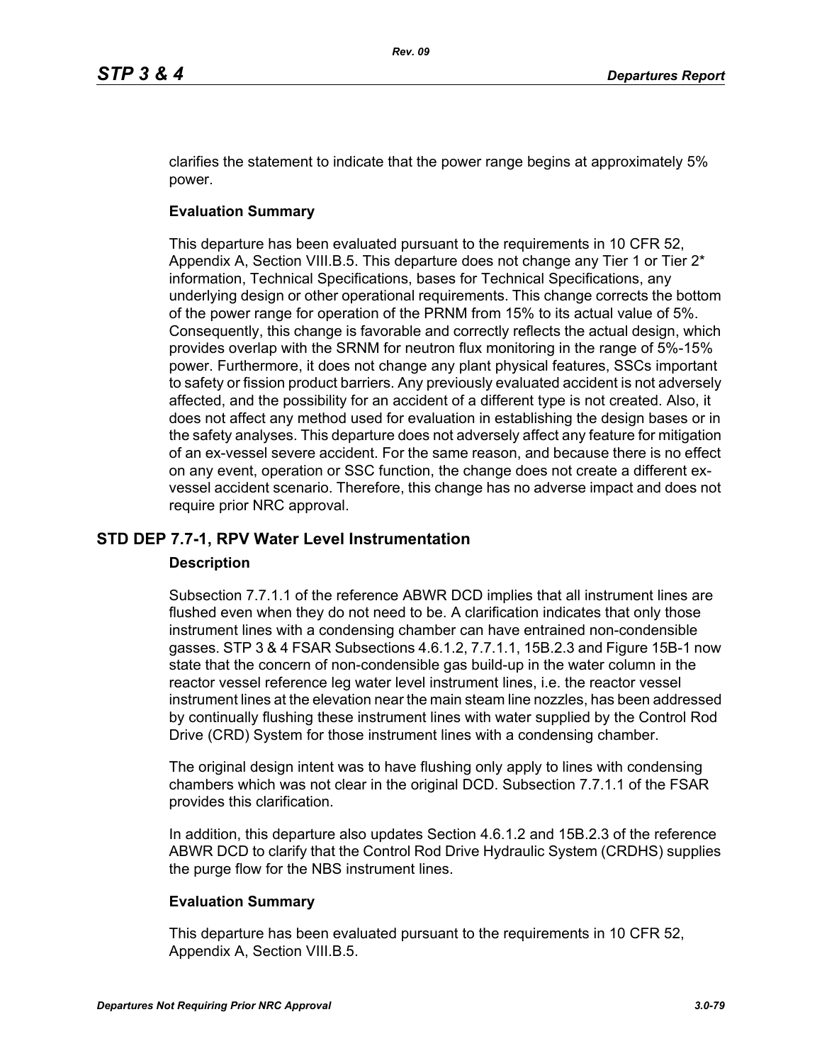clarifies the statement to indicate that the power range begins at approximately 5% power.

**Evaluation Summary**

This departure has been evaluated pursuant to the requirements in 10 CFR 52, Appendix A, Section VIII.B.5. This departure does not change any Tier 1 or Tier 2* information, Technical Specifications, bases for Technical Specifications, any underlying design or other operational requirements. This change corrects the bottom of the power range for operation of the PRNM from 15% to its actual value of 5%. Consequently, this change is favorable and correctly reflects the actual design, which provides overlap with the SRNM for neutron flux monitoring in the range of 5%-15% power. Furthermore, it does not change any plant physical features, SSCs important to safety or fission product barriers. Any previously evaluated accident is not adversely affected, and the possibility for an accident of a different type is not created. Also, it does not affect any method used for evaluation in establishing the design bases or in the safety analyses. This departure does not adversely affect any feature for mitigation of an ex-vessel severe accident. For the same reason, and because there is no effect on any event, operation or SSC function, the change does not create a different ex-vessel accident scenario. Therefore, this change has no adverse impact and does not require prior NRC approval.

## STD DEP 7.7-1, RPV Water Level Instrumentation

**Description**

Subsection 7.7.1.1 of the reference ABWR DCD implies that all instrument lines are flushed even when they do not need to be. A clarification indicates that only those instrument lines with a condensing chamber can have entrained non-condensible gasses. STP 3 & 4 FSAR Subsections 4.6.1.2, 7.7.1.1, 15B.2.3 and Figure 15B-1 now state that the concern of non-condensible gas build-up in the water column in the reactor vessel reference leg water level instrument lines, i.e. the reactor vessel instrument lines at the elevation near the main steam line nozzles, has been addressed by continually flushing these instrument lines with water supplied by the Control Rod Drive (CRD) System for those instrument lines with a condensing chamber.

The original design intent was to have flushing only apply to lines with condensing chambers which was not clear in the original DCD. Subsection 7.7.1.1 of the FSAR provides this clarification.

In addition, this departure also updates Section 4.6.1.2 and 15B.2.3 of the reference ABWR DCD to clarify that the Control Rod Drive Hydraulic System (CRDHS) supplies the purge flow for the NBS instrument lines.

**Evaluation Summary**

This departure has been evaluated pursuant to the requirements in 10 CFR 52, Appendix A, Section VIII.B.5.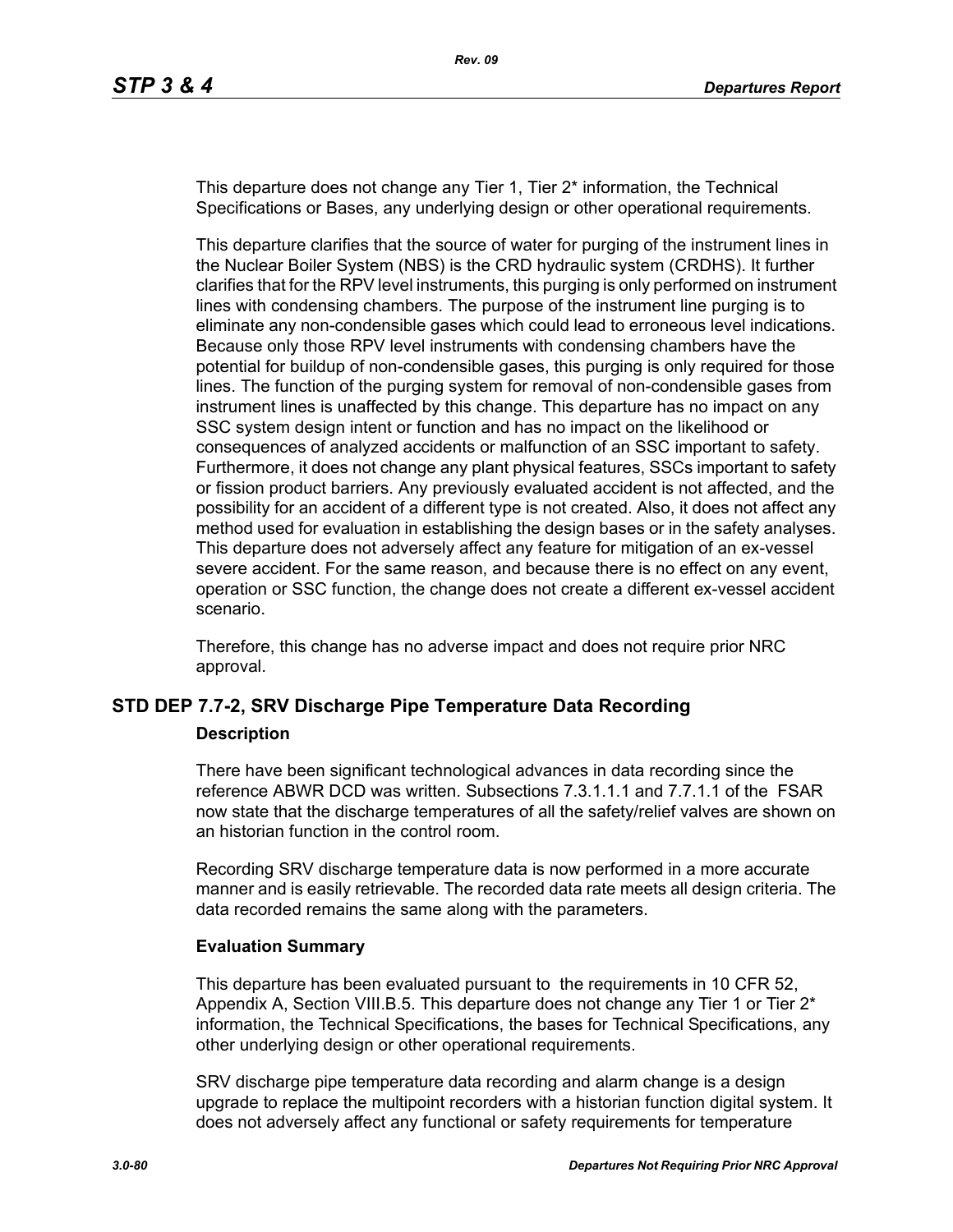This departure does not change any Tier 1, Tier 2* information, the Technical Specifications or Bases, any underlying design or other operational requirements.

This departure clarifies that the source of water for purging of the instrument lines in the Nuclear Boiler System (NBS) is the CRD hydraulic system (CRDHS). It further clarifies that for the RPV level instruments, this purging is only performed on instrument lines with condensing chambers. The purpose of the instrument line purging is to eliminate any non-condensible gases which could lead to erroneous level indications. Because only those RPV level instruments with condensing chambers have the potential for buildup of non-condensible gases, this purging is only required for those lines. The function of the purging system for removal of non-condensible gases from instrument lines is unaffected by this change. This departure has no impact on any SSC system design intent or function and has no impact on the likelihood or consequences of analyzed accidents or malfunction of an SSC important to safety. Furthermore, it does not change any plant physical features, SSCs important to safety or fission product barriers. Any previously evaluated accident is not affected, and the possibility for an accident of a different type is not created. Also, it does not affect any method used for evaluation in establishing the design bases or in the safety analyses. This departure does not adversely affect any feature for mitigation of an ex-vessel severe accident. For the same reason, and because there is no effect on any event, operation or SSC function, the change does not create a different ex-vessel accident scenario.

Therefore, this change has no adverse impact and does not require prior NRC approval.

## STD DEP 7.7-2, SRV Discharge Pipe Temperature Data Recording

### Description

There have been significant technological advances in data recording since the reference ABWR DCD was written. Subsections 7.3.1.1.1 and 7.7.1.1 of the FSAR now state that the discharge temperatures of all the safety/relief valves are shown on an historian function in the control room.

Recording SRV discharge temperature data is now performed in a more accurate manner and is easily retrievable. The recorded data rate meets all design criteria. The data recorded remains the same along with the parameters.

### Evaluation Summary

This departure has been evaluated pursuant to the requirements in 10 CFR 52, Appendix A, Section VIII.B.5. This departure does not change any Tier 1 or Tier 2* information, the Technical Specifications, the bases for Technical Specifications, any other underlying design or other operational requirements.

SRV discharge pipe temperature data recording and alarm change is a design upgrade to replace the multipoint recorders with a historian function digital system. It does not adversely affect any functional or safety requirements for temperature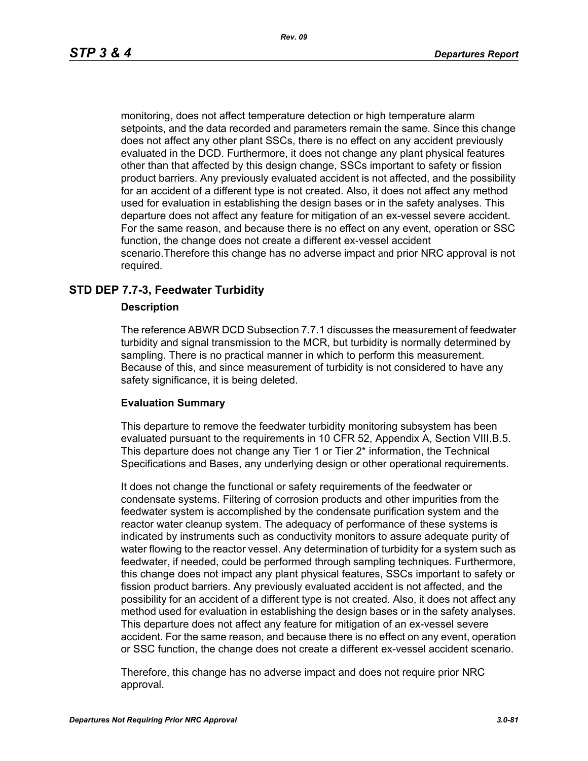monitoring, does not affect temperature detection or high temperature alarm setpoints, and the data recorded and parameters remain the same. Since this change does not affect any other plant SSCs, there is no effect on any accident previously evaluated in the DCD. Furthermore, it does not change any plant physical features other than that affected by this design change, SSCs important to safety or fission product barriers. Any previously evaluated accident is not affected, and the possibility for an accident of a different type is not created. Also, it does not affect any method used for evaluation in establishing the design bases or in the safety analyses. This departure does not affect any feature for mitigation of an ex-vessel severe accident. For the same reason, and because there is no effect on any event, operation or SSC function, the change does not create a different ex-vessel accident scenario.Therefore this change has no adverse impact and prior NRC approval is not required.

## STD DEP 7.7-3, Feedwater Turbidity

### Description

The reference ABWR DCD Subsection 7.7.1 discusses the measurement of feedwater turbidity and signal transmission to the MCR, but turbidity is normally determined by sampling. There is no practical manner in which to perform this measurement. Because of this, and since measurement of turbidity is not considered to have any safety significance, it is being deleted.

### Evaluation Summary

This departure to remove the feedwater turbidity monitoring subsystem has been evaluated pursuant to the requirements in 10 CFR 52, Appendix A, Section VIII.B.5. This departure does not change any Tier 1 or Tier 2* information, the Technical Specifications and Bases, any underlying design or other operational requirements.

It does not change the functional or safety requirements of the feedwater or condensate systems. Filtering of corrosion products and other impurities from the feedwater system is accomplished by the condensate purification system and the reactor water cleanup system. The adequacy of performance of these systems is indicated by instruments such as conductivity monitors to assure adequate purity of water flowing to the reactor vessel. Any determination of turbidity for a system such as feedwater, if needed, could be performed through sampling techniques. Furthermore, this change does not impact any plant physical features, SSCs important to safety or fission product barriers. Any previously evaluated accident is not affected, and the possibility for an accident of a different type is not created. Also, it does not affect any method used for evaluation in establishing the design bases or in the safety analyses. This departure does not affect any feature for mitigation of an ex-vessel severe accident. For the same reason, and because there is no effect on any event, operation or SSC function, the change does not create a different ex-vessel accident scenario.

Therefore, this change has no adverse impact and does not require prior NRC approval.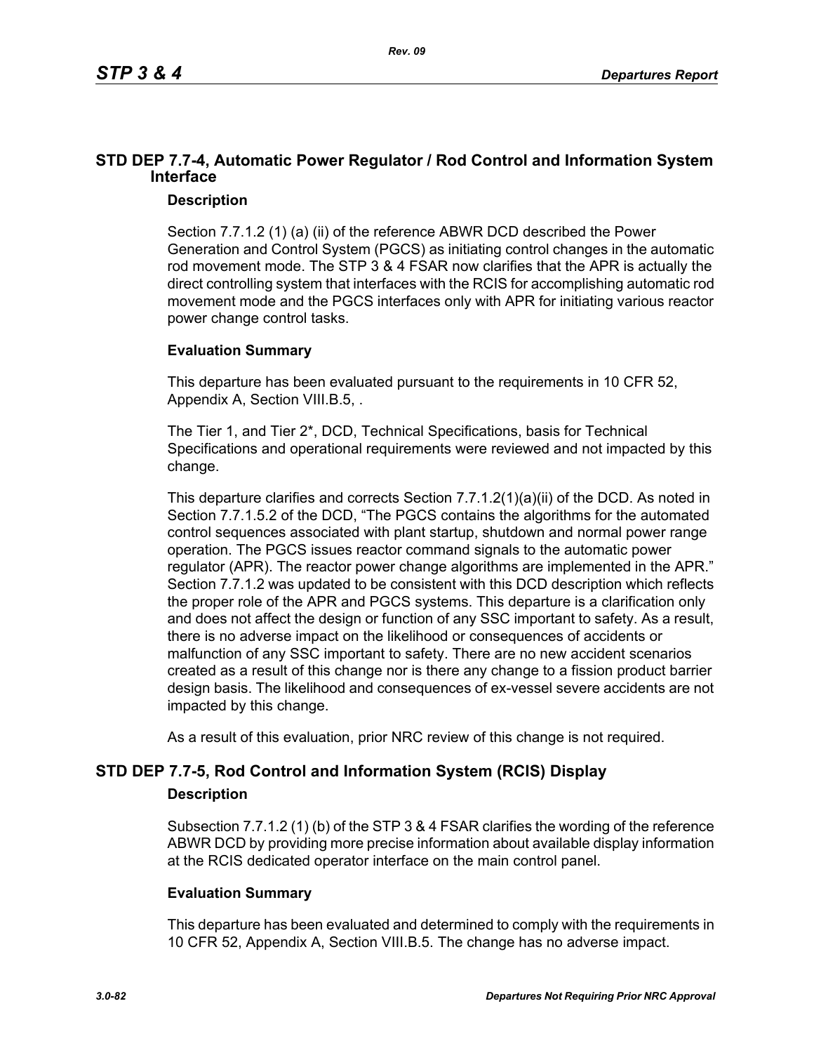## STD DEP 7.7-4, Automatic Power Regulator / Rod Control and Information System Interface

### Description

Section 7.7.1.2 (1) (a) (ii) of the reference ABWR DCD described the Power Generation and Control System (PGCS) as initiating control changes in the automatic rod movement mode. The STP 3 & 4 FSAR now clarifies that the APR is actually the direct controlling system that interfaces with the RCIS for accomplishing automatic rod movement mode and the PGCS interfaces only with APR for initiating various reactor power change control tasks.

### Evaluation Summary

This departure has been evaluated pursuant to the requirements in 10 CFR 52, Appendix A, Section VIII.B.5, .

The Tier 1, and Tier 2*, DCD, Technical Specifications, basis for Technical Specifications and operational requirements were reviewed and not impacted by this change.

This departure clarifies and corrects Section 7.7.1.2(1)(a)(ii) of the DCD. As noted in Section 7.7.1.5.2 of the DCD, "The PGCS contains the algorithms for the automated control sequences associated with plant startup, shutdown and normal power range operation. The PGCS issues reactor command signals to the automatic power regulator (APR). The reactor power change algorithms are implemented in the APR." Section 7.7.1.2 was updated to be consistent with this DCD description which reflects the proper role of the APR and PGCS systems. This departure is a clarification only and does not affect the design or function of any SSC important to safety. As a result, there is no adverse impact on the likelihood or consequences of accidents or malfunction of any SSC important to safety. There are no new accident scenarios created as a result of this change nor is there any change to a fission product barrier design basis. The likelihood and consequences of ex-vessel severe accidents are not impacted by this change.

As a result of this evaluation, prior NRC review of this change is not required.

## STD DEP 7.7-5, Rod Control and Information System (RCIS) Display

### Description

Subsection 7.7.1.2 (1) (b) of the STP 3 & 4 FSAR clarifies the wording of the reference ABWR DCD by providing more precise information about available display information at the RCIS dedicated operator interface on the main control panel.

### Evaluation Summary

This departure has been evaluated and determined to comply with the requirements in 10 CFR 52, Appendix A, Section VIII.B.5. The change has no adverse impact.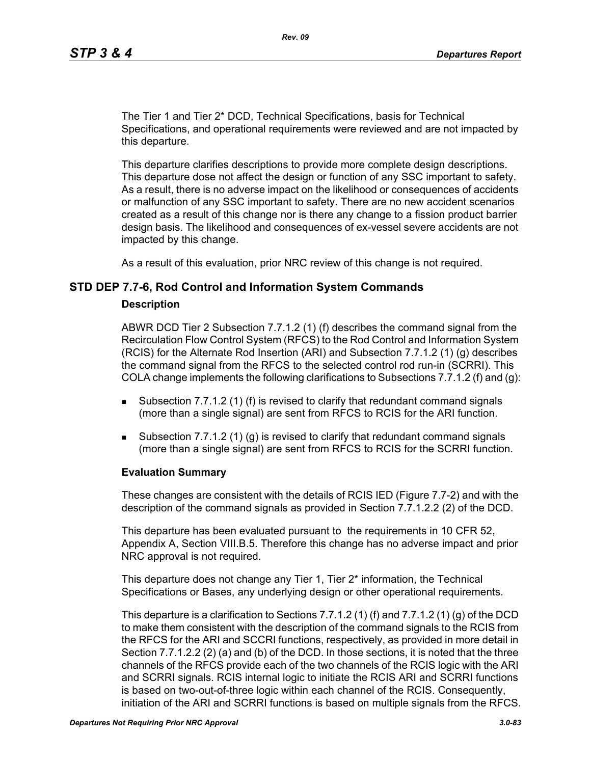The Tier 1 and Tier 2* DCD, Technical Specifications, basis for Technical Specifications, and operational requirements were reviewed and are not impacted by this departure.

This departure clarifies descriptions to provide more complete design descriptions. This departure dose not affect the design or function of any SSC important to safety. As a result, there is no adverse impact on the likelihood or consequences of accidents or malfunction of any SSC important to safety. There are no new accident scenarios created as a result of this change nor is there any change to a fission product barrier design basis. The likelihood and consequences of ex-vessel severe accidents are not impacted by this change.

As a result of this evaluation, prior NRC review of this change is not required.

## STD DEP 7.7-6, Rod Control and Information System Commands

### Description

ABWR DCD Tier 2 Subsection 7.7.1.2 (1) (f) describes the command signal from the Recirculation Flow Control System (RFCS) to the Rod Control and Information System (RCIS) for the Alternate Rod Insertion (ARI) and Subsection 7.7.1.2 (1) (g) describes the command signal from the RFCS to the selected control rod run-in (SCRRI). This COLA change implements the following clarifications to Subsections 7.7.1.2 (f) and (g):

- Subsection 7.7.1.2 (1) (f) is revised to clarify that redundant command signals (more than a single signal) are sent from RFCS to RCIS for the ARI function.
- Subsection 7.7.1.2 (1) (g) is revised to clarify that redundant command signals (more than a single signal) are sent from RFCS to RCIS for the SCRRI function.

### Evaluation Summary

These changes are consistent with the details of RCIS IED (Figure 7.7-2) and with the description of the command signals as provided in Section 7.7.1.2.2 (2) of the DCD.

This departure has been evaluated pursuant to the requirements in 10 CFR 52, Appendix A, Section VIII.B.5. Therefore this change has no adverse impact and prior NRC approval is not required.

This departure does not change any Tier 1, Tier 2* information, the Technical Specifications or Bases, any underlying design or other operational requirements.

This departure is a clarification to Sections 7.7.1.2 (1) (f) and 7.7.1.2 (1) (g) of the DCD to make them consistent with the description of the command signals to the RCIS from the RFCS for the ARI and SCCRI functions, respectively, as provided in more detail in Section 7.7.1.2.2 (2) (a) and (b) of the DCD. In those sections, it is noted that the three channels of the RFCS provide each of the two channels of the RCIS logic with the ARI and SCRRI signals. RCIS internal logic to initiate the RCIS ARI and SCRRI functions is based on two-out-of-three logic within each channel of the RCIS. Consequently, initiation of the ARI and SCRRI functions is based on multiple signals from the RFCS.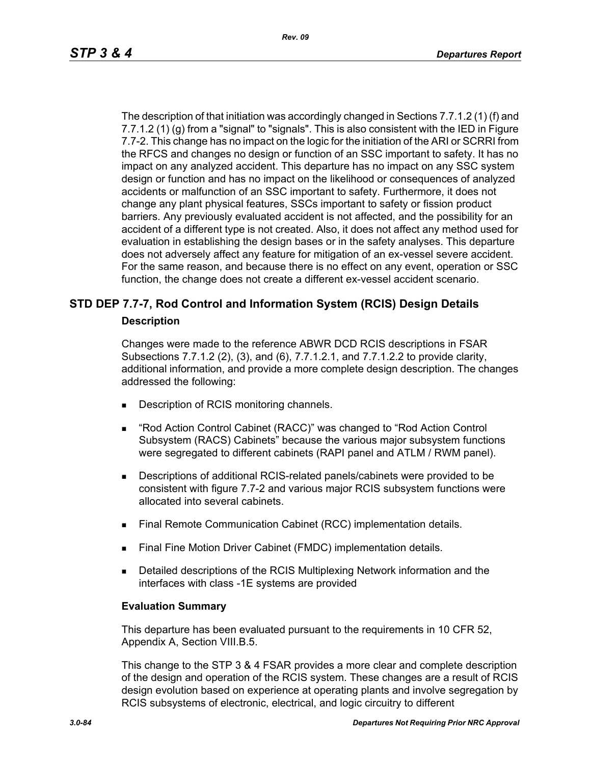The description of that initiation was accordingly changed in Sections 7.7.1.2 (1) (f) and 7.7.1.2 (1) (g) from a "signal" to "signals". This is also consistent with the IED in Figure 7.7-2. This change has no impact on the logic for the initiation of the ARI or SCRRI from the RFCS and changes no design or function of an SSC important to safety. It has no impact on any analyzed accident. This departure has no impact on any SSC system design or function and has no impact on the likelihood or consequences of analyzed accidents or malfunction of an SSC important to safety. Furthermore, it does not change any plant physical features, SSCs important to safety or fission product barriers. Any previously evaluated accident is not affected, and the possibility for an accident of a different type is not created. Also, it does not affect any method used for evaluation in establishing the design bases or in the safety analyses. This departure does not adversely affect any feature for mitigation of an ex-vessel severe accident. For the same reason, and because there is no effect on any event, operation or SSC function, the change does not create a different ex-vessel accident scenario.

## STD DEP 7.7-7, Rod Control and Information System (RCIS) Design Details

### Description

Changes were made to the reference ABWR DCD RCIS descriptions in FSAR Subsections 7.7.1.2 (2), (3), and (6), 7.7.1.2.1, and 7.7.1.2.2 to provide clarity, additional information, and provide a more complete design description. The changes addressed the following:

- Description of RCIS monitoring channels.
- “Rod Action Control Cabinet (RACC)” was changed to “Rod Action Control Subsystem (RACS) Cabinets” because the various major subsystem functions were segregated to different cabinets (RAPI panel and ATLM / RWM panel).
- Descriptions of additional RCIS-related panels/cabinets were provided to be consistent with figure 7.7-2 and various major RCIS subsystem functions were allocated into several cabinets.
- Final Remote Communication Cabinet (RCC) implementation details.
- Final Fine Motion Driver Cabinet (FMDC) implementation details.
- Detailed descriptions of the RCIS Multiplexing Network information and the interfaces with class -1E systems are provided

### Evaluation Summary

This departure has been evaluated pursuant to the requirements in 10 CFR 52, Appendix A, Section VIII.B.5.

This change to the STP 3 & 4 FSAR provides a more clear and complete description of the design and operation of the RCIS system. These changes are a result of RCIS design evolution based on experience at operating plants and involve segregation by RCIS subsystems of electronic, electrical, and logic circuitry to different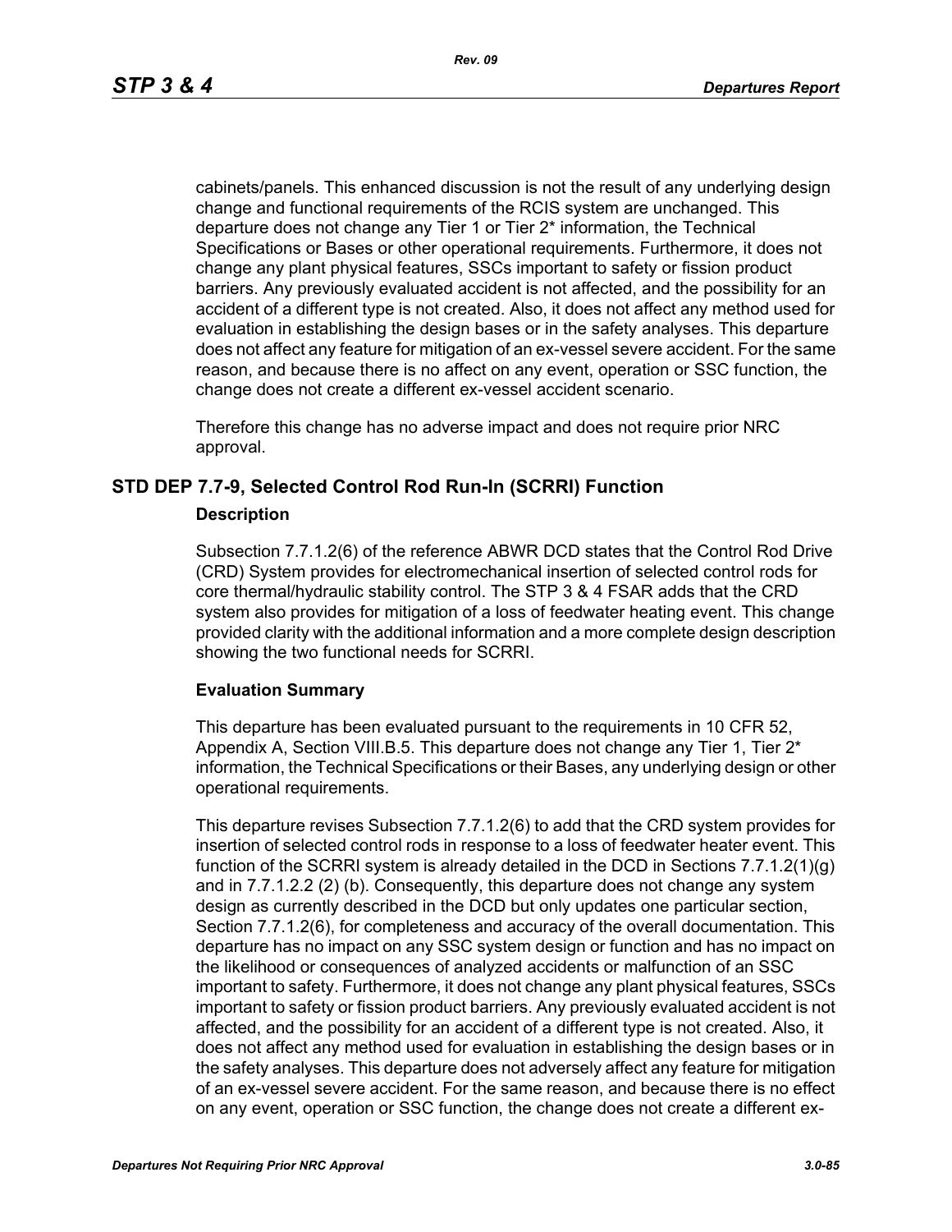cabinets/panels. This enhanced discussion is not the result of any underlying design change and functional requirements of the RCIS system are unchanged. This departure does not change any Tier 1 or Tier 2* information, the Technical Specifications or Bases or other operational requirements. Furthermore, it does not change any plant physical features, SSCs important to safety or fission product barriers. Any previously evaluated accident is not affected, and the possibility for an accident of a different type is not created. Also, it does not affect any method used for evaluation in establishing the design bases or in the safety analyses. This departure does not affect any feature for mitigation of an ex-vessel severe accident. For the same reason, and because there is no affect on any event, operation or SSC function, the change does not create a different ex-vessel accident scenario.

Therefore this change has no adverse impact and does not require prior NRC approval.

## STD DEP 7.7-9, Selected Control Rod Run-In (SCRRI) Function

### Description

Subsection 7.7.1.2(6) of the reference ABWR DCD states that the Control Rod Drive (CRD) System provides for electromechanical insertion of selected control rods for core thermal/hydraulic stability control. The STP 3 & 4 FSAR adds that the CRD system also provides for mitigation of a loss of feedwater heating event. This change provided clarity with the additional information and a more complete design description showing the two functional needs for SCRRI.

### Evaluation Summary

This departure has been evaluated pursuant to the requirements in 10 CFR 52, Appendix A, Section VIII.B.5. This departure does not change any Tier 1, Tier 2* information, the Technical Specifications or their Bases, any underlying design or other operational requirements.

This departure revises Subsection 7.7.1.2(6) to add that the CRD system provides for insertion of selected control rods in response to a loss of feedwater heater event. This function of the SCRRI system is already detailed in the DCD in Sections 7.7.1.2(1)(g) and in 7.7.1.2.2 (2) (b). Consequently, this departure does not change any system design as currently described in the DCD but only updates one particular section, Section 7.7.1.2(6), for completeness and accuracy of the overall documentation. This departure has no impact on any SSC system design or function and has no impact on the likelihood or consequences of analyzed accidents or malfunction of an SSC important to safety. Furthermore, it does not change any plant physical features, SSCs important to safety or fission product barriers. Any previously evaluated accident is not affected, and the possibility for an accident of a different type is not created. Also, it does not affect any method used for evaluation in establishing the design bases or in the safety analyses. This departure does not adversely affect any feature for mitigation of an ex-vessel severe accident. For the same reason, and because there is no effect on any event, operation or SSC function, the change does not create a different ex-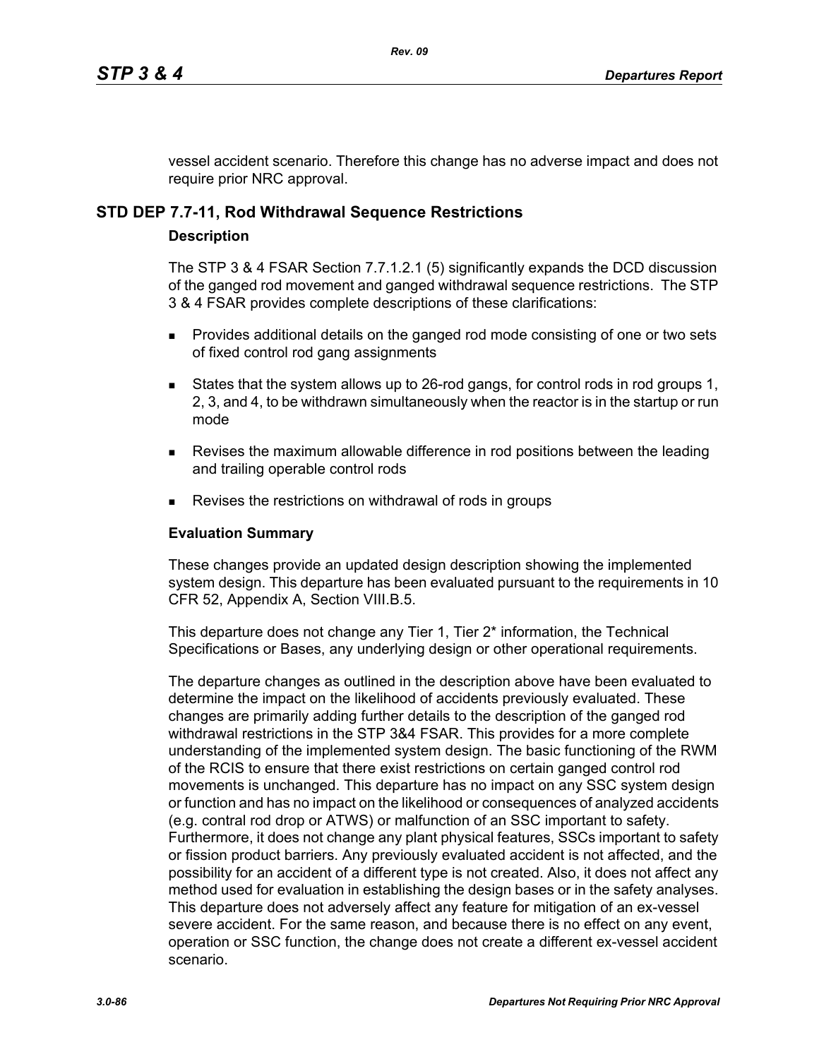vessel accident scenario. Therefore this change has no adverse impact and does not require prior NRC approval.

## STD DEP 7.7-11, Rod Withdrawal Sequence Restrictions

### Description

The STP 3 & 4 FSAR Section 7.7.1.2.1 (5) significantly expands the DCD discussion of the ganged rod movement and ganged withdrawal sequence restrictions. The STP 3 & 4 FSAR provides complete descriptions of these clarifications:

- Provides additional details on the ganged rod mode consisting of one or two sets of fixed control rod gang assignments
- States that the system allows up to 26-rod gangs, for control rods in rod groups 1, 2, 3, and 4, to be withdrawn simultaneously when the reactor is in the startup or run mode
- Revises the maximum allowable difference in rod positions between the leading and trailing operable control rods
- Revises the restrictions on withdrawal of rods in groups

### Evaluation Summary

These changes provide an updated design description showing the implemented system design. This departure has been evaluated pursuant to the requirements in 10 CFR 52, Appendix A, Section VIII.B.5.

This departure does not change any Tier 1, Tier 2* information, the Technical Specifications or Bases, any underlying design or other operational requirements.

The departure changes as outlined in the description above have been evaluated to determine the impact on the likelihood of accidents previously evaluated. These changes are primarily adding further details to the description of the ganged rod withdrawal restrictions in the STP 3&4 FSAR. This provides for a more complete understanding of the implemented system design. The basic functioning of the RWM of the RCIS to ensure that there exist restrictions on certain ganged control rod movements is unchanged. This departure has no impact on any SSC system design or function and has no impact on the likelihood or consequences of analyzed accidents (e.g. contral rod drop or ATWS) or malfunction of an SSC important to safety. Furthermore, it does not change any plant physical features, SSCs important to safety or fission product barriers. Any previously evaluated accident is not affected, and the possibility for an accident of a different type is not created. Also, it does not affect any method used for evaluation in establishing the design bases or in the safety analyses. This departure does not adversely affect any feature for mitigation of an ex-vessel severe accident. For the same reason, and because there is no effect on any event, operation or SSC function, the change does not create a different ex-vessel accident scenario.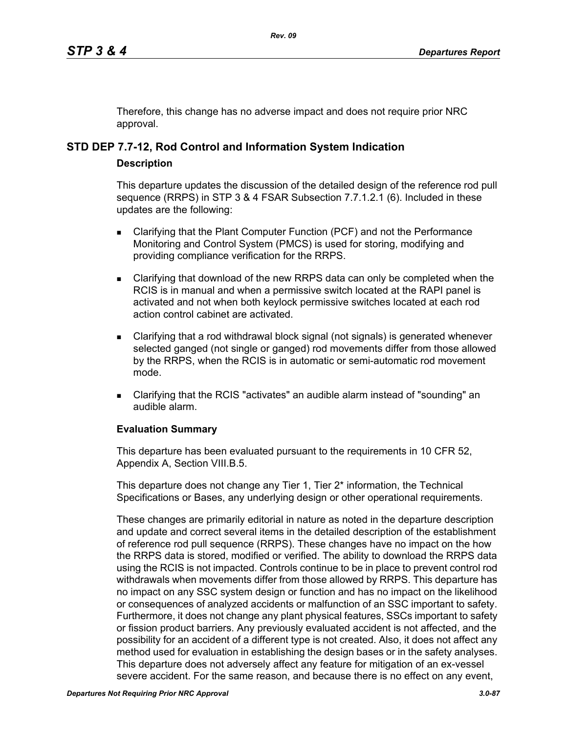Therefore, this change has no adverse impact and does not require prior NRC approval.

## STD DEP 7.7-12, Rod Control and Information System Indication

### Description

This departure updates the discussion of the detailed design of the reference rod pull sequence (RRPS) in STP 3 & 4 FSAR Subsection 7.7.1.2.1 (6). Included in these updates are the following:

- Clarifying that the Plant Computer Function (PCF) and not the Performance Monitoring and Control System (PMCS) is used for storing, modifying and providing compliance verification for the RRPS.
- Clarifying that download of the new RRPS data can only be completed when the RCIS is in manual and when a permissive switch located at the RAPI panel is activated and not when both keylock permissive switches located at each rod action control cabinet are activated.
- Clarifying that a rod withdrawal block signal (not signals) is generated whenever selected ganged (not single or ganged) rod movements differ from those allowed by the RRPS, when the RCIS is in automatic or semi-automatic rod movement mode.
- Clarifying that the RCIS "activates" an audible alarm instead of "sounding" an audible alarm.

### Evaluation Summary

This departure has been evaluated pursuant to the requirements in 10 CFR 52, Appendix A, Section VIII.B.5.

This departure does not change any Tier 1, Tier 2* information, the Technical Specifications or Bases, any underlying design or other operational requirements.

These changes are primarily editorial in nature as noted in the departure description and update and correct several items in the detailed description of the establishment of reference rod pull sequence (RRPS). These changes have no impact on the how the RRPS data is stored, modified or verified. The ability to download the RRPS data using the RCIS is not impacted. Controls continue to be in place to prevent control rod withdrawals when movements differ from those allowed by RRPS. This departure has no impact on any SSC system design or function and has no impact on the likelihood or consequences of analyzed accidents or malfunction of an SSC important to safety. Furthermore, it does not change any plant physical features, SSCs important to safety or fission product barriers. Any previously evaluated accident is not affected, and the possibility for an accident of a different type is not created. Also, it does not affect any method used for evaluation in establishing the design bases or in the safety analyses. This departure does not adversely affect any feature for mitigation of an ex-vessel severe accident. For the same reason, and because there is no effect on any event,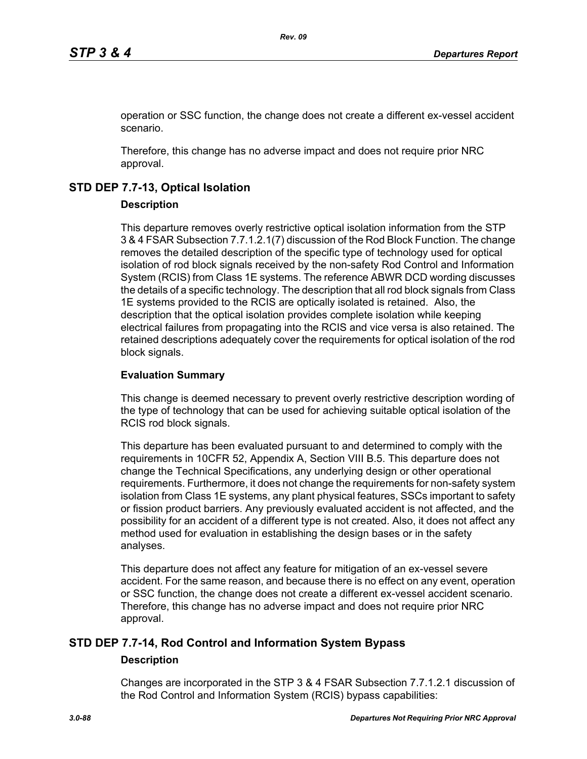operation or SSC function, the change does not create a different ex-vessel accident scenario.

Therefore, this change has no adverse impact and does not require prior NRC approval.

## STD DEP 7.7-13, Optical Isolation

### Description

This departure removes overly restrictive optical isolation information from the STP 3 & 4 FSAR Subsection 7.7.1.2.1(7) discussion of the Rod Block Function. The change removes the detailed description of the specific type of technology used for optical isolation of rod block signals received by the non-safety Rod Control and Information System (RCIS) from Class 1E systems. The reference ABWR DCD wording discusses the details of a specific technology. The description that all rod block signals from Class 1E systems provided to the RCIS are optically isolated is retained. Also, the description that the optical isolation provides complete isolation while keeping electrical failures from propagating into the RCIS and vice versa is also retained. The retained descriptions adequately cover the requirements for optical isolation of the rod block signals.

### Evaluation Summary

This change is deemed necessary to prevent overly restrictive description wording of the type of technology that can be used for achieving suitable optical isolation of the RCIS rod block signals.

This departure has been evaluated pursuant to and determined to comply with the requirements in 10CFR 52, Appendix A, Section VIII B.5. This departure does not change the Technical Specifications, any underlying design or other operational requirements. Furthermore, it does not change the requirements for non-safety system isolation from Class 1E systems, any plant physical features, SSCs important to safety or fission product barriers. Any previously evaluated accident is not affected, and the possibility for an accident of a different type is not created. Also, it does not affect any method used for evaluation in establishing the design bases or in the safety analyses.

This departure does not affect any feature for mitigation of an ex-vessel severe accident. For the same reason, and because there is no effect on any event, operation or SSC function, the change does not create a different ex-vessel accident scenario. Therefore, this change has no adverse impact and does not require prior NRC approval.

## STD DEP 7.7-14, Rod Control and Information System Bypass

### Description

Changes are incorporated in the STP 3 & 4 FSAR Subsection 7.7.1.2.1 discussion of the Rod Control and Information System (RCIS) bypass capabilities: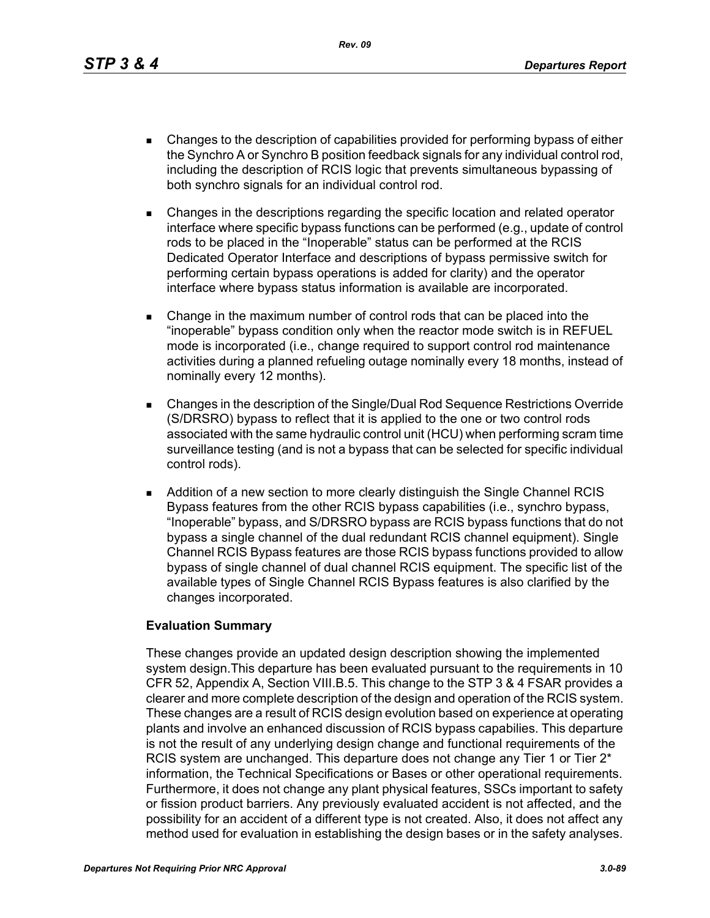- Changes to the description of capabilities provided for performing bypass of either the Synchro A or Synchro B position feedback signals for any individual control rod, including the description of RCIS logic that prevents simultaneous bypassing of both synchro signals for an individual control rod.
- Changes in the descriptions regarding the specific location and related operator interface where specific bypass functions can be performed (e.g., update of control rods to be placed in the "Inoperable" status can be performed at the RCIS Dedicated Operator Interface and descriptions of bypass permissive switch for performing certain bypass operations is added for clarity) and the operator interface where bypass status information is available are incorporated.
- Change in the maximum number of control rods that can be placed into the "inoperable" bypass condition only when the reactor mode switch is in REFUEL mode is incorporated (i.e., change required to support control rod maintenance activities during a planned refueling outage nominally every 18 months, instead of nominally every 12 months).
- Changes in the description of the Single/Dual Rod Sequence Restrictions Override (S/DRSRO) bypass to reflect that it is applied to the one or two control rods associated with the same hydraulic control unit (HCU) when performing scram time surveillance testing (and is not a bypass that can be selected for specific individual control rods).
- Addition of a new section to more clearly distinguish the Single Channel RCIS Bypass features from the other RCIS bypass capabilities (i.e., synchro bypass, "Inoperable" bypass, and S/DRSRO bypass are RCIS bypass functions that do not bypass a single channel of the dual redundant RCIS channel equipment). Single Channel RCIS Bypass features are those RCIS bypass functions provided to allow bypass of single channel of dual channel RCIS equipment. The specific list of the available types of Single Channel RCIS Bypass features is also clarified by the changes incorporated.

**Evaluation Summary**

These changes provide an updated design description showing the implemented system design.This departure has been evaluated pursuant to the requirements in 10 CFR 52, Appendix A, Section VIII.B.5. This change to the STP 3 & 4 FSAR provides a clearer and more complete description of the design and operation of the RCIS system. These changes are a result of RCIS design evolution based on experience at operating plants and involve an enhanced discussion of RCIS bypass capabilies. This departure is not the result of any underlying design change and functional requirements of the RCIS system are unchanged. This departure does not change any Tier 1 or Tier 2* information, the Technical Specifications or Bases or other operational requirements. Furthermore, it does not change any plant physical features, SSCs important to safety or fission product barriers. Any previously evaluated accident is not affected, and the possibility for an accident of a different type is not created. Also, it does not affect any method used for evaluation in establishing the design bases or in the safety analyses.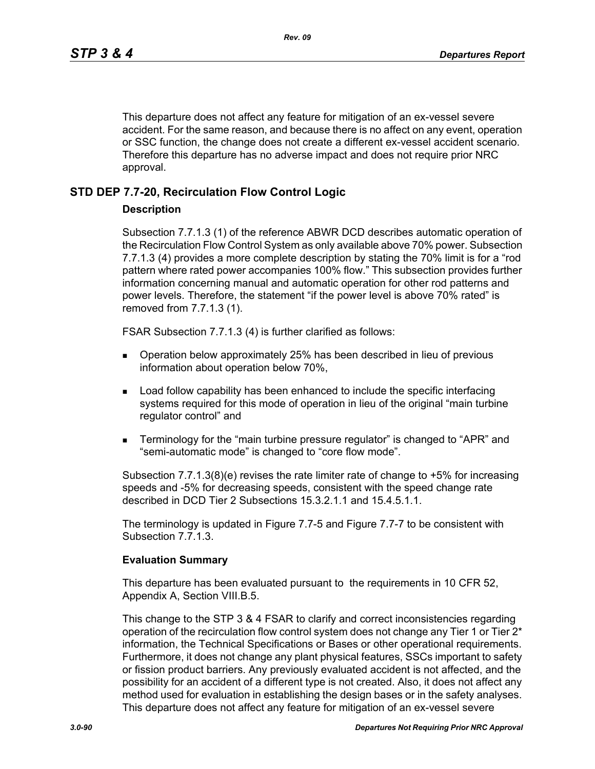This departure does not affect any feature for mitigation of an ex-vessel severe accident. For the same reason, and because there is no affect on any event, operation or SSC function, the change does not create a different ex-vessel accident scenario. Therefore this departure has no adverse impact and does not require prior NRC approval.

## STD DEP 7.7-20, Recirculation Flow Control Logic

### Description

Subsection 7.7.1.3 (1) of the reference ABWR DCD describes automatic operation of the Recirculation Flow Control System as only available above 70% power. Subsection 7.7.1.3 (4) provides a more complete description by stating the 70% limit is for a "rod pattern where rated power accompanies 100% flow." This subsection provides further information concerning manual and automatic operation for other rod patterns and power levels. Therefore, the statement "if the power level is above 70% rated" is removed from 7.7.1.3 (1).

FSAR Subsection 7.7.1.3 (4) is further clarified as follows:

- Operation below approximately 25% has been described in lieu of previous information about operation below 70%,
- Load follow capability has been enhanced to include the specific interfacing systems required for this mode of operation in lieu of the original "main turbine regulator control" and
- Terminology for the "main turbine pressure regulator" is changed to "APR" and "semi-automatic mode" is changed to "core flow mode".

Subsection 7.7.1.3(8)(e) revises the rate limiter rate of change to +5% for increasing speeds and -5% for decreasing speeds, consistent with the speed change rate described in DCD Tier 2 Subsections 15.3.2.1.1 and 15.4.5.1.1.

The terminology is updated in Figure 7.7-5 and Figure 7.7-7 to be consistent with Subsection 7.7.1.3.

### Evaluation Summary

This departure has been evaluated pursuant to the requirements in 10 CFR 52, Appendix A, Section VIII.B.5.

This change to the STP 3 & 4 FSAR to clarify and correct inconsistencies regarding operation of the recirculation flow control system does not change any Tier 1 or Tier 2* information, the Technical Specifications or Bases or other operational requirements. Furthermore, it does not change any plant physical features, SSCs important to safety or fission product barriers. Any previously evaluated accident is not affected, and the possibility for an accident of a different type is not created. Also, it does not affect any method used for evaluation in establishing the design bases or in the safety analyses. This departure does not affect any feature for mitigation of an ex-vessel severe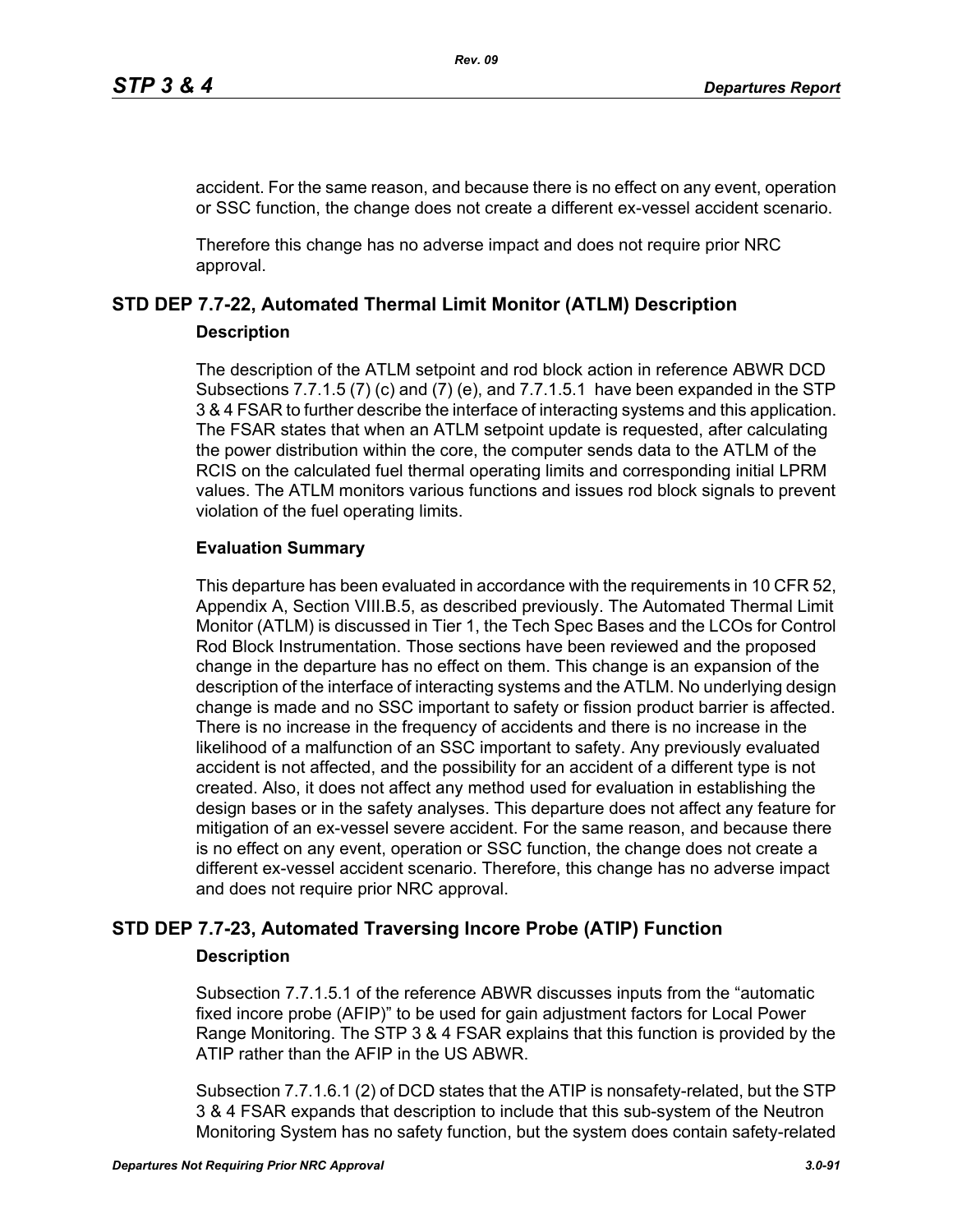accident. For the same reason, and because there is no effect on any event, operation or SSC function, the change does not create a different ex-vessel accident scenario.

Therefore this change has no adverse impact and does not require prior NRC approval.

## STD DEP 7.7-22, Automated Thermal Limit Monitor (ATLM) Description

### Description

The description of the ATLM setpoint and rod block action in reference ABWR DCD Subsections 7.7.1.5 (7) (c) and (7) (e), and 7.7.1.5.1 have been expanded in the STP 3 & 4 FSAR to further describe the interface of interacting systems and this application. The FSAR states that when an ATLM setpoint update is requested, after calculating the power distribution within the core, the computer sends data to the ATLM of the RCIS on the calculated fuel thermal operating limits and corresponding initial LPRM values. The ATLM monitors various functions and issues rod block signals to prevent violation of the fuel operating limits.

### Evaluation Summary

This departure has been evaluated in accordance with the requirements in 10 CFR 52, Appendix A, Section VIII.B.5, as described previously. The Automated Thermal Limit Monitor (ATLM) is discussed in Tier 1, the Tech Spec Bases and the LCOs for Control Rod Block Instrumentation. Those sections have been reviewed and the proposed change in the departure has no effect on them. This change is an expansion of the description of the interface of interacting systems and the ATLM. No underlying design change is made and no SSC important to safety or fission product barrier is affected. There is no increase in the frequency of accidents and there is no increase in the likelihood of a malfunction of an SSC important to safety. Any previously evaluated accident is not affected, and the possibility for an accident of a different type is not created. Also, it does not affect any method used for evaluation in establishing the design bases or in the safety analyses. This departure does not affect any feature for mitigation of an ex-vessel severe accident. For the same reason, and because there is no effect on any event, operation or SSC function, the change does not create a different ex-vessel accident scenario. Therefore, this change has no adverse impact and does not require prior NRC approval.

## STD DEP 7.7-23, Automated Traversing Incore Probe (ATIP) Function

### Description

Subsection 7.7.1.5.1 of the reference ABWR discusses inputs from the "automatic fixed incore probe (AFIP)" to be used for gain adjustment factors for Local Power Range Monitoring. The STP 3 & 4 FSAR explains that this function is provided by the ATIP rather than the AFIP in the US ABWR.

Subsection 7.7.1.6.1 (2) of DCD states that the ATIP is nonsafety-related, but the STP 3 & 4 FSAR expands that description to include that this sub-system of the Neutron Monitoring System has no safety function, but the system does contain safety-related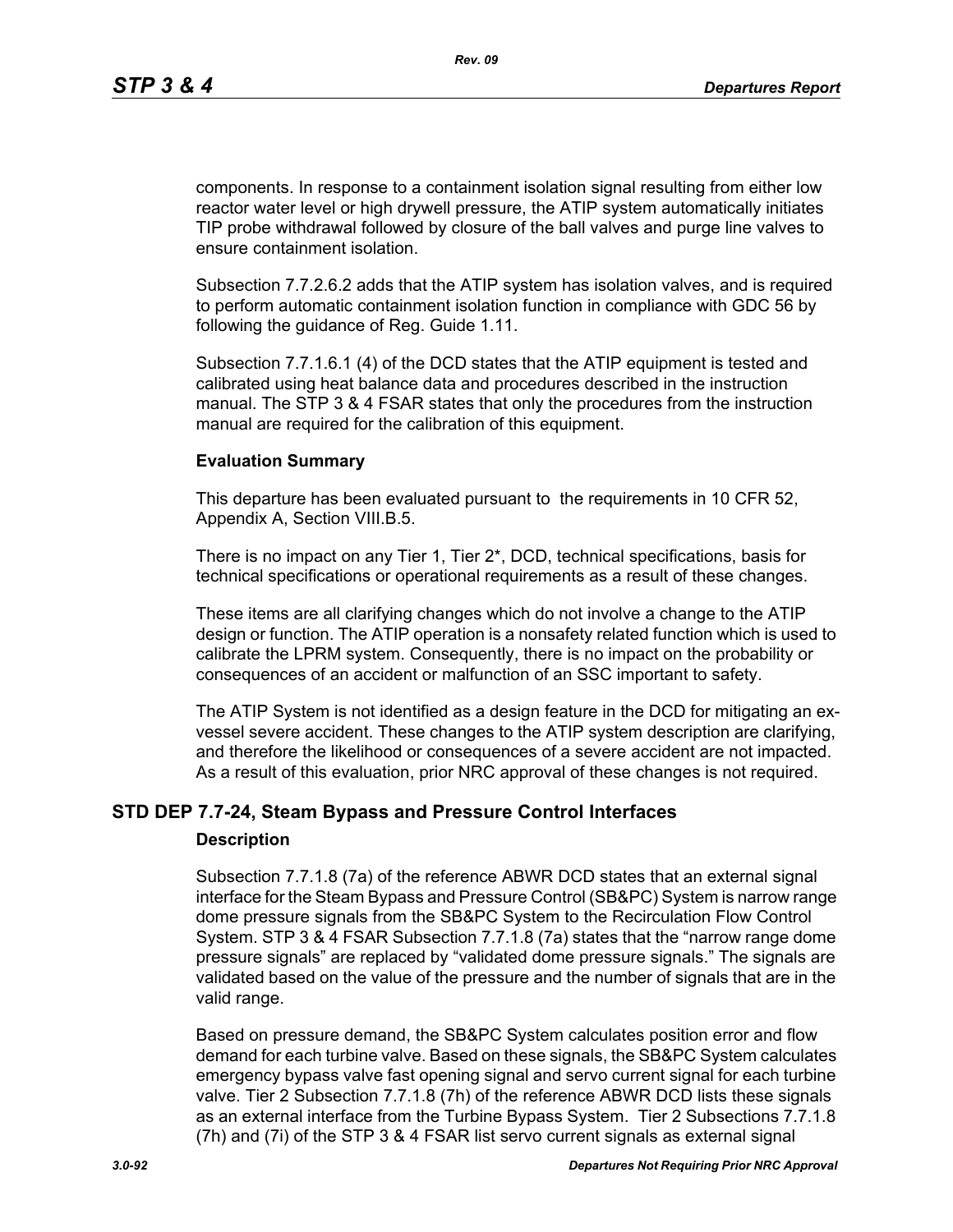components. In response to a containment isolation signal resulting from either low reactor water level or high drywell pressure, the ATIP system automatically initiates TIP probe withdrawal followed by closure of the ball valves and purge line valves to ensure containment isolation.

Subsection 7.7.2.6.2 adds that the ATIP system has isolation valves, and is required to perform automatic containment isolation function in compliance with GDC 56 by following the guidance of Reg. Guide 1.11.

Subsection 7.7.1.6.1 (4) of the DCD states that the ATIP equipment is tested and calibrated using heat balance data and procedures described in the instruction manual. The STP 3 & 4 FSAR states that only the procedures from the instruction manual are required for the calibration of this equipment.

**Evaluation Summary**

This departure has been evaluated pursuant to the requirements in 10 CFR 52, Appendix A, Section VIII.B.5.

There is no impact on any Tier 1, Tier 2*, DCD, technical specifications, basis for technical specifications or operational requirements as a result of these changes.

These items are all clarifying changes which do not involve a change to the ATIP design or function. The ATIP operation is a nonsafety related function which is used to calibrate the LPRM system. Consequently, there is no impact on the probability or consequences of an accident or malfunction of an SSC important to safety.

The ATIP System is not identified as a design feature in the DCD for mitigating an ex-vessel severe accident. These changes to the ATIP system description are clarifying, and therefore the likelihood or consequences of a severe accident are not impacted. As a result of this evaluation, prior NRC approval of these changes is not required.

## STD DEP 7.7-24, Steam Bypass and Pressure Control Interfaces

**Description**

Subsection 7.7.1.8 (7a) of the reference ABWR DCD states that an external signal interface for the Steam Bypass and Pressure Control (SB&PC) System is narrow range dome pressure signals from the SB&PC System to the Recirculation Flow Control System. STP 3 & 4 FSAR Subsection 7.7.1.8 (7a) states that the "narrow range dome pressure signals" are replaced by "validated dome pressure signals." The signals are validated based on the value of the pressure and the number of signals that are in the valid range.

Based on pressure demand, the SB&PC System calculates position error and flow demand for each turbine valve. Based on these signals, the SB&PC System calculates emergency bypass valve fast opening signal and servo current signal for each turbine valve. Tier 2 Subsection 7.7.1.8 (7h) of the reference ABWR DCD lists these signals as an external interface from the Turbine Bypass System. Tier 2 Subsections 7.7.1.8 (7h) and (7i) of the STP 3 & 4 FSAR list servo current signals as external signal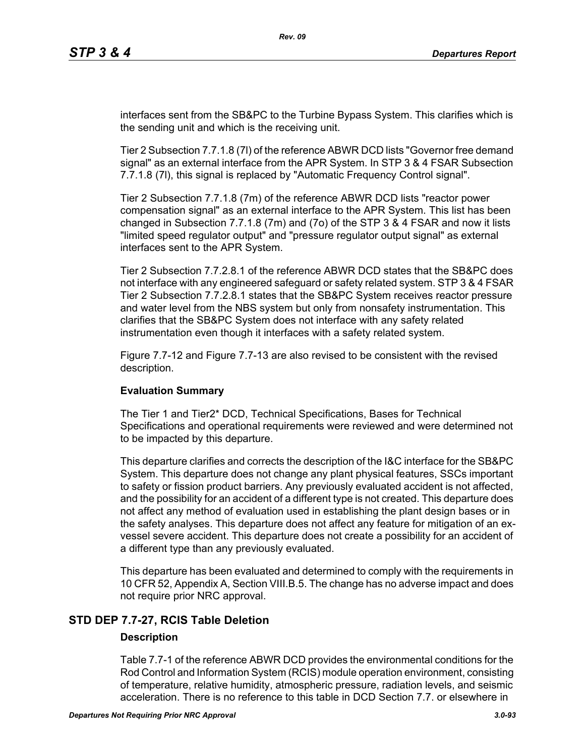interfaces sent from the SB&PC to the Turbine Bypass System. This clarifies which is the sending unit and which is the receiving unit.

Tier 2 Subsection 7.7.1.8 (7l) of the reference ABWR DCD lists "Governor free demand signal" as an external interface from the APR System. In STP 3 & 4 FSAR Subsection 7.7.1.8 (7l), this signal is replaced by "Automatic Frequency Control signal".

Tier 2 Subsection 7.7.1.8 (7m) of the reference ABWR DCD lists "reactor power compensation signal" as an external interface to the APR System. This list has been changed in Subsection 7.7.1.8 (7m) and (7o) of the STP 3 & 4 FSAR and now it lists "limited speed regulator output" and "pressure regulator output signal" as external interfaces sent to the APR System.

Tier 2 Subsection 7.7.2.8.1 of the reference ABWR DCD states that the SB&PC does not interface with any engineered safeguard or safety related system. STP 3 & 4 FSAR Tier 2 Subsection 7.7.2.8.1 states that the SB&PC System receives reactor pressure and water level from the NBS system but only from nonsafety instrumentation. This clarifies that the SB&PC System does not interface with any safety related instrumentation even though it interfaces with a safety related system.

Figure 7.7-12 and Figure 7.7-13 are also revised to be consistent with the revised description.

**Evaluation Summary**

The Tier 1 and Tier2* DCD, Technical Specifications, Bases for Technical Specifications and operational requirements were reviewed and were determined not to be impacted by this departure.

This departure clarifies and corrects the description of the I&C interface for the SB&PC System. This departure does not change any plant physical features, SSCs important to safety or fission product barriers. Any previously evaluated accident is not affected, and the possibility for an accident of a different type is not created. This departure does not affect any method of evaluation used in establishing the plant design bases or in the safety analyses. This departure does not affect any feature for mitigation of an ex-vessel severe accident. This departure does not create a possibility for an accident of a different type than any previously evaluated.

This departure has been evaluated and determined to comply with the requirements in 10 CFR 52, Appendix A, Section VIII.B.5. The change has no adverse impact and does not require prior NRC approval.

## STD DEP 7.7-27, RCIS Table Deletion

**Description**

Table 7.7-1 of the reference ABWR DCD provides the environmental conditions for the Rod Control and Information System (RCIS) module operation environment, consisting of temperature, relative humidity, atmospheric pressure, radiation levels, and seismic acceleration. There is no reference to this table in DCD Section 7.7. or elsewhere in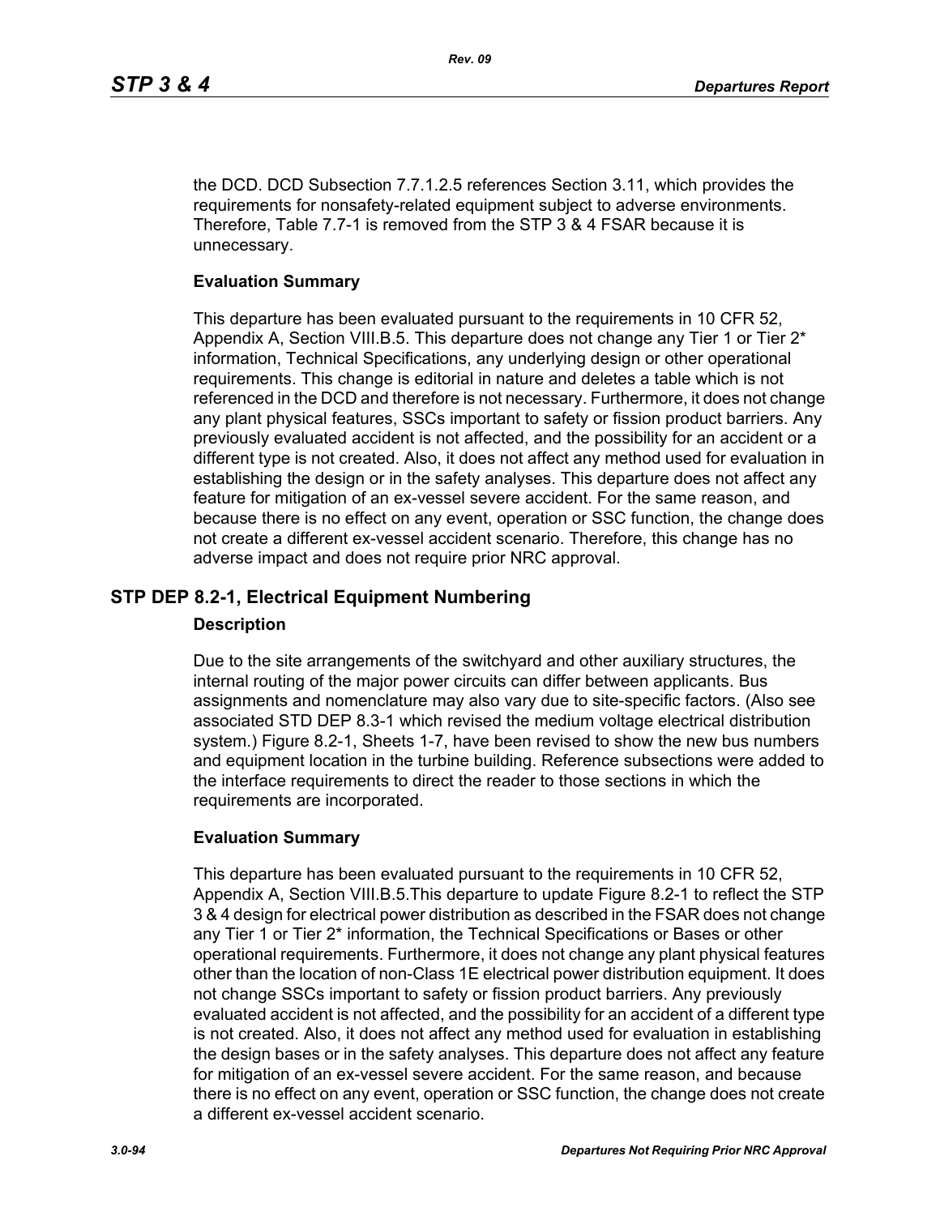the DCD. DCD Subsection 7.7.1.2.5 references Section 3.11, which provides the requirements for nonsafety-related equipment subject to adverse environments. Therefore, Table 7.7-1 is removed from the STP 3 & 4 FSAR because it is unnecessary.

**Evaluation Summary**

This departure has been evaluated pursuant to the requirements in 10 CFR 52, Appendix A, Section VIII.B.5. This departure does not change any Tier 1 or Tier 2* information, Technical Specifications, any underlying design or other operational requirements. This change is editorial in nature and deletes a table which is not referenced in the DCD and therefore is not necessary. Furthermore, it does not change any plant physical features, SSCs important to safety or fission product barriers. Any previously evaluated accident is not affected, and the possibility for an accident or a different type is not created. Also, it does not affect any method used for evaluation in establishing the design or in the safety analyses. This departure does not affect any feature for mitigation of an ex-vessel severe accident. For the same reason, and because there is no effect on any event, operation or SSC function, the change does not create a different ex-vessel accident scenario. Therefore, this change has no adverse impact and does not require prior NRC approval.

## STP DEP 8.2-1, Electrical Equipment Numbering

**Description**

Due to the site arrangements of the switchyard and other auxiliary structures, the internal routing of the major power circuits can differ between applicants. Bus assignments and nomenclature may also vary due to site-specific factors. (Also see associated STD DEP 8.3-1 which revised the medium voltage electrical distribution system.) Figure 8.2-1, Sheets 1-7, have been revised to show the new bus numbers and equipment location in the turbine building. Reference subsections were added to the interface requirements to direct the reader to those sections in which the requirements are incorporated.

**Evaluation Summary**

This departure has been evaluated pursuant to the requirements in 10 CFR 52, Appendix A, Section VIII.B.5.This departure to update Figure 8.2-1 to reflect the STP 3 & 4 design for electrical power distribution as described in the FSAR does not change any Tier 1 or Tier 2* information, the Technical Specifications or Bases or other operational requirements. Furthermore, it does not change any plant physical features other than the location of non-Class 1E electrical power distribution equipment. It does not change SSCs important to safety or fission product barriers. Any previously evaluated accident is not affected, and the possibility for an accident of a different type is not created. Also, it does not affect any method used for evaluation in establishing the design bases or in the safety analyses. This departure does not affect any feature for mitigation of an ex-vessel severe accident. For the same reason, and because there is no effect on any event, operation or SSC function, the change does not create a different ex-vessel accident scenario.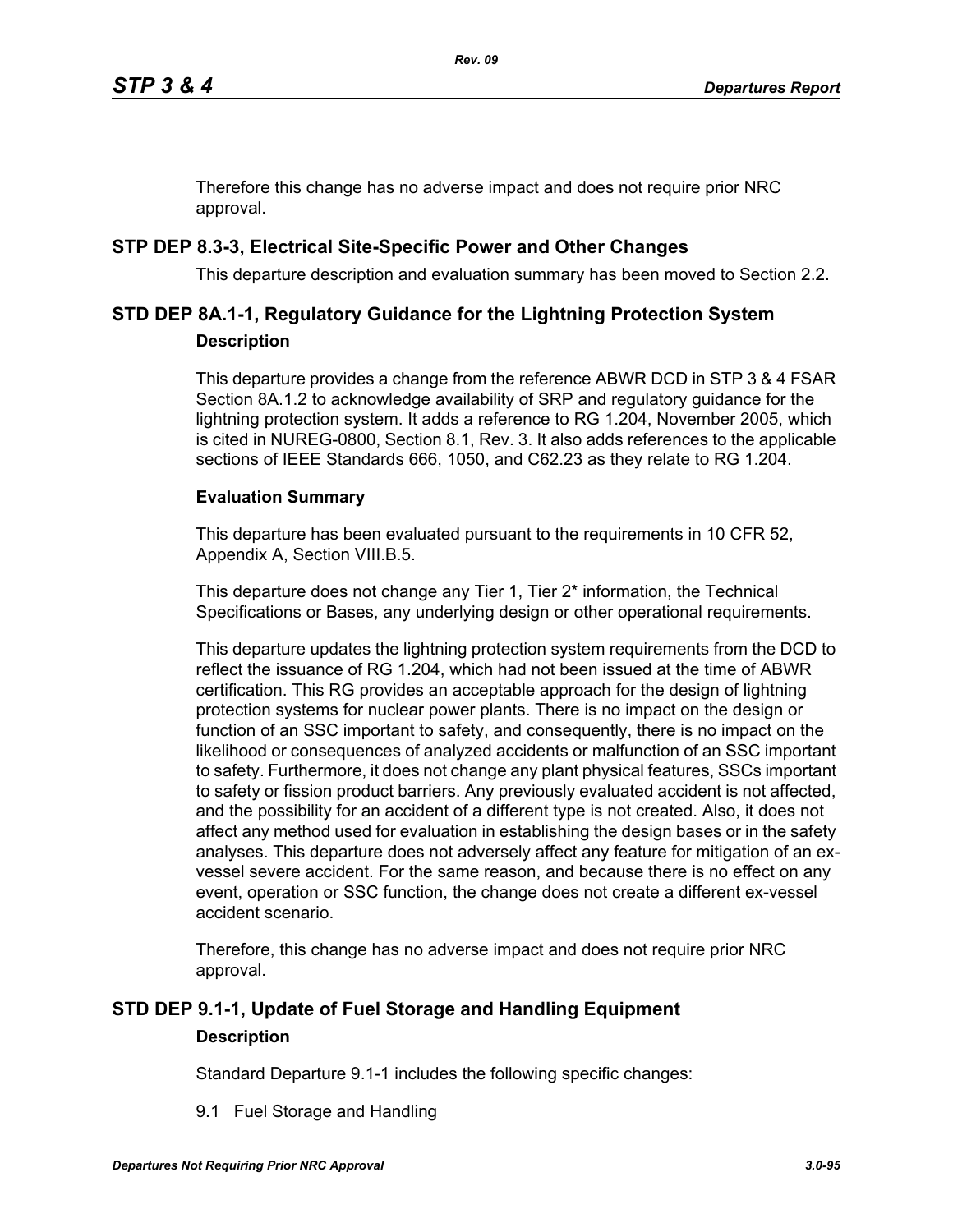Therefore this change has no adverse impact and does not require prior NRC approval.

## STP DEP 8.3-3, Electrical Site-Specific Power and Other Changes

This departure description and evaluation summary has been moved to Section 2.2.

## STD DEP 8A.1-1, Regulatory Guidance for the Lightning Protection System

### Description

This departure provides a change from the reference ABWR DCD in STP 3 & 4 FSAR Section 8A.1.2 to acknowledge availability of SRP and regulatory guidance for the lightning protection system. It adds a reference to RG 1.204, November 2005, which is cited in NUREG-0800, Section 8.1, Rev. 3. It also adds references to the applicable sections of IEEE Standards 666, 1050, and C62.23 as they relate to RG 1.204.

### Evaluation Summary

This departure has been evaluated pursuant to the requirements in 10 CFR 52, Appendix A, Section VIII.B.5.

This departure does not change any Tier 1, Tier 2* information, the Technical Specifications or Bases, any underlying design or other operational requirements.

This departure updates the lightning protection system requirements from the DCD to reflect the issuance of RG 1.204, which had not been issued at the time of ABWR certification. This RG provides an acceptable approach for the design of lightning protection systems for nuclear power plants. There is no impact on the design or function of an SSC important to safety, and consequently, there is no impact on the likelihood or consequences of analyzed accidents or malfunction of an SSC important to safety. Furthermore, it does not change any plant physical features, SSCs important to safety or fission product barriers. Any previously evaluated accident is not affected, and the possibility for an accident of a different type is not created. Also, it does not affect any method used for evaluation in establishing the design bases or in the safety analyses. This departure does not adversely affect any feature for mitigation of an ex-vessel severe accident. For the same reason, and because there is no effect on any event, operation or SSC function, the change does not create a different ex-vessel accident scenario.

Therefore, this change has no adverse impact and does not require prior NRC approval.

## STD DEP 9.1-1, Update of Fuel Storage and Handling Equipment

### Description

Standard Departure 9.1-1 includes the following specific changes:

9.1 Fuel Storage and Handling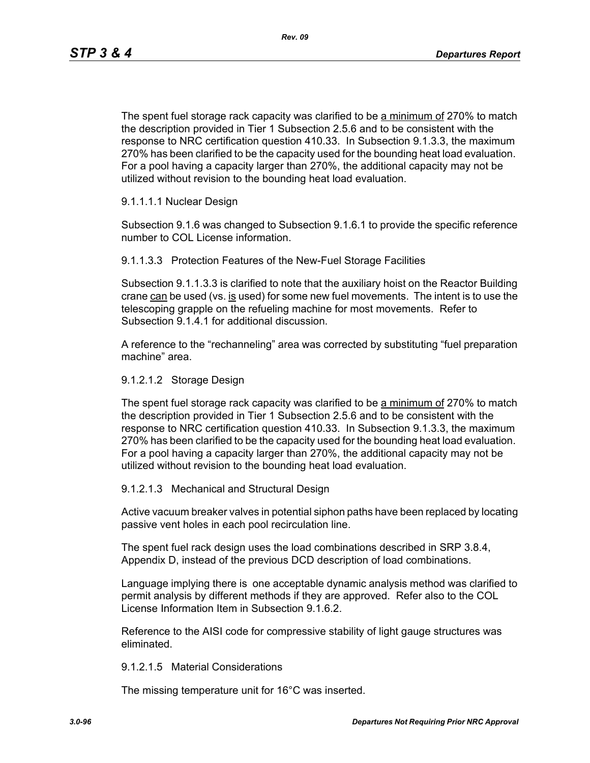The spent fuel storage rack capacity was clarified to be <u>a minimum of</u> 270% to match the description provided in Tier 1 Subsection 2.5.6 and to be consistent with the response to NRC certification question 410.33. In Subsection 9.1.3.3, the maximum 270% has been clarified to be the capacity used for the bounding heat load evaluation. For a pool having a capacity larger than 270%, the additional capacity may not be utilized without revision to the bounding heat load evaluation.

9.1.1.1.1 Nuclear Design

Subsection 9.1.6 was changed to Subsection 9.1.6.1 to provide the specific reference number to COL License information.

9.1.1.3.3 Protection Features of the New-Fuel Storage Facilities

Subsection 9.1.1.3.3 is clarified to note that the auxiliary hoist on the Reactor Building crane <u>can</u> be used (vs. <u>is</u> used) for some new fuel movements. The intent is to use the telescoping grapple on the refueling machine for most movements. Refer to Subsection 9.1.4.1 for additional discussion.

A reference to the "rechanneling" area was corrected by substituting "fuel preparation machine" area.

9.1.2.1.2 Storage Design

The spent fuel storage rack capacity was clarified to be <u>a minimum of</u> 270% to match the description provided in Tier 1 Subsection 2.5.6 and to be consistent with the response to NRC certification question 410.33. In Subsection 9.1.3.3, the maximum 270% has been clarified to be the capacity used for the bounding heat load evaluation. For a pool having a capacity larger than 270%, the additional capacity may not be utilized without revision to the bounding heat load evaluation.

9.1.2.1.3 Mechanical and Structural Design

Active vacuum breaker valves in potential siphon paths have been replaced by locating passive vent holes in each pool recirculation line.

The spent fuel rack design uses the load combinations described in SRP 3.8.4, Appendix D, instead of the previous DCD description of load combinations.

Language implying there is one acceptable dynamic analysis method was clarified to permit analysis by different methods if they are approved. Refer also to the COL License Information Item in Subsection 9.1.6.2.

Reference to the AISI code for compressive stability of light gauge structures was eliminated.

9.1.2.1.5 Material Considerations

The missing temperature unit for 16°C was inserted.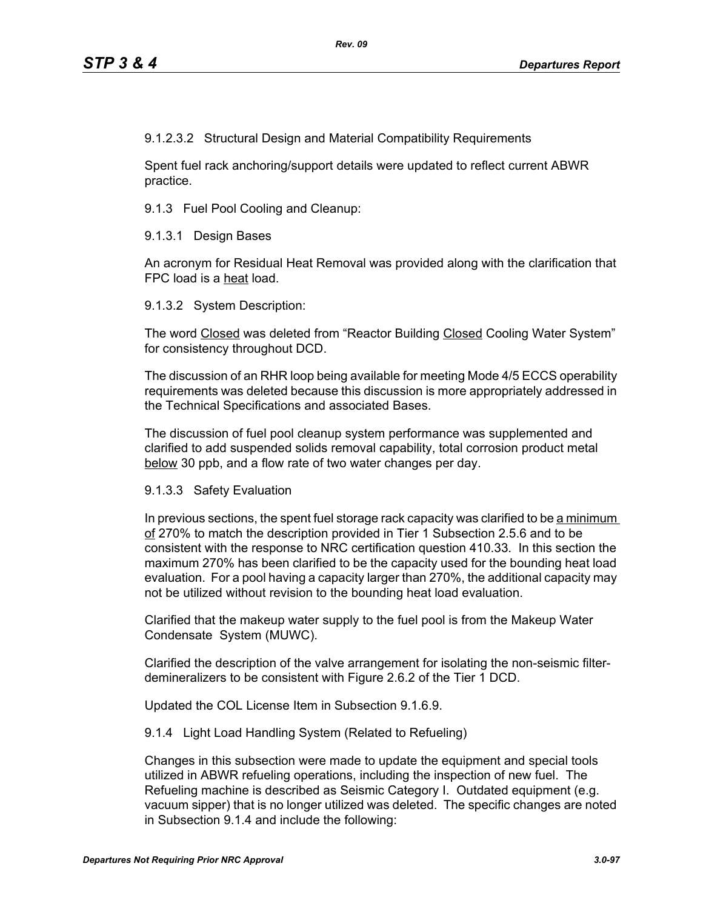9.1.2.3.2 Structural Design and Material Compatibility Requirements

Spent fuel rack anchoring/support details were updated to reflect current ABWR practice.

9.1.3 Fuel Pool Cooling and Cleanup:

9.1.3.1 Design Bases

An acronym for Residual Heat Removal was provided along with the clarification that FPC load is a <u>heat</u> load.

9.1.3.2 System Description:

The word <u>Closed</u> was deleted from “Reactor Building <u>Closed</u> Cooling Water System” for consistency throughout DCD.

The discussion of an RHR loop being available for meeting Mode 4/5 ECCS operability requirements was deleted because this discussion is more appropriately addressed in the Technical Specifications and associated Bases.

The discussion of fuel pool cleanup system performance was supplemented and clarified to add suspended solids removal capability, total corrosion product metal <u>below</u> 30 ppb, and a flow rate of two water changes per day.

9.1.3.3 Safety Evaluation

In previous sections, the spent fuel storage rack capacity was clarified to be <u>a minimum of</u> 270% to match the description provided in Tier 1 Subsection 2.5.6 and to be consistent with the response to NRC certification question 410.33. In this section the maximum 270% has been clarified to be the capacity used for the bounding heat load evaluation. For a pool having a capacity larger than 270%, the additional capacity may not be utilized without revision to the bounding heat load evaluation.

Clarified that the makeup water supply to the fuel pool is from the Makeup Water Condensate System (MUWC).

Clarified the description of the valve arrangement for isolating the non-seismic filter-demineralizers to be consistent with Figure 2.6.2 of the Tier 1 DCD.

Updated the COL License Item in Subsection 9.1.6.9.

9.1.4 Light Load Handling System (Related to Refueling)

Changes in this subsection were made to update the equipment and special tools utilized in ABWR refueling operations, including the inspection of new fuel. The Refueling machine is described as Seismic Category I. Outdated equipment (e.g. vacuum sipper) that is no longer utilized was deleted. The specific changes are noted in Subsection 9.1.4 and include the following: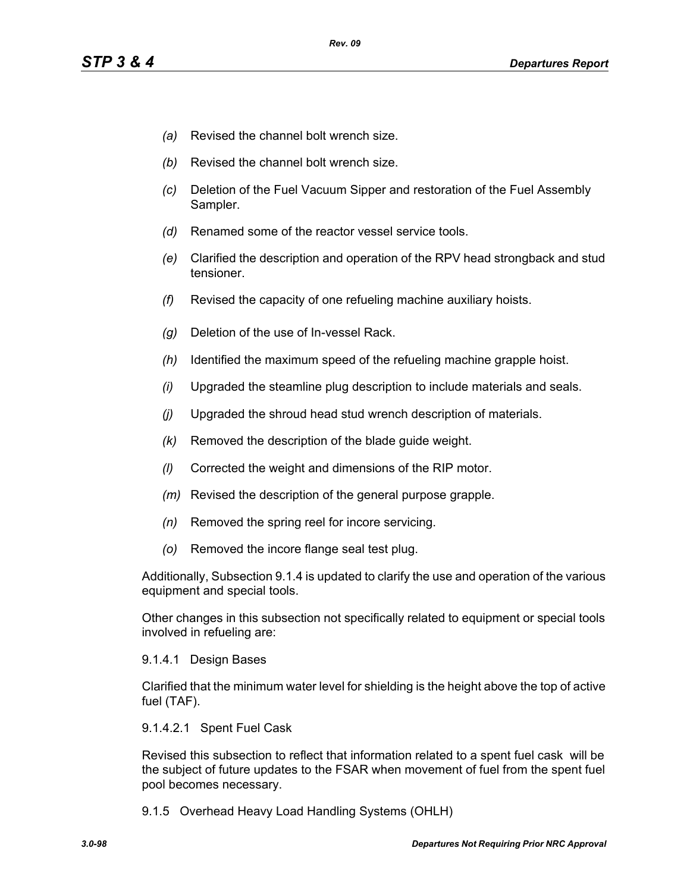*(a)* Revised the channel bolt wrench size.

*(b)* Revised the channel bolt wrench size.

*(c)* Deletion of the Fuel Vacuum Sipper and restoration of the Fuel Assembly Sampler.

*(d)* Renamed some of the reactor vessel service tools.

*(e)* Clarified the description and operation of the RPV head strongback and stud tensioner.

*(f)* Revised the capacity of one refueling machine auxiliary hoists.

*(g)* Deletion of the use of In-vessel Rack.

*(h)* Identified the maximum speed of the refueling machine grapple hoist.

*(i)* Upgraded the steamline plug description to include materials and seals.

*(j)* Upgraded the shroud head stud wrench description of materials.

*(k)* Removed the description of the blade guide weight.

*(l)* Corrected the weight and dimensions of the RIP motor.

*(m)* Revised the description of the general purpose grapple.

*(n)* Removed the spring reel for incore servicing.

*(o)* Removed the incore flange seal test plug.

Additionally, Subsection 9.1.4 is updated to clarify the use and operation of the various equipment and special tools.

Other changes in this subsection not specifically related to equipment or special tools involved in refueling are:

9.1.4.1 Design Bases

Clarified that the minimum water level for shielding is the height above the top of active fuel (TAF).

9.1.4.2.1 Spent Fuel Cask

Revised this subsection to reflect that information related to a spent fuel cask will be the subject of future updates to the FSAR when movement of fuel from the spent fuel pool becomes necessary.

9.1.5 Overhead Heavy Load Handling Systems (OHLH)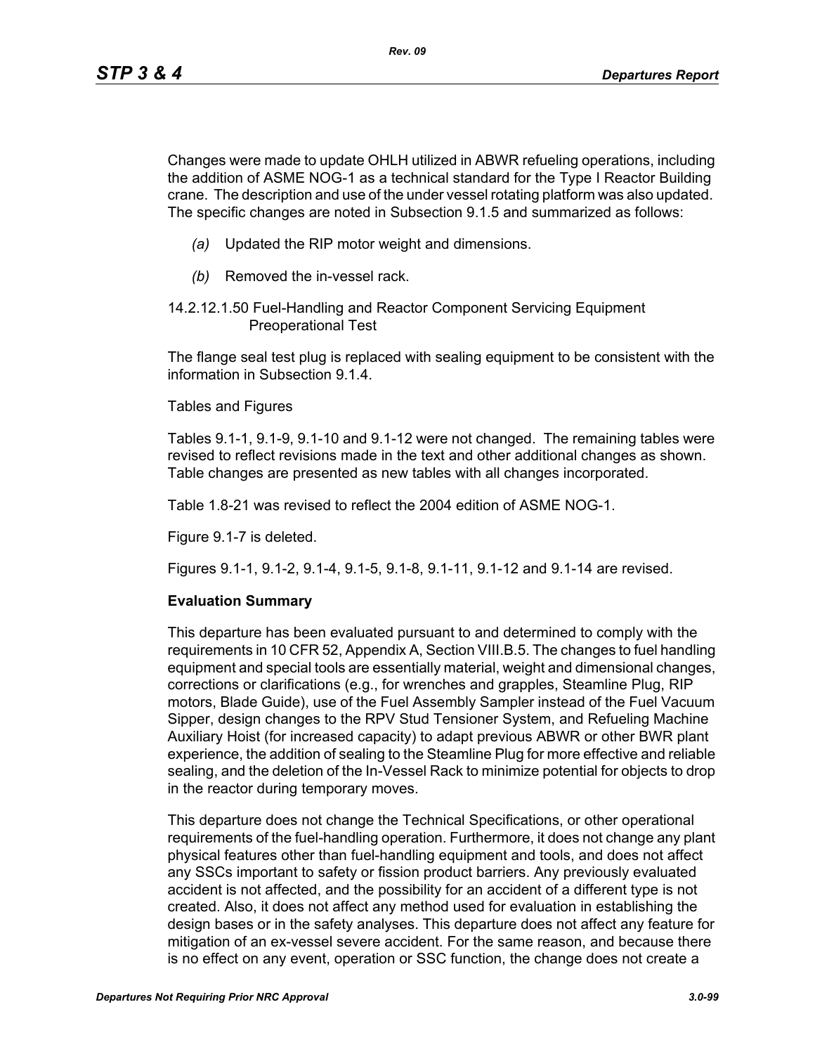Changes were made to update OHLH utilized in ABWR refueling operations, including the addition of ASME NOG-1 as a technical standard for the Type I Reactor Building crane. The description and use of the under vessel rotating platform was also updated. The specific changes are noted in Subsection 9.1.5 and summarized as follows:

*(a)* Updated the RIP motor weight and dimensions.

*(b)* Removed the in-vessel rack.

14.2.12.1.50 Fuel-Handling and Reactor Component Servicing Equipment Preoperational Test

The flange seal test plug is replaced with sealing equipment to be consistent with the information in Subsection 9.1.4.

Tables and Figures

Tables 9.1-1, 9.1-9, 9.1-10 and 9.1-12 were not changed. The remaining tables were revised to reflect revisions made in the text and other additional changes as shown. Table changes are presented as new tables with all changes incorporated.

Table 1.8-21 was revised to reflect the 2004 edition of ASME NOG-1.

Figure 9.1-7 is deleted.

Figures 9.1-1, 9.1-2, 9.1-4, 9.1-5, 9.1-8, 9.1-11, 9.1-12 and 9.1-14 are revised.

**Evaluation Summary**

This departure has been evaluated pursuant to and determined to comply with the requirements in 10 CFR 52, Appendix A, Section VIII.B.5. The changes to fuel handling equipment and special tools are essentially material, weight and dimensional changes, corrections or clarifications (e.g., for wrenches and grapples, Steamline Plug, RIP motors, Blade Guide), use of the Fuel Assembly Sampler instead of the Fuel Vacuum Sipper, design changes to the RPV Stud Tensioner System, and Refueling Machine Auxiliary Hoist (for increased capacity) to adapt previous ABWR or other BWR plant experience, the addition of sealing to the Steamline Plug for more effective and reliable sealing, and the deletion of the In-Vessel Rack to minimize potential for objects to drop in the reactor during temporary moves.

This departure does not change the Technical Specifications, or other operational requirements of the fuel-handling operation. Furthermore, it does not change any plant physical features other than fuel-handling equipment and tools, and does not affect any SSCs important to safety or fission product barriers. Any previously evaluated accident is not affected, and the possibility for an accident of a different type is not created. Also, it does not affect any method used for evaluation in establishing the design bases or in the safety analyses. This departure does not affect any feature for mitigation of an ex-vessel severe accident. For the same reason, and because there is no effect on any event, operation or SSC function, the change does not create a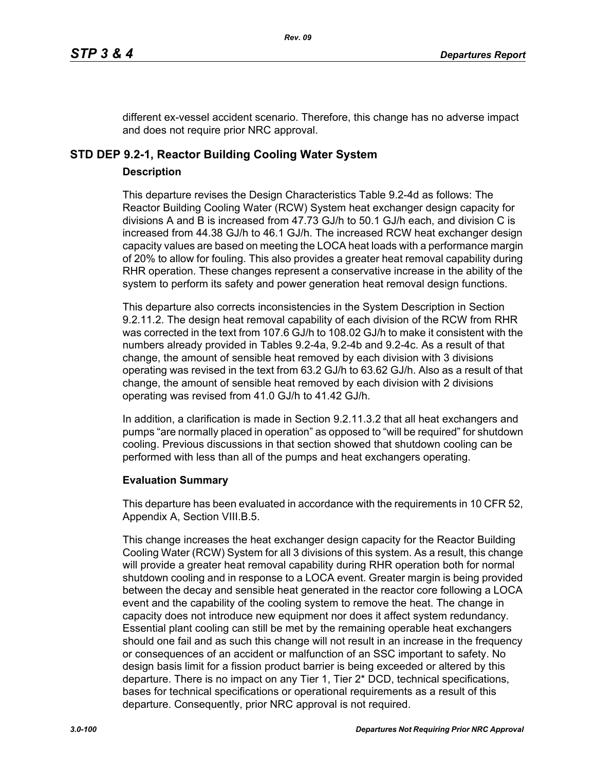different ex-vessel accident scenario. Therefore, this change has no adverse impact and does not require prior NRC approval.

## STD DEP 9.2-1, Reactor Building Cooling Water System

### Description

This departure revises the Design Characteristics Table 9.2-4d as follows: The Reactor Building Cooling Water (RCW) System heat exchanger design capacity for divisions A and B is increased from 47.73 GJ/h to 50.1 GJ/h each, and division C is increased from 44.38 GJ/h to 46.1 GJ/h. The increased RCW heat exchanger design capacity values are based on meeting the LOCA heat loads with a performance margin of 20% to allow for fouling. This also provides a greater heat removal capability during RHR operation. These changes represent a conservative increase in the ability of the system to perform its safety and power generation heat removal design functions.

This departure also corrects inconsistencies in the System Description in Section 9.2.11.2. The design heat removal capability of each division of the RCW from RHR was corrected in the text from 107.6 GJ/h to 108.02 GJ/h to make it consistent with the numbers already provided in Tables 9.2-4a, 9.2-4b and 9.2-4c. As a result of that change, the amount of sensible heat removed by each division with 3 divisions operating was revised in the text from 63.2 GJ/h to 63.62 GJ/h. Also as a result of that change, the amount of sensible heat removed by each division with 2 divisions operating was revised from 41.0 GJ/h to 41.42 GJ/h.

In addition, a clarification is made in Section 9.2.11.3.2 that all heat exchangers and pumps "are normally placed in operation" as opposed to "will be required" for shutdown cooling. Previous discussions in that section showed that shutdown cooling can be performed with less than all of the pumps and heat exchangers operating.

### Evaluation Summary

This departure has been evaluated in accordance with the requirements in 10 CFR 52, Appendix A, Section VIII.B.5.

This change increases the heat exchanger design capacity for the Reactor Building Cooling Water (RCW) System for all 3 divisions of this system. As a result, this change will provide a greater heat removal capability during RHR operation both for normal shutdown cooling and in response to a LOCA event. Greater margin is being provided between the decay and sensible heat generated in the reactor core following a LOCA event and the capability of the cooling system to remove the heat. The change in capacity does not introduce new equipment nor does it affect system redundancy. Essential plant cooling can still be met by the remaining operable heat exchangers should one fail and as such this change will not result in an increase in the frequency or consequences of an accident or malfunction of an SSC important to safety. No design basis limit for a fission product barrier is being exceeded or altered by this departure. There is no impact on any Tier 1, Tier 2* DCD, technical specifications, bases for technical specifications or operational requirements as a result of this departure. Consequently, prior NRC approval is not required.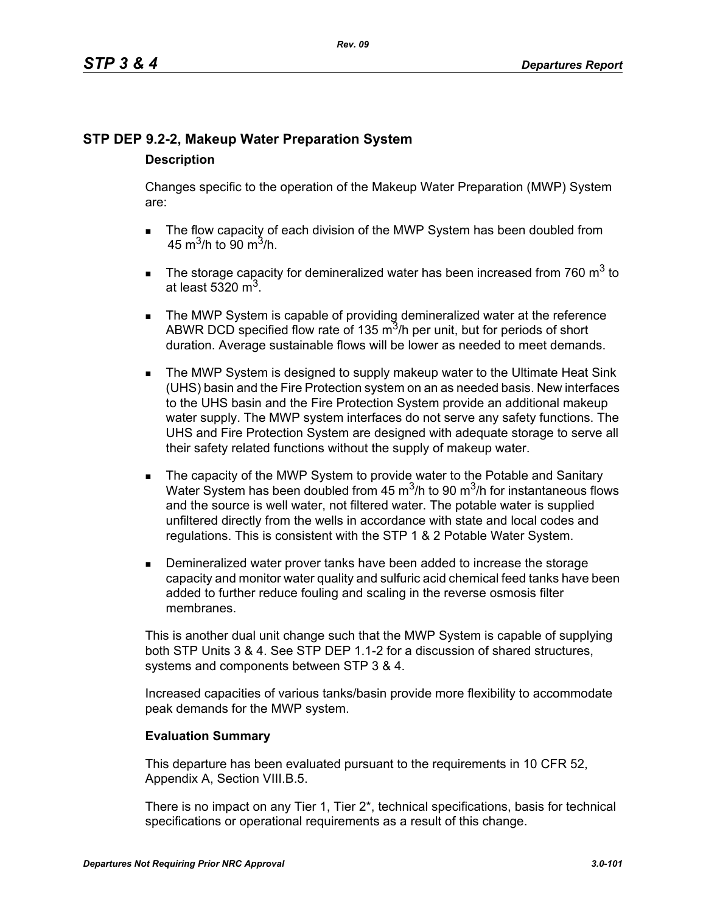## STP DEP 9.2-2, Makeup Water Preparation System

### Description

Changes specific to the operation of the Makeup Water Preparation (MWP) System are:

- The flow capacity of each division of the MWP System has been doubled from 45 $m^3$/h to 90 $m^3$/h.
- The storage capacity for demineralized water has been increased from 760 $m^3$ to at least 5320 $m^3$.
- The MWP System is capable of providing demineralized water at the reference ABWR DCD specified flow rate of 135 $m^3$/h per unit, but for periods of short duration. Average sustainable flows will be lower as needed to meet demands.
- The MWP System is designed to supply makeup water to the Ultimate Heat Sink (UHS) basin and the Fire Protection system on an as needed basis. New interfaces to the UHS basin and the Fire Protection System provide an additional makeup water supply. The MWP system interfaces do not serve any safety functions. The UHS and Fire Protection System are designed with adequate storage to serve all their safety related functions without the supply of makeup water.
- The capacity of the MWP System to provide water to the Potable and Sanitary Water System has been doubled from 45 $m^3$/h to 90 $m^3$/h for instantaneous flows and the source is well water, not filtered water. The potable water is supplied unfiltered directly from the wells in accordance with state and local codes and regulations. This is consistent with the STP 1 & 2 Potable Water System.
- Demineralized water prover tanks have been added to increase the storage capacity and monitor water quality and sulfuric acid chemical feed tanks have been added to further reduce fouling and scaling in the reverse osmosis filter membranes.

This is another dual unit change such that the MWP System is capable of supplying both STP Units 3 & 4. See STP DEP 1.1-2 for a discussion of shared structures, systems and components between STP 3 & 4.

Increased capacities of various tanks/basin provide more flexibility to accommodate peak demands for the MWP system.

### Evaluation Summary

This departure has been evaluated pursuant to the requirements in 10 CFR 52, Appendix A, Section VIII.B.5.

There is no impact on any Tier 1, Tier 2*, technical specifications, basis for technical specifications or operational requirements as a result of this change.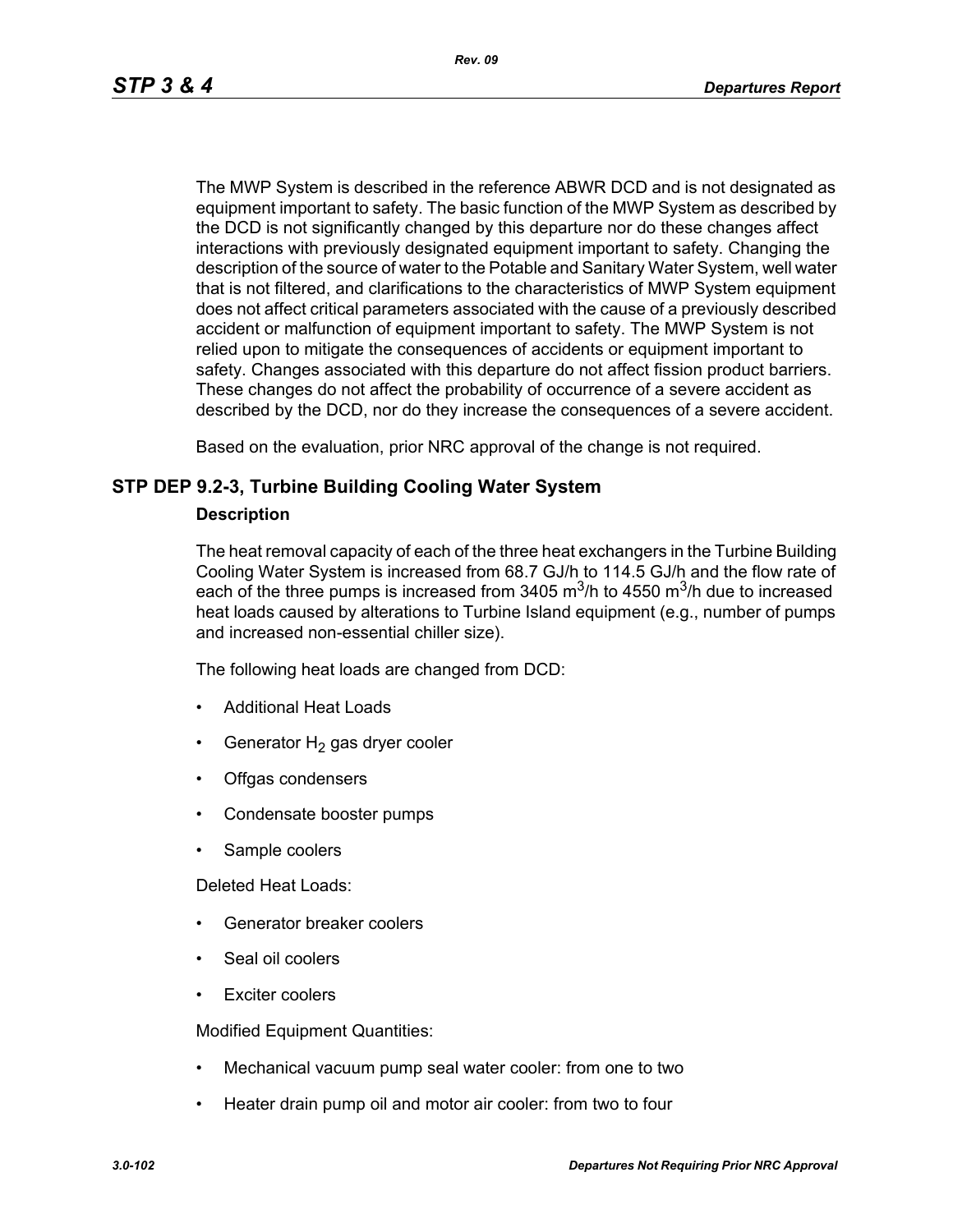The MWP System is described in the reference ABWR DCD and is not designated as equipment important to safety. The basic function of the MWP System as described by the DCD is not significantly changed by this departure nor do these changes affect interactions with previously designated equipment important to safety. Changing the description of the source of water to the Potable and Sanitary Water System, well water that is not filtered, and clarifications to the characteristics of MWP System equipment does not affect critical parameters associated with the cause of a previously described accident or malfunction of equipment important to safety. The MWP System is not relied upon to mitigate the consequences of accidents or equipment important to safety. Changes associated with this departure do not affect fission product barriers. These changes do not affect the probability of occurrence of a severe accident as described by the DCD, nor do they increase the consequences of a severe accident.

Based on the evaluation, prior NRC approval of the change is not required.

## STP DEP 9.2-3, Turbine Building Cooling Water System

### Description

The heat removal capacity of each of the three heat exchangers in the Turbine Building Cooling Water System is increased from 68.7 GJ/h to 114.5 GJ/h and the flow rate of each of the three pumps is increased from 3405 $m^3$/h to 4550 $m^3$/h due to increased heat loads caused by alterations to Turbine Island equipment (e.g., number of pumps and increased non-essential chiller size).

The following heat loads are changed from DCD:

- Additional Heat Loads
- Generator $H_2$ gas dryer cooler
- Offgas condensers
- Condensate booster pumps
- Sample coolers

Deleted Heat Loads:

- Generator breaker coolers
- Seal oil coolers
- Exciter coolers

Modified Equipment Quantities:

- Mechanical vacuum pump seal water cooler: from one to two
- Heater drain pump oil and motor air cooler: from two to four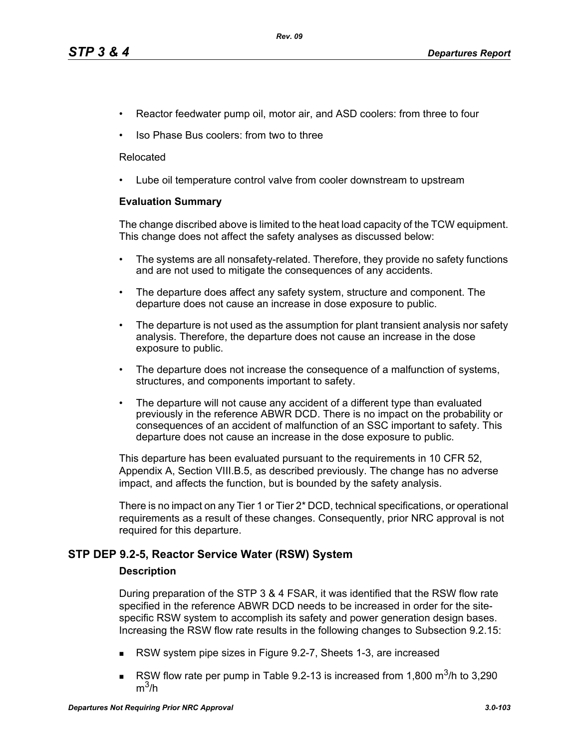- Reactor feedwater pump oil, motor air, and ASD coolers: from three to four
- Iso Phase Bus coolers: from two to three

Relocated

- Lube oil temperature control valve from cooler downstream to upstream

**Evaluation Summary**

The change discribed above is limited to the heat load capacity of the TCW equipment. This change does not affect the safety analyses as discussed below:

- The systems are all nonsafety-related. Therefore, they provide no safety functions and are not used to mitigate the consequences of any accidents.
- The departure does affect any safety system, structure and component. The departure does not cause an increase in dose exposure to public.
- The departure is not used as the assumption for plant transient analysis nor safety analysis. Therefore, the departure does not cause an increase in the dose exposure to public.
- The departure does not increase the consequence of a malfunction of systems, structures, and components important to safety.
- The departure will not cause any accident of a different type than evaluated previously in the reference ABWR DCD. There is no impact on the probability or consequences of an accident of malfunction of an SSC important to safety. This departure does not cause an increase in the dose exposure to public.

This departure has been evaluated pursuant to the requirements in 10 CFR 52, Appendix A, Section VIII.B.5, as described previously. The change has no adverse impact, and affects the function, but is bounded by the safety analysis.

There is no impact on any Tier 1 or Tier 2* DCD, technical specifications, or operational requirements as a result of these changes. Consequently, prior NRC approval is not required for this departure.

## STP DEP 9.2-5, Reactor Service Water (RSW) System

**Description**

During preparation of the STP 3 & 4 FSAR, it was identified that the RSW flow rate specified in the reference ABWR DCD needs to be increased in order for the site-specific RSW system to accomplish its safety and power generation design bases. Increasing the RSW flow rate results in the following changes to Subsection 9.2.15:

- RSW system pipe sizes in Figure 9.2-7, Sheets 1-3, are increased
- RSW flow rate per pump in Table 9.2-13 is increased from 1,800 $m^3$/h to 3,290 $m^3$/h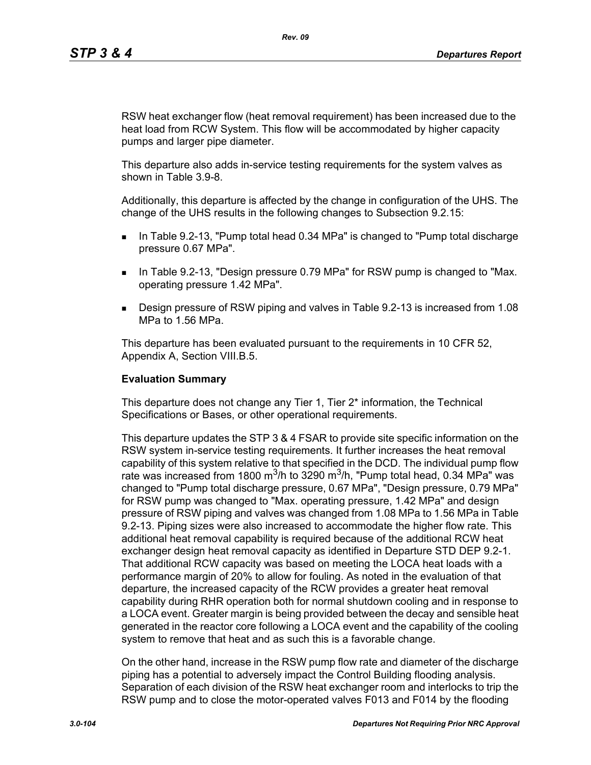RSW heat exchanger flow (heat removal requirement) has been increased due to the heat load from RCW System. This flow will be accommodated by higher capacity pumps and larger pipe diameter.

This departure also adds in-service testing requirements for the system valves as shown in Table 3.9-8.

Additionally, this departure is affected by the change in configuration of the UHS. The change of the UHS results in the following changes to Subsection 9.2.15:

- In Table 9.2-13, "Pump total head 0.34 MPa" is changed to "Pump total discharge pressure 0.67 MPa".
- In Table 9.2-13, "Design pressure 0.79 MPa" for RSW pump is changed to "Max. operating pressure 1.42 MPa".
- Design pressure of RSW piping and valves in Table 9.2-13 is increased from 1.08 MPa to 1.56 MPa.

This departure has been evaluated pursuant to the requirements in 10 CFR 52, Appendix A, Section VIII.B.5.

**Evaluation Summary**

This departure does not change any Tier 1, Tier 2* information, the Technical Specifications or Bases, or other operational requirements.

This departure updates the STP 3 & 4 FSAR to provide site specific information on the RSW system in-service testing requirements. It further increases the heat removal capability of this system relative to that specified in the DCD. The individual pump flow rate was increased from 1800 $m^3$/h to 3290 $m^3$/h, "Pump total head, 0.34 MPa" was changed to "Pump total discharge pressure, 0.67 MPa", "Design pressure, 0.79 MPa" for RSW pump was changed to "Max. operating pressure, 1.42 MPa" and design pressure of RSW piping and valves was changed from 1.08 MPa to 1.56 MPa in Table 9.2-13. Piping sizes were also increased to accommodate the higher flow rate. This additional heat removal capability is required because of the additional RCW heat exchanger design heat removal capacity as identified in Departure STD DEP 9.2-1. That additional RCW capacity was based on meeting the LOCA heat loads with a performance margin of 20% to allow for fouling. As noted in the evaluation of that departure, the increased capacity of the RCW provides a greater heat removal capability during RHR operation both for normal shutdown cooling and in response to a LOCA event. Greater margin is being provided between the decay and sensible heat generated in the reactor core following a LOCA event and the capability of the cooling system to remove that heat and as such this is a favorable change.

On the other hand, increase in the RSW pump flow rate and diameter of the discharge piping has a potential to adversely impact the Control Building flooding analysis. Separation of each division of the RSW heat exchanger room and interlocks to trip the RSW pump and to close the motor-operated valves F013 and F014 by the flooding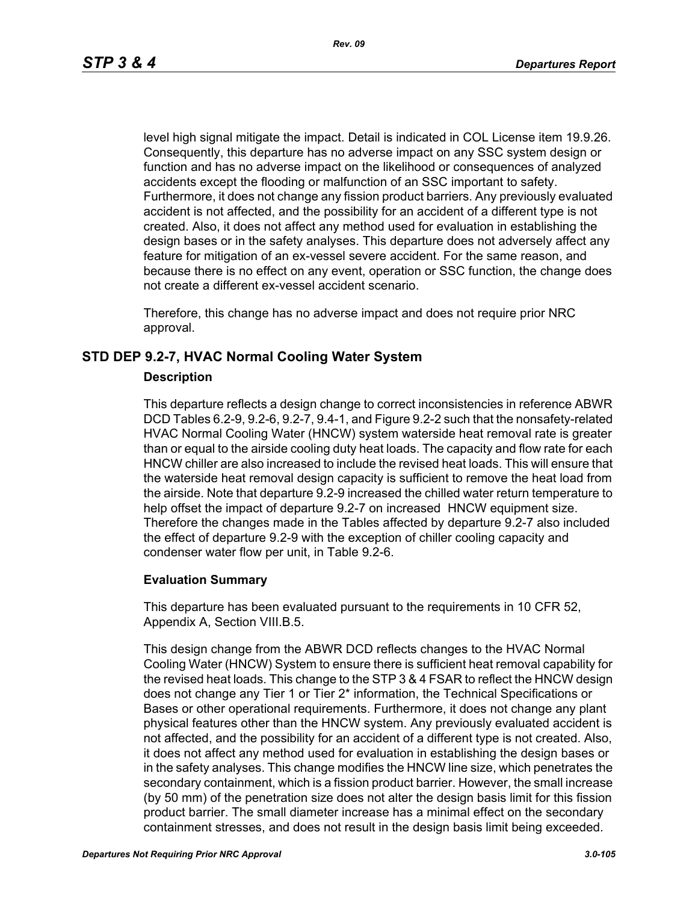level high signal mitigate the impact. Detail is indicated in COL License item 19.9.26. Consequently, this departure has no adverse impact on any SSC system design or function and has no adverse impact on the likelihood or consequences of analyzed accidents except the flooding or malfunction of an SSC important to safety. Furthermore, it does not change any fission product barriers. Any previously evaluated accident is not affected, and the possibility for an accident of a different type is not created. Also, it does not affect any method used for evaluation in establishing the design bases or in the safety analyses. This departure does not adversely affect any feature for mitigation of an ex-vessel severe accident. For the same reason, and because there is no effect on any event, operation or SSC function, the change does not create a different ex-vessel accident scenario.

Therefore, this change has no adverse impact and does not require prior NRC approval.

## STD DEP 9.2-7, HVAC Normal Cooling Water System

### Description

This departure reflects a design change to correct inconsistencies in reference ABWR DCD Tables 6.2-9, 9.2-6, 9.2-7, 9.4-1, and Figure 9.2-2 such that the nonsafety-related HVAC Normal Cooling Water (HNCW) system waterside heat removal rate is greater than or equal to the airside cooling duty heat loads. The capacity and flow rate for each HNCW chiller are also increased to include the revised heat loads. This will ensure that the waterside heat removal design capacity is sufficient to remove the heat load from the airside. Note that departure 9.2-9 increased the chilled water return temperature to help offset the impact of departure 9.2-7 on increased HNCW equipment size. Therefore the changes made in the Tables affected by departure 9.2-7 also included the effect of departure 9.2-9 with the exception of chiller cooling capacity and condenser water flow per unit, in Table 9.2-6.

### Evaluation Summary

This departure has been evaluated pursuant to the requirements in 10 CFR 52, Appendix A, Section VIII.B.5.

This design change from the ABWR DCD reflects changes to the HVAC Normal Cooling Water (HNCW) System to ensure there is sufficient heat removal capability for the revised heat loads. This change to the STP 3 & 4 FSAR to reflect the HNCW design does not change any Tier 1 or Tier 2* information, the Technical Specifications or Bases or other operational requirements. Furthermore, it does not change any plant physical features other than the HNCW system. Any previously evaluated accident is not affected, and the possibility for an accident of a different type is not created. Also, it does not affect any method used for evaluation in establishing the design bases or in the safety analyses. This change modifies the HNCW line size, which penetrates the secondary containment, which is a fission product barrier. However, the small increase (by 50 mm) of the penetration size does not alter the design basis limit for this fission product barrier. The small diameter increase has a minimal effect on the secondary containment stresses, and does not result in the design basis limit being exceeded.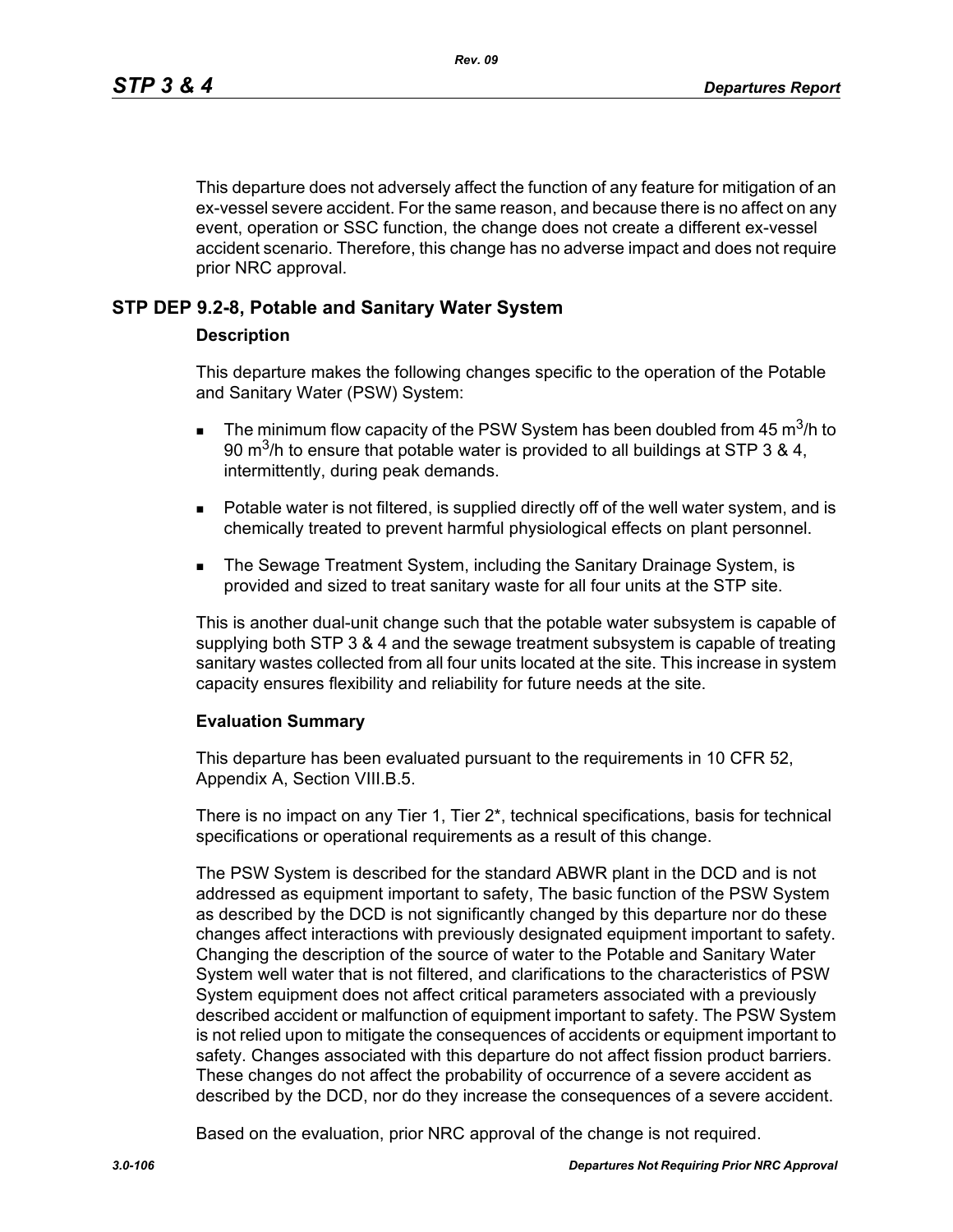This departure does not adversely affect the function of any feature for mitigation of an ex-vessel severe accident. For the same reason, and because there is no affect on any event, operation or SSC function, the change does not create a different ex-vessel accident scenario. Therefore, this change has no adverse impact and does not require prior NRC approval.

## STP DEP 9.2-8, Potable and Sanitary Water System

**Description**

This departure makes the following changes specific to the operation of the Potable and Sanitary Water (PSW) System:

- The minimum flow capacity of the PSW System has been doubled from 45 $m^3$/h to 90 $m^3$/h to ensure that potable water is provided to all buildings at STP 3 & 4, intermittently, during peak demands.
- Potable water is not filtered, is supplied directly off of the well water system, and is chemically treated to prevent harmful physiological effects on plant personnel.
- The Sewage Treatment System, including the Sanitary Drainage System, is provided and sized to treat sanitary waste for all four units at the STP site.

This is another dual-unit change such that the potable water subsystem is capable of supplying both STP 3 & 4 and the sewage treatment subsystem is capable of treating sanitary wastes collected from all four units located at the site. This increase in system capacity ensures flexibility and reliability for future needs at the site.

**Evaluation Summary**

This departure has been evaluated pursuant to the requirements in 10 CFR 52, Appendix A, Section VIII.B.5.

There is no impact on any Tier 1, Tier 2*, technical specifications, basis for technical specifications or operational requirements as a result of this change.

The PSW System is described for the standard ABWR plant in the DCD and is not addressed as equipment important to safety, The basic function of the PSW System as described by the DCD is not significantly changed by this departure nor do these changes affect interactions with previously designated equipment important to safety. Changing the description of the source of water to the Potable and Sanitary Water System well water that is not filtered, and clarifications to the characteristics of PSW System equipment does not affect critical parameters associated with a previously described accident or malfunction of equipment important to safety. The PSW System is not relied upon to mitigate the consequences of accidents or equipment important to safety. Changes associated with this departure do not affect fission product barriers. These changes do not affect the probability of occurrence of a severe accident as described by the DCD, nor do they increase the consequences of a severe accident.

Based on the evaluation, prior NRC approval of the change is not required.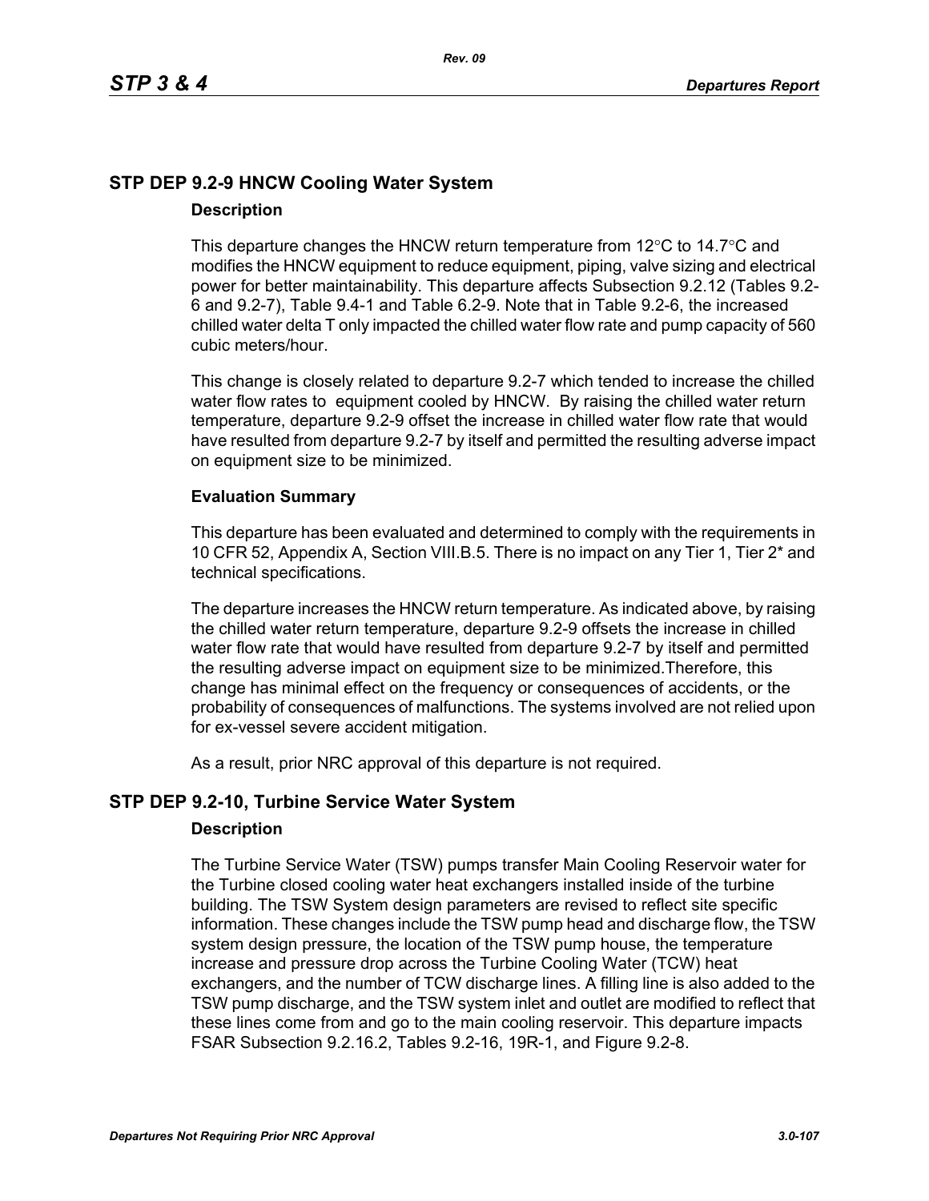## STP DEP 9.2-9 HNCW Cooling Water System

### Description

This departure changes the HNCW return temperature from 12°C to 14.7°C and modifies the HNCW equipment to reduce equipment, piping, valve sizing and electrical power for better maintainability. This departure affects Subsection 9.2.12 (Tables 9.2-6 and 9.2-7), Table 9.4-1 and Table 6.2-9. Note that in Table 9.2-6, the increased chilled water delta T only impacted the chilled water flow rate and pump capacity of 560 cubic meters/hour.

This change is closely related to departure 9.2-7 which tended to increase the chilled water flow rates to equipment cooled by HNCW. By raising the chilled water return temperature, departure 9.2-9 offset the increase in chilled water flow rate that would have resulted from departure 9.2-7 by itself and permitted the resulting adverse impact on equipment size to be minimized.

### Evaluation Summary

This departure has been evaluated and determined to comply with the requirements in 10 CFR 52, Appendix A, Section VIII.B.5. There is no impact on any Tier 1, Tier 2* and technical specifications.

The departure increases the HNCW return temperature. As indicated above, by raising the chilled water return temperature, departure 9.2-9 offsets the increase in chilled water flow rate that would have resulted from departure 9.2-7 by itself and permitted the resulting adverse impact on equipment size to be minimized.Therefore, this change has minimal effect on the frequency or consequences of accidents, or the probability of consequences of malfunctions. The systems involved are not relied upon for ex-vessel severe accident mitigation.

As a result, prior NRC approval of this departure is not required.

## STP DEP 9.2-10, Turbine Service Water System

### Description

The Turbine Service Water (TSW) pumps transfer Main Cooling Reservoir water for the Turbine closed cooling water heat exchangers installed inside of the turbine building. The TSW System design parameters are revised to reflect site specific information. These changes include the TSW pump head and discharge flow, the TSW system design pressure, the location of the TSW pump house, the temperature increase and pressure drop across the Turbine Cooling Water (TCW) heat exchangers, and the number of TCW discharge lines. A filling line is also added to the TSW pump discharge, and the TSW system inlet and outlet are modified to reflect that these lines come from and go to the main cooling reservoir. This departure impacts FSAR Subsection 9.2.16.2, Tables 9.2-16, 19R-1, and Figure 9.2-8.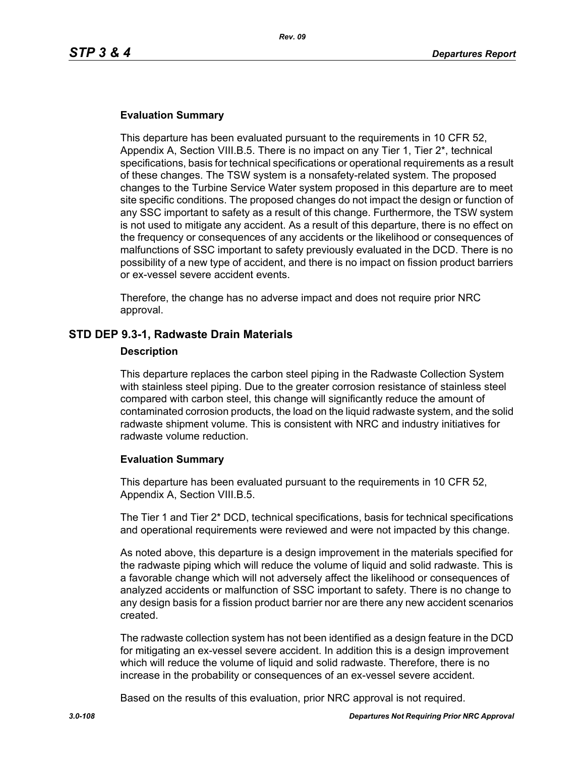### Evaluation Summary

This departure has been evaluated pursuant to the requirements in 10 CFR 52, Appendix A, Section VIII.B.5. There is no impact on any Tier 1, Tier 2*, technical specifications, basis for technical specifications or operational requirements as a result of these changes. The TSW system is a nonsafety-related system. The proposed changes to the Turbine Service Water system proposed in this departure are to meet site specific conditions. The proposed changes do not impact the design or function of any SSC important to safety as a result of this change. Furthermore, the TSW system is not used to mitigate any accident. As a result of this departure, there is no effect on the frequency or consequences of any accidents or the likelihood or consequences of malfunctions of SSC important to safety previously evaluated in the DCD. There is no possibility of a new type of accident, and there is no impact on fission product barriers or ex-vessel severe accident events.

Therefore, the change has no adverse impact and does not require prior NRC approval.

## STD DEP 9.3-1, Radwaste Drain Materials

### Description

This departure replaces the carbon steel piping in the Radwaste Collection System with stainless steel piping. Due to the greater corrosion resistance of stainless steel compared with carbon steel, this change will significantly reduce the amount of contaminated corrosion products, the load on the liquid radwaste system, and the solid radwaste shipment volume. This is consistent with NRC and industry initiatives for radwaste volume reduction.

### Evaluation Summary

This departure has been evaluated pursuant to the requirements in 10 CFR 52, Appendix A, Section VIII.B.5.

The Tier 1 and Tier 2* DCD, technical specifications, basis for technical specifications and operational requirements were reviewed and were not impacted by this change.

As noted above, this departure is a design improvement in the materials specified for the radwaste piping which will reduce the volume of liquid and solid radwaste. This is a favorable change which will not adversely affect the likelihood or consequences of analyzed accidents or malfunction of SSC important to safety. There is no change to any design basis for a fission product barrier nor are there any new accident scenarios created.

The radwaste collection system has not been identified as a design feature in the DCD for mitigating an ex-vessel severe accident. In addition this is a design improvement which will reduce the volume of liquid and solid radwaste. Therefore, there is no increase in the probability or consequences of an ex-vessel severe accident.

Based on the results of this evaluation, prior NRC approval is not required.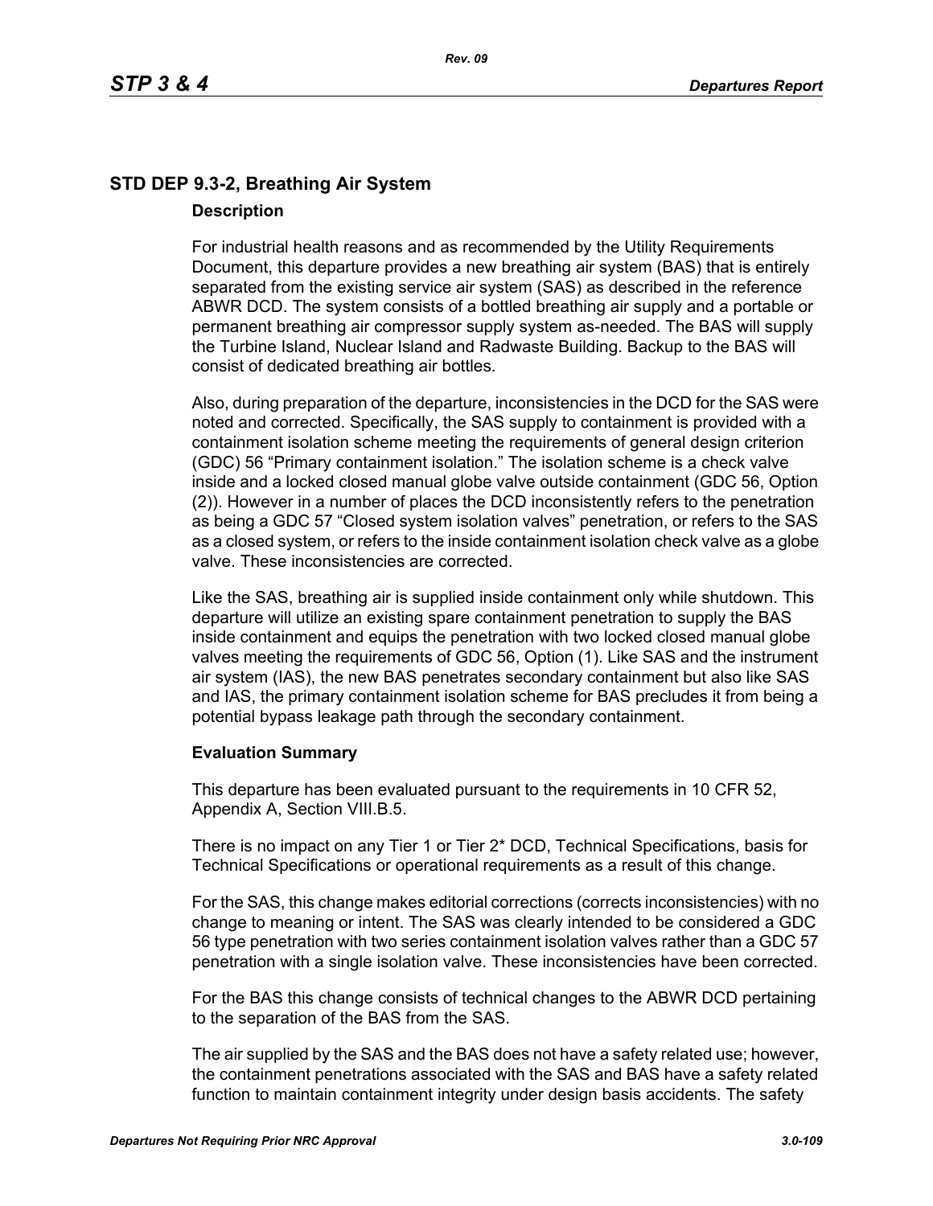## STD DEP 9.3-2, Breathing Air System

### Description

For industrial health reasons and as recommended by the Utility Requirements Document, this departure provides a new breathing air system (BAS) that is entirely separated from the existing service air system (SAS) as described in the reference ABWR DCD. The system consists of a bottled breathing air supply and a portable or permanent breathing air compressor supply system as-needed. The BAS will supply the Turbine Island, Nuclear Island and Radwaste Building. Backup to the BAS will consist of dedicated breathing air bottles.

Also, during preparation of the departure, inconsistencies in the DCD for the SAS were noted and corrected. Specifically, the SAS supply to containment is provided with a containment isolation scheme meeting the requirements of general design criterion (GDC) 56 "Primary containment isolation." The isolation scheme is a check valve inside and a locked closed manual globe valve outside containment (GDC 56, Option (2)). However in a number of places the DCD inconsistently refers to the penetration as being a GDC 57 "Closed system isolation valves" penetration, or refers to the SAS as a closed system, or refers to the inside containment isolation check valve as a globe valve. These inconsistencies are corrected.

Like the SAS, breathing air is supplied inside containment only while shutdown. This departure will utilize an existing spare containment penetration to supply the BAS inside containment and equips the penetration with two locked closed manual globe valves meeting the requirements of GDC 56, Option (1). Like SAS and the instrument air system (IAS), the new BAS penetrates secondary containment but also like SAS and IAS, the primary containment isolation scheme for BAS precludes it from being a potential bypass leakage path through the secondary containment.

### Evaluation Summary

This departure has been evaluated pursuant to the requirements in 10 CFR 52, Appendix A, Section VIII.B.5.

There is no impact on any Tier 1 or Tier 2* DCD, Technical Specifications, basis for Technical Specifications or operational requirements as a result of this change.

For the SAS, this change makes editorial corrections (corrects inconsistencies) with no change to meaning or intent. The SAS was clearly intended to be considered a GDC 56 type penetration with two series containment isolation valves rather than a GDC 57 penetration with a single isolation valve. These inconsistencies have been corrected.

For the BAS this change consists of technical changes to the ABWR DCD pertaining to the separation of the BAS from the SAS.

The air supplied by the SAS and the BAS does not have a safety related use; however, the containment penetrations associated with the SAS and BAS have a safety related function to maintain containment integrity under design basis accidents. The safety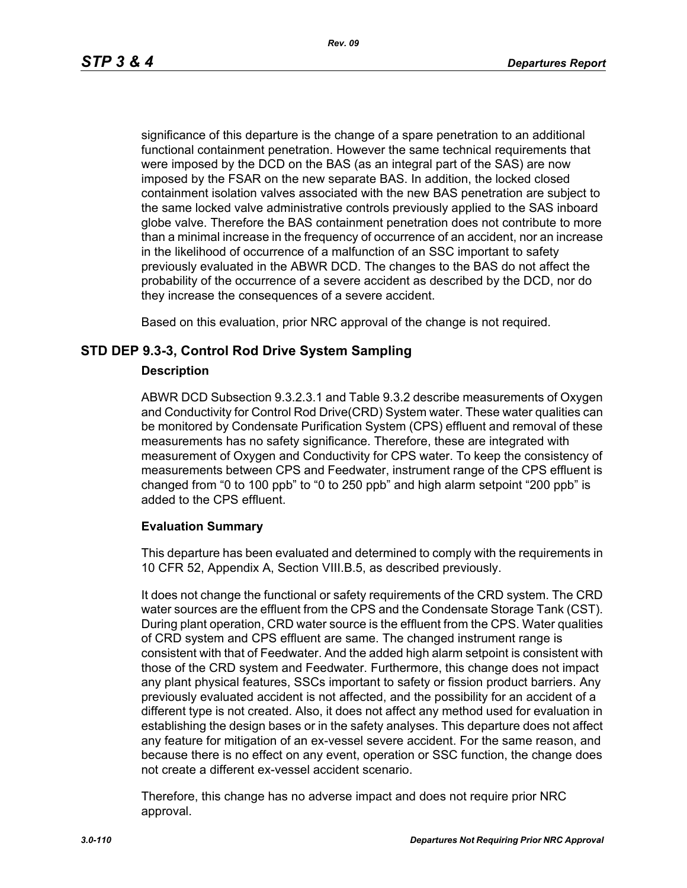significance of this departure is the change of a spare penetration to an additional functional containment penetration. However the same technical requirements that were imposed by the DCD on the BAS (as an integral part of the SAS) are now imposed by the FSAR on the new separate BAS. In addition, the locked closed containment isolation valves associated with the new BAS penetration are subject to the same locked valve administrative controls previously applied to the SAS inboard globe valve. Therefore the BAS containment penetration does not contribute to more than a minimal increase in the frequency of occurrence of an accident, nor an increase in the likelihood of occurrence of a malfunction of an SSC important to safety previously evaluated in the ABWR DCD. The changes to the BAS do not affect the probability of the occurrence of a severe accident as described by the DCD, nor do they increase the consequences of a severe accident.

Based on this evaluation, prior NRC approval of the change is not required.

## STD DEP 9.3-3, Control Rod Drive System Sampling

### Description

ABWR DCD Subsection 9.3.2.3.1 and Table 9.3.2 describe measurements of Oxygen and Conductivity for Control Rod Drive(CRD) System water. These water qualities can be monitored by Condensate Purification System (CPS) effluent and removal of these measurements has no safety significance. Therefore, these are integrated with measurement of Oxygen and Conductivity for CPS water. To keep the consistency of measurements between CPS and Feedwater, instrument range of the CPS effluent is changed from "0 to 100 ppb" to "0 to 250 ppb" and high alarm setpoint "200 ppb" is added to the CPS effluent.

### Evaluation Summary

This departure has been evaluated and determined to comply with the requirements in 10 CFR 52, Appendix A, Section VIII.B.5, as described previously.

It does not change the functional or safety requirements of the CRD system. The CRD water sources are the effluent from the CPS and the Condensate Storage Tank (CST). During plant operation, CRD water source is the effluent from the CPS. Water qualities of CRD system and CPS effluent are same. The changed instrument range is consistent with that of Feedwater. And the added high alarm setpoint is consistent with those of the CRD system and Feedwater. Furthermore, this change does not impact any plant physical features, SSCs important to safety or fission product barriers. Any previously evaluated accident is not affected, and the possibility for an accident of a different type is not created. Also, it does not affect any method used for evaluation in establishing the design bases or in the safety analyses. This departure does not affect any feature for mitigation of an ex-vessel severe accident. For the same reason, and because there is no effect on any event, operation or SSC function, the change does not create a different ex-vessel accident scenario.

Therefore, this change has no adverse impact and does not require prior NRC approval.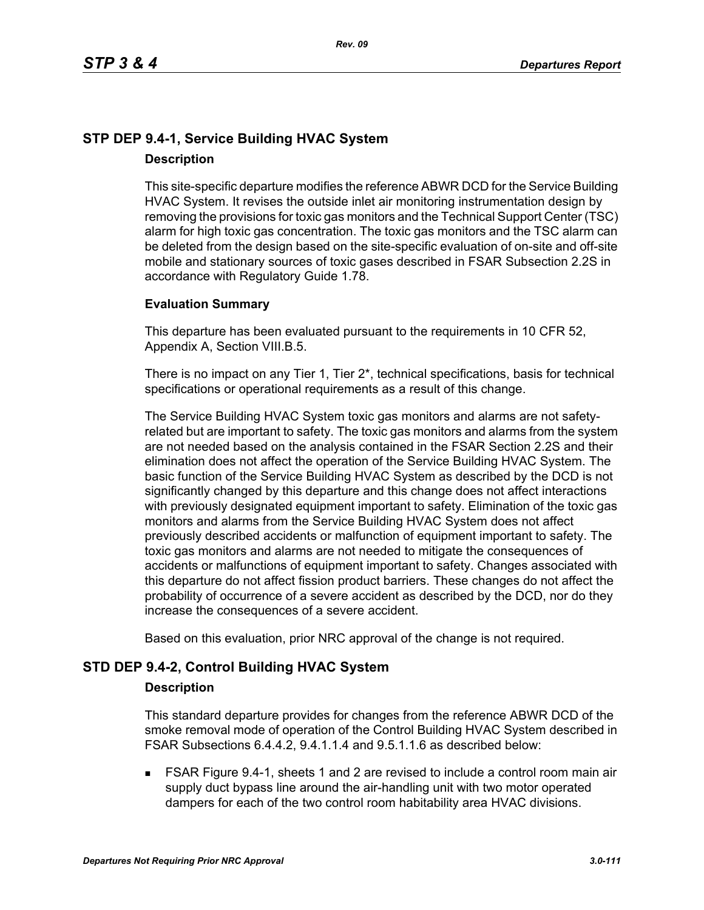## STP DEP 9.4-1, Service Building HVAC System

### Description

This site-specific departure modifies the reference ABWR DCD for the Service Building HVAC System. It revises the outside inlet air monitoring instrumentation design by removing the provisions for toxic gas monitors and the Technical Support Center (TSC) alarm for high toxic gas concentration. The toxic gas monitors and the TSC alarm can be deleted from the design based on the site-specific evaluation of on-site and off-site mobile and stationary sources of toxic gases described in FSAR Subsection 2.2S in accordance with Regulatory Guide 1.78.

### Evaluation Summary

This departure has been evaluated pursuant to the requirements in 10 CFR 52, Appendix A, Section VIII.B.5.

There is no impact on any Tier 1, Tier 2*, technical specifications, basis for technical specifications or operational requirements as a result of this change.

The Service Building HVAC System toxic gas monitors and alarms are not safety-related but are important to safety. The toxic gas monitors and alarms from the system are not needed based on the analysis contained in the FSAR Section 2.2S and their elimination does not affect the operation of the Service Building HVAC System. The basic function of the Service Building HVAC System as described by the DCD is not significantly changed by this departure and this change does not affect interactions with previously designated equipment important to safety. Elimination of the toxic gas monitors and alarms from the Service Building HVAC System does not affect previously described accidents or malfunction of equipment important to safety. The toxic gas monitors and alarms are not needed to mitigate the consequences of accidents or malfunctions of equipment important to safety. Changes associated with this departure do not affect fission product barriers. These changes do not affect the probability of occurrence of a severe accident as described by the DCD, nor do they increase the consequences of a severe accident.

Based on this evaluation, prior NRC approval of the change is not required.

## STD DEP 9.4-2, Control Building HVAC System

### Description

This standard departure provides for changes from the reference ABWR DCD of the smoke removal mode of operation of the Control Building HVAC System described in FSAR Subsections 6.4.4.2, 9.4.1.1.4 and 9.5.1.1.6 as described below:

- FSAR Figure 9.4-1, sheets 1 and 2 are revised to include a control room main air supply duct bypass line around the air-handling unit with two motor operated dampers for each of the two control room habitability area HVAC divisions.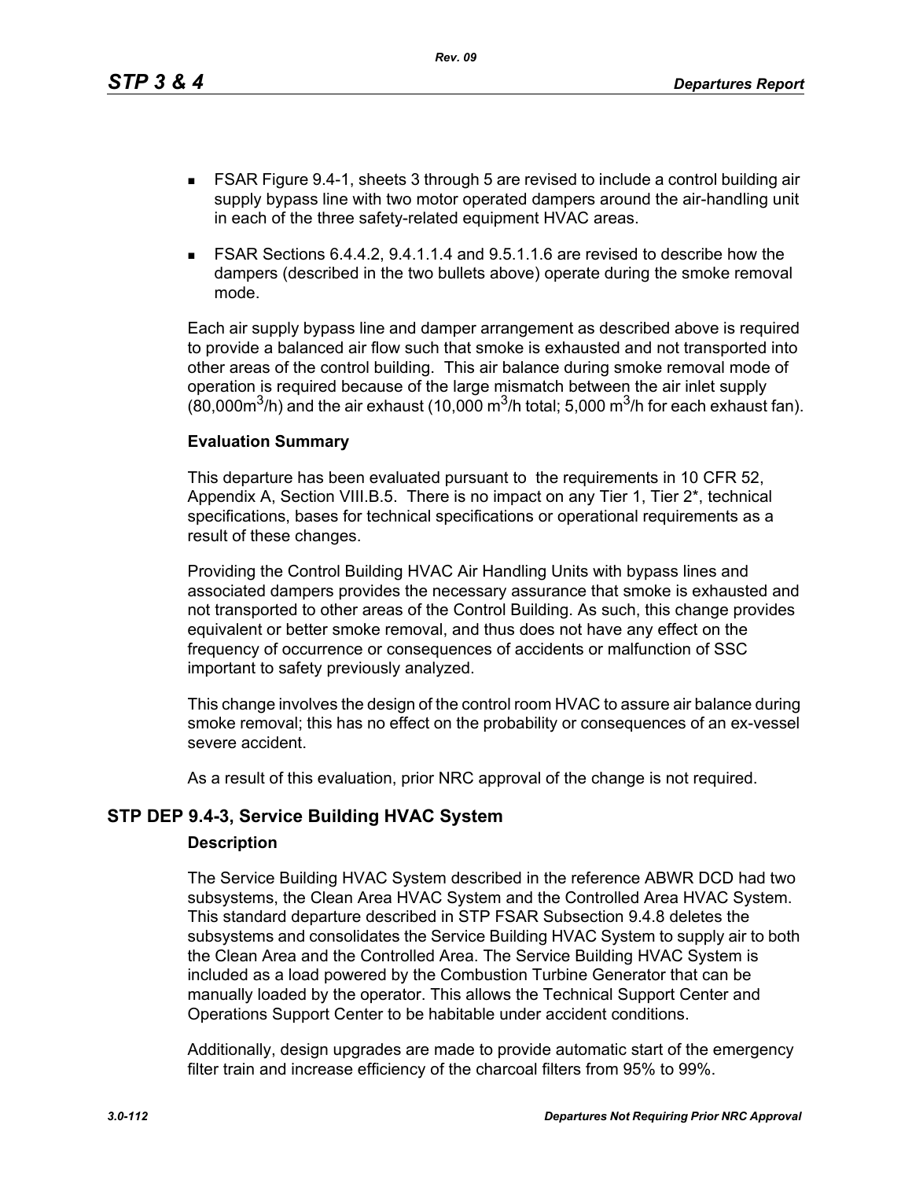- FSAR Figure 9.4-1, sheets 3 through 5 are revised to include a control building air supply bypass line with two motor operated dampers around the air-handling unit in each of the three safety-related equipment HVAC areas.
- FSAR Sections 6.4.4.2, 9.4.1.1.4 and 9.5.1.1.6 are revised to describe how the dampers (described in the two bullets above) operate during the smoke removal mode.

Each air supply bypass line and damper arrangement as described above is required to provide a balanced air flow such that smoke is exhausted and not transported into other areas of the control building. This air balance during smoke removal mode of operation is required because of the large mismatch between the air inlet supply (80,000$m^3$/h) and the air exhaust (10,000 $m^3$/h total; 5,000 $m^3$/h for each exhaust fan).

**Evaluation Summary**

This departure has been evaluated pursuant to the requirements in 10 CFR 52, Appendix A, Section VIII.B.5. There is no impact on any Tier 1, Tier 2*, technical specifications, bases for technical specifications or operational requirements as a result of these changes.

Providing the Control Building HVAC Air Handling Units with bypass lines and associated dampers provides the necessary assurance that smoke is exhausted and not transported to other areas of the Control Building. As such, this change provides equivalent or better smoke removal, and thus does not have any effect on the frequency of occurrence or consequences of accidents or malfunction of SSC important to safety previously analyzed.

This change involves the design of the control room HVAC to assure air balance during smoke removal; this has no effect on the probability or consequences of an ex-vessel severe accident.

As a result of this evaluation, prior NRC approval of the change is not required.

## STP DEP 9.4-3, Service Building HVAC System

**Description**

The Service Building HVAC System described in the reference ABWR DCD had two subsystems, the Clean Area HVAC System and the Controlled Area HVAC System. This standard departure described in STP FSAR Subsection 9.4.8 deletes the subsystems and consolidates the Service Building HVAC System to supply air to both the Clean Area and the Controlled Area. The Service Building HVAC System is included as a load powered by the Combustion Turbine Generator that can be manually loaded by the operator. This allows the Technical Support Center and Operations Support Center to be habitable under accident conditions.

Additionally, design upgrades are made to provide automatic start of the emergency filter train and increase efficiency of the charcoal filters from 95% to 99%.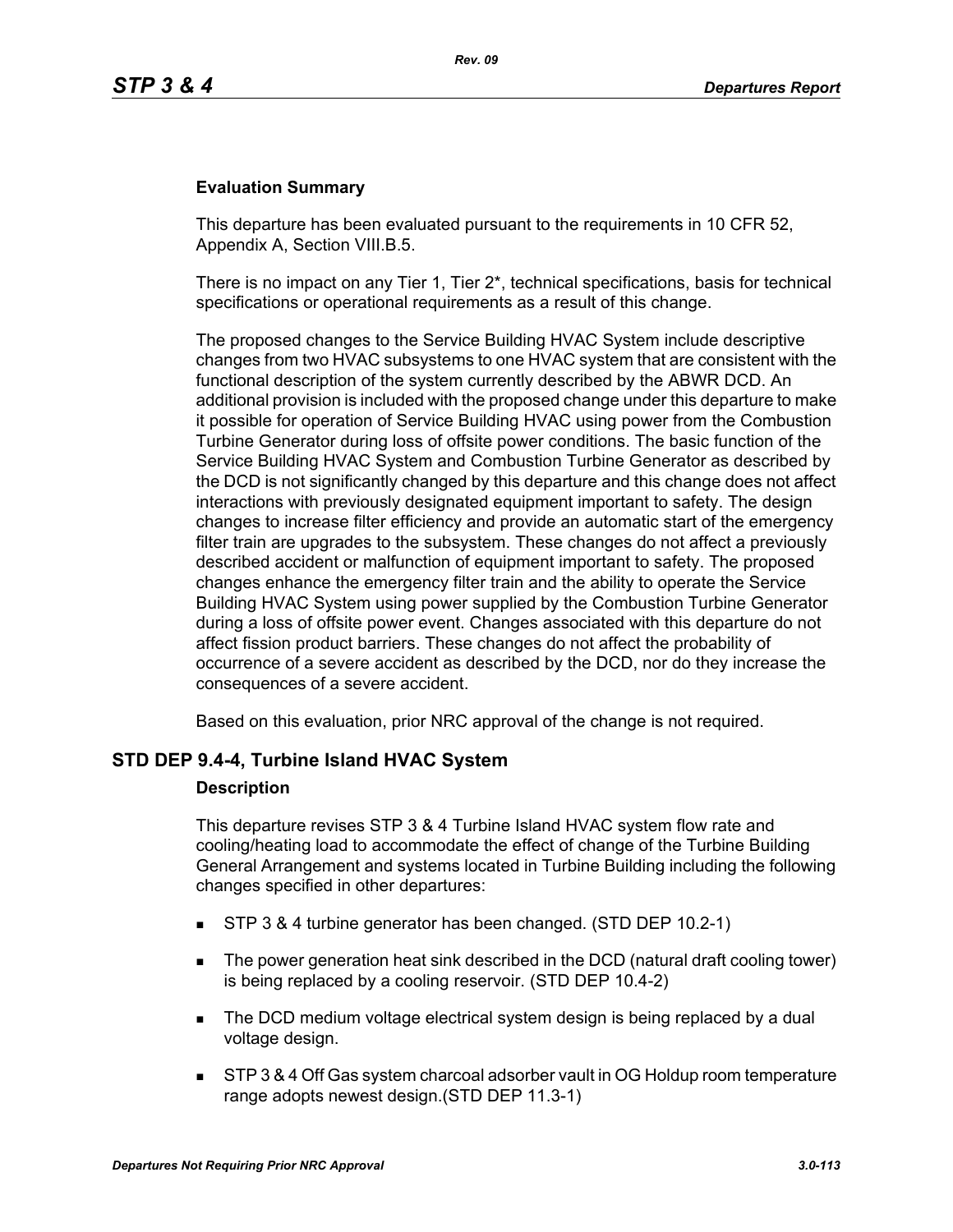### Evaluation Summary

This departure has been evaluated pursuant to the requirements in 10 CFR 52, Appendix A, Section VIII.B.5.

There is no impact on any Tier 1, Tier 2*, technical specifications, basis for technical specifications or operational requirements as a result of this change.

The proposed changes to the Service Building HVAC System include descriptive changes from two HVAC subsystems to one HVAC system that are consistent with the functional description of the system currently described by the ABWR DCD. An additional provision is included with the proposed change under this departure to make it possible for operation of Service Building HVAC using power from the Combustion Turbine Generator during loss of offsite power conditions. The basic function of the Service Building HVAC System and Combustion Turbine Generator as described by the DCD is not significantly changed by this departure and this change does not affect interactions with previously designated equipment important to safety. The design changes to increase filter efficiency and provide an automatic start of the emergency filter train are upgrades to the subsystem. These changes do not affect a previously described accident or malfunction of equipment important to safety. The proposed changes enhance the emergency filter train and the ability to operate the Service Building HVAC System using power supplied by the Combustion Turbine Generator during a loss of offsite power event. Changes associated with this departure do not affect fission product barriers. These changes do not affect the probability of occurrence of a severe accident as described by the DCD, nor do they increase the consequences of a severe accident.

Based on this evaluation, prior NRC approval of the change is not required.

## STD DEP 9.4-4, Turbine Island HVAC System

### Description

This departure revises STP 3 & 4 Turbine Island HVAC system flow rate and cooling/heating load to accommodate the effect of change of the Turbine Building General Arrangement and systems located in Turbine Building including the following changes specified in other departures:

- STP 3 & 4 turbine generator has been changed. (STD DEP 10.2-1)
- The power generation heat sink described in the DCD (natural draft cooling tower) is being replaced by a cooling reservoir. (STD DEP 10.4-2)
- The DCD medium voltage electrical system design is being replaced by a dual voltage design.
- STP 3 & 4 Off Gas system charcoal adsorber vault in OG Holdup room temperature range adopts newest design.(STD DEP 11.3-1)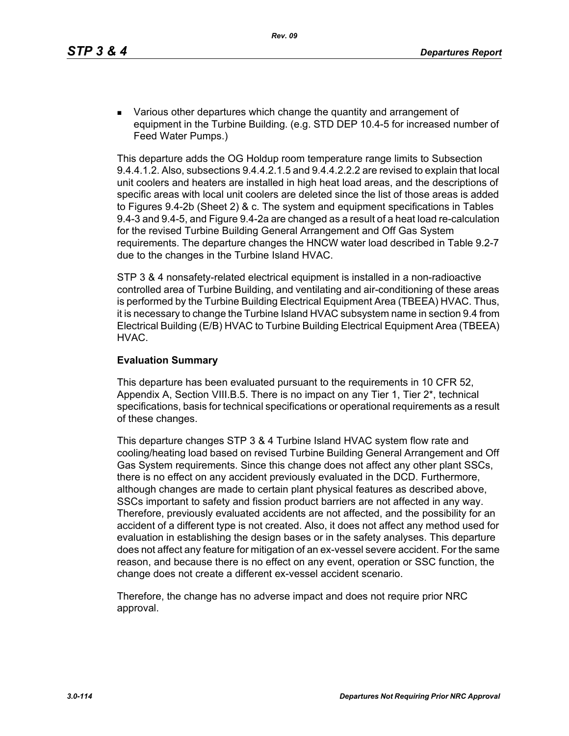- Various other departures which change the quantity and arrangement of equipment in the Turbine Building. (e.g. STD DEP 10.4-5 for increased number of Feed Water Pumps.)

This departure adds the OG Holdup room temperature range limits to Subsection 9.4.4.1.2. Also, subsections 9.4.4.2.1.5 and 9.4.4.2.2.2 are revised to explain that local unit coolers and heaters are installed in high heat load areas, and the descriptions of specific areas with local unit coolers are deleted since the list of those areas is added to Figures 9.4-2b (Sheet 2) & c. The system and equipment specifications in Tables 9.4-3 and 9.4-5, and Figure 9.4-2a are changed as a result of a heat load re-calculation for the revised Turbine Building General Arrangement and Off Gas System requirements. The departure changes the HNCW water load described in Table 9.2-7 due to the changes in the Turbine Island HVAC.

STP 3 & 4 nonsafety-related electrical equipment is installed in a non-radioactive controlled area of Turbine Building, and ventilating and air-conditioning of these areas is performed by the Turbine Building Electrical Equipment Area (TBEEA) HVAC. Thus, it is necessary to change the Turbine Island HVAC subsystem name in section 9.4 from Electrical Building (E/B) HVAC to Turbine Building Electrical Equipment Area (TBEEA) HVAC.

**Evaluation Summary**

This departure has been evaluated pursuant to the requirements in 10 CFR 52, Appendix A, Section VIII.B.5. There is no impact on any Tier 1, Tier 2*, technical specifications, basis for technical specifications or operational requirements as a result of these changes.

This departure changes STP 3 & 4 Turbine Island HVAC system flow rate and cooling/heating load based on revised Turbine Building General Arrangement and Off Gas System requirements. Since this change does not affect any other plant SSCs, there is no effect on any accident previously evaluated in the DCD. Furthermore, although changes are made to certain plant physical features as described above, SSCs important to safety and fission product barriers are not affected in any way. Therefore, previously evaluated accidents are not affected, and the possibility for an accident of a different type is not created. Also, it does not affect any method used for evaluation in establishing the design bases or in the safety analyses. This departure does not affect any feature for mitigation of an ex-vessel severe accident. For the same reason, and because there is no effect on any event, operation or SSC function, the change does not create a different ex-vessel accident scenario.

Therefore, the change has no adverse impact and does not require prior NRC approval.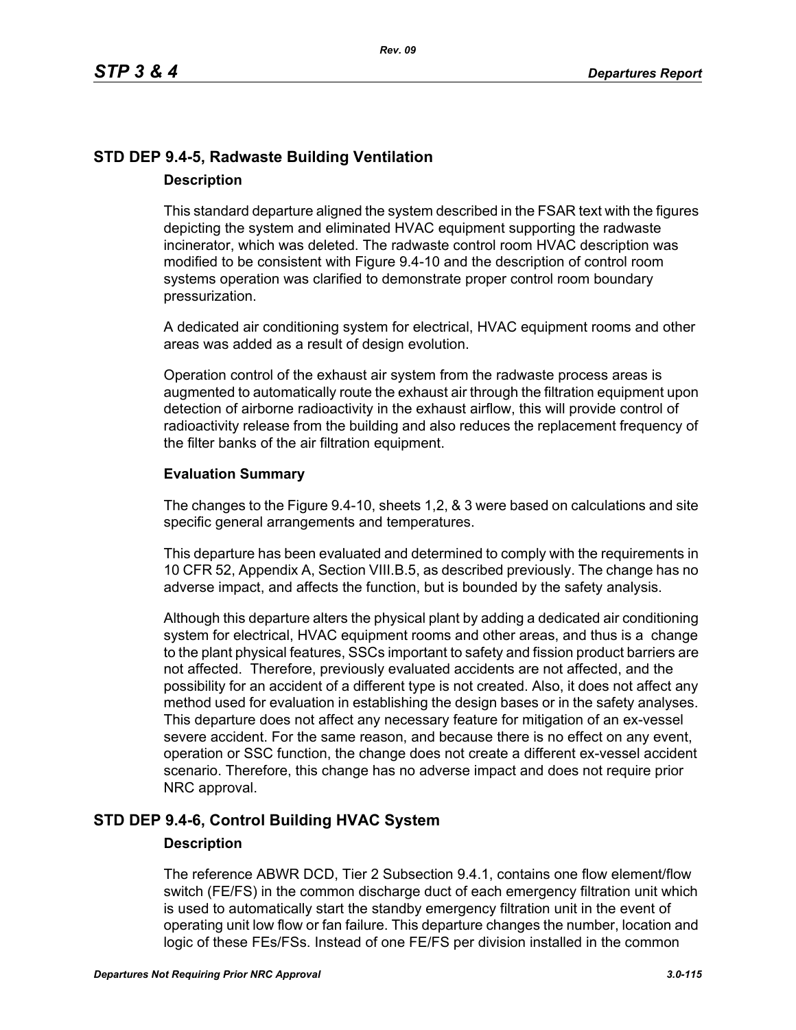## STD DEP 9.4-5, Radwaste Building Ventilation

### Description

This standard departure aligned the system described in the FSAR text with the figures depicting the system and eliminated HVAC equipment supporting the radwaste incinerator, which was deleted. The radwaste control room HVAC description was modified to be consistent with Figure 9.4-10 and the description of control room systems operation was clarified to demonstrate proper control room boundary pressurization.

A dedicated air conditioning system for electrical, HVAC equipment rooms and other areas was added as a result of design evolution.

Operation control of the exhaust air system from the radwaste process areas is augmented to automatically route the exhaust air through the filtration equipment upon detection of airborne radioactivity in the exhaust airflow, this will provide control of radioactivity release from the building and also reduces the replacement frequency of the filter banks of the air filtration equipment.

### Evaluation Summary

The changes to the Figure 9.4-10, sheets 1,2, & 3 were based on calculations and site specific general arrangements and temperatures.

This departure has been evaluated and determined to comply with the requirements in 10 CFR 52, Appendix A, Section VIII.B.5, as described previously. The change has no adverse impact, and affects the function, but is bounded by the safety analysis.

Although this departure alters the physical plant by adding a dedicated air conditioning system for electrical, HVAC equipment rooms and other areas, and thus is a change to the plant physical features, SSCs important to safety and fission product barriers are not affected. Therefore, previously evaluated accidents are not affected, and the possibility for an accident of a different type is not created. Also, it does not affect any method used for evaluation in establishing the design bases or in the safety analyses. This departure does not affect any necessary feature for mitigation of an ex-vessel severe accident. For the same reason, and because there is no effect on any event, operation or SSC function, the change does not create a different ex-vessel accident scenario. Therefore, this change has no adverse impact and does not require prior NRC approval.

## STD DEP 9.4-6, Control Building HVAC System

### Description

The reference ABWR DCD, Tier 2 Subsection 9.4.1, contains one flow element/flow switch (FE/FS) in the common discharge duct of each emergency filtration unit which is used to automatically start the standby emergency filtration unit in the event of operating unit low flow or fan failure. This departure changes the number, location and logic of these FEs/FSs. Instead of one FE/FS per division installed in the common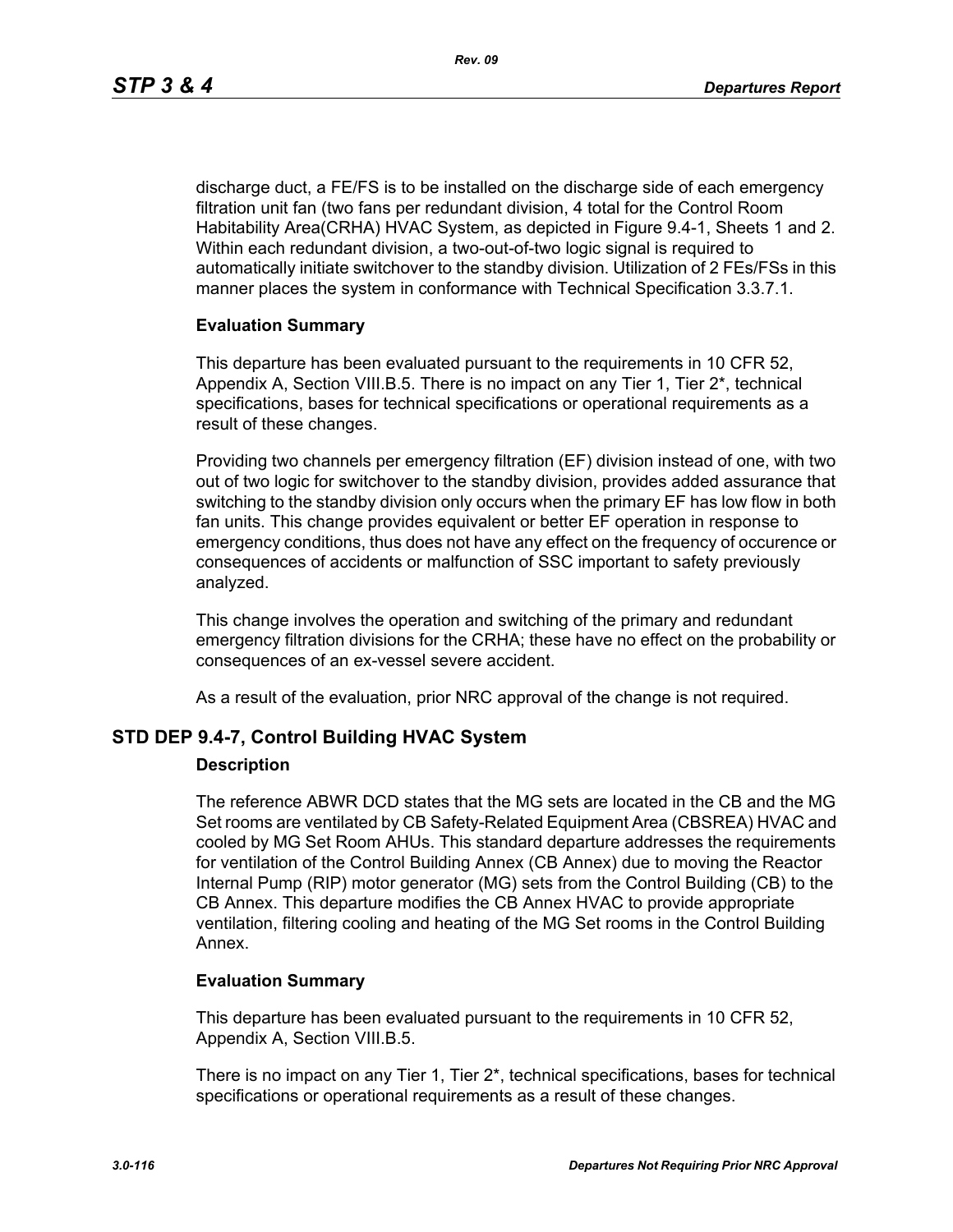discharge duct, a FE/FS is to be installed on the discharge side of each emergency filtration unit fan (two fans per redundant division, 4 total for the Control Room Habitability Area(CRHA) HVAC System, as depicted in Figure 9.4-1, Sheets 1 and 2. Within each redundant division, a two-out-of-two logic signal is required to automatically initiate switchover to the standby division. Utilization of 2 FEs/FSs in this manner places the system in conformance with Technical Specification 3.3.7.1.

**Evaluation Summary**

This departure has been evaluated pursuant to the requirements in 10 CFR 52, Appendix A, Section VIII.B.5. There is no impact on any Tier 1, Tier 2*, technical specifications, bases for technical specifications or operational requirements as a result of these changes.

Providing two channels per emergency filtration (EF) division instead of one, with two out of two logic for switchover to the standby division, provides added assurance that switching to the standby division only occurs when the primary EF has low flow in both fan units. This change provides equivalent or better EF operation in response to emergency conditions, thus does not have any effect on the frequency of occurence or consequences of accidents or malfunction of SSC important to safety previously analyzed.

This change involves the operation and switching of the primary and redundant emergency filtration divisions for the CRHA; these have no effect on the probability or consequences of an ex-vessel severe accident.

As a result of the evaluation, prior NRC approval of the change is not required.

## STD DEP 9.4-7, Control Building HVAC System

**Description**

The reference ABWR DCD states that the MG sets are located in the CB and the MG Set rooms are ventilated by CB Safety-Related Equipment Area (CBSREA) HVAC and cooled by MG Set Room AHUs. This standard departure addresses the requirements for ventilation of the Control Building Annex (CB Annex) due to moving the Reactor Internal Pump (RIP) motor generator (MG) sets from the Control Building (CB) to the CB Annex. This departure modifies the CB Annex HVAC to provide appropriate ventilation, filtering cooling and heating of the MG Set rooms in the Control Building Annex.

**Evaluation Summary**

This departure has been evaluated pursuant to the requirements in 10 CFR 52, Appendix A, Section VIII.B.5.

There is no impact on any Tier 1, Tier 2*, technical specifications, bases for technical specifications or operational requirements as a result of these changes.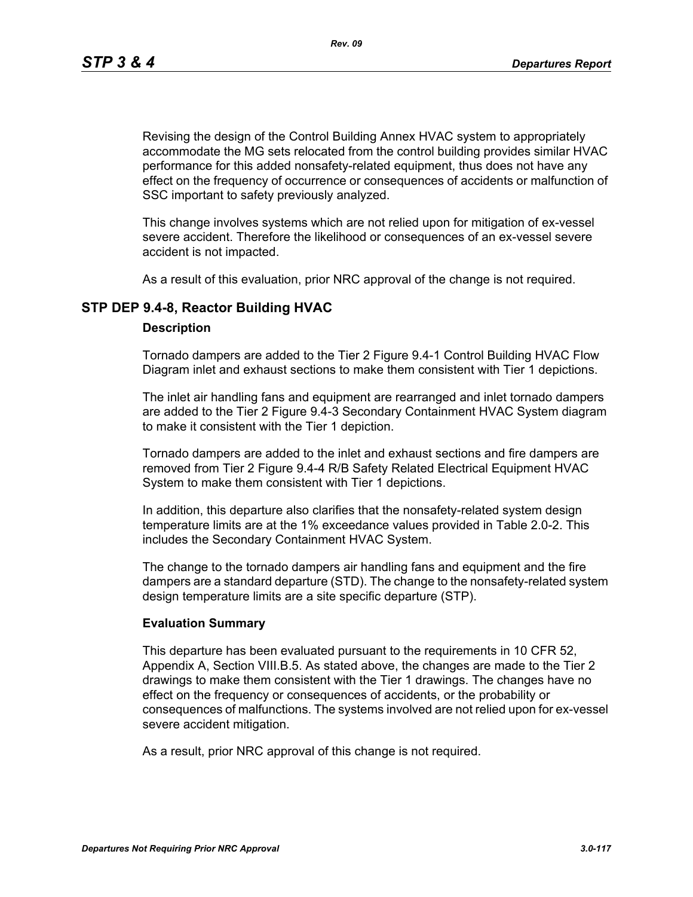Revising the design of the Control Building Annex HVAC system to appropriately accommodate the MG sets relocated from the control building provides similar HVAC performance for this added nonsafety-related equipment, thus does not have any effect on the frequency of occurrence or consequences of accidents or malfunction of SSC important to safety previously analyzed.

This change involves systems which are not relied upon for mitigation of ex-vessel severe accident. Therefore the likelihood or consequences of an ex-vessel severe accident is not impacted.

As a result of this evaluation, prior NRC approval of the change is not required.

## STP DEP 9.4-8, Reactor Building HVAC

### Description

Tornado dampers are added to the Tier 2 Figure 9.4-1 Control Building HVAC Flow Diagram inlet and exhaust sections to make them consistent with Tier 1 depictions.

The inlet air handling fans and equipment are rearranged and inlet tornado dampers are added to the Tier 2 Figure 9.4-3 Secondary Containment HVAC System diagram to make it consistent with the Tier 1 depiction.

Tornado dampers are added to the inlet and exhaust sections and fire dampers are removed from Tier 2 Figure 9.4-4 R/B Safety Related Electrical Equipment HVAC System to make them consistent with Tier 1 depictions.

In addition, this departure also clarifies that the nonsafety-related system design temperature limits are at the 1% exceedance values provided in Table 2.0-2. This includes the Secondary Containment HVAC System.

The change to the tornado dampers air handling fans and equipment and the fire dampers are a standard departure (STD). The change to the nonsafety-related system design temperature limits are a site specific departure (STP).

### Evaluation Summary

This departure has been evaluated pursuant to the requirements in 10 CFR 52, Appendix A, Section VIII.B.5. As stated above, the changes are made to the Tier 2 drawings to make them consistent with the Tier 1 drawings. The changes have no effect on the frequency or consequences of accidents, or the probability or consequences of malfunctions. The systems involved are not relied upon for ex-vessel severe accident mitigation.

As a result, prior NRC approval of this change is not required.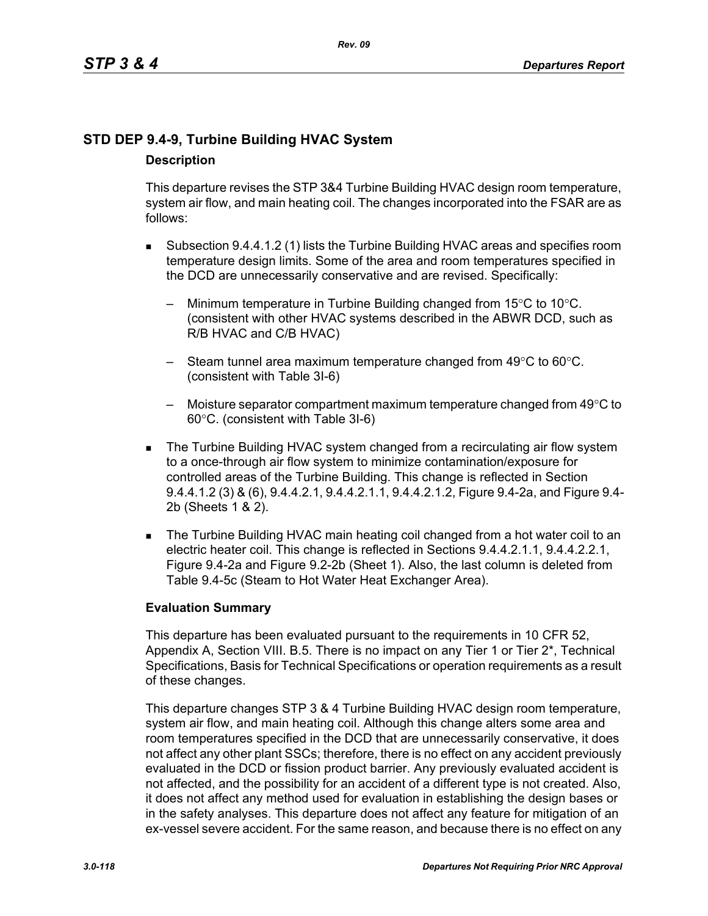## STD DEP 9.4-9, Turbine Building HVAC System

### Description

This departure revises the STP 3&4 Turbine Building HVAC design room temperature, system air flow, and main heating coil. The changes incorporated into the FSAR are as follows:

- Subsection 9.4.4.1.2 (1) lists the Turbine Building HVAC areas and specifies room temperature design limits. Some of the area and room temperatures specified in the DCD are unnecessarily conservative and are revised. Specifically:
  - Minimum temperature in Turbine Building changed from 15°C to 10°C. (consistent with other HVAC systems described in the ABWR DCD, such as R/B HVAC and C/B HVAC)
  - Steam tunnel area maximum temperature changed from 49°C to 60°C. (consistent with Table 3I-6)
  - Moisture separator compartment maximum temperature changed from 49°C to 60°C. (consistent with Table 3I-6)
- The Turbine Building HVAC system changed from a recirculating air flow system to a once-through air flow system to minimize contamination/exposure for controlled areas of the Turbine Building. This change is reflected in Section 9.4.4.1.2 (3) & (6), 9.4.4.2.1, 9.4.4.2.1.1, 9.4.4.2.1.2, Figure 9.4-2a, and Figure 9.4-2b (Sheets 1 & 2).
- The Turbine Building HVAC main heating coil changed from a hot water coil to an electric heater coil. This change is reflected in Sections 9.4.4.2.1.1, 9.4.4.2.2.1, Figure 9.4-2a and Figure 9.2-2b (Sheet 1). Also, the last column is deleted from Table 9.4-5c (Steam to Hot Water Heat Exchanger Area).

### Evaluation Summary

This departure has been evaluated pursuant to the requirements in 10 CFR 52, Appendix A, Section VIII. B.5. There is no impact on any Tier 1 or Tier 2*, Technical Specifications, Basis for Technical Specifications or operation requirements as a result of these changes.

This departure changes STP 3 & 4 Turbine Building HVAC design room temperature, system air flow, and main heating coil. Although this change alters some area and room temperatures specified in the DCD that are unnecessarily conservative, it does not affect any other plant SSCs; therefore, there is no effect on any accident previously evaluated in the DCD or fission product barrier. Any previously evaluated accident is not affected, and the possibility for an accident of a different type is not created. Also, it does not affect any method used for evaluation in establishing the design bases or in the safety analyses. This departure does not affect any feature for mitigation of an ex-vessel severe accident. For the same reason, and because there is no effect on any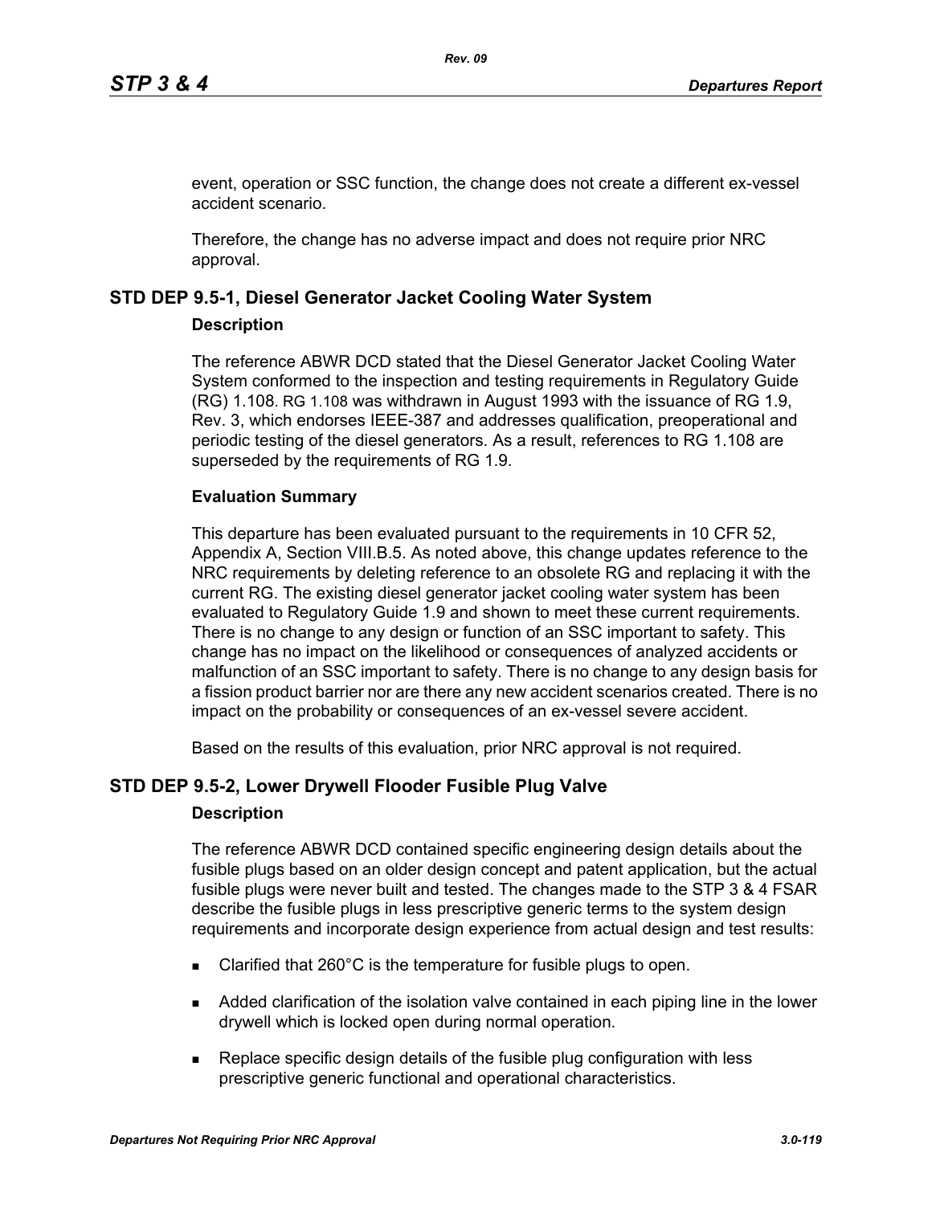event, operation or SSC function, the change does not create a different ex-vessel accident scenario.

Therefore, the change has no adverse impact and does not require prior NRC approval.

## STD DEP 9.5-1, Diesel Generator Jacket Cooling Water System

### Description

The reference ABWR DCD stated that the Diesel Generator Jacket Cooling Water System conformed to the inspection and testing requirements in Regulatory Guide (RG) 1.108. RG 1.108 was withdrawn in August 1993 with the issuance of RG 1.9, Rev. 3, which endorses IEEE-387 and addresses qualification, preoperational and periodic testing of the diesel generators. As a result, references to RG 1.108 are superseded by the requirements of RG 1.9.

### Evaluation Summary

This departure has been evaluated pursuant to the requirements in 10 CFR 52, Appendix A, Section VIII.B.5. As noted above, this change updates reference to the NRC requirements by deleting reference to an obsolete RG and replacing it with the current RG. The existing diesel generator jacket cooling water system has been evaluated to Regulatory Guide 1.9 and shown to meet these current requirements. There is no change to any design or function of an SSC important to safety. This change has no impact on the likelihood or consequences of analyzed accidents or malfunction of an SSC important to safety. There is no change to any design basis for a fission product barrier nor are there any new accident scenarios created. There is no impact on the probability or consequences of an ex-vessel severe accident.

Based on the results of this evaluation, prior NRC approval is not required.

## STD DEP 9.5-2, Lower Drywell Flooder Fusible Plug Valve

### Description

The reference ABWR DCD contained specific engineering design details about the fusible plugs based on an older design concept and patent application, but the actual fusible plugs were never built and tested. The changes made to the STP 3 & 4 FSAR describe the fusible plugs in less prescriptive generic terms to the system design requirements and incorporate design experience from actual design and test results:

- Clarified that 260°C is the temperature for fusible plugs to open.
- Added clarification of the isolation valve contained in each piping line in the lower drywell which is locked open during normal operation.
- Replace specific design details of the fusible plug configuration with less prescriptive generic functional and operational characteristics.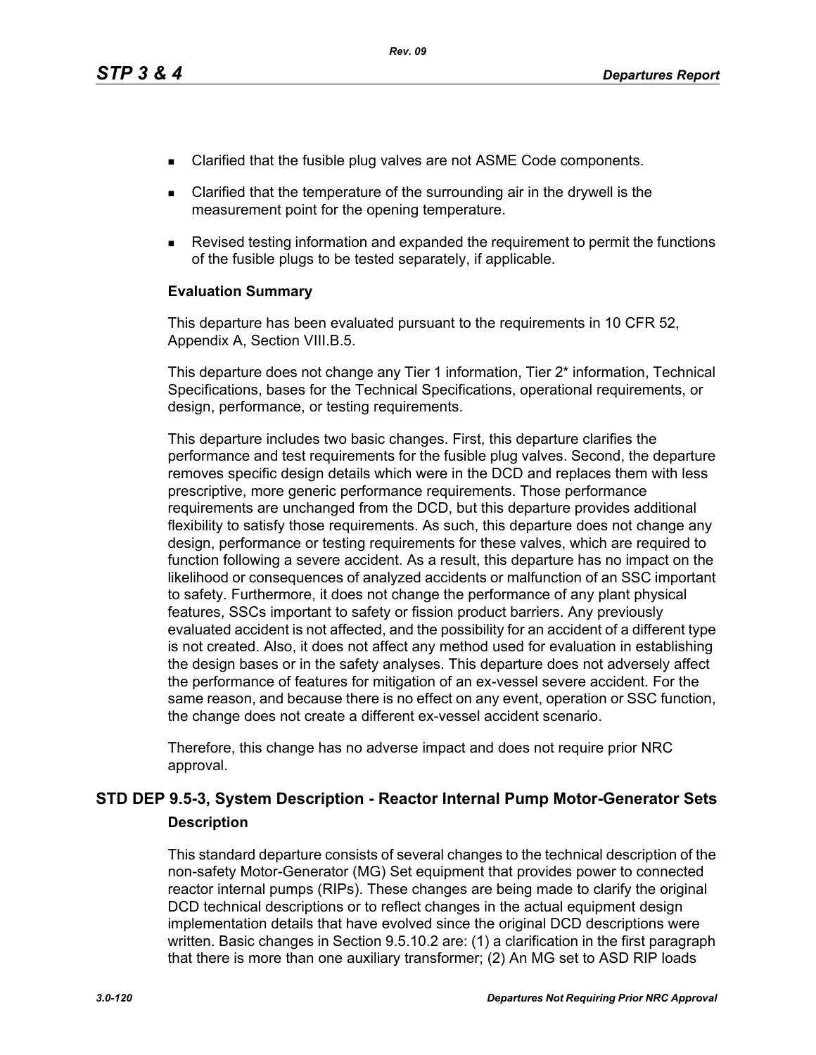- Clarified that the fusible plug valves are not ASME Code components.
- Clarified that the temperature of the surrounding air in the drywell is the measurement point for the opening temperature.
- Revised testing information and expanded the requirement to permit the functions of the fusible plugs to be tested separately, if applicable.

**Evaluation Summary**

This departure has been evaluated pursuant to the requirements in 10 CFR 52, Appendix A, Section VIII.B.5.

This departure does not change any Tier 1 information, Tier 2* information, Technical Specifications, bases for the Technical Specifications, operational requirements, or design, performance, or testing requirements.

This departure includes two basic changes. First, this departure clarifies the performance and test requirements for the fusible plug valves. Second, the departure removes specific design details which were in the DCD and replaces them with less prescriptive, more generic performance requirements. Those performance requirements are unchanged from the DCD, but this departure provides additional flexibility to satisfy those requirements. As such, this departure does not change any design, performance or testing requirements for these valves, which are required to function following a severe accident. As a result, this departure has no impact on the likelihood or consequences of analyzed accidents or malfunction of an SSC important to safety. Furthermore, it does not change the performance of any plant physical features, SSCs important to safety or fission product barriers. Any previously evaluated accident is not affected, and the possibility for an accident of a different type is not created. Also, it does not affect any method used for evaluation in establishing the design bases or in the safety analyses. This departure does not adversely affect the performance of features for mitigation of an ex-vessel severe accident. For the same reason, and because there is no effect on any event, operation or SSC function, the change does not create a different ex-vessel accident scenario.

Therefore, this change has no adverse impact and does not require prior NRC approval.

## STD DEP 9.5-3, System Description - Reactor Internal Pump Motor-Generator Sets

**Description**

This standard departure consists of several changes to the technical description of the non-safety Motor-Generator (MG) Set equipment that provides power to connected reactor internal pumps (RIPs). These changes are being made to clarify the original DCD technical descriptions or to reflect changes in the actual equipment design implementation details that have evolved since the original DCD descriptions were written. Basic changes in Section 9.5.10.2 are: (1) a clarification in the first paragraph that there is more than one auxiliary transformer; (2) An MG set to ASD RIP loads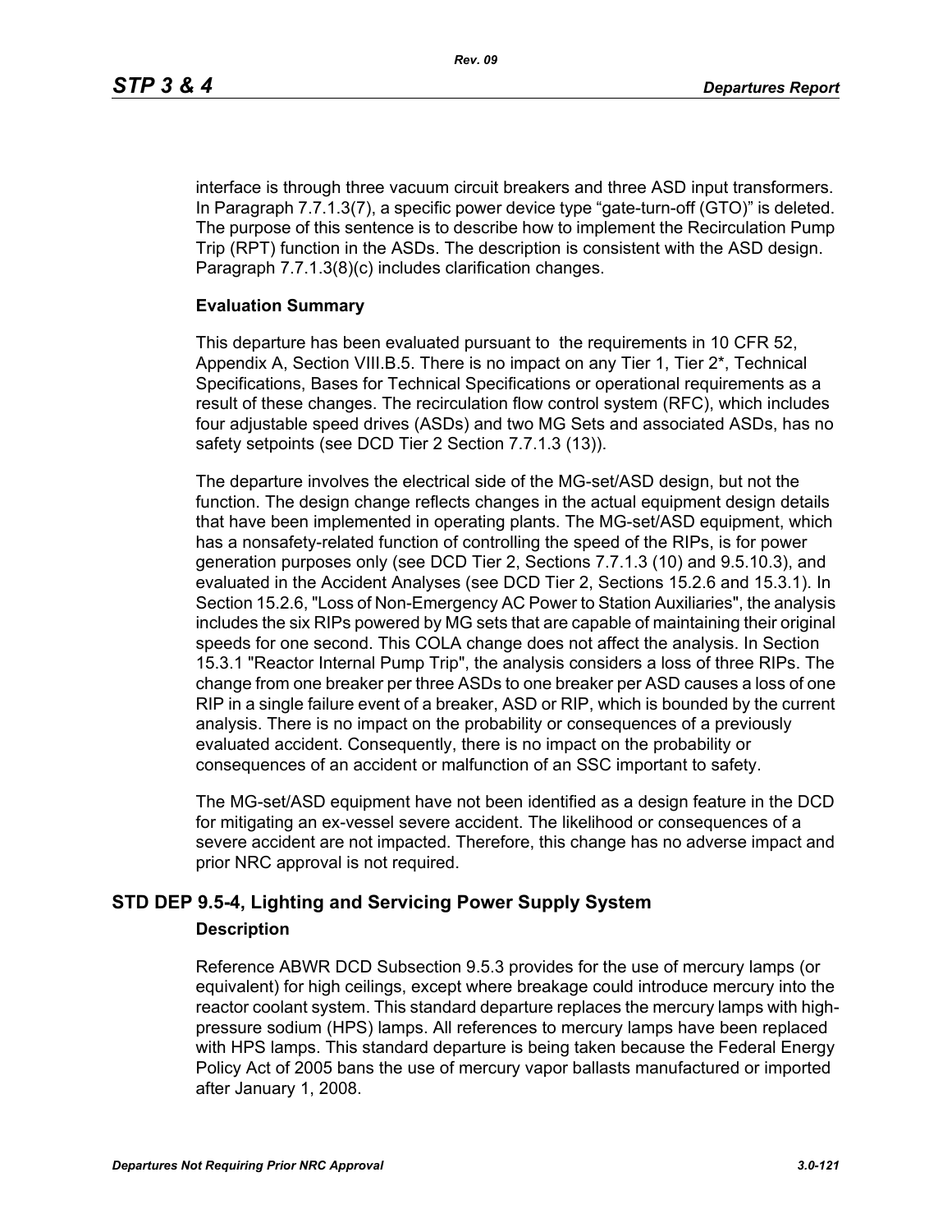interface is through three vacuum circuit breakers and three ASD input transformers. In Paragraph 7.7.1.3(7), a specific power device type "gate-turn-off (GTO)" is deleted. The purpose of this sentence is to describe how to implement the Recirculation Pump Trip (RPT) function in the ASDs. The description is consistent with the ASD design. Paragraph 7.7.1.3(8)(c) includes clarification changes.

**Evaluation Summary**

This departure has been evaluated pursuant to the requirements in 10 CFR 52, Appendix A, Section VIII.B.5. There is no impact on any Tier 1, Tier 2*, Technical Specifications, Bases for Technical Specifications or operational requirements as a result of these changes. The recirculation flow control system (RFC), which includes four adjustable speed drives (ASDs) and two MG Sets and associated ASDs, has no safety setpoints (see DCD Tier 2 Section 7.7.1.3 (13)).

The departure involves the electrical side of the MG-set/ASD design, but not the function. The design change reflects changes in the actual equipment design details that have been implemented in operating plants. The MG-set/ASD equipment, which has a nonsafety-related function of controlling the speed of the RIPs, is for power generation purposes only (see DCD Tier 2, Sections 7.7.1.3 (10) and 9.5.10.3), and evaluated in the Accident Analyses (see DCD Tier 2, Sections 15.2.6 and 15.3.1). In Section 15.2.6, "Loss of Non-Emergency AC Power to Station Auxiliaries", the analysis includes the six RIPs powered by MG sets that are capable of maintaining their original speeds for one second. This COLA change does not affect the analysis. In Section 15.3.1 "Reactor Internal Pump Trip", the analysis considers a loss of three RIPs. The change from one breaker per three ASDs to one breaker per ASD causes a loss of one RIP in a single failure event of a breaker, ASD or RIP, which is bounded by the current analysis. There is no impact on the probability or consequences of a previously evaluated accident. Consequently, there is no impact on the probability or consequences of an accident or malfunction of an SSC important to safety.

The MG-set/ASD equipment have not been identified as a design feature in the DCD for mitigating an ex-vessel severe accident. The likelihood or consequences of a severe accident are not impacted. Therefore, this change has no adverse impact and prior NRC approval is not required.

## STD DEP 9.5-4, Lighting and Servicing Power Supply System

**Description**

Reference ABWR DCD Subsection 9.5.3 provides for the use of mercury lamps (or equivalent) for high ceilings, except where breakage could introduce mercury into the reactor coolant system. This standard departure replaces the mercury lamps with high-pressure sodium (HPS) lamps. All references to mercury lamps have been replaced with HPS lamps. This standard departure is being taken because the Federal Energy Policy Act of 2005 bans the use of mercury vapor ballasts manufactured or imported after January 1, 2008.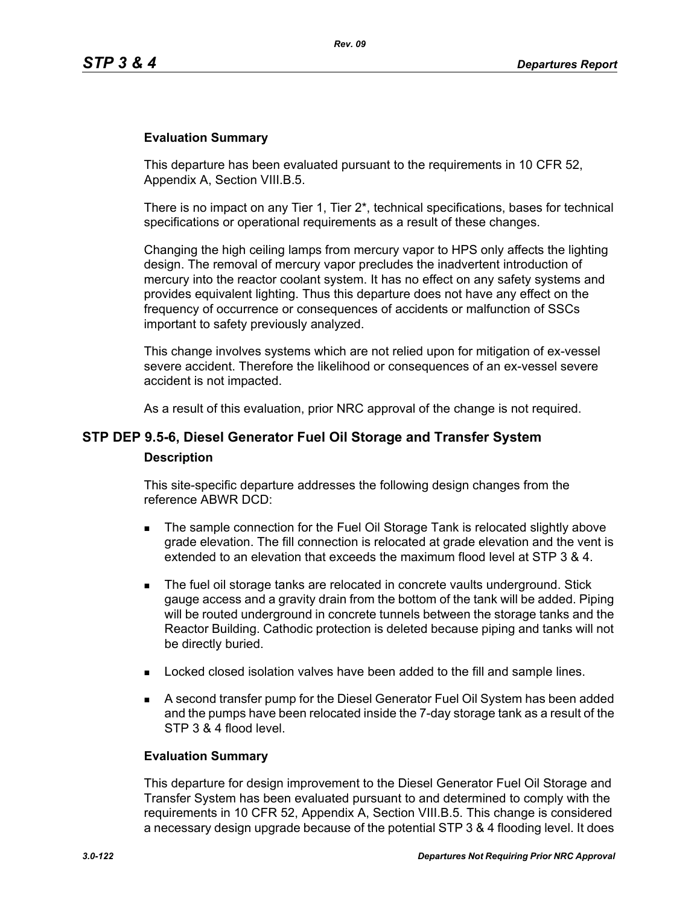### Evaluation Summary

This departure has been evaluated pursuant to the requirements in 10 CFR 52, Appendix A, Section VIII.B.5.

There is no impact on any Tier 1, Tier 2*, technical specifications, bases for technical specifications or operational requirements as a result of these changes.

Changing the high ceiling lamps from mercury vapor to HPS only affects the lighting design. The removal of mercury vapor precludes the inadvertent introduction of mercury into the reactor coolant system. It has no effect on any safety systems and provides equivalent lighting. Thus this departure does not have any effect on the frequency of occurrence or consequences of accidents or malfunction of SSCs important to safety previously analyzed.

This change involves systems which are not relied upon for mitigation of ex-vessel severe accident. Therefore the likelihood or consequences of an ex-vessel severe accident is not impacted.

As a result of this evaluation, prior NRC approval of the change is not required.

## STP DEP 9.5-6, Diesel Generator Fuel Oil Storage and Transfer System

### Description

This site-specific departure addresses the following design changes from the reference ABWR DCD:

- The sample connection for the Fuel Oil Storage Tank is relocated slightly above grade elevation. The fill connection is relocated at grade elevation and the vent is extended to an elevation that exceeds the maximum flood level at STP 3 & 4.
- The fuel oil storage tanks are relocated in concrete vaults underground. Stick gauge access and a gravity drain from the bottom of the tank will be added. Piping will be routed underground in concrete tunnels between the storage tanks and the Reactor Building. Cathodic protection is deleted because piping and tanks will not be directly buried.
- Locked closed isolation valves have been added to the fill and sample lines.
- A second transfer pump for the Diesel Generator Fuel Oil System has been added and the pumps have been relocated inside the 7-day storage tank as a result of the STP 3 & 4 flood level.

### Evaluation Summary

This departure for design improvement to the Diesel Generator Fuel Oil Storage and Transfer System has been evaluated pursuant to and determined to comply with the requirements in 10 CFR 52, Appendix A, Section VIII.B.5. This change is considered a necessary design upgrade because of the potential STP 3 & 4 flooding level. It does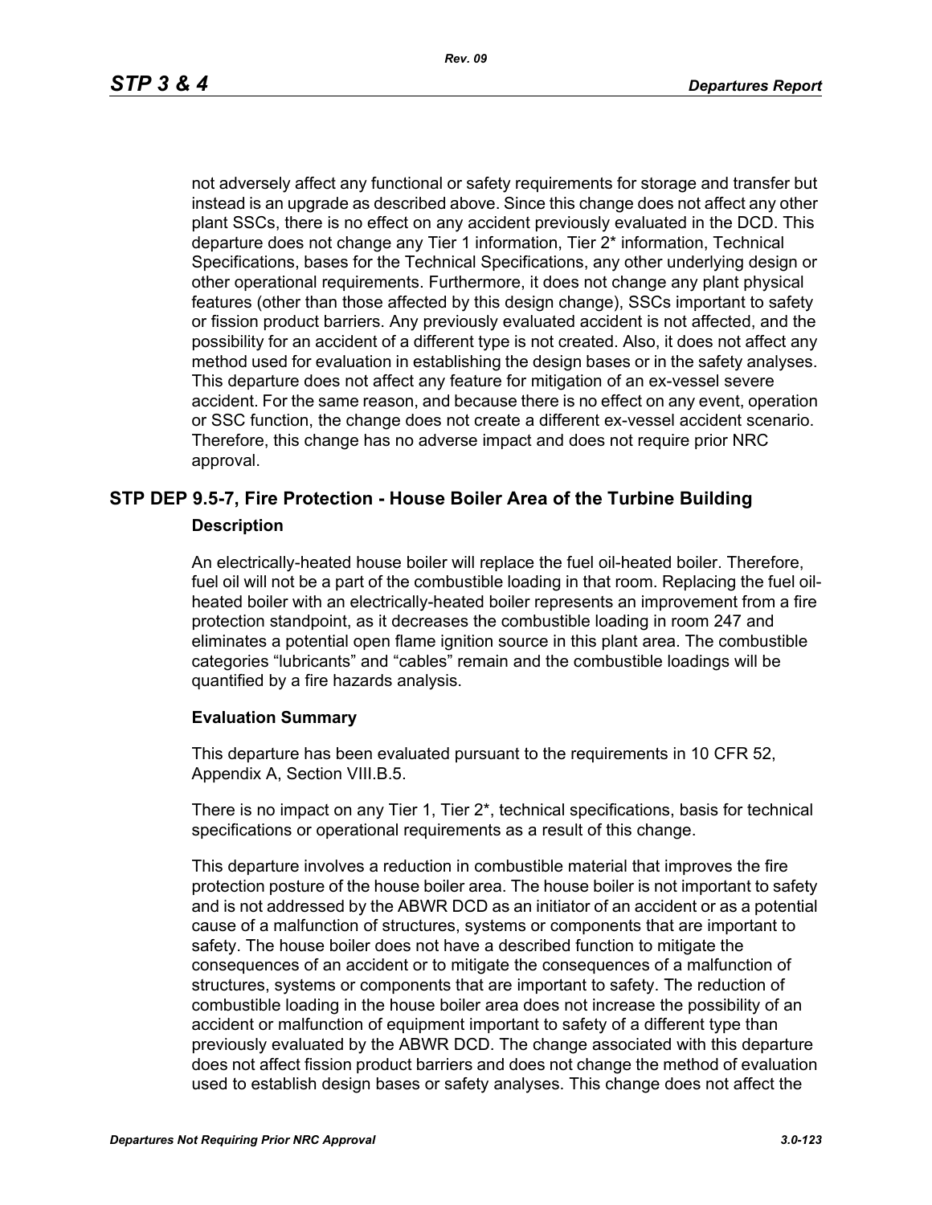not adversely affect any functional or safety requirements for storage and transfer but instead is an upgrade as described above. Since this change does not affect any other plant SSCs, there is no effect on any accident previously evaluated in the DCD. This departure does not change any Tier 1 information, Tier 2* information, Technical Specifications, bases for the Technical Specifications, any other underlying design or other operational requirements. Furthermore, it does not change any plant physical features (other than those affected by this design change), SSCs important to safety or fission product barriers. Any previously evaluated accident is not affected, and the possibility for an accident of a different type is not created. Also, it does not affect any method used for evaluation in establishing the design bases or in the safety analyses. This departure does not affect any feature for mitigation of an ex-vessel severe accident. For the same reason, and because there is no effect on any event, operation or SSC function, the change does not create a different ex-vessel accident scenario. Therefore, this change has no adverse impact and does not require prior NRC approval.

## STP DEP 9.5-7, Fire Protection - House Boiler Area of the Turbine Building

### Description

An electrically-heated house boiler will replace the fuel oil-heated boiler. Therefore, fuel oil will not be a part of the combustible loading in that room. Replacing the fuel oil-heated boiler with an electrically-heated boiler represents an improvement from a fire protection standpoint, as it decreases the combustible loading in room 247 and eliminates a potential open flame ignition source in this plant area. The combustible categories "lubricants" and "cables" remain and the combustible loadings will be quantified by a fire hazards analysis.

### Evaluation Summary

This departure has been evaluated pursuant to the requirements in 10 CFR 52, Appendix A, Section VIII.B.5.

There is no impact on any Tier 1, Tier 2*, technical specifications, basis for technical specifications or operational requirements as a result of this change.

This departure involves a reduction in combustible material that improves the fire protection posture of the house boiler area. The house boiler is not important to safety and is not addressed by the ABWR DCD as an initiator of an accident or as a potential cause of a malfunction of structures, systems or components that are important to safety. The house boiler does not have a described function to mitigate the consequences of an accident or to mitigate the consequences of a malfunction of structures, systems or components that are important to safety. The reduction of combustible loading in the house boiler area does not increase the possibility of an accident or malfunction of equipment important to safety of a different type than previously evaluated by the ABWR DCD. The change associated with this departure does not affect fission product barriers and does not change the method of evaluation used to establish design bases or safety analyses. This change does not affect the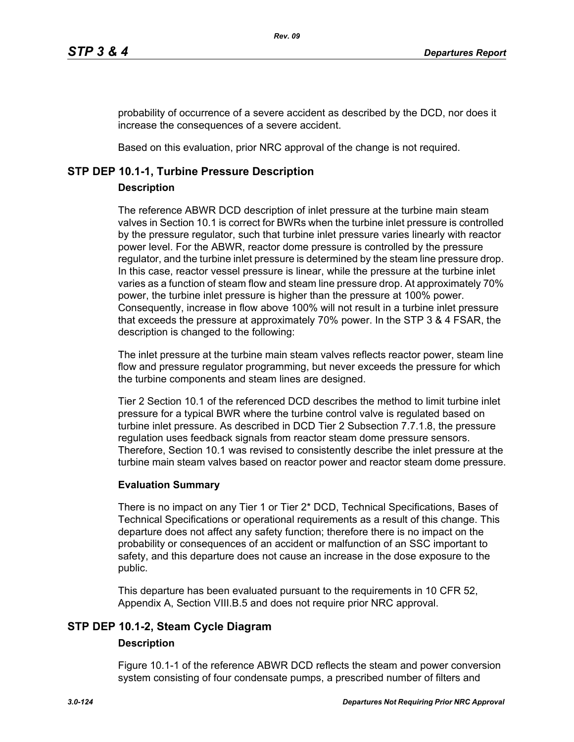probability of occurrence of a severe accident as described by the DCD, nor does it increase the consequences of a severe accident.

Based on this evaluation, prior NRC approval of the change is not required.

## STP DEP 10.1-1, Turbine Pressure Description

### Description

The reference ABWR DCD description of inlet pressure at the turbine main steam valves in Section 10.1 is correct for BWRs when the turbine inlet pressure is controlled by the pressure regulator, such that turbine inlet pressure varies linearly with reactor power level. For the ABWR, reactor dome pressure is controlled by the pressure regulator, and the turbine inlet pressure is determined by the steam line pressure drop. In this case, reactor vessel pressure is linear, while the pressure at the turbine inlet varies as a function of steam flow and steam line pressure drop. At approximately 70% power, the turbine inlet pressure is higher than the pressure at 100% power. Consequently, increase in flow above 100% will not result in a turbine inlet pressure that exceeds the pressure at approximately 70% power. In the STP 3 & 4 FSAR, the description is changed to the following:

The inlet pressure at the turbine main steam valves reflects reactor power, steam line flow and pressure regulator programming, but never exceeds the pressure for which the turbine components and steam lines are designed.

Tier 2 Section 10.1 of the referenced DCD describes the method to limit turbine inlet pressure for a typical BWR where the turbine control valve is regulated based on turbine inlet pressure. As described in DCD Tier 2 Subsection 7.7.1.8, the pressure regulation uses feedback signals from reactor steam dome pressure sensors. Therefore, Section 10.1 was revised to consistently describe the inlet pressure at the turbine main steam valves based on reactor power and reactor steam dome pressure.

### Evaluation Summary

There is no impact on any Tier 1 or Tier 2* DCD, Technical Specifications, Bases of Technical Specifications or operational requirements as a result of this change. This departure does not affect any safety function; therefore there is no impact on the probability or consequences of an accident or malfunction of an SSC important to safety, and this departure does not cause an increase in the dose exposure to the public.

This departure has been evaluated pursuant to the requirements in 10 CFR 52, Appendix A, Section VIII.B.5 and does not require prior NRC approval.

## STP DEP 10.1-2, Steam Cycle Diagram

### Description

Figure 10.1-1 of the reference ABWR DCD reflects the steam and power conversion system consisting of four condensate pumps, a prescribed number of filters and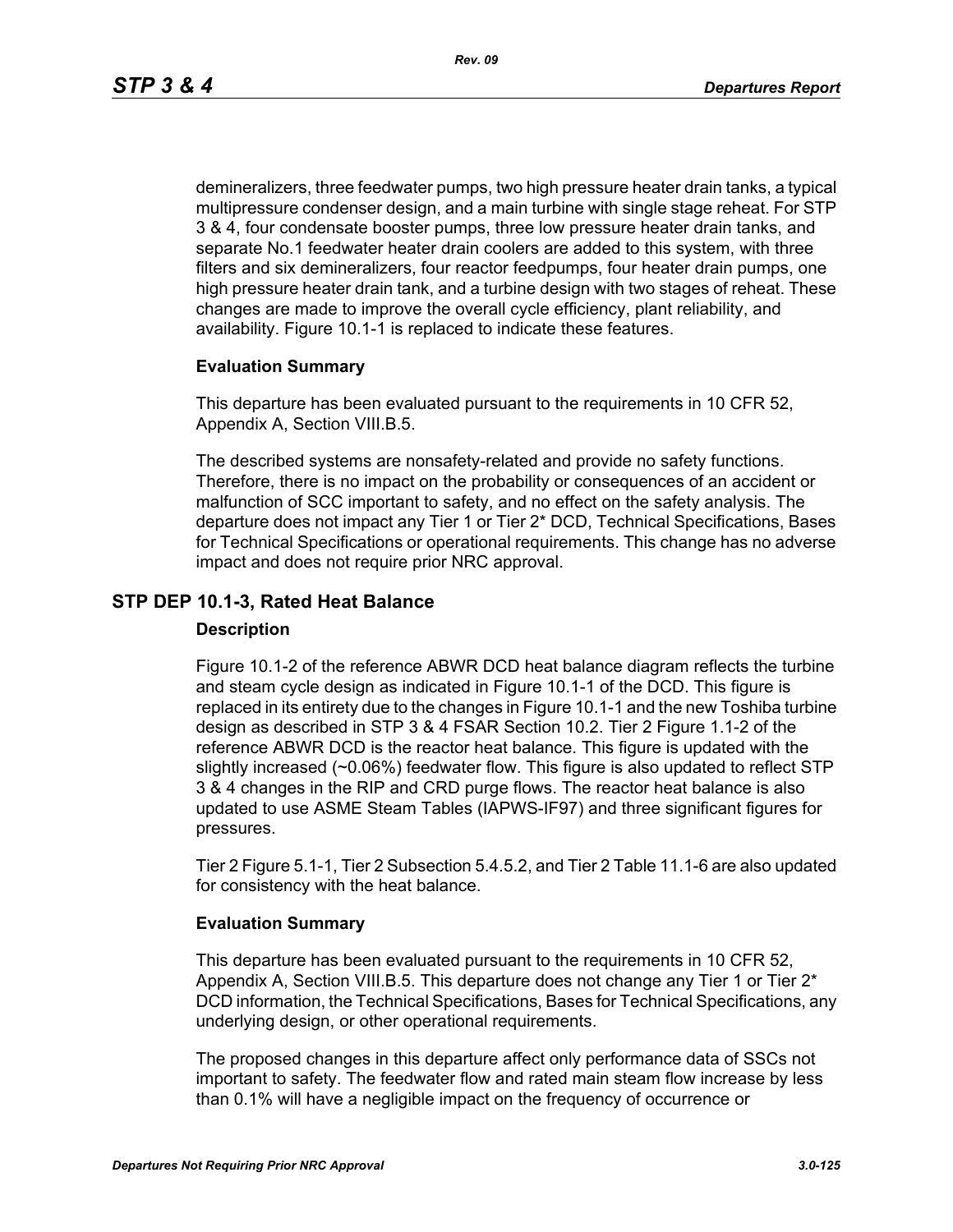demineralizers, three feedwater pumps, two high pressure heater drain tanks, a typical multipressure condenser design, and a main turbine with single stage reheat. For STP 3 & 4, four condensate booster pumps, three low pressure heater drain tanks, and separate No.1 feedwater heater drain coolers are added to this system, with three filters and six demineralizers, four reactor feedpumps, four heater drain pumps, one high pressure heater drain tank, and a turbine design with two stages of reheat. These changes are made to improve the overall cycle efficiency, plant reliability, and availability. Figure 10.1-1 is replaced to indicate these features.

**Evaluation Summary**

This departure has been evaluated pursuant to the requirements in 10 CFR 52, Appendix A, Section VIII.B.5.

The described systems are nonsafety-related and provide no safety functions. Therefore, there is no impact on the probability or consequences of an accident or malfunction of SCC important to safety, and no effect on the safety analysis. The departure does not impact any Tier 1 or Tier 2* DCD, Technical Specifications, Bases for Technical Specifications or operational requirements. This change has no adverse impact and does not require prior NRC approval.

## STP DEP 10.1-3, Rated Heat Balance

**Description**

Figure 10.1-2 of the reference ABWR DCD heat balance diagram reflects the turbine and steam cycle design as indicated in Figure 10.1-1 of the DCD. This figure is replaced in its entirety due to the changes in Figure 10.1-1 and the new Toshiba turbine design as described in STP 3 & 4 FSAR Section 10.2. Tier 2 Figure 1.1-2 of the reference ABWR DCD is the reactor heat balance. This figure is updated with the slightly increased (~0.06%) feedwater flow. This figure is also updated to reflect STP 3 & 4 changes in the RIP and CRD purge flows. The reactor heat balance is also updated to use ASME Steam Tables (IAPWS-IF97) and three significant figures for pressures.

Tier 2 Figure 5.1-1, Tier 2 Subsection 5.4.5.2, and Tier 2 Table 11.1-6 are also updated for consistency with the heat balance.

**Evaluation Summary**

This departure has been evaluated pursuant to the requirements in 10 CFR 52, Appendix A, Section VIII.B.5. This departure does not change any Tier 1 or Tier 2* DCD information, the Technical Specifications, Bases for Technical Specifications, any underlying design, or other operational requirements.

The proposed changes in this departure affect only performance data of SSCs not important to safety. The feedwater flow and rated main steam flow increase by less than 0.1% will have a negligible impact on the frequency of occurrence or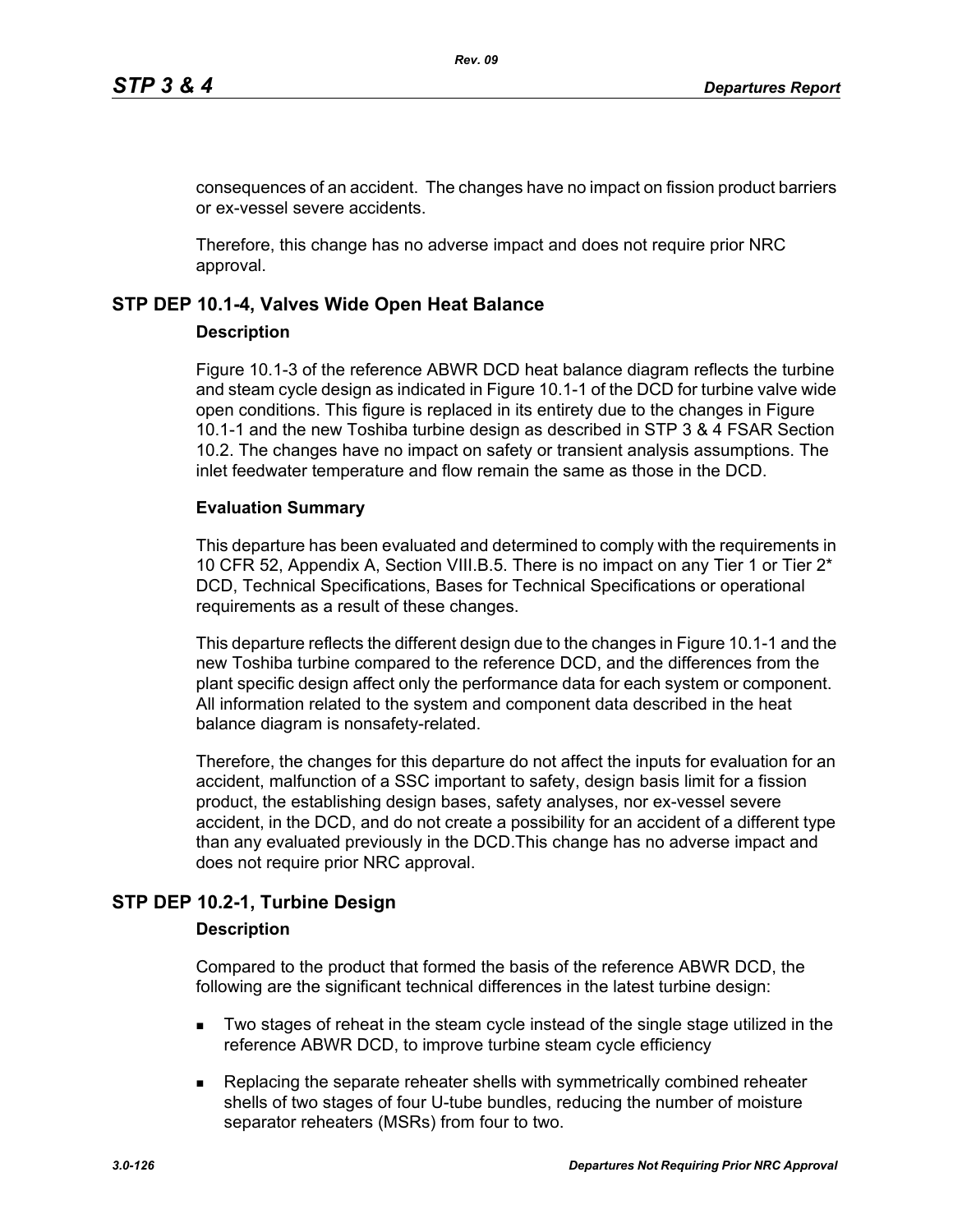consequences of an accident. The changes have no impact on fission product barriers or ex-vessel severe accidents.

Therefore, this change has no adverse impact and does not require prior NRC approval.

## STP DEP 10.1-4, Valves Wide Open Heat Balance

### Description

Figure 10.1-3 of the reference ABWR DCD heat balance diagram reflects the turbine and steam cycle design as indicated in Figure 10.1-1 of the DCD for turbine valve wide open conditions. This figure is replaced in its entirety due to the changes in Figure 10.1-1 and the new Toshiba turbine design as described in STP 3 & 4 FSAR Section 10.2. The changes have no impact on safety or transient analysis assumptions. The inlet feedwater temperature and flow remain the same as those in the DCD.

### Evaluation Summary

This departure has been evaluated and determined to comply with the requirements in 10 CFR 52, Appendix A, Section VIII.B.5. There is no impact on any Tier 1 or Tier 2* DCD, Technical Specifications, Bases for Technical Specifications or operational requirements as a result of these changes.

This departure reflects the different design due to the changes in Figure 10.1-1 and the new Toshiba turbine compared to the reference DCD, and the differences from the plant specific design affect only the performance data for each system or component. All information related to the system and component data described in the heat balance diagram is nonsafety-related.

Therefore, the changes for this departure do not affect the inputs for evaluation for an accident, malfunction of a SSC important to safety, design basis limit for a fission product, the establishing design bases, safety analyses, nor ex-vessel severe accident, in the DCD, and do not create a possibility for an accident of a different type than any evaluated previously in the DCD.This change has no adverse impact and does not require prior NRC approval.

## STP DEP 10.2-1, Turbine Design

### Description

Compared to the product that formed the basis of the reference ABWR DCD, the following are the significant technical differences in the latest turbine design:

- Two stages of reheat in the steam cycle instead of the single stage utilized in the reference ABWR DCD, to improve turbine steam cycle efficiency
- Replacing the separate reheater shells with symmetrically combined reheater shells of two stages of four U-tube bundles, reducing the number of moisture separator reheaters (MSRs) from four to two.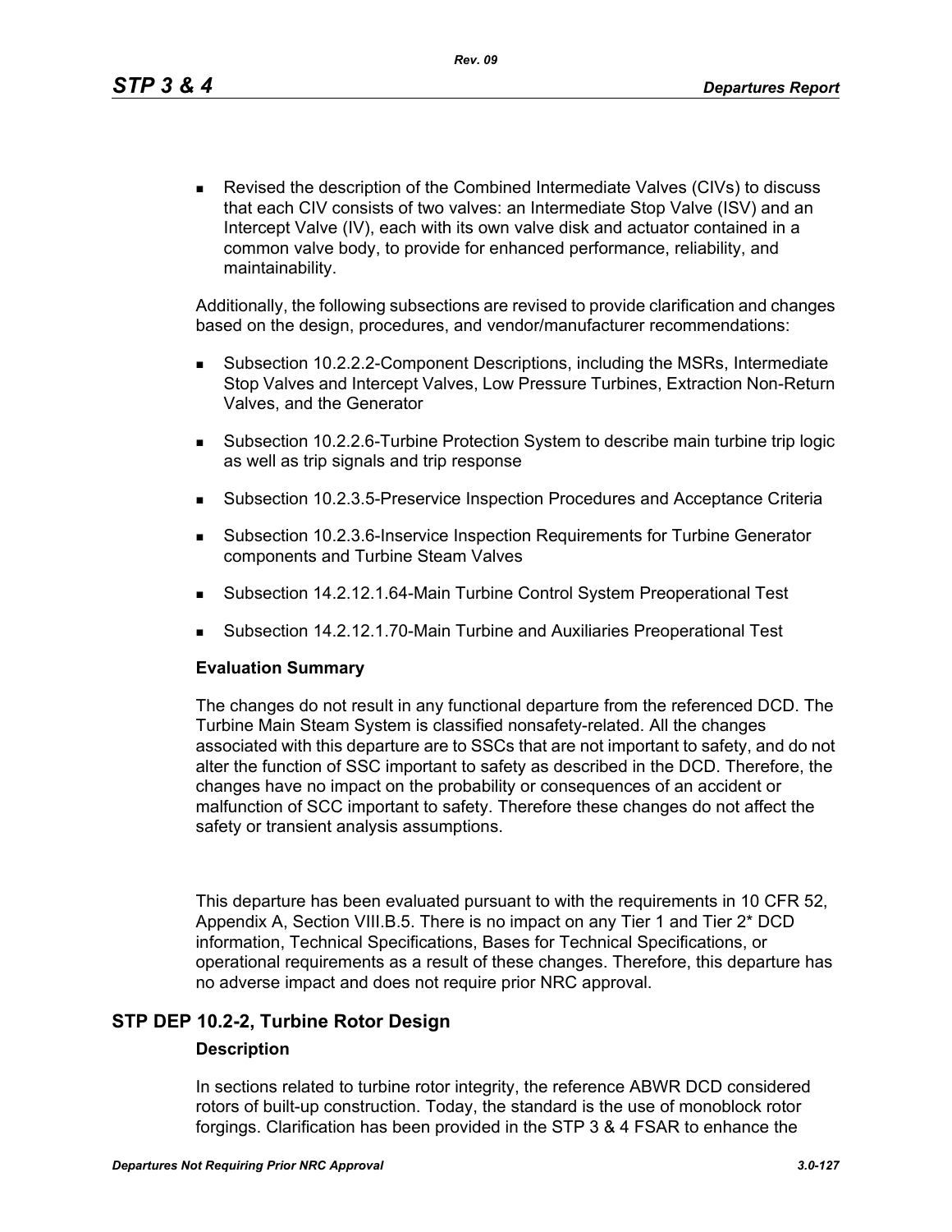- Revised the description of the Combined Intermediate Valves (CIVs) to discuss that each CIV consists of two valves: an Intermediate Stop Valve (ISV) and an Intercept Valve (IV), each with its own valve disk and actuator contained in a common valve body, to provide for enhanced performance, reliability, and maintainability.

Additionally, the following subsections are revised to provide clarification and changes based on the design, procedures, and vendor/manufacturer recommendations:

- Subsection 10.2.2.2-Component Descriptions, including the MSRs, Intermediate Stop Valves and Intercept Valves, Low Pressure Turbines, Extraction Non-Return Valves, and the Generator
- Subsection 10.2.2.6-Turbine Protection System to describe main turbine trip logic as well as trip signals and trip response
- Subsection 10.2.3.5-Preservice Inspection Procedures and Acceptance Criteria
- Subsection 10.2.3.6-Inservice Inspection Requirements for Turbine Generator components and Turbine Steam Valves
- Subsection 14.2.12.1.64-Main Turbine Control System Preoperational Test
- Subsection 14.2.12.1.70-Main Turbine and Auxiliaries Preoperational Test

**Evaluation Summary**

The changes do not result in any functional departure from the referenced DCD. The Turbine Main Steam System is classified nonsafety-related. All the changes associated with this departure are to SSCs that are not important to safety, and do not alter the function of SSC important to safety as described in the DCD. Therefore, the changes have no impact on the probability or consequences of an accident or malfunction of SCC important to safety. Therefore these changes do not affect the safety or transient analysis assumptions.

This departure has been evaluated pursuant to with the requirements in 10 CFR 52, Appendix A, Section VIII.B.5. There is no impact on any Tier 1 and Tier 2* DCD information, Technical Specifications, Bases for Technical Specifications, or operational requirements as a result of these changes. Therefore, this departure has no adverse impact and does not require prior NRC approval.

## STP DEP 10.2-2, Turbine Rotor Design

**Description**

In sections related to turbine rotor integrity, the reference ABWR DCD considered rotors of built-up construction. Today, the standard is the use of monoblock rotor forgings. Clarification has been provided in the STP 3 & 4 FSAR to enhance the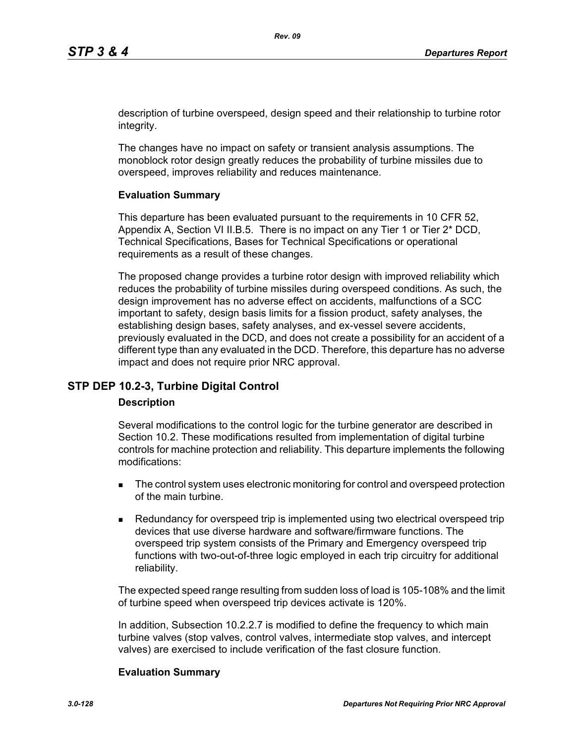description of turbine overspeed, design speed and their relationship to turbine rotor integrity.

The changes have no impact on safety or transient analysis assumptions. The monoblock rotor design greatly reduces the probability of turbine missiles due to overspeed, improves reliability and reduces maintenance.

**Evaluation Summary**

This departure has been evaluated pursuant to the requirements in 10 CFR 52, Appendix A, Section VI II.B.5. There is no impact on any Tier 1 or Tier 2* DCD, Technical Specifications, Bases for Technical Specifications or operational requirements as a result of these changes.

The proposed change provides a turbine rotor design with improved reliability which reduces the probability of turbine missiles during overspeed conditions. As such, the design improvement has no adverse effect on accidents, malfunctions of a SCC important to safety, design basis limits for a fission product, safety analyses, the establishing design bases, safety analyses, and ex-vessel severe accidents, previously evaluated in the DCD, and does not create a possibility for an accident of a different type than any evaluated in the DCD. Therefore, this departure has no adverse impact and does not require prior NRC approval.

## STP DEP 10.2-3, Turbine Digital Control

**Description**

Several modifications to the control logic for the turbine generator are described in Section 10.2. These modifications resulted from implementation of digital turbine controls for machine protection and reliability. This departure implements the following modifications:

- The control system uses electronic monitoring for control and overspeed protection of the main turbine.
- Redundancy for overspeed trip is implemented using two electrical overspeed trip devices that use diverse hardware and software/firmware functions. The overspeed trip system consists of the Primary and Emergency overspeed trip functions with two-out-of-three logic employed in each trip circuitry for additional reliability.

The expected speed range resulting from sudden loss of load is 105-108% and the limit of turbine speed when overspeed trip devices activate is 120%.

In addition, Subsection 10.2.2.7 is modified to define the frequency to which main turbine valves (stop valves, control valves, intermediate stop valves, and intercept valves) are exercised to include verification of the fast closure function.

**Evaluation Summary**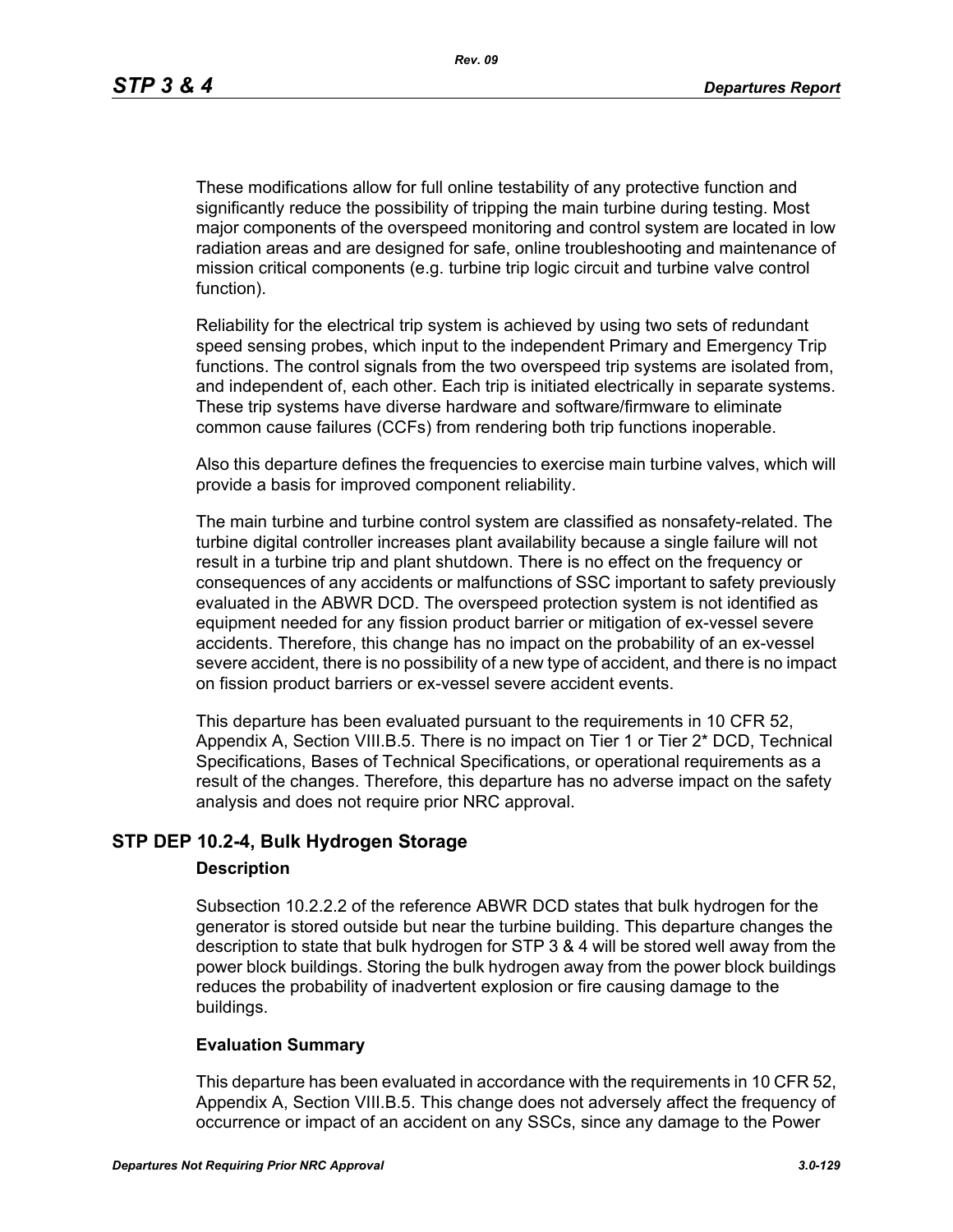These modifications allow for full online testability of any protective function and significantly reduce the possibility of tripping the main turbine during testing. Most major components of the overspeed monitoring and control system are located in low radiation areas and are designed for safe, online troubleshooting and maintenance of mission critical components (e.g. turbine trip logic circuit and turbine valve control function).

Reliability for the electrical trip system is achieved by using two sets of redundant speed sensing probes, which input to the independent Primary and Emergency Trip functions. The control signals from the two overspeed trip systems are isolated from, and independent of, each other. Each trip is initiated electrically in separate systems. These trip systems have diverse hardware and software/firmware to eliminate common cause failures (CCFs) from rendering both trip functions inoperable.

Also this departure defines the frequencies to exercise main turbine valves, which will provide a basis for improved component reliability.

The main turbine and turbine control system are classified as nonsafety-related. The turbine digital controller increases plant availability because a single failure will not result in a turbine trip and plant shutdown. There is no effect on the frequency or consequences of any accidents or malfunctions of SSC important to safety previously evaluated in the ABWR DCD. The overspeed protection system is not identified as equipment needed for any fission product barrier or mitigation of ex-vessel severe accidents. Therefore, this change has no impact on the probability of an ex-vessel severe accident, there is no possibility of a new type of accident, and there is no impact on fission product barriers or ex-vessel severe accident events.

This departure has been evaluated pursuant to the requirements in 10 CFR 52, Appendix A, Section VIII.B.5. There is no impact on Tier 1 or Tier 2* DCD, Technical Specifications, Bases of Technical Specifications, or operational requirements as a result of the changes. Therefore, this departure has no adverse impact on the safety analysis and does not require prior NRC approval.

## STP DEP 10.2-4, Bulk Hydrogen Storage

### Description

Subsection 10.2.2.2 of the reference ABWR DCD states that bulk hydrogen for the generator is stored outside but near the turbine building. This departure changes the description to state that bulk hydrogen for STP 3 & 4 will be stored well away from the power block buildings. Storing the bulk hydrogen away from the power block buildings reduces the probability of inadvertent explosion or fire causing damage to the buildings.

### Evaluation Summary

This departure has been evaluated in accordance with the requirements in 10 CFR 52, Appendix A, Section VIII.B.5. This change does not adversely affect the frequency of occurrence or impact of an accident on any SSCs, since any damage to the Power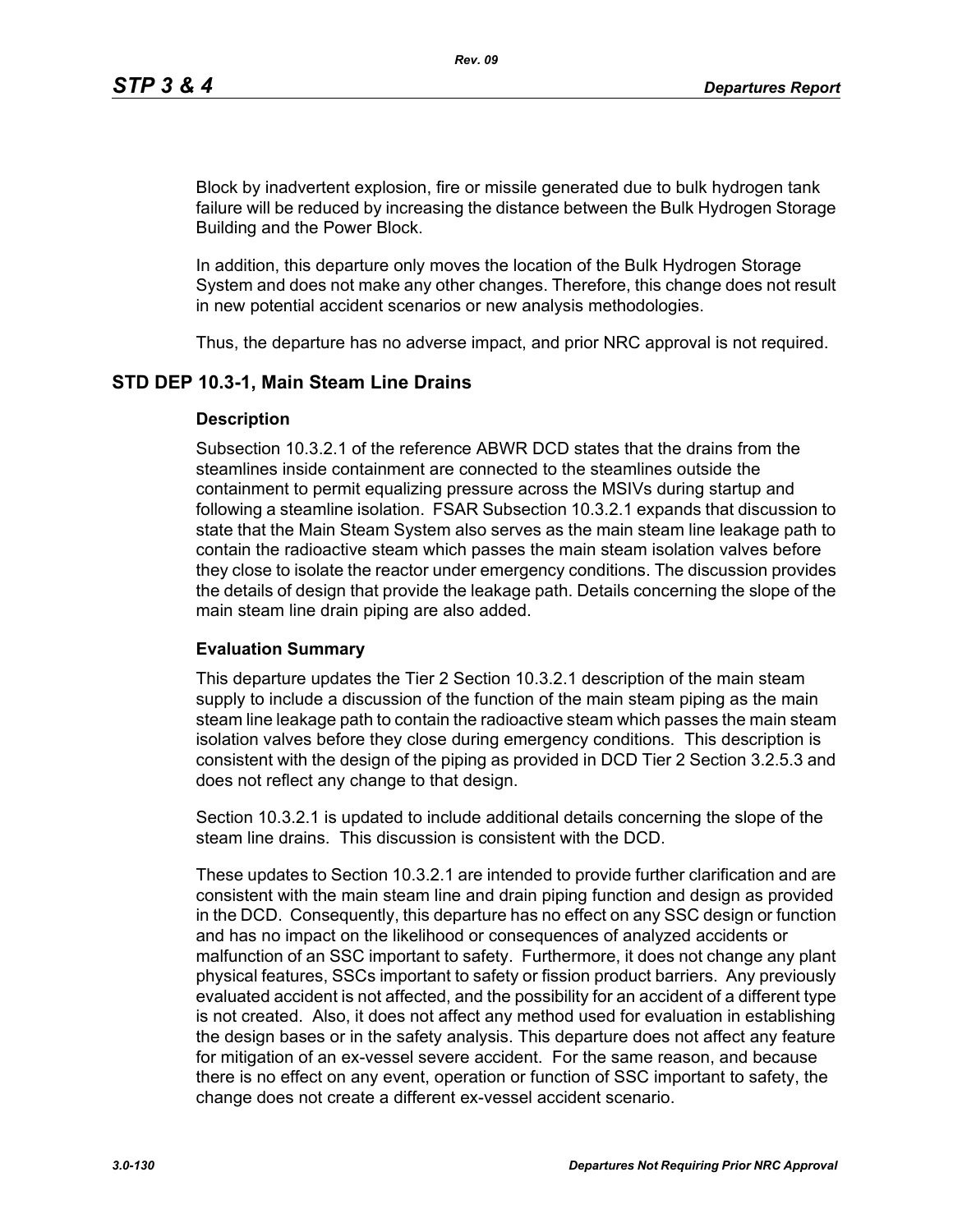Block by inadvertent explosion, fire or missile generated due to bulk hydrogen tank failure will be reduced by increasing the distance between the Bulk Hydrogen Storage Building and the Power Block.

In addition, this departure only moves the location of the Bulk Hydrogen Storage System and does not make any other changes. Therefore, this change does not result in new potential accident scenarios or new analysis methodologies.

Thus, the departure has no adverse impact, and prior NRC approval is not required.

## STD DEP 10.3-1, Main Steam Line Drains

### Description

Subsection 10.3.2.1 of the reference ABWR DCD states that the drains from the steamlines inside containment are connected to the steamlines outside the containment to permit equalizing pressure across the MSIVs during startup and following a steamline isolation. FSAR Subsection 10.3.2.1 expands that discussion to state that the Main Steam System also serves as the main steam line leakage path to contain the radioactive steam which passes the main steam isolation valves before they close to isolate the reactor under emergency conditions. The discussion provides the details of design that provide the leakage path. Details concerning the slope of the main steam line drain piping are also added.

### Evaluation Summary

This departure updates the Tier 2 Section 10.3.2.1 description of the main steam supply to include a discussion of the function of the main steam piping as the main steam line leakage path to contain the radioactive steam which passes the main steam isolation valves before they close during emergency conditions. This description is consistent with the design of the piping as provided in DCD Tier 2 Section 3.2.5.3 and does not reflect any change to that design.

Section 10.3.2.1 is updated to include additional details concerning the slope of the steam line drains. This discussion is consistent with the DCD.

These updates to Section 10.3.2.1 are intended to provide further clarification and are consistent with the main steam line and drain piping function and design as provided in the DCD. Consequently, this departure has no effect on any SSC design or function and has no impact on the likelihood or consequences of analyzed accidents or malfunction of an SSC important to safety. Furthermore, it does not change any plant physical features, SSCs important to safety or fission product barriers. Any previously evaluated accident is not affected, and the possibility for an accident of a different type is not created. Also, it does not affect any method used for evaluation in establishing the design bases or in the safety analysis. This departure does not affect any feature for mitigation of an ex-vessel severe accident. For the same reason, and because there is no effect on any event, operation or function of SSC important to safety, the change does not create a different ex-vessel accident scenario.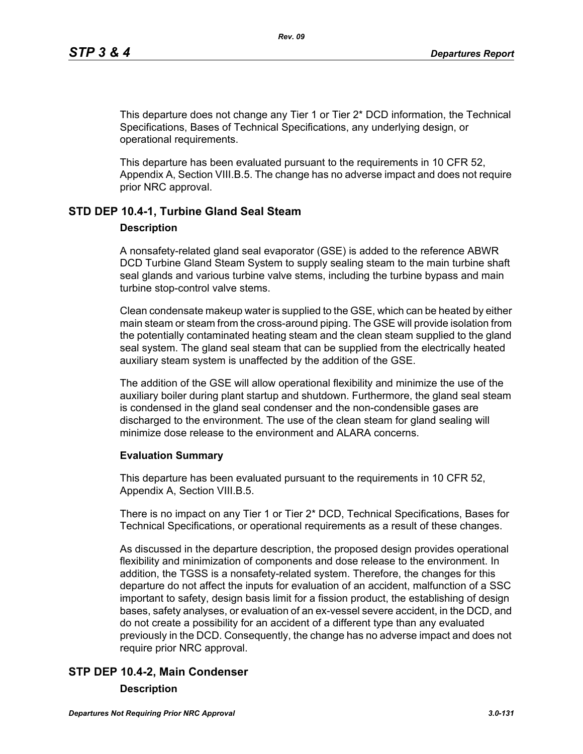This departure does not change any Tier 1 or Tier 2* DCD information, the Technical Specifications, Bases of Technical Specifications, any underlying design, or operational requirements.

This departure has been evaluated pursuant to the requirements in 10 CFR 52, Appendix A, Section VIII.B.5. The change has no adverse impact and does not require prior NRC approval.

## STD DEP 10.4-1, Turbine Gland Seal Steam

### Description

A nonsafety-related gland seal evaporator (GSE) is added to the reference ABWR DCD Turbine Gland Steam System to supply sealing steam to the main turbine shaft seal glands and various turbine valve stems, including the turbine bypass and main turbine stop-control valve stems.

Clean condensate makeup water is supplied to the GSE, which can be heated by either main steam or steam from the cross-around piping. The GSE will provide isolation from the potentially contaminated heating steam and the clean steam supplied to the gland seal system. The gland seal steam that can be supplied from the electrically heated auxiliary steam system is unaffected by the addition of the GSE.

The addition of the GSE will allow operational flexibility and minimize the use of the auxiliary boiler during plant startup and shutdown. Furthermore, the gland seal steam is condensed in the gland seal condenser and the non-condensible gases are discharged to the environment. The use of the clean steam for gland sealing will minimize dose release to the environment and ALARA concerns.

### Evaluation Summary

This departure has been evaluated pursuant to the requirements in 10 CFR 52, Appendix A, Section VIII.B.5.

There is no impact on any Tier 1 or Tier 2* DCD, Technical Specifications, Bases for Technical Specifications, or operational requirements as a result of these changes.

As discussed in the departure description, the proposed design provides operational flexibility and minimization of components and dose release to the environment. In addition, the TGSS is a nonsafety-related system. Therefore, the changes for this departure do not affect the inputs for evaluation of an accident, malfunction of a SSC important to safety, design basis limit for a fission product, the establishing of design bases, safety analyses, or evaluation of an ex-vessel severe accident, in the DCD, and do not create a possibility for an accident of a different type than any evaluated previously in the DCD. Consequently, the change has no adverse impact and does not require prior NRC approval.

## STP DEP 10.4-2, Main Condenser

### Description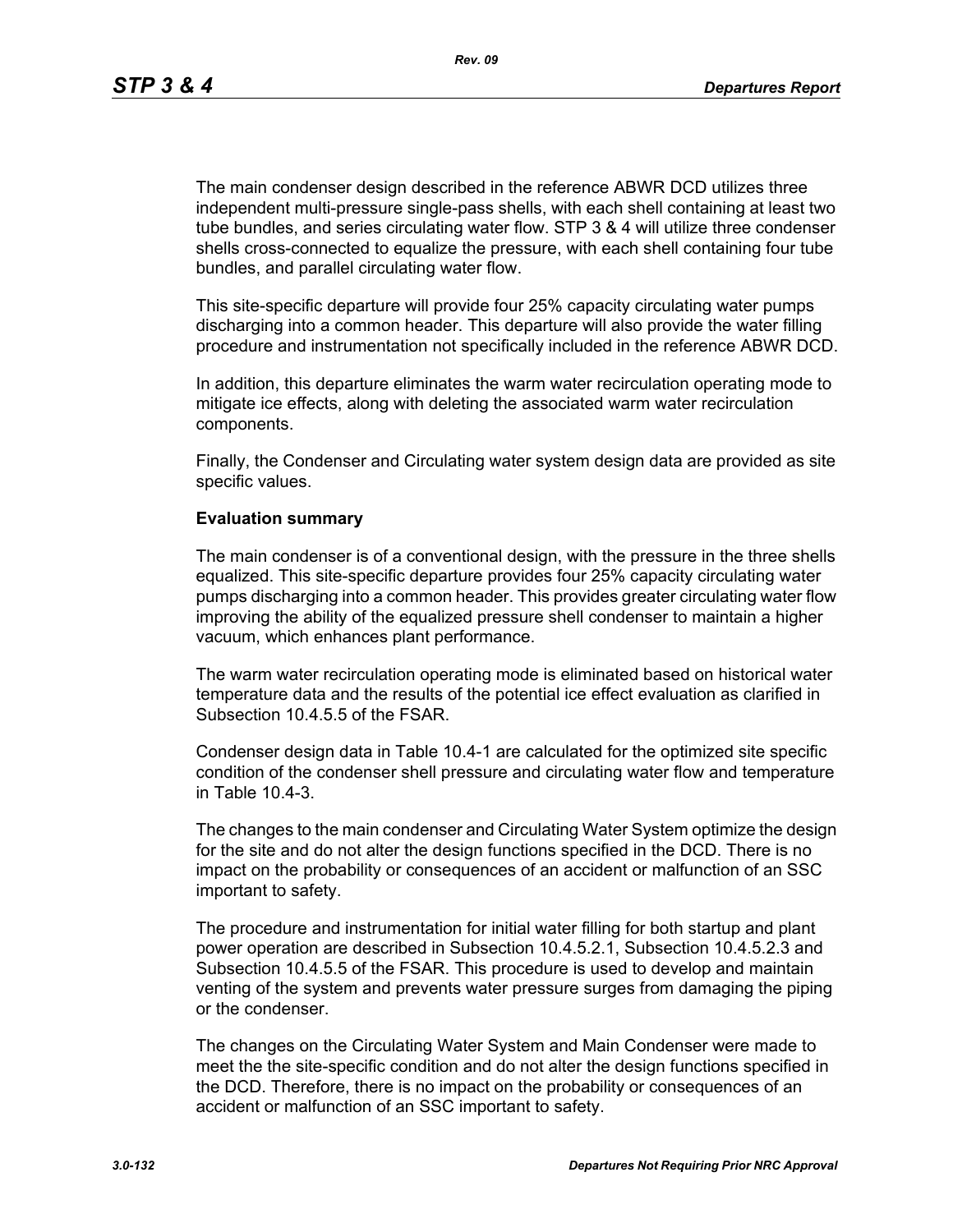The main condenser design described in the reference ABWR DCD utilizes three independent multi-pressure single-pass shells, with each shell containing at least two tube bundles, and series circulating water flow. STP 3 & 4 will utilize three condenser shells cross-connected to equalize the pressure, with each shell containing four tube bundles, and parallel circulating water flow.

This site-specific departure will provide four 25% capacity circulating water pumps discharging into a common header. This departure will also provide the water filling procedure and instrumentation not specifically included in the reference ABWR DCD.

In addition, this departure eliminates the warm water recirculation operating mode to mitigate ice effects, along with deleting the associated warm water recirculation components.

Finally, the Condenser and Circulating water system design data are provided as site specific values.

**Evaluation summary**

The main condenser is of a conventional design, with the pressure in the three shells equalized. This site-specific departure provides four 25% capacity circulating water pumps discharging into a common header. This provides greater circulating water flow improving the ability of the equalized pressure shell condenser to maintain a higher vacuum, which enhances plant performance.

The warm water recirculation operating mode is eliminated based on historical water temperature data and the results of the potential ice effect evaluation as clarified in Subsection 10.4.5.5 of the FSAR.

Condenser design data in Table 10.4-1 are calculated for the optimized site specific condition of the condenser shell pressure and circulating water flow and temperature in Table 10.4-3.

The changes to the main condenser and Circulating Water System optimize the design for the site and do not alter the design functions specified in the DCD. There is no impact on the probability or consequences of an accident or malfunction of an SSC important to safety.

The procedure and instrumentation for initial water filling for both startup and plant power operation are described in Subsection 10.4.5.2.1, Subsection 10.4.5.2.3 and Subsection 10.4.5.5 of the FSAR. This procedure is used to develop and maintain venting of the system and prevents water pressure surges from damaging the piping or the condenser.

The changes on the Circulating Water System and Main Condenser were made to meet the the site-specific condition and do not alter the design functions specified in the DCD. Therefore, there is no impact on the probability or consequences of an accident or malfunction of an SSC important to safety.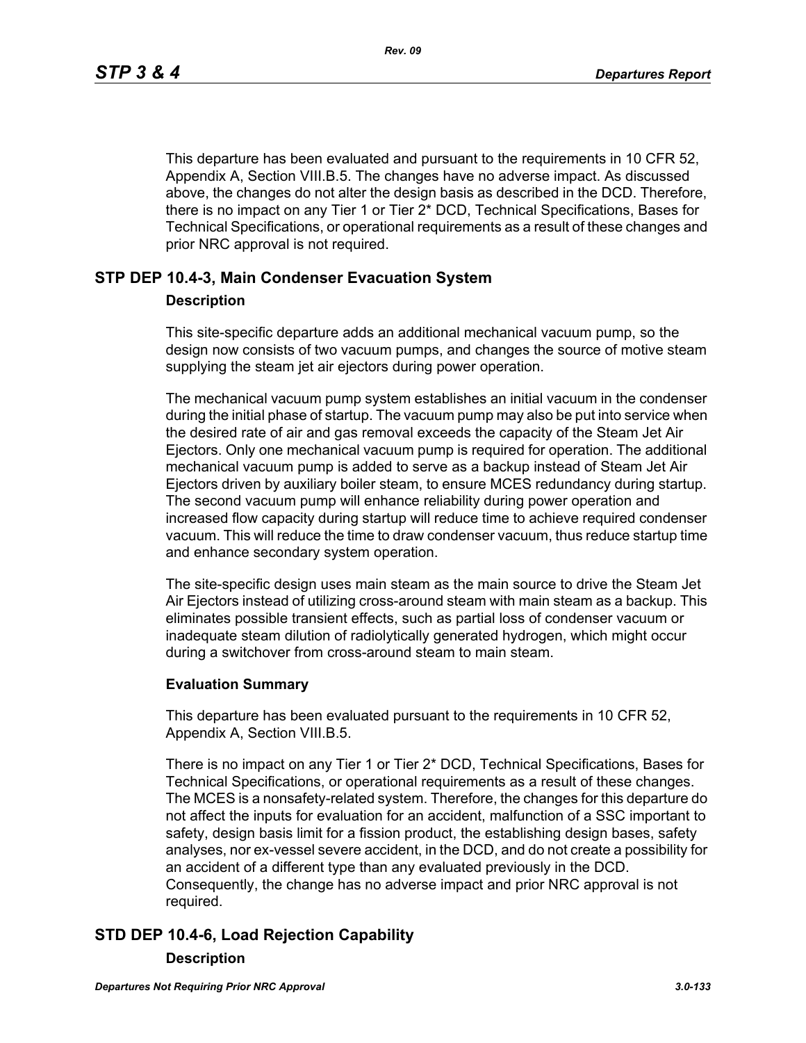This departure has been evaluated and pursuant to the requirements in 10 CFR 52, Appendix A, Section VIII.B.5. The changes have no adverse impact. As discussed above, the changes do not alter the design basis as described in the DCD. Therefore, there is no impact on any Tier 1 or Tier 2* DCD, Technical Specifications, Bases for Technical Specifications, or operational requirements as a result of these changes and prior NRC approval is not required.

## STP DEP 10.4-3, Main Condenser Evacuation System

### Description

This site-specific departure adds an additional mechanical vacuum pump, so the design now consists of two vacuum pumps, and changes the source of motive steam supplying the steam jet air ejectors during power operation.

The mechanical vacuum pump system establishes an initial vacuum in the condenser during the initial phase of startup. The vacuum pump may also be put into service when the desired rate of air and gas removal exceeds the capacity of the Steam Jet Air Ejectors. Only one mechanical vacuum pump is required for operation. The additional mechanical vacuum pump is added to serve as a backup instead of Steam Jet Air Ejectors driven by auxiliary boiler steam, to ensure MCES redundancy during startup. The second vacuum pump will enhance reliability during power operation and increased flow capacity during startup will reduce time to achieve required condenser vacuum. This will reduce the time to draw condenser vacuum, thus reduce startup time and enhance secondary system operation.

The site-specific design uses main steam as the main source to drive the Steam Jet Air Ejectors instead of utilizing cross-around steam with main steam as a backup. This eliminates possible transient effects, such as partial loss of condenser vacuum or inadequate steam dilution of radiolytically generated hydrogen, which might occur during a switchover from cross-around steam to main steam.

### Evaluation Summary

This departure has been evaluated pursuant to the requirements in 10 CFR 52, Appendix A, Section VIII.B.5.

There is no impact on any Tier 1 or Tier 2* DCD, Technical Specifications, Bases for Technical Specifications, or operational requirements as a result of these changes. The MCES is a nonsafety-related system. Therefore, the changes for this departure do not affect the inputs for evaluation for an accident, malfunction of a SSC important to safety, design basis limit for a fission product, the establishing design bases, safety analyses, nor ex-vessel severe accident, in the DCD, and do not create a possibility for an accident of a different type than any evaluated previously in the DCD. Consequently, the change has no adverse impact and prior NRC approval is not required.

## STD DEP 10.4-6, Load Rejection Capability

### Description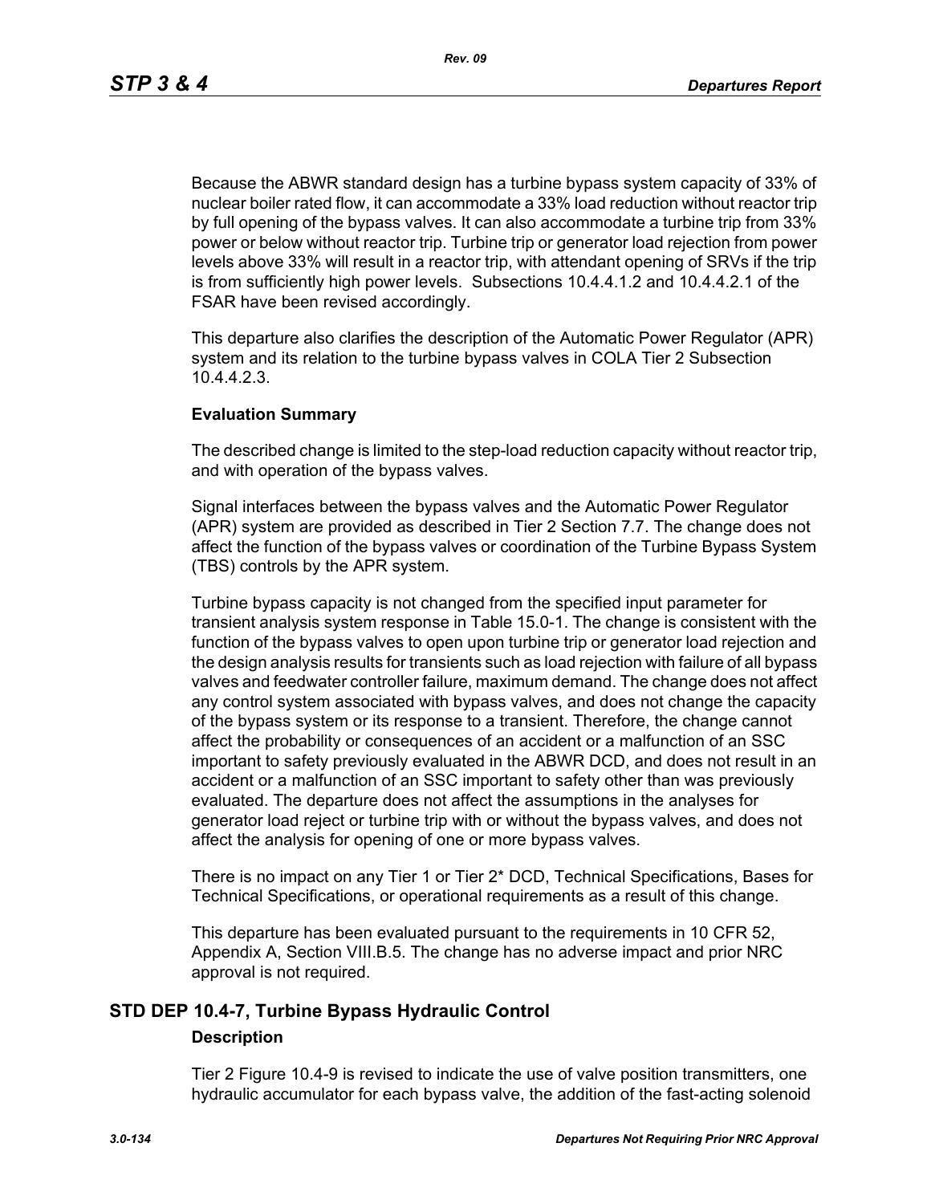Because the ABWR standard design has a turbine bypass system capacity of 33% of nuclear boiler rated flow, it can accommodate a 33% load reduction without reactor trip by full opening of the bypass valves. It can also accommodate a turbine trip from 33% power or below without reactor trip. Turbine trip or generator load rejection from power levels above 33% will result in a reactor trip, with attendant opening of SRVs if the trip is from sufficiently high power levels. Subsections 10.4.4.1.2 and 10.4.4.2.1 of the FSAR have been revised accordingly.

This departure also clarifies the description of the Automatic Power Regulator (APR) system and its relation to the turbine bypass valves in COLA Tier 2 Subsection 10.4.4.2.3.

**Evaluation Summary**

The described change is limited to the step-load reduction capacity without reactor trip, and with operation of the bypass valves.

Signal interfaces between the bypass valves and the Automatic Power Regulator (APR) system are provided as described in Tier 2 Section 7.7. The change does not affect the function of the bypass valves or coordination of the Turbine Bypass System (TBS) controls by the APR system.

Turbine bypass capacity is not changed from the specified input parameter for transient analysis system response in Table 15.0-1. The change is consistent with the function of the bypass valves to open upon turbine trip or generator load rejection and the design analysis results for transients such as load rejection with failure of all bypass valves and feedwater controller failure, maximum demand. The change does not affect any control system associated with bypass valves, and does not change the capacity of the bypass system or its response to a transient. Therefore, the change cannot affect the probability or consequences of an accident or a malfunction of an SSC important to safety previously evaluated in the ABWR DCD, and does not result in an accident or a malfunction of an SSC important to safety other than was previously evaluated. The departure does not affect the assumptions in the analyses for generator load reject or turbine trip with or without the bypass valves, and does not affect the analysis for opening of one or more bypass valves.

There is no impact on any Tier 1 or Tier 2* DCD, Technical Specifications, Bases for Technical Specifications, or operational requirements as a result of this change.

This departure has been evaluated pursuant to the requirements in 10 CFR 52, Appendix A, Section VIII.B.5. The change has no adverse impact and prior NRC approval is not required.

## STD DEP 10.4-7, Turbine Bypass Hydraulic Control

**Description**

Tier 2 Figure 10.4-9 is revised to indicate the use of valve position transmitters, one hydraulic accumulator for each bypass valve, the addition of the fast-acting solenoid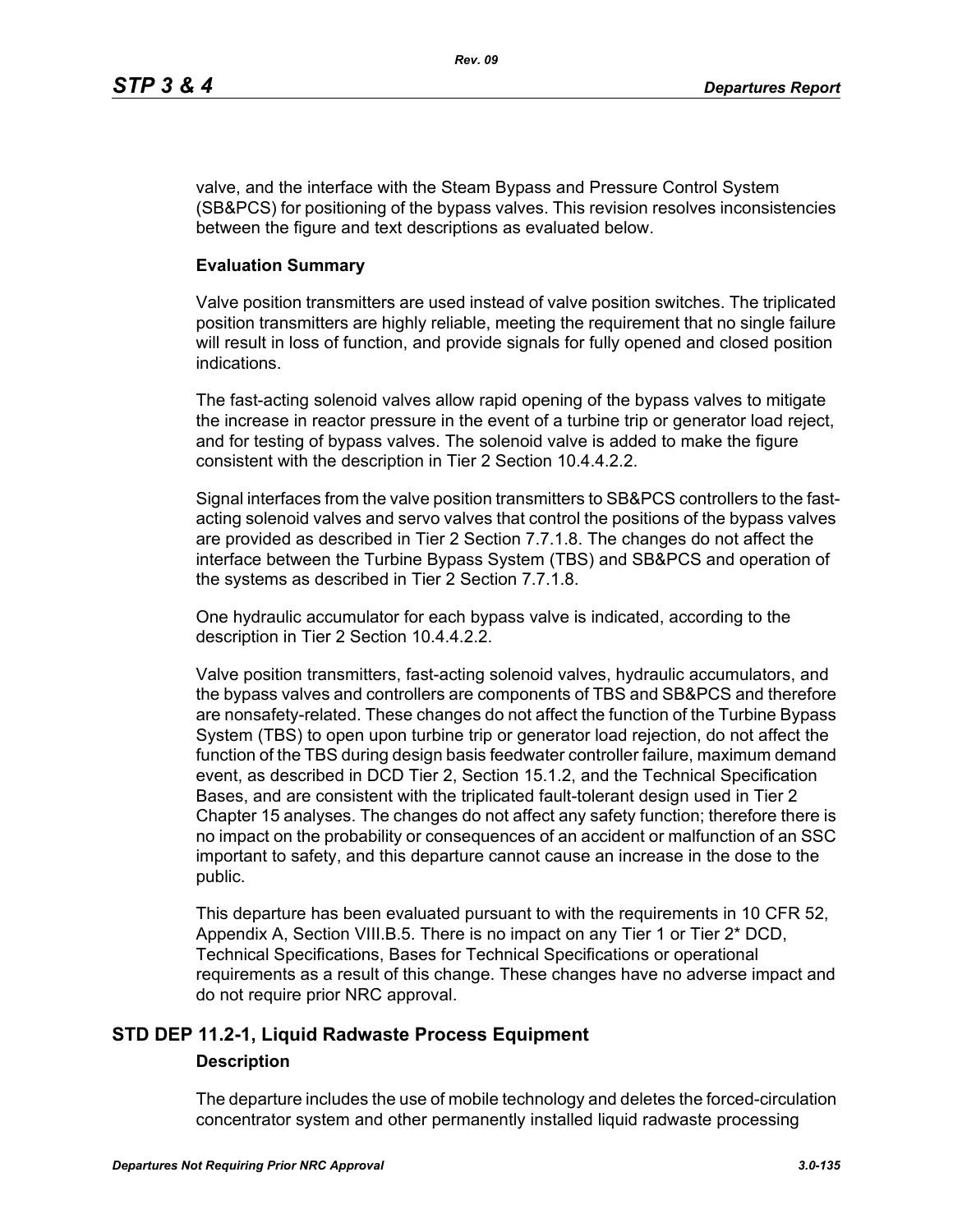valve, and the interface with the Steam Bypass and Pressure Control System (SB&PCS) for positioning of the bypass valves. This revision resolves inconsistencies between the figure and text descriptions as evaluated below.

**Evaluation Summary**

Valve position transmitters are used instead of valve position switches. The triplicated position transmitters are highly reliable, meeting the requirement that no single failure will result in loss of function, and provide signals for fully opened and closed position indications.

The fast-acting solenoid valves allow rapid opening of the bypass valves to mitigate the increase in reactor pressure in the event of a turbine trip or generator load reject, and for testing of bypass valves. The solenoid valve is added to make the figure consistent with the description in Tier 2 Section 10.4.4.2.2.

Signal interfaces from the valve position transmitters to SB&PCS controllers to the fast-acting solenoid valves and servo valves that control the positions of the bypass valves are provided as described in Tier 2 Section 7.7.1.8. The changes do not affect the interface between the Turbine Bypass System (TBS) and SB&PCS and operation of the systems as described in Tier 2 Section 7.7.1.8.

One hydraulic accumulator for each bypass valve is indicated, according to the description in Tier 2 Section 10.4.4.2.2.

Valve position transmitters, fast-acting solenoid valves, hydraulic accumulators, and the bypass valves and controllers are components of TBS and SB&PCS and therefore are nonsafety-related. These changes do not affect the function of the Turbine Bypass System (TBS) to open upon turbine trip or generator load rejection, do not affect the function of the TBS during design basis feedwater controller failure, maximum demand event, as described in DCD Tier 2, Section 15.1.2, and the Technical Specification Bases, and are consistent with the triplicated fault-tolerant design used in Tier 2 Chapter 15 analyses. The changes do not affect any safety function; therefore there is no impact on the probability or consequences of an accident or malfunction of an SSC important to safety, and this departure cannot cause an increase in the dose to the public.

This departure has been evaluated pursuant to with the requirements in 10 CFR 52, Appendix A, Section VIII.B.5. There is no impact on any Tier 1 or Tier 2* DCD, Technical Specifications, Bases for Technical Specifications or operational requirements as a result of this change. These changes have no adverse impact and do not require prior NRC approval.

## STD DEP 11.2-1, Liquid Radwaste Process Equipment

**Description**

The departure includes the use of mobile technology and deletes the forced-circulation concentrator system and other permanently installed liquid radwaste processing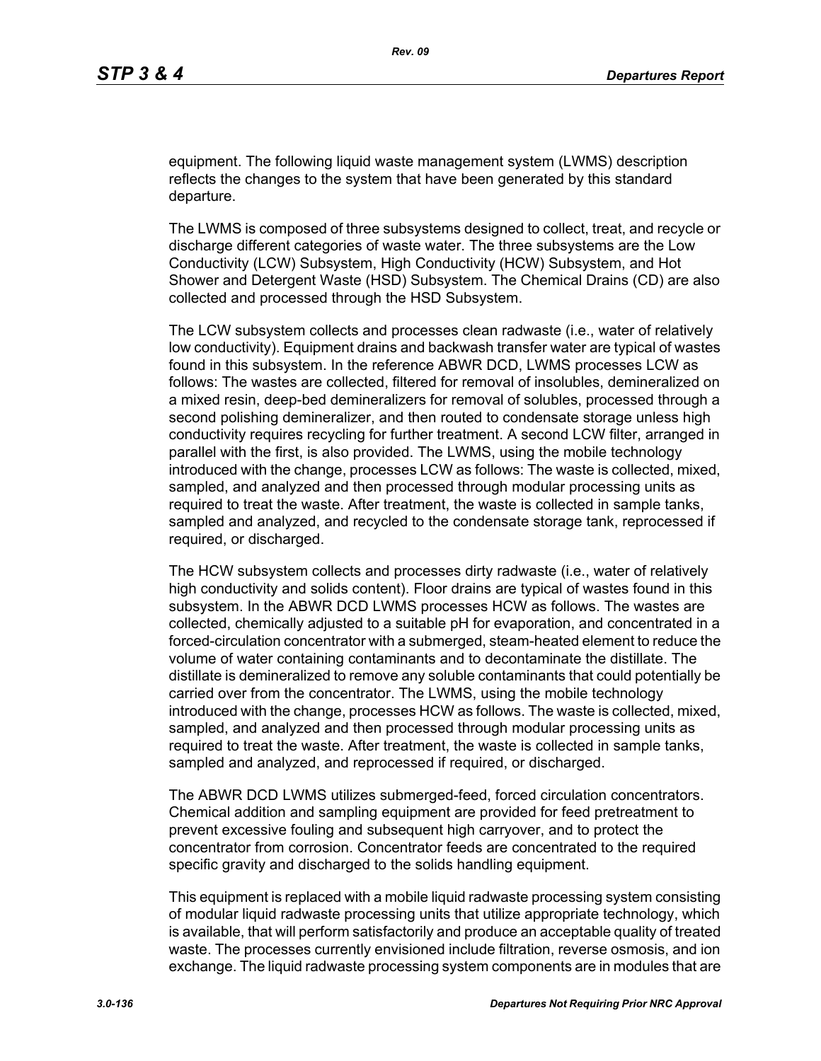equipment. The following liquid waste management system (LWMS) description reflects the changes to the system that have been generated by this standard departure.

The LWMS is composed of three subsystems designed to collect, treat, and recycle or discharge different categories of waste water. The three subsystems are the Low Conductivity (LCW) Subsystem, High Conductivity (HCW) Subsystem, and Hot Shower and Detergent Waste (HSD) Subsystem. The Chemical Drains (CD) are also collected and processed through the HSD Subsystem.

The LCW subsystem collects and processes clean radwaste (i.e., water of relatively low conductivity). Equipment drains and backwash transfer water are typical of wastes found in this subsystem. In the reference ABWR DCD, LWMS processes LCW as follows: The wastes are collected, filtered for removal of insolubles, demineralized on a mixed resin, deep-bed demineralizers for removal of solubles, processed through a second polishing demineralizer, and then routed to condensate storage unless high conductivity requires recycling for further treatment. A second LCW filter, arranged in parallel with the first, is also provided. The LWMS, using the mobile technology introduced with the change, processes LCW as follows: The waste is collected, mixed, sampled, and analyzed and then processed through modular processing units as required to treat the waste. After treatment, the waste is collected in sample tanks, sampled and analyzed, and recycled to the condensate storage tank, reprocessed if required, or discharged.

The HCW subsystem collects and processes dirty radwaste (i.e., water of relatively high conductivity and solids content). Floor drains are typical of wastes found in this subsystem. In the ABWR DCD LWMS processes HCW as follows. The wastes are collected, chemically adjusted to a suitable pH for evaporation, and concentrated in a forced-circulation concentrator with a submerged, steam-heated element to reduce the volume of water containing contaminants and to decontaminate the distillate. The distillate is demineralized to remove any soluble contaminants that could potentially be carried over from the concentrator. The LWMS, using the mobile technology introduced with the change, processes HCW as follows. The waste is collected, mixed, sampled, and analyzed and then processed through modular processing units as required to treat the waste. After treatment, the waste is collected in sample tanks, sampled and analyzed, and reprocessed if required, or discharged.

The ABWR DCD LWMS utilizes submerged-feed, forced circulation concentrators. Chemical addition and sampling equipment are provided for feed pretreatment to prevent excessive fouling and subsequent high carryover, and to protect the concentrator from corrosion. Concentrator feeds are concentrated to the required specific gravity and discharged to the solids handling equipment.

This equipment is replaced with a mobile liquid radwaste processing system consisting of modular liquid radwaste processing units that utilize appropriate technology, which is available, that will perform satisfactorily and produce an acceptable quality of treated waste. The processes currently envisioned include filtration, reverse osmosis, and ion exchange. The liquid radwaste processing system components are in modules that are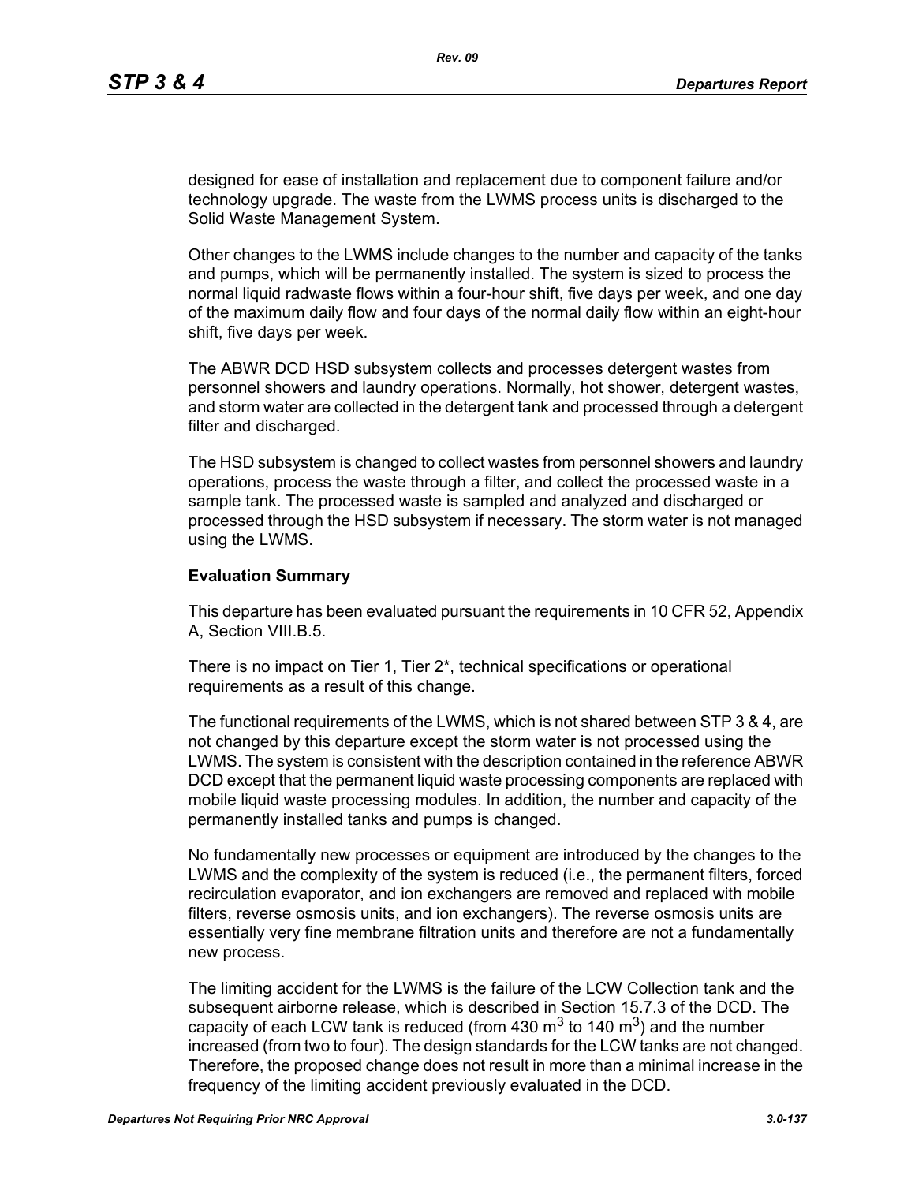designed for ease of installation and replacement due to component failure and/or technology upgrade. The waste from the LWMS process units is discharged to the Solid Waste Management System.

Other changes to the LWMS include changes to the number and capacity of the tanks and pumps, which will be permanently installed. The system is sized to process the normal liquid radwaste flows within a four-hour shift, five days per week, and one day of the maximum daily flow and four days of the normal daily flow within an eight-hour shift, five days per week.

The ABWR DCD HSD subsystem collects and processes detergent wastes from personnel showers and laundry operations. Normally, hot shower, detergent wastes, and storm water are collected in the detergent tank and processed through a detergent filter and discharged.

The HSD subsystem is changed to collect wastes from personnel showers and laundry operations, process the waste through a filter, and collect the processed waste in a sample tank. The processed waste is sampled and analyzed and discharged or processed through the HSD subsystem if necessary. The storm water is not managed using the LWMS.

**Evaluation Summary**

This departure has been evaluated pursuant the requirements in 10 CFR 52, Appendix A, Section VIII.B.5.

There is no impact on Tier 1, Tier 2*, technical specifications or operational requirements as a result of this change.

The functional requirements of the LWMS, which is not shared between STP 3 & 4, are not changed by this departure except the storm water is not processed using the LWMS. The system is consistent with the description contained in the reference ABWR DCD except that the permanent liquid waste processing components are replaced with mobile liquid waste processing modules. In addition, the number and capacity of the permanently installed tanks and pumps is changed.

No fundamentally new processes or equipment are introduced by the changes to the LWMS and the complexity of the system is reduced (i.e., the permanent filters, forced recirculation evaporator, and ion exchangers are removed and replaced with mobile filters, reverse osmosis units, and ion exchangers). The reverse osmosis units are essentially very fine membrane filtration units and therefore are not a fundamentally new process.

The limiting accident for the LWMS is the failure of the LCW Collection tank and the subsequent airborne release, which is described in Section 15.7.3 of the DCD. The capacity of each LCW tank is reduced (from 430 $m^3$ to 140 $m^3$) and the number increased (from two to four). The design standards for the LCW tanks are not changed. Therefore, the proposed change does not result in more than a minimal increase in the frequency of the limiting accident previously evaluated in the DCD.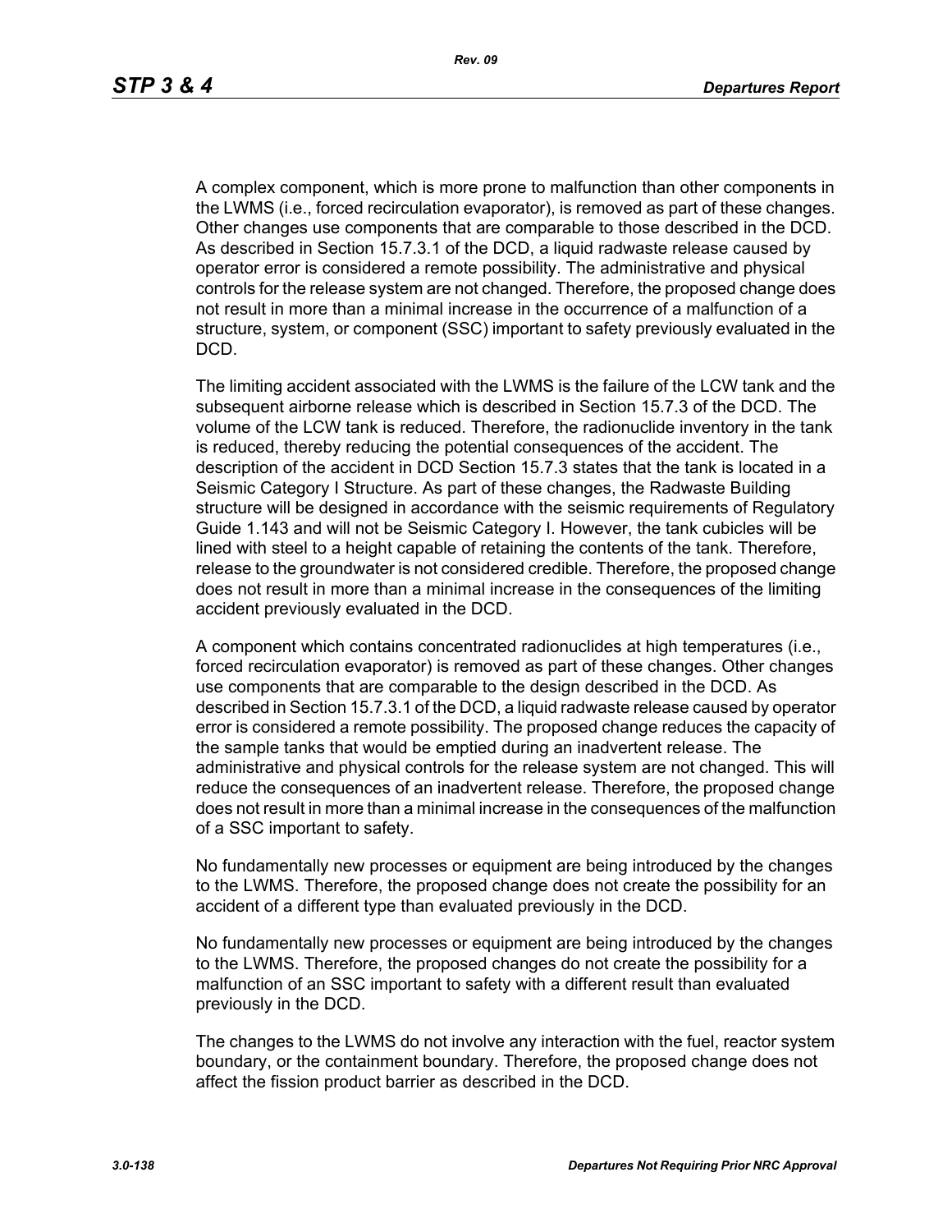A complex component, which is more prone to malfunction than other components in the LWMS (i.e., forced recirculation evaporator), is removed as part of these changes. Other changes use components that are comparable to those described in the DCD. As described in Section 15.7.3.1 of the DCD, a liquid radwaste release caused by operator error is considered a remote possibility. The administrative and physical controls for the release system are not changed. Therefore, the proposed change does not result in more than a minimal increase in the occurrence of a malfunction of a structure, system, or component (SSC) important to safety previously evaluated in the DCD.

The limiting accident associated with the LWMS is the failure of the LCW tank and the subsequent airborne release which is described in Section 15.7.3 of the DCD. The volume of the LCW tank is reduced. Therefore, the radionuclide inventory in the tank is reduced, thereby reducing the potential consequences of the accident. The description of the accident in DCD Section 15.7.3 states that the tank is located in a Seismic Category I Structure. As part of these changes, the Radwaste Building structure will be designed in accordance with the seismic requirements of Regulatory Guide 1.143 and will not be Seismic Category I. However, the tank cubicles will be lined with steel to a height capable of retaining the contents of the tank. Therefore, release to the groundwater is not considered credible. Therefore, the proposed change does not result in more than a minimal increase in the consequences of the limiting accident previously evaluated in the DCD.

A component which contains concentrated radionuclides at high temperatures (i.e., forced recirculation evaporator) is removed as part of these changes. Other changes use components that are comparable to the design described in the DCD. As described in Section 15.7.3.1 of the DCD, a liquid radwaste release caused by operator error is considered a remote possibility. The proposed change reduces the capacity of the sample tanks that would be emptied during an inadvertent release. The administrative and physical controls for the release system are not changed. This will reduce the consequences of an inadvertent release. Therefore, the proposed change does not result in more than a minimal increase in the consequences of the malfunction of a SSC important to safety.

No fundamentally new processes or equipment are being introduced by the changes to the LWMS. Therefore, the proposed change does not create the possibility for an accident of a different type than evaluated previously in the DCD.

No fundamentally new processes or equipment are being introduced by the changes to the LWMS. Therefore, the proposed changes do not create the possibility for a malfunction of an SSC important to safety with a different result than evaluated previously in the DCD.

The changes to the LWMS do not involve any interaction with the fuel, reactor system boundary, or the containment boundary. Therefore, the proposed change does not affect the fission product barrier as described in the DCD.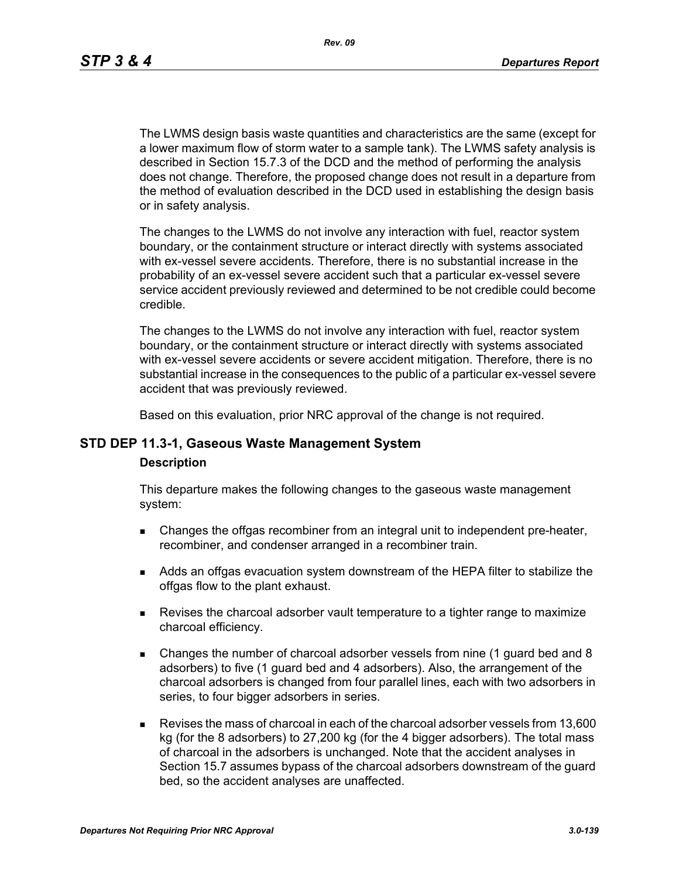The LWMS design basis waste quantities and characteristics are the same (except for a lower maximum flow of storm water to a sample tank). The LWMS safety analysis is described in Section 15.7.3 of the DCD and the method of performing the analysis does not change. Therefore, the proposed change does not result in a departure from the method of evaluation described in the DCD used in establishing the design basis or in safety analysis.

The changes to the LWMS do not involve any interaction with fuel, reactor system boundary, or the containment structure or interact directly with systems associated with ex-vessel severe accidents. Therefore, there is no substantial increase in the probability of an ex-vessel severe accident such that a particular ex-vessel severe service accident previously reviewed and determined to be not credible could become credible.

The changes to the LWMS do not involve any interaction with fuel, reactor system boundary, or the containment structure or interact directly with systems associated with ex-vessel severe accidents or severe accident mitigation. Therefore, there is no substantial increase in the consequences to the public of a particular ex-vessel severe accident that was previously reviewed.

Based on this evaluation, prior NRC approval of the change is not required.

## STD DEP 11.3-1, Gaseous Waste Management System

### Description

This departure makes the following changes to the gaseous waste management system:

- Changes the offgas recombiner from an integral unit to independent pre-heater, recombiner, and condenser arranged in a recombiner train.
- Adds an offgas evacuation system downstream of the HEPA filter to stabilize the offgas flow to the plant exhaust.
- Revises the charcoal adsorber vault temperature to a tighter range to maximize charcoal efficiency.
- Changes the number of charcoal adsorber vessels from nine (1 guard bed and 8 adsorbers) to five (1 guard bed and 4 adsorbers). Also, the arrangement of the charcoal adsorbers is changed from four parallel lines, each with two adsorbers in series, to four bigger adsorbers in series.
- Revises the mass of charcoal in each of the charcoal adsorber vessels from 13,600 kg (for the 8 adsorbers) to 27,200 kg (for the 4 bigger adsorbers). The total mass of charcoal in the adsorbers is unchanged. Note that the accident analyses in Section 15.7 assumes bypass of the charcoal adsorbers downstream of the guard bed, so the accident analyses are unaffected.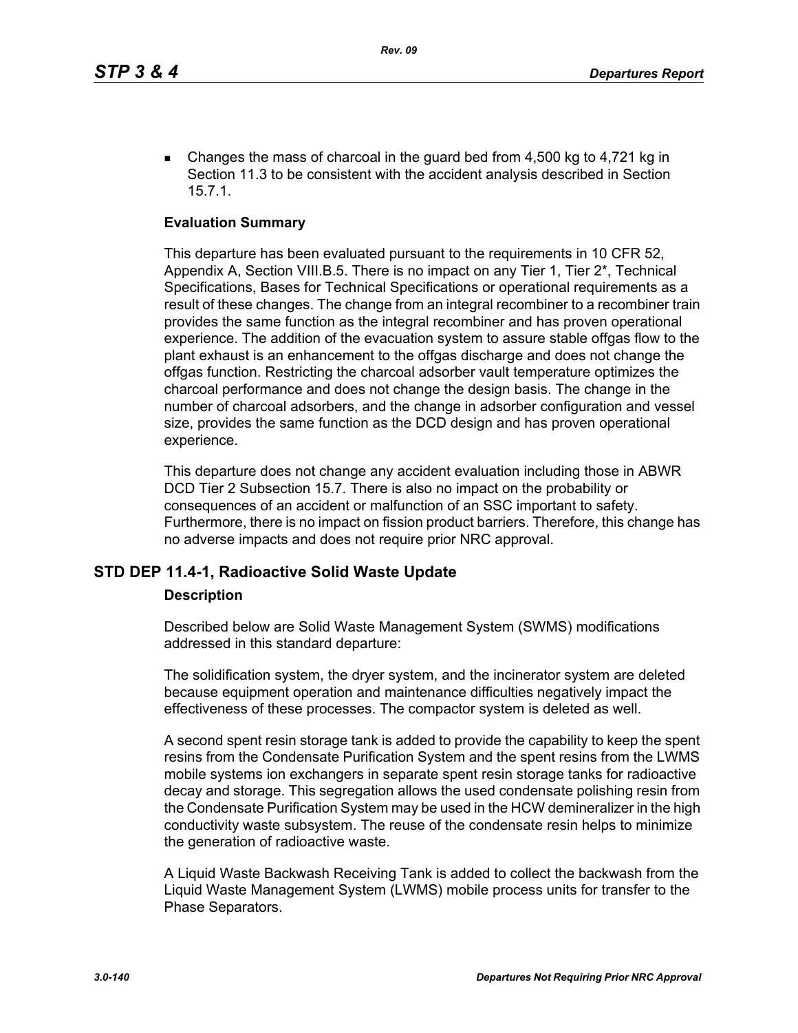- Changes the mass of charcoal in the guard bed from 4,500 kg to 4,721 kg in Section 11.3 to be consistent with the accident analysis described in Section 15.7.1.

**Evaluation Summary**

This departure has been evaluated pursuant to the requirements in 10 CFR 52, Appendix A, Section VIII.B.5. There is no impact on any Tier 1, Tier 2*, Technical Specifications, Bases for Technical Specifications or operational requirements as a result of these changes. The change from an integral recombiner to a recombiner train provides the same function as the integral recombiner and has proven operational experience. The addition of the evacuation system to assure stable offgas flow to the plant exhaust is an enhancement to the offgas discharge and does not change the offgas function. Restricting the charcoal adsorber vault temperature optimizes the charcoal performance and does not change the design basis. The change in the number of charcoal adsorbers, and the change in adsorber configuration and vessel size, provides the same function as the DCD design and has proven operational experience.

This departure does not change any accident evaluation including those in ABWR DCD Tier 2 Subsection 15.7. There is also no impact on the probability or consequences of an accident or malfunction of an SSC important to safety. Furthermore, there is no impact on fission product barriers. Therefore, this change has no adverse impacts and does not require prior NRC approval.

## STD DEP 11.4-1, Radioactive Solid Waste Update

**Description**

Described below are Solid Waste Management System (SWMS) modifications addressed in this standard departure:

The solidification system, the dryer system, and the incinerator system are deleted because equipment operation and maintenance difficulties negatively impact the effectiveness of these processes. The compactor system is deleted as well.

A second spent resin storage tank is added to provide the capability to keep the spent resins from the Condensate Purification System and the spent resins from the LWMS mobile systems ion exchangers in separate spent resin storage tanks for radioactive decay and storage. This segregation allows the used condensate polishing resin from the Condensate Purification System may be used in the HCW demineralizer in the high conductivity waste subsystem. The reuse of the condensate resin helps to minimize the generation of radioactive waste.

A Liquid Waste Backwash Receiving Tank is added to collect the backwash from the Liquid Waste Management System (LWMS) mobile process units for transfer to the Phase Separators.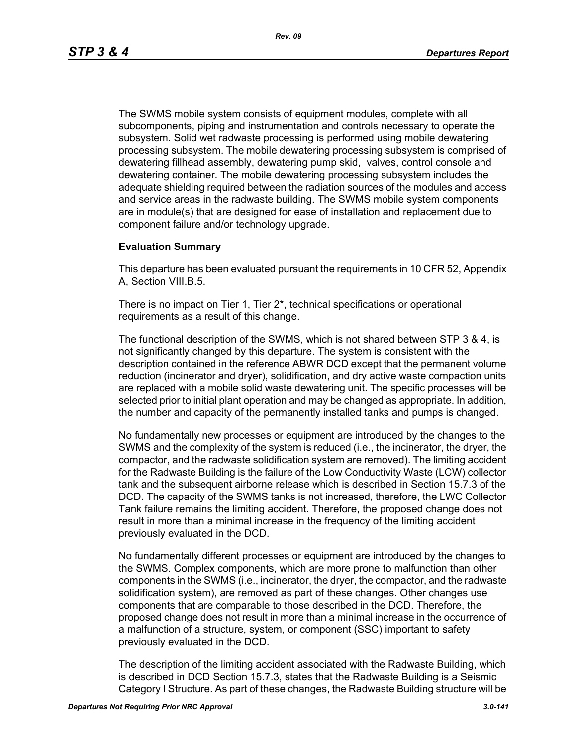The SWMS mobile system consists of equipment modules, complete with all subcomponents, piping and instrumentation and controls necessary to operate the subsystem. Solid wet radwaste processing is performed using mobile dewatering processing subsystem. The mobile dewatering processing subsystem is comprised of dewatering fillhead assembly, dewatering pump skid, valves, control console and dewatering container. The mobile dewatering processing subsystem includes the adequate shielding required between the radiation sources of the modules and access and service areas in the radwaste building. The SWMS mobile system components are in module(s) that are designed for ease of installation and replacement due to component failure and/or technology upgrade.

**Evaluation Summary**

This departure has been evaluated pursuant the requirements in 10 CFR 52, Appendix A, Section VIII.B.5.

There is no impact on Tier 1, Tier 2*, technical specifications or operational requirements as a result of this change.

The functional description of the SWMS, which is not shared between STP 3 & 4, is not significantly changed by this departure. The system is consistent with the description contained in the reference ABWR DCD except that the permanent volume reduction (incinerator and dryer), solidification, and dry active waste compaction units are replaced with a mobile solid waste dewatering unit. The specific processes will be selected prior to initial plant operation and may be changed as appropriate. In addition, the number and capacity of the permanently installed tanks and pumps is changed.

No fundamentally new processes or equipment are introduced by the changes to the SWMS and the complexity of the system is reduced (i.e., the incinerator, the dryer, the compactor, and the radwaste solidification system are removed). The limiting accident for the Radwaste Building is the failure of the Low Conductivity Waste (LCW) collector tank and the subsequent airborne release which is described in Section 15.7.3 of the DCD. The capacity of the SWMS tanks is not increased, therefore, the LWC Collector Tank failure remains the limiting accident. Therefore, the proposed change does not result in more than a minimal increase in the frequency of the limiting accident previously evaluated in the DCD.

No fundamentally different processes or equipment are introduced by the changes to the SWMS. Complex components, which are more prone to malfunction than other components in the SWMS (i.e., incinerator, the dryer, the compactor, and the radwaste solidification system), are removed as part of these changes. Other changes use components that are comparable to those described in the DCD. Therefore, the proposed change does not result in more than a minimal increase in the occurrence of a malfunction of a structure, system, or component (SSC) important to safety previously evaluated in the DCD.

The description of the limiting accident associated with the Radwaste Building, which is described in DCD Section 15.7.3, states that the Radwaste Building is a Seismic Category I Structure. As part of these changes, the Radwaste Building structure will be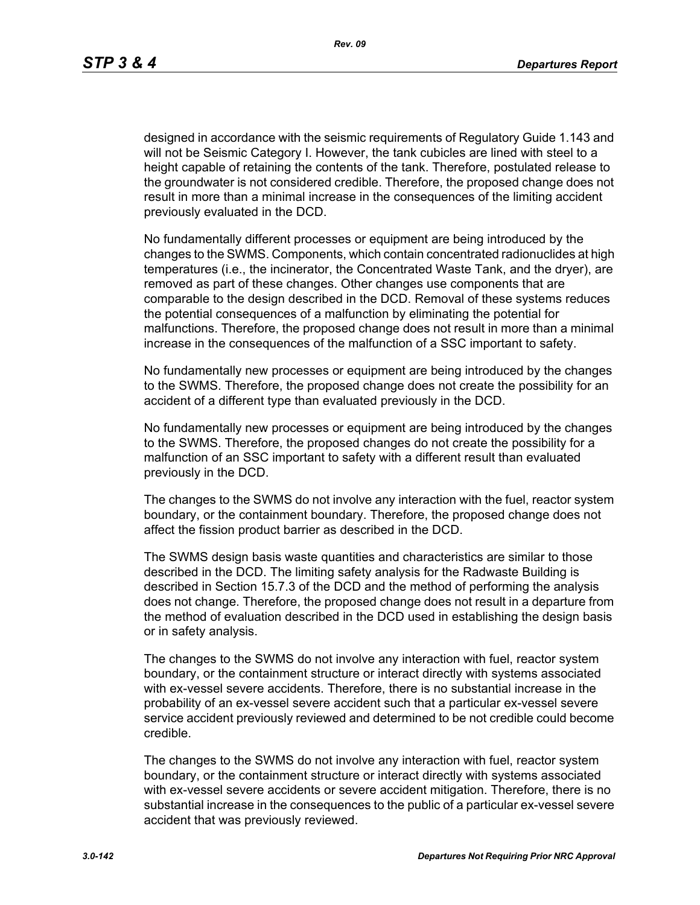designed in accordance with the seismic requirements of Regulatory Guide 1.143 and will not be Seismic Category I. However, the tank cubicles are lined with steel to a height capable of retaining the contents of the tank. Therefore, postulated release to the groundwater is not considered credible. Therefore, the proposed change does not result in more than a minimal increase in the consequences of the limiting accident previously evaluated in the DCD.

No fundamentally different processes or equipment are being introduced by the changes to the SWMS. Components, which contain concentrated radionuclides at high temperatures (i.e., the incinerator, the Concentrated Waste Tank, and the dryer), are removed as part of these changes. Other changes use components that are comparable to the design described in the DCD. Removal of these systems reduces the potential consequences of a malfunction by eliminating the potential for malfunctions. Therefore, the proposed change does not result in more than a minimal increase in the consequences of the malfunction of a SSC important to safety.

No fundamentally new processes or equipment are being introduced by the changes to the SWMS. Therefore, the proposed change does not create the possibility for an accident of a different type than evaluated previously in the DCD.

No fundamentally new processes or equipment are being introduced by the changes to the SWMS. Therefore, the proposed changes do not create the possibility for a malfunction of an SSC important to safety with a different result than evaluated previously in the DCD.

The changes to the SWMS do not involve any interaction with the fuel, reactor system boundary, or the containment boundary. Therefore, the proposed change does not affect the fission product barrier as described in the DCD.

The SWMS design basis waste quantities and characteristics are similar to those described in the DCD. The limiting safety analysis for the Radwaste Building is described in Section 15.7.3 of the DCD and the method of performing the analysis does not change. Therefore, the proposed change does not result in a departure from the method of evaluation described in the DCD used in establishing the design basis or in safety analysis.

The changes to the SWMS do not involve any interaction with fuel, reactor system boundary, or the containment structure or interact directly with systems associated with ex-vessel severe accidents. Therefore, there is no substantial increase in the probability of an ex-vessel severe accident such that a particular ex-vessel severe service accident previously reviewed and determined to be not credible could become credible.

The changes to the SWMS do not involve any interaction with fuel, reactor system boundary, or the containment structure or interact directly with systems associated with ex-vessel severe accidents or severe accident mitigation. Therefore, there is no substantial increase in the consequences to the public of a particular ex-vessel severe accident that was previously reviewed.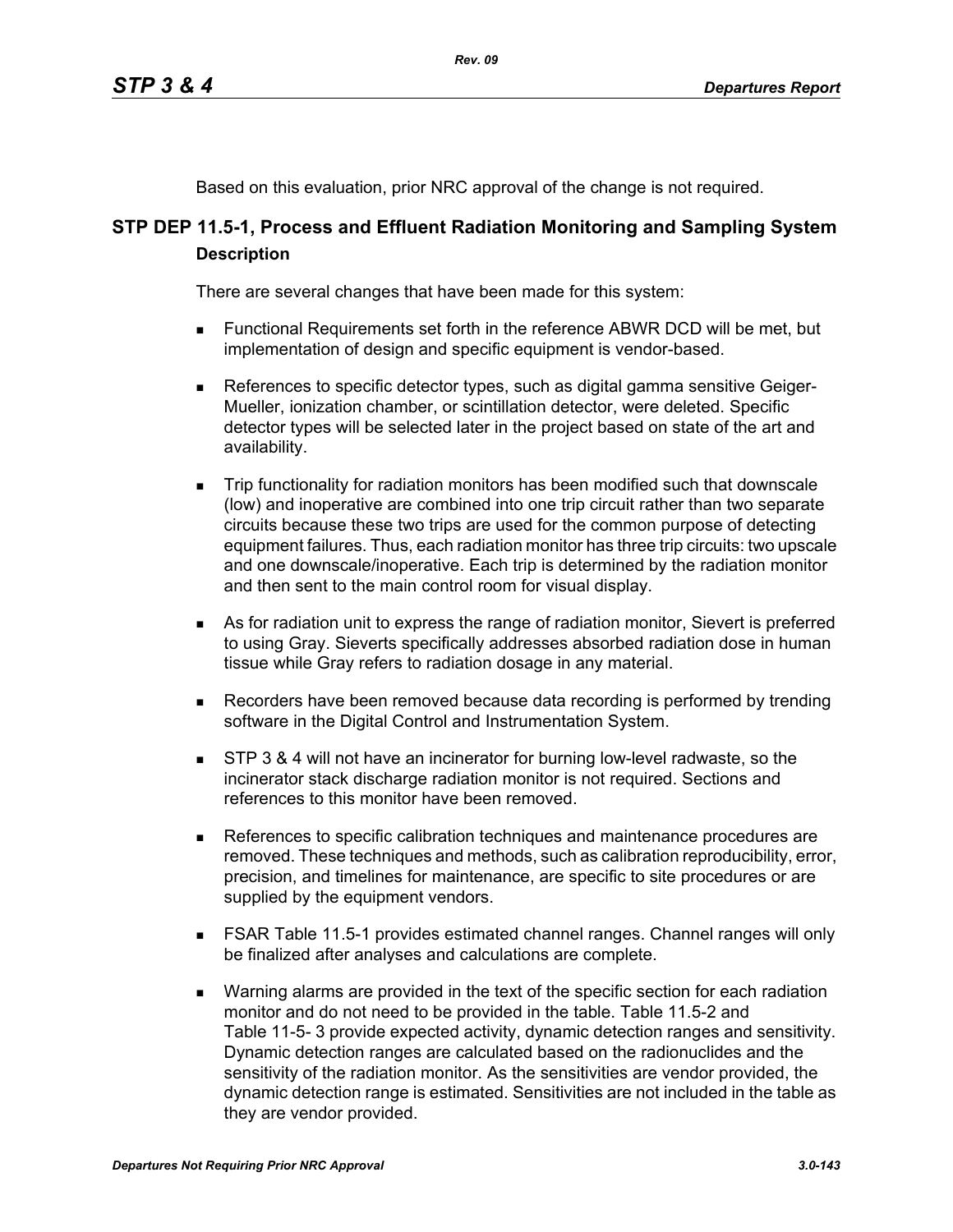Based on this evaluation, prior NRC approval of the change is not required.

## STP DEP 11.5-1, Process and Effluent Radiation Monitoring and Sampling System

### Description

There are several changes that have been made for this system:

- Functional Requirements set forth in the reference ABWR DCD will be met, but implementation of design and specific equipment is vendor-based.
- References to specific detector types, such as digital gamma sensitive Geiger-Mueller, ionization chamber, or scintillation detector, were deleted. Specific detector types will be selected later in the project based on state of the art and availability.
- Trip functionality for radiation monitors has been modified such that downscale (low) and inoperative are combined into one trip circuit rather than two separate circuits because these two trips are used for the common purpose of detecting equipment failures. Thus, each radiation monitor has three trip circuits: two upscale and one downscale/inoperative. Each trip is determined by the radiation monitor and then sent to the main control room for visual display.
- As for radiation unit to express the range of radiation monitor, Sievert is preferred to using Gray. Sieverts specifically addresses absorbed radiation dose in human tissue while Gray refers to radiation dosage in any material.
- Recorders have been removed because data recording is performed by trending software in the Digital Control and Instrumentation System.
- STP 3 & 4 will not have an incinerator for burning low-level radwaste, so the incinerator stack discharge radiation monitor is not required. Sections and references to this monitor have been removed.
- References to specific calibration techniques and maintenance procedures are removed. These techniques and methods, such as calibration reproducibility, error, precision, and timelines for maintenance, are specific to site procedures or are supplied by the equipment vendors.
- FSAR Table 11.5-1 provides estimated channel ranges. Channel ranges will only be finalized after analyses and calculations are complete.
- Warning alarms are provided in the text of the specific section for each radiation monitor and do not need to be provided in the table. Table 11.5-2 and Table 11-5- 3 provide expected activity, dynamic detection ranges and sensitivity. Dynamic detection ranges are calculated based on the radionuclides and the sensitivity of the radiation monitor. As the sensitivities are vendor provided, the dynamic detection range is estimated. Sensitivities are not included in the table as they are vendor provided.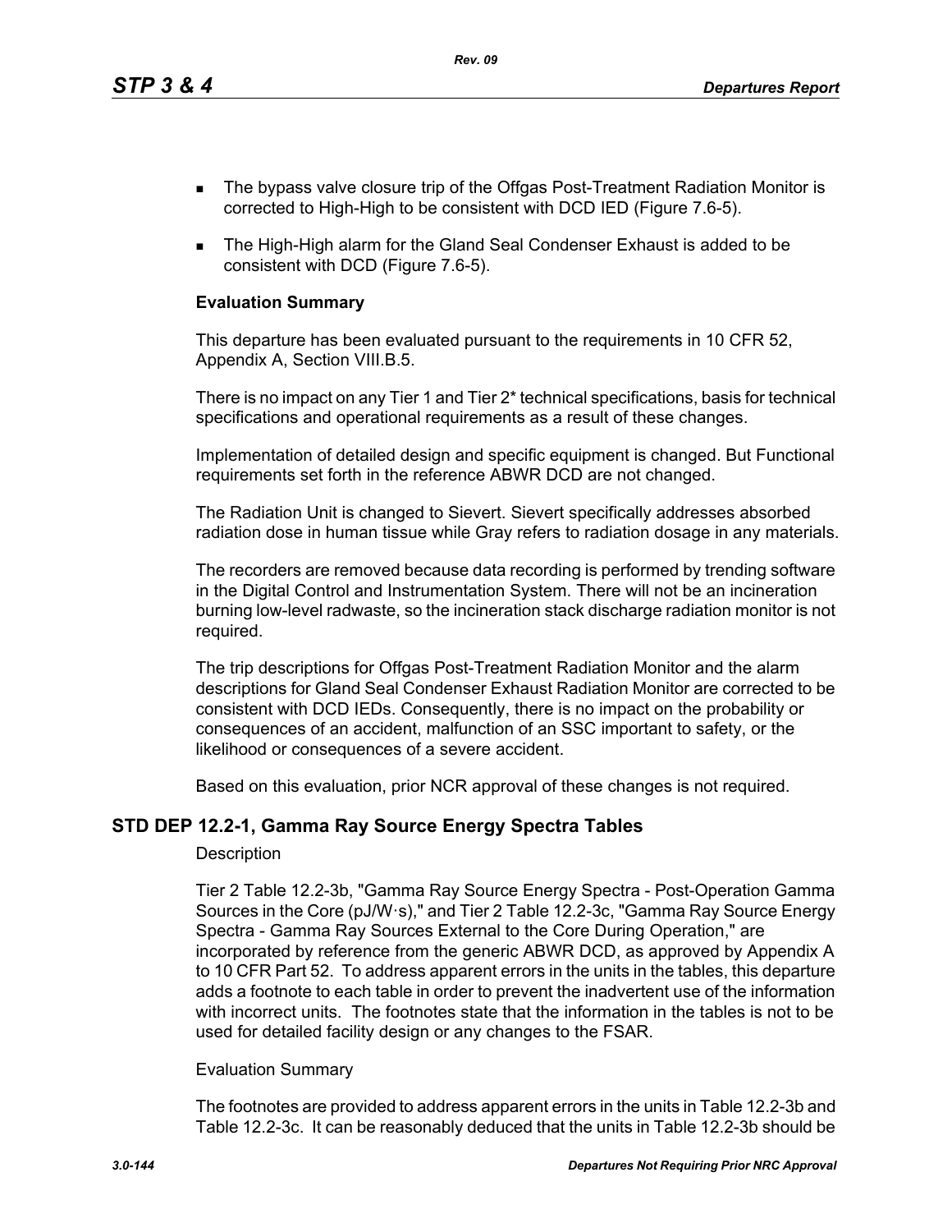- The bypass valve closure trip of the Offgas Post-Treatment Radiation Monitor is corrected to High-High to be consistent with DCD IED (Figure 7.6-5).
- The High-High alarm for the Gland Seal Condenser Exhaust is added to be consistent with DCD (Figure 7.6-5).

**Evaluation Summary**

This departure has been evaluated pursuant to the requirements in 10 CFR 52, Appendix A, Section VIII.B.5.

There is no impact on any Tier 1 and Tier 2* technical specifications, basis for technical specifications and operational requirements as a result of these changes.

Implementation of detailed design and specific equipment is changed. But Functional requirements set forth in the reference ABWR DCD are not changed.

The Radiation Unit is changed to Sievert. Sievert specifically addresses absorbed radiation dose in human tissue while Gray refers to radiation dosage in any materials.

The recorders are removed because data recording is performed by trending software in the Digital Control and Instrumentation System. There will not be an incineration burning low-level radwaste, so the incineration stack discharge radiation monitor is not required.

The trip descriptions for Offgas Post-Treatment Radiation Monitor and the alarm descriptions for Gland Seal Condenser Exhaust Radiation Monitor are corrected to be consistent with DCD IEDs. Consequently, there is no impact on the probability or consequences of an accident, malfunction of an SSC important to safety, or the likelihood or consequences of a severe accident.

Based on this evaluation, prior NCR approval of these changes is not required.

## STD DEP 12.2-1, Gamma Ray Source Energy Spectra Tables

Description

Tier 2 Table 12.2-3b, "Gamma Ray Source Energy Spectra - Post-Operation Gamma Sources in the Core (pJ/W·s)," and Tier 2 Table 12.2-3c, "Gamma Ray Source Energy Spectra - Gamma Ray Sources External to the Core During Operation," are incorporated by reference from the generic ABWR DCD, as approved by Appendix A to 10 CFR Part 52. To address apparent errors in the units in the tables, this departure adds a footnote to each table in order to prevent the inadvertent use of the information with incorrect units. The footnotes state that the information in the tables is not to be used for detailed facility design or any changes to the FSAR.

Evaluation Summary

The footnotes are provided to address apparent errors in the units in Table 12.2-3b and Table 12.2-3c. It can be reasonably deduced that the units in Table 12.2-3b should be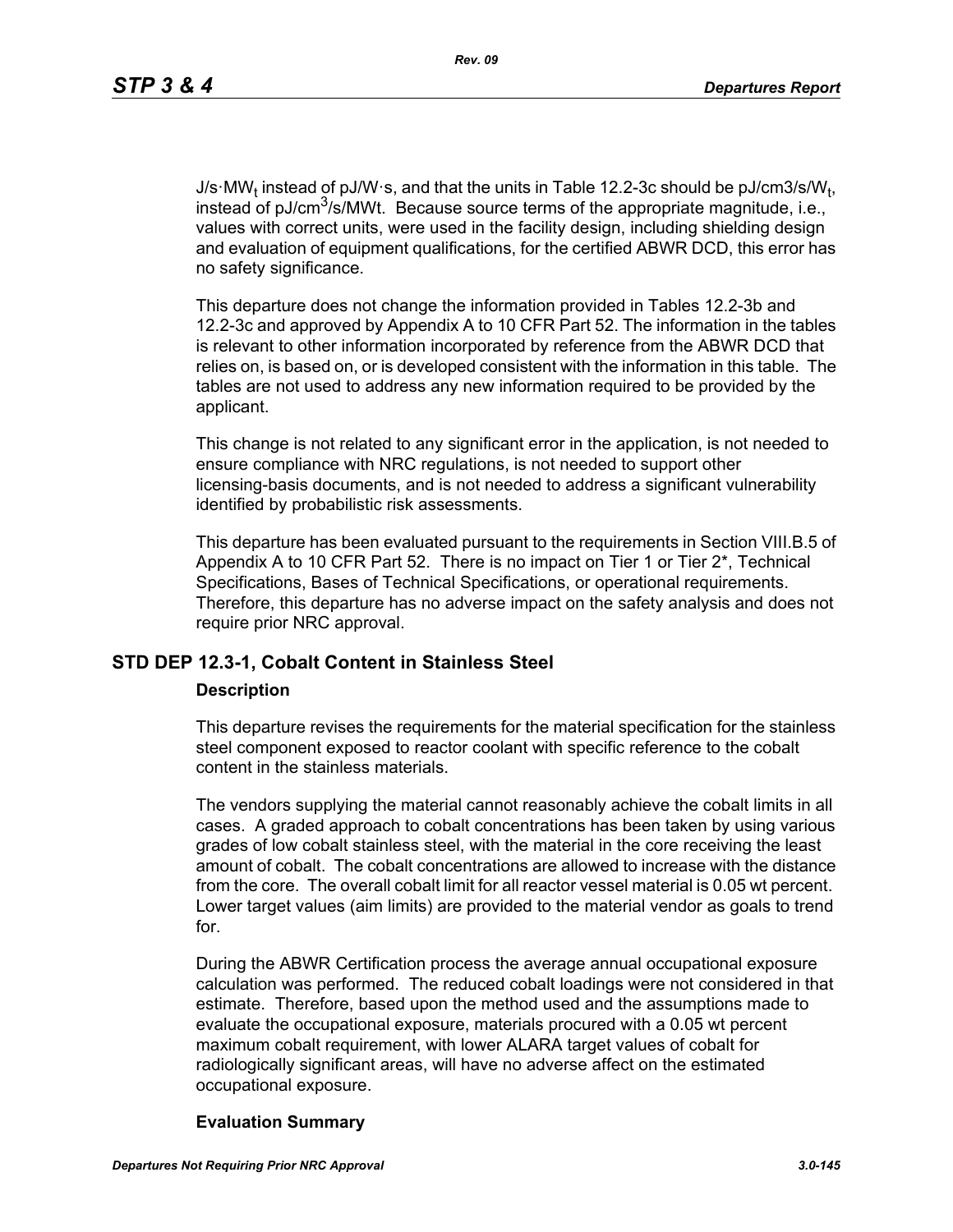J/s·$MW_t$ instead of pJ/W·s, and that the units in Table 12.2-3c should be pJ/cm3/s/$W_t$, instead of pJ/$cm^3$/s/MWt. Because source terms of the appropriate magnitude, i.e., values with correct units, were used in the facility design, including shielding design and evaluation of equipment qualifications, for the certified ABWR DCD, this error has no safety significance.

This departure does not change the information provided in Tables 12.2-3b and 12.2-3c and approved by Appendix A to 10 CFR Part 52. The information in the tables is relevant to other information incorporated by reference from the ABWR DCD that relies on, is based on, or is developed consistent with the information in this table. The tables are not used to address any new information required to be provided by the applicant.

This change is not related to any significant error in the application, is not needed to ensure compliance with NRC regulations, is not needed to support other licensing-basis documents, and is not needed to address a significant vulnerability identified by probabilistic risk assessments.

This departure has been evaluated pursuant to the requirements in Section VIII.B.5 of Appendix A to 10 CFR Part 52. There is no impact on Tier 1 or Tier 2*, Technical Specifications, Bases of Technical Specifications, or operational requirements. Therefore, this departure has no adverse impact on the safety analysis and does not require prior NRC approval.

## STD DEP 12.3-1, Cobalt Content in Stainless Steel

### Description

This departure revises the requirements for the material specification for the stainless steel component exposed to reactor coolant with specific reference to the cobalt content in the stainless materials.

The vendors supplying the material cannot reasonably achieve the cobalt limits in all cases. A graded approach to cobalt concentrations has been taken by using various grades of low cobalt stainless steel, with the material in the core receiving the least amount of cobalt. The cobalt concentrations are allowed to increase with the distance from the core. The overall cobalt limit for all reactor vessel material is 0.05 wt percent. Lower target values (aim limits) are provided to the material vendor as goals to trend for.

During the ABWR Certification process the average annual occupational exposure calculation was performed. The reduced cobalt loadings were not considered in that estimate. Therefore, based upon the method used and the assumptions made to evaluate the occupational exposure, materials procured with a 0.05 wt percent maximum cobalt requirement, with lower ALARA target values of cobalt for radiologically significant areas, will have no adverse affect on the estimated occupational exposure.

### Evaluation Summary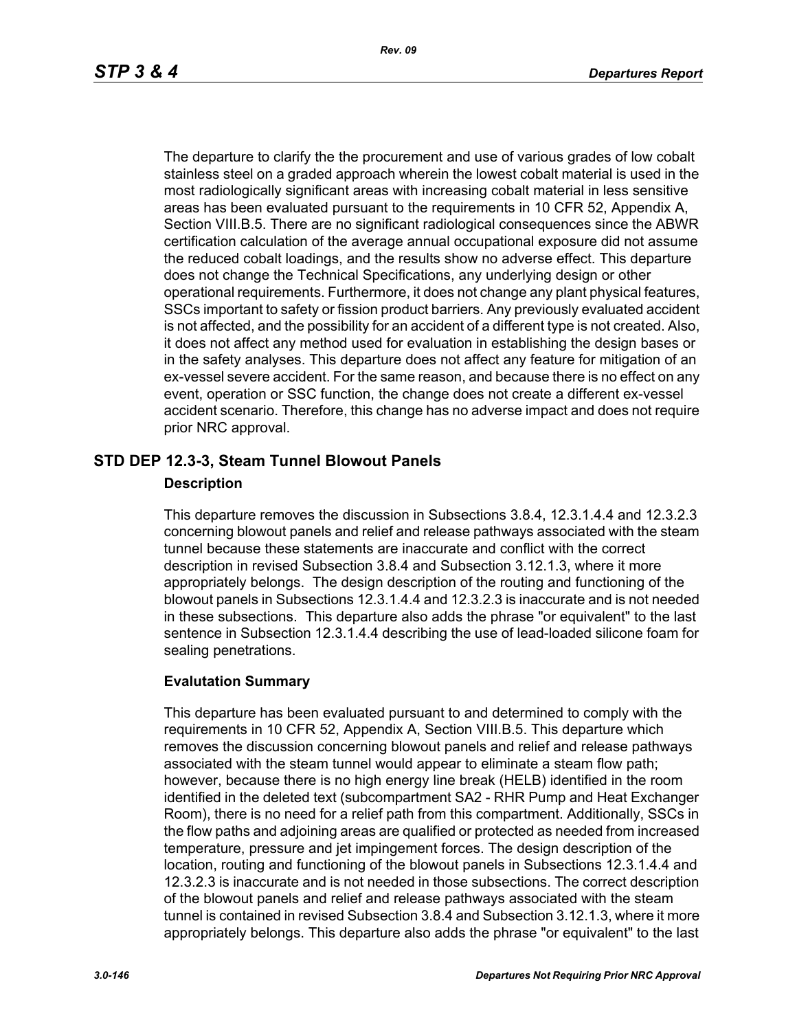The departure to clarify the the procurement and use of various grades of low cobalt stainless steel on a graded approach wherein the lowest cobalt material is used in the most radiologically significant areas with increasing cobalt material in less sensitive areas has been evaluated pursuant to the requirements in 10 CFR 52, Appendix A, Section VIII.B.5. There are no significant radiological consequences since the ABWR certification calculation of the average annual occupational exposure did not assume the reduced cobalt loadings, and the results show no adverse effect. This departure does not change the Technical Specifications, any underlying design or other operational requirements. Furthermore, it does not change any plant physical features, SSCs important to safety or fission product barriers. Any previously evaluated accident is not affected, and the possibility for an accident of a different type is not created. Also, it does not affect any method used for evaluation in establishing the design bases or in the safety analyses. This departure does not affect any feature for mitigation of an ex-vessel severe accident. For the same reason, and because there is no effect on any event, operation or SSC function, the change does not create a different ex-vessel accident scenario. Therefore, this change has no adverse impact and does not require prior NRC approval.

## STD DEP 12.3-3, Steam Tunnel Blowout Panels

### Description

This departure removes the discussion in Subsections 3.8.4, 12.3.1.4.4 and 12.3.2.3 concerning blowout panels and relief and release pathways associated with the steam tunnel because these statements are inaccurate and conflict with the correct description in revised Subsection 3.8.4 and Subsection 3.12.1.3, where it more appropriately belongs. The design description of the routing and functioning of the blowout panels in Subsections 12.3.1.4.4 and 12.3.2.3 is inaccurate and is not needed in these subsections. This departure also adds the phrase "or equivalent" to the last sentence in Subsection 12.3.1.4.4 describing the use of lead-loaded silicone foam for sealing penetrations.

### Evaluation Summary

This departure has been evaluated pursuant to and determined to comply with the requirements in 10 CFR 52, Appendix A, Section VIII.B.5. This departure which removes the discussion concerning blowout panels and relief and release pathways associated with the steam tunnel would appear to eliminate a steam flow path; however, because there is no high energy line break (HELB) identified in the room identified in the deleted text (subcompartment SA2 - RHR Pump and Heat Exchanger Room), there is no need for a relief path from this compartment. Additionally, SSCs in the flow paths and adjoining areas are qualified or protected as needed from increased temperature, pressure and jet impingement forces. The design description of the location, routing and functioning of the blowout panels in Subsections 12.3.1.4.4 and 12.3.2.3 is inaccurate and is not needed in those subsections. The correct description of the blowout panels and relief and release pathways associated with the steam tunnel is contained in revised Subsection 3.8.4 and Subsection 3.12.1.3, where it more appropriately belongs. This departure also adds the phrase "or equivalent" to the last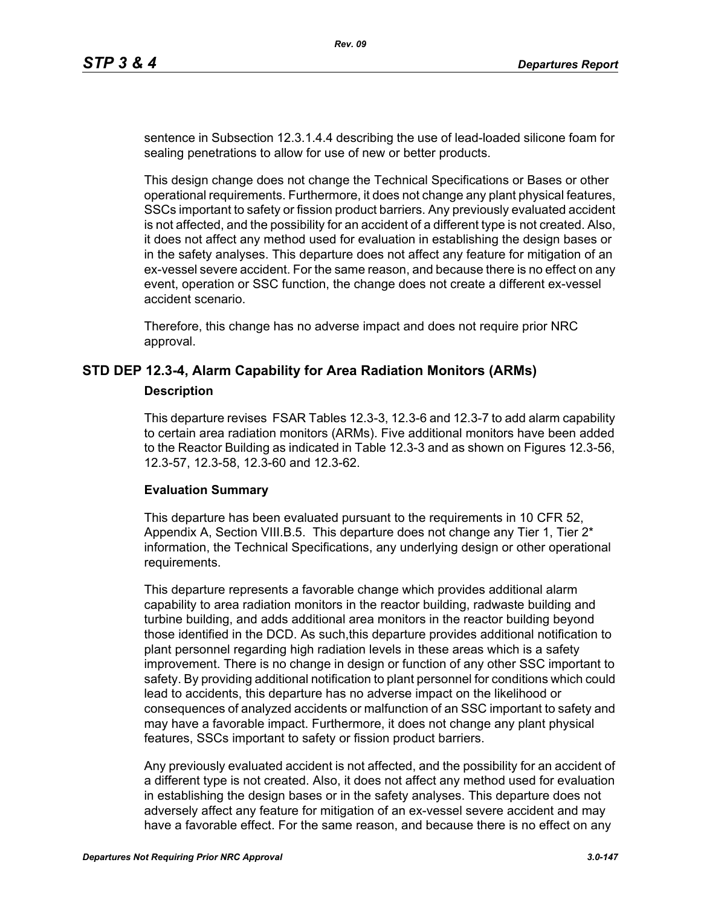sentence in Subsection 12.3.1.4.4 describing the use of lead-loaded silicone foam for sealing penetrations to allow for use of new or better products.

This design change does not change the Technical Specifications or Bases or other operational requirements. Furthermore, it does not change any plant physical features, SSCs important to safety or fission product barriers. Any previously evaluated accident is not affected, and the possibility for an accident of a different type is not created. Also, it does not affect any method used for evaluation in establishing the design bases or in the safety analyses. This departure does not affect any feature for mitigation of an ex-vessel severe accident. For the same reason, and because there is no effect on any event, operation or SSC function, the change does not create a different ex-vessel accident scenario.

Therefore, this change has no adverse impact and does not require prior NRC approval.

## STD DEP 12.3-4, Alarm Capability for Area Radiation Monitors (ARMs)

### Description

This departure revises FSAR Tables 12.3-3, 12.3-6 and 12.3-7 to add alarm capability to certain area radiation monitors (ARMs). Five additional monitors have been added to the Reactor Building as indicated in Table 12.3-3 and as shown on Figures 12.3-56, 12.3-57, 12.3-58, 12.3-60 and 12.3-62.

### Evaluation Summary

This departure has been evaluated pursuant to the requirements in 10 CFR 52, Appendix A, Section VIII.B.5. This departure does not change any Tier 1, Tier 2* information, the Technical Specifications, any underlying design or other operational requirements.

This departure represents a favorable change which provides additional alarm capability to area radiation monitors in the reactor building, radwaste building and turbine building, and adds additional area monitors in the reactor building beyond those identified in the DCD. As such,this departure provides additional notification to plant personnel regarding high radiation levels in these areas which is a safety improvement. There is no change in design or function of any other SSC important to safety. By providing additional notification to plant personnel for conditions which could lead to accidents, this departure has no adverse impact on the likelihood or consequences of analyzed accidents or malfunction of an SSC important to safety and may have a favorable impact. Furthermore, it does not change any plant physical features, SSCs important to safety or fission product barriers.

Any previously evaluated accident is not affected, and the possibility for an accident of a different type is not created. Also, it does not affect any method used for evaluation in establishing the design bases or in the safety analyses. This departure does not adversely affect any feature for mitigation of an ex-vessel severe accident and may have a favorable effect. For the same reason, and because there is no effect on any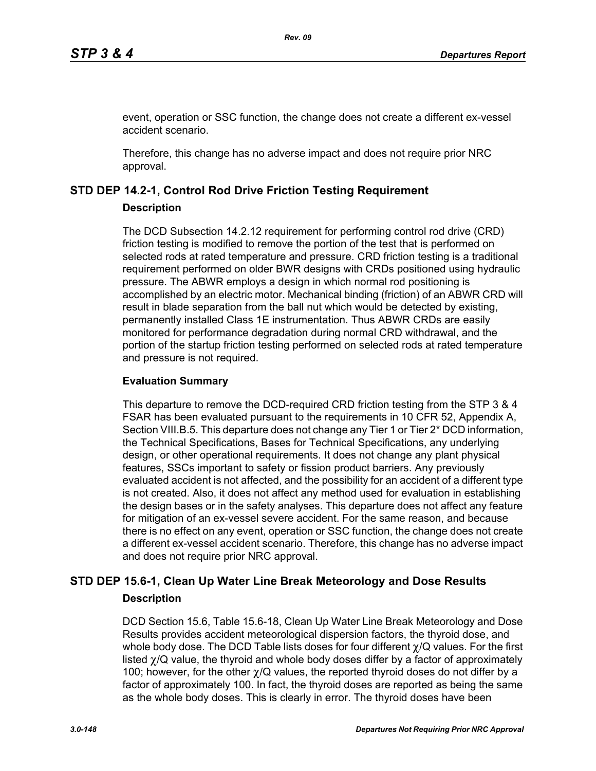event, operation or SSC function, the change does not create a different ex-vessel accident scenario.

Therefore, this change has no adverse impact and does not require prior NRC approval.

## STD DEP 14.2-1, Control Rod Drive Friction Testing Requirement

### Description

The DCD Subsection 14.2.12 requirement for performing control rod drive (CRD) friction testing is modified to remove the portion of the test that is performed on selected rods at rated temperature and pressure. CRD friction testing is a traditional requirement performed on older BWR designs with CRDs positioned using hydraulic pressure. The ABWR employs a design in which normal rod positioning is accomplished by an electric motor. Mechanical binding (friction) of an ABWR CRD will result in blade separation from the ball nut which would be detected by existing, permanently installed Class 1E instrumentation. Thus ABWR CRDs are easily monitored for performance degradation during normal CRD withdrawal, and the portion of the startup friction testing performed on selected rods at rated temperature and pressure is not required.

### Evaluation Summary

This departure to remove the DCD-required CRD friction testing from the STP 3 & 4 FSAR has been evaluated pursuant to the requirements in 10 CFR 52, Appendix A, Section VIII.B.5. This departure does not change any Tier 1 or Tier 2* DCD information, the Technical Specifications, Bases for Technical Specifications, any underlying design, or other operational requirements. It does not change any plant physical features, SSCs important to safety or fission product barriers. Any previously evaluated accident is not affected, and the possibility for an accident of a different type is not created. Also, it does not affect any method used for evaluation in establishing the design bases or in the safety analyses. This departure does not affect any feature for mitigation of an ex-vessel severe accident. For the same reason, and because there is no effect on any event, operation or SSC function, the change does not create a different ex-vessel accident scenario. Therefore, this change has no adverse impact and does not require prior NRC approval.

## STD DEP 15.6-1, Clean Up Water Line Break Meteorology and Dose Results

### Description

DCD Section 15.6, Table 15.6-18, Clean Up Water Line Break Meteorology and Dose Results provides accident meteorological dispersion factors, the thyroid dose, and whole body dose. The DCD Table lists doses for four different $\chi$/Q values. For the first listed $\chi$/Q value, the thyroid and whole body doses differ by a factor of approximately 100; however, for the other $\chi$/Q values, the reported thyroid doses do not differ by a factor of approximately 100. In fact, the thyroid doses are reported as being the same as the whole body doses. This is clearly in error. The thyroid doses have been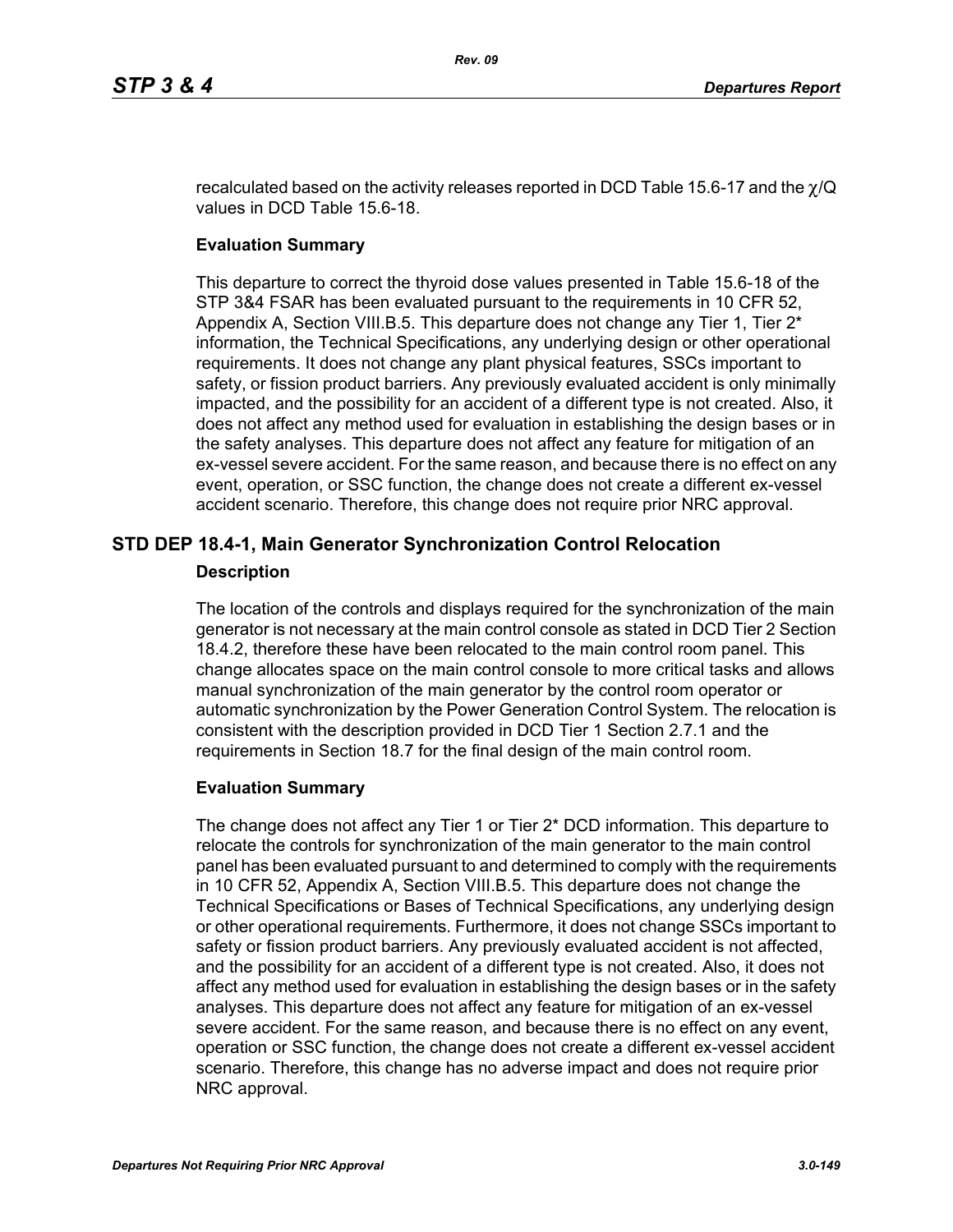recalculated based on the activity releases reported in DCD Table 15.6-17 and the $\chi$/Q values in DCD Table 15.6-18.

**Evaluation Summary**

This departure to correct the thyroid dose values presented in Table 15.6-18 of the STP 3&4 FSAR has been evaluated pursuant to the requirements in 10 CFR 52, Appendix A, Section VIII.B.5. This departure does not change any Tier 1, Tier 2* information, the Technical Specifications, any underlying design or other operational requirements. It does not change any plant physical features, SSCs important to safety, or fission product barriers. Any previously evaluated accident is only minimally impacted, and the possibility for an accident of a different type is not created. Also, it does not affect any method used for evaluation in establishing the design bases or in the safety analyses. This departure does not affect any feature for mitigation of an ex-vessel severe accident. For the same reason, and because there is no effect on any event, operation, or SSC function, the change does not create a different ex-vessel accident scenario. Therefore, this change does not require prior NRC approval.

## STD DEP 18.4-1, Main Generator Synchronization Control Relocation

**Description**

The location of the controls and displays required for the synchronization of the main generator is not necessary at the main control console as stated in DCD Tier 2 Section 18.4.2, therefore these have been relocated to the main control room panel. This change allocates space on the main control console to more critical tasks and allows manual synchronization of the main generator by the control room operator or automatic synchronization by the Power Generation Control System. The relocation is consistent with the description provided in DCD Tier 1 Section 2.7.1 and the requirements in Section 18.7 for the final design of the main control room.

**Evaluation Summary**

The change does not affect any Tier 1 or Tier 2* DCD information. This departure to relocate the controls for synchronization of the main generator to the main control panel has been evaluated pursuant to and determined to comply with the requirements in 10 CFR 52, Appendix A, Section VIII.B.5. This departure does not change the Technical Specifications or Bases of Technical Specifications, any underlying design or other operational requirements. Furthermore, it does not change SSCs important to safety or fission product barriers. Any previously evaluated accident is not affected, and the possibility for an accident of a different type is not created. Also, it does not affect any method used for evaluation in establishing the design bases or in the safety analyses. This departure does not affect any feature for mitigation of an ex-vessel severe accident. For the same reason, and because there is no effect on any event, operation or SSC function, the change does not create a different ex-vessel accident scenario. Therefore, this change has no adverse impact and does not require prior NRC approval.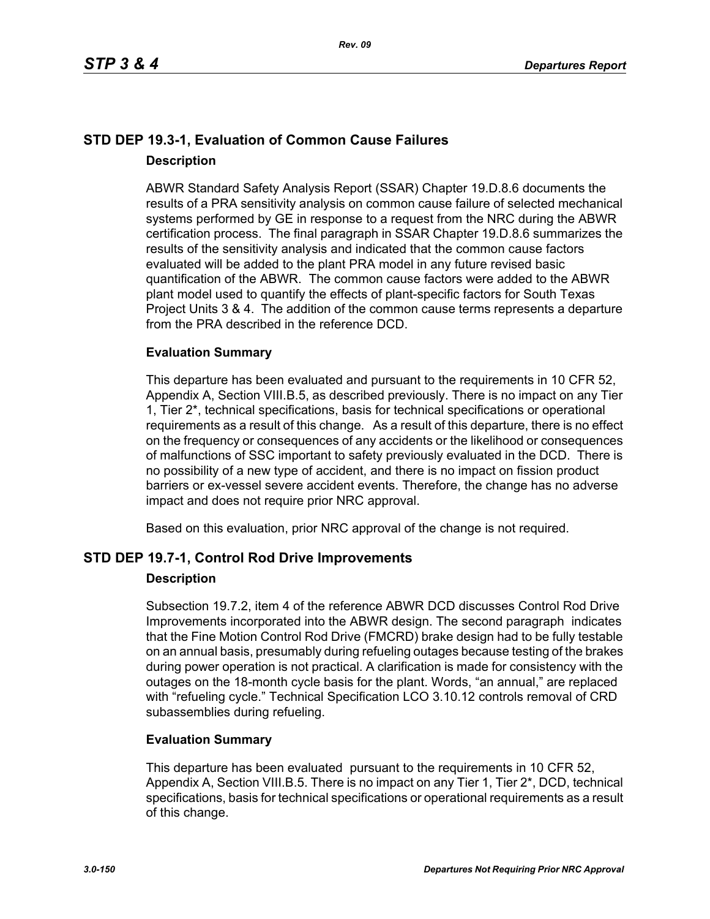## STD DEP 19.3-1, Evaluation of Common Cause Failures

### Description

ABWR Standard Safety Analysis Report (SSAR) Chapter 19.D.8.6 documents the results of a PRA sensitivity analysis on common cause failure of selected mechanical systems performed by GE in response to a request from the NRC during the ABWR certification process. The final paragraph in SSAR Chapter 19.D.8.6 summarizes the results of the sensitivity analysis and indicated that the common cause factors evaluated will be added to the plant PRA model in any future revised basic quantification of the ABWR. The common cause factors were added to the ABWR plant model used to quantify the effects of plant-specific factors for South Texas Project Units 3 & 4. The addition of the common cause terms represents a departure from the PRA described in the reference DCD.

### Evaluation Summary

This departure has been evaluated and pursuant to the requirements in 10 CFR 52, Appendix A, Section VIII.B.5, as described previously. There is no impact on any Tier 1, Tier 2*, technical specifications, basis for technical specifications or operational requirements as a result of this change. As a result of this departure, there is no effect on the frequency or consequences of any accidents or the likelihood or consequences of malfunctions of SSC important to safety previously evaluated in the DCD. There is no possibility of a new type of accident, and there is no impact on fission product barriers or ex-vessel severe accident events. Therefore, the change has no adverse impact and does not require prior NRC approval.

Based on this evaluation, prior NRC approval of the change is not required.

## STD DEP 19.7-1, Control Rod Drive Improvements

### Description

Subsection 19.7.2, item 4 of the reference ABWR DCD discusses Control Rod Drive Improvements incorporated into the ABWR design. The second paragraph indicates that the Fine Motion Control Rod Drive (FMCRD) brake design had to be fully testable on an annual basis, presumably during refueling outages because testing of the brakes during power operation is not practical. A clarification is made for consistency with the outages on the 18-month cycle basis for the plant. Words, “an annual,” are replaced with “refueling cycle.” Technical Specification LCO 3.10.12 controls removal of CRD subassemblies during refueling.

### Evaluation Summary

This departure has been evaluated pursuant to the requirements in 10 CFR 52, Appendix A, Section VIII.B.5. There is no impact on any Tier 1, Tier 2*, DCD, technical specifications, basis for technical specifications or operational requirements as a result of this change.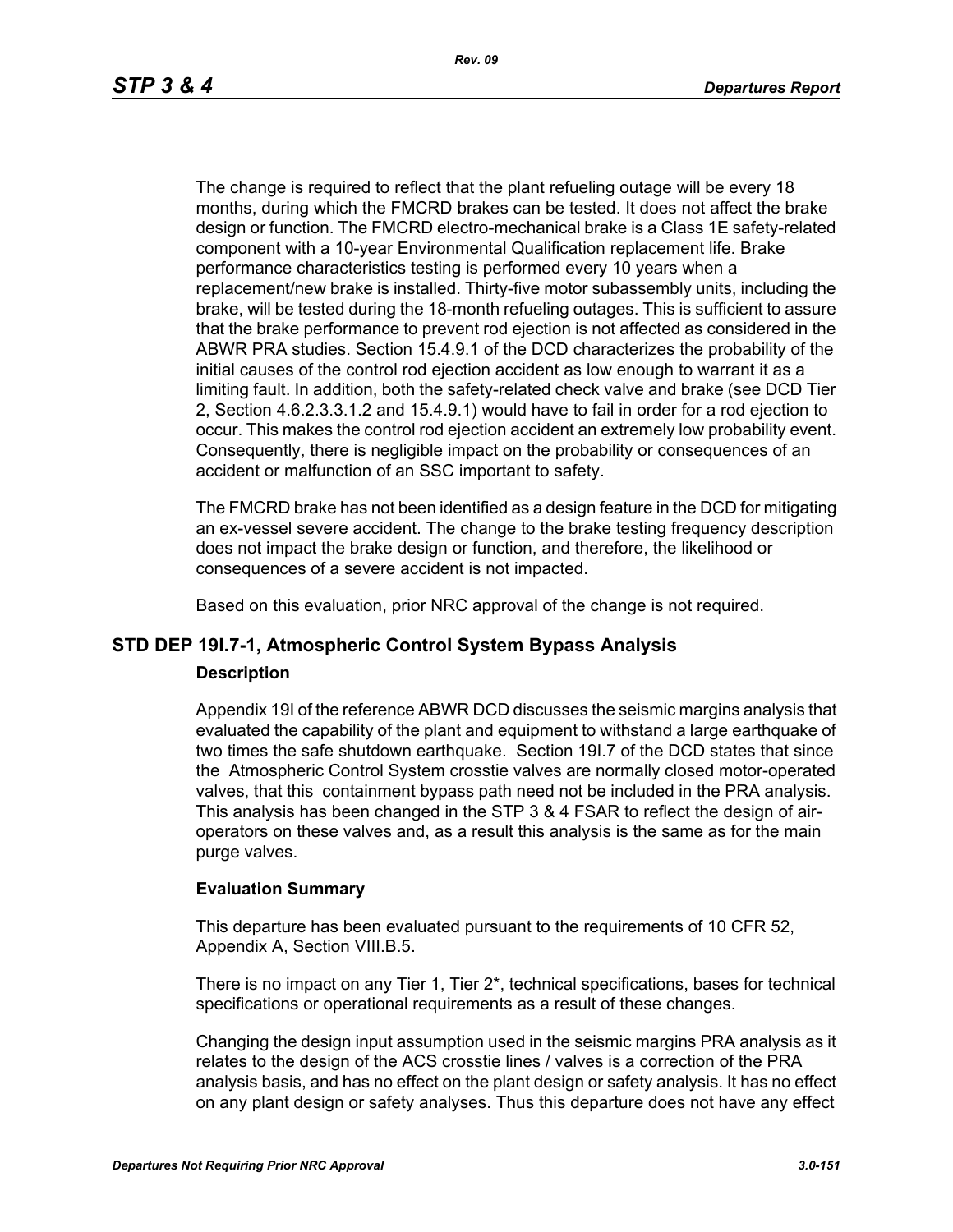The change is required to reflect that the plant refueling outage will be every 18 months, during which the FMCRD brakes can be tested. It does not affect the brake design or function. The FMCRD electro-mechanical brake is a Class 1E safety-related component with a 10-year Environmental Qualification replacement life. Brake performance characteristics testing is performed every 10 years when a replacement/new brake is installed. Thirty-five motor subassembly units, including the brake, will be tested during the 18-month refueling outages. This is sufficient to assure that the brake performance to prevent rod ejection is not affected as considered in the ABWR PRA studies. Section 15.4.9.1 of the DCD characterizes the probability of the initial causes of the control rod ejection accident as low enough to warrant it as a limiting fault. In addition, both the safety-related check valve and brake (see DCD Tier 2, Section 4.6.2.3.3.1.2 and 15.4.9.1) would have to fail in order for a rod ejection to occur. This makes the control rod ejection accident an extremely low probability event. Consequently, there is negligible impact on the probability or consequences of an accident or malfunction of an SSC important to safety.

The FMCRD brake has not been identified as a design feature in the DCD for mitigating an ex-vessel severe accident. The change to the brake testing frequency description does not impact the brake design or function, and therefore, the likelihood or consequences of a severe accident is not impacted.

Based on this evaluation, prior NRC approval of the change is not required.

## STD DEP 19I.7-1, Atmospheric Control System Bypass Analysis

### Description

Appendix 19I of the reference ABWR DCD discusses the seismic margins analysis that evaluated the capability of the plant and equipment to withstand a large earthquake of two times the safe shutdown earthquake. Section 19I.7 of the DCD states that since the Atmospheric Control System crosstie valves are normally closed motor-operated valves, that this containment bypass path need not be included in the PRA analysis. This analysis has been changed in the STP 3 & 4 FSAR to reflect the design of air-operators on these valves and, as a result this analysis is the same as for the main purge valves.

### Evaluation Summary

This departure has been evaluated pursuant to the requirements of 10 CFR 52, Appendix A, Section VIII.B.5.

There is no impact on any Tier 1, Tier 2*, technical specifications, bases for technical specifications or operational requirements as a result of these changes.

Changing the design input assumption used in the seismic margins PRA analysis as it relates to the design of the ACS crosstie lines / valves is a correction of the PRA analysis basis, and has no effect on the plant design or safety analysis. It has no effect on any plant design or safety analyses. Thus this departure does not have any effect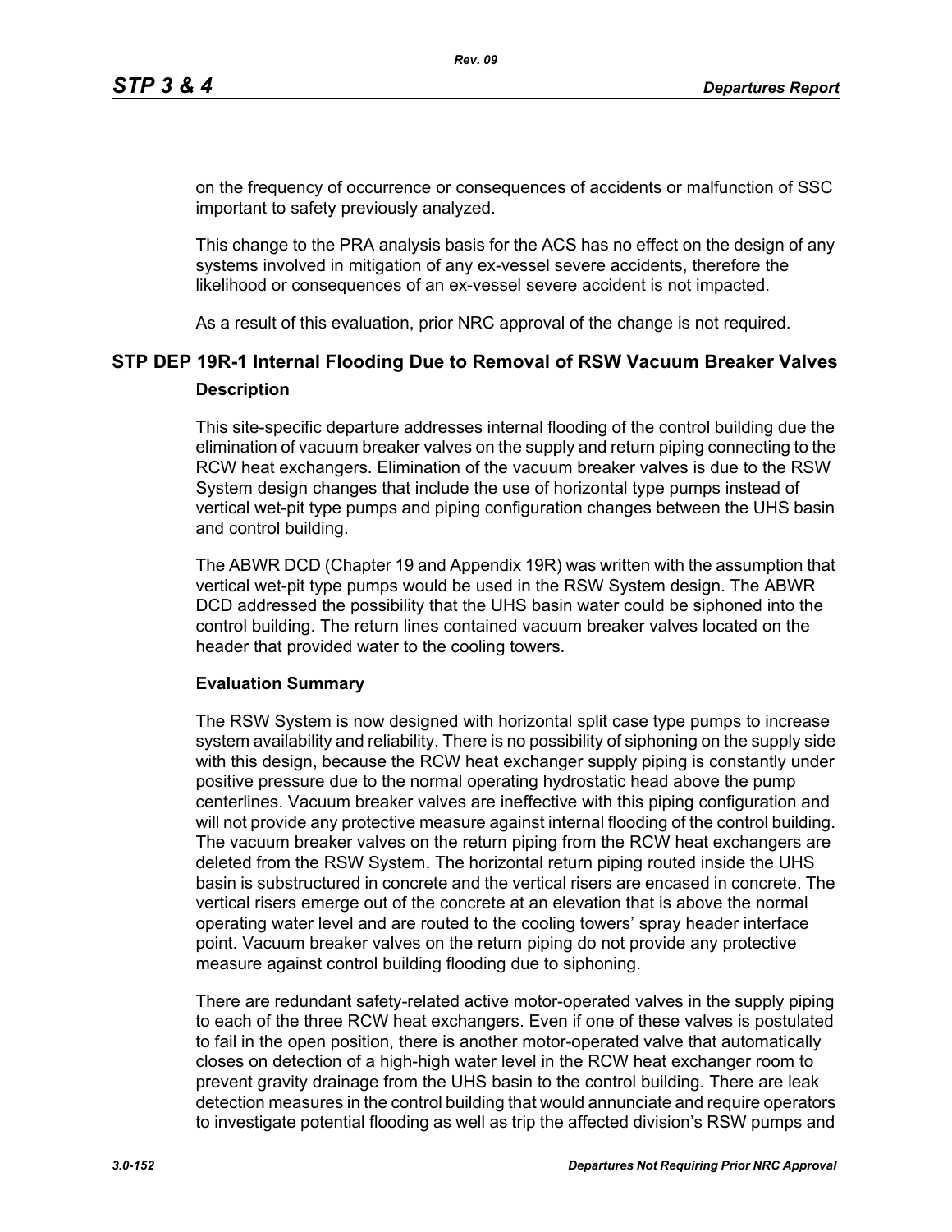on the frequency of occurrence or consequences of accidents or malfunction of SSC important to safety previously analyzed.

This change to the PRA analysis basis for the ACS has no effect on the design of any systems involved in mitigation of any ex-vessel severe accidents, therefore the likelihood or consequences of an ex-vessel severe accident is not impacted.

As a result of this evaluation, prior NRC approval of the change is not required.

## STP DEP 19R-1 Internal Flooding Due to Removal of RSW Vacuum Breaker Valves

### Description

This site-specific departure addresses internal flooding of the control building due the elimination of vacuum breaker valves on the supply and return piping connecting to the RCW heat exchangers. Elimination of the vacuum breaker valves is due to the RSW System design changes that include the use of horizontal type pumps instead of vertical wet-pit type pumps and piping configuration changes between the UHS basin and control building.

The ABWR DCD (Chapter 19 and Appendix 19R) was written with the assumption that vertical wet-pit type pumps would be used in the RSW System design. The ABWR DCD addressed the possibility that the UHS basin water could be siphoned into the control building. The return lines contained vacuum breaker valves located on the header that provided water to the cooling towers.

### Evaluation Summary

The RSW System is now designed with horizontal split case type pumps to increase system availability and reliability. There is no possibility of siphoning on the supply side with this design, because the RCW heat exchanger supply piping is constantly under positive pressure due to the normal operating hydrostatic head above the pump centerlines. Vacuum breaker valves are ineffective with this piping configuration and will not provide any protective measure against internal flooding of the control building. The vacuum breaker valves on the return piping from the RCW heat exchangers are deleted from the RSW System. The horizontal return piping routed inside the UHS basin is substructured in concrete and the vertical risers are encased in concrete. The vertical risers emerge out of the concrete at an elevation that is above the normal operating water level and are routed to the cooling towers' spray header interface point. Vacuum breaker valves on the return piping do not provide any protective measure against control building flooding due to siphoning.

There are redundant safety-related active motor-operated valves in the supply piping to each of the three RCW heat exchangers. Even if one of these valves is postulated to fail in the open position, there is another motor-operated valve that automatically closes on detection of a high-high water level in the RCW heat exchanger room to prevent gravity drainage from the UHS basin to the control building. There are leak detection measures in the control building that would annunciate and require operators to investigate potential flooding as well as trip the affected division's RSW pumps and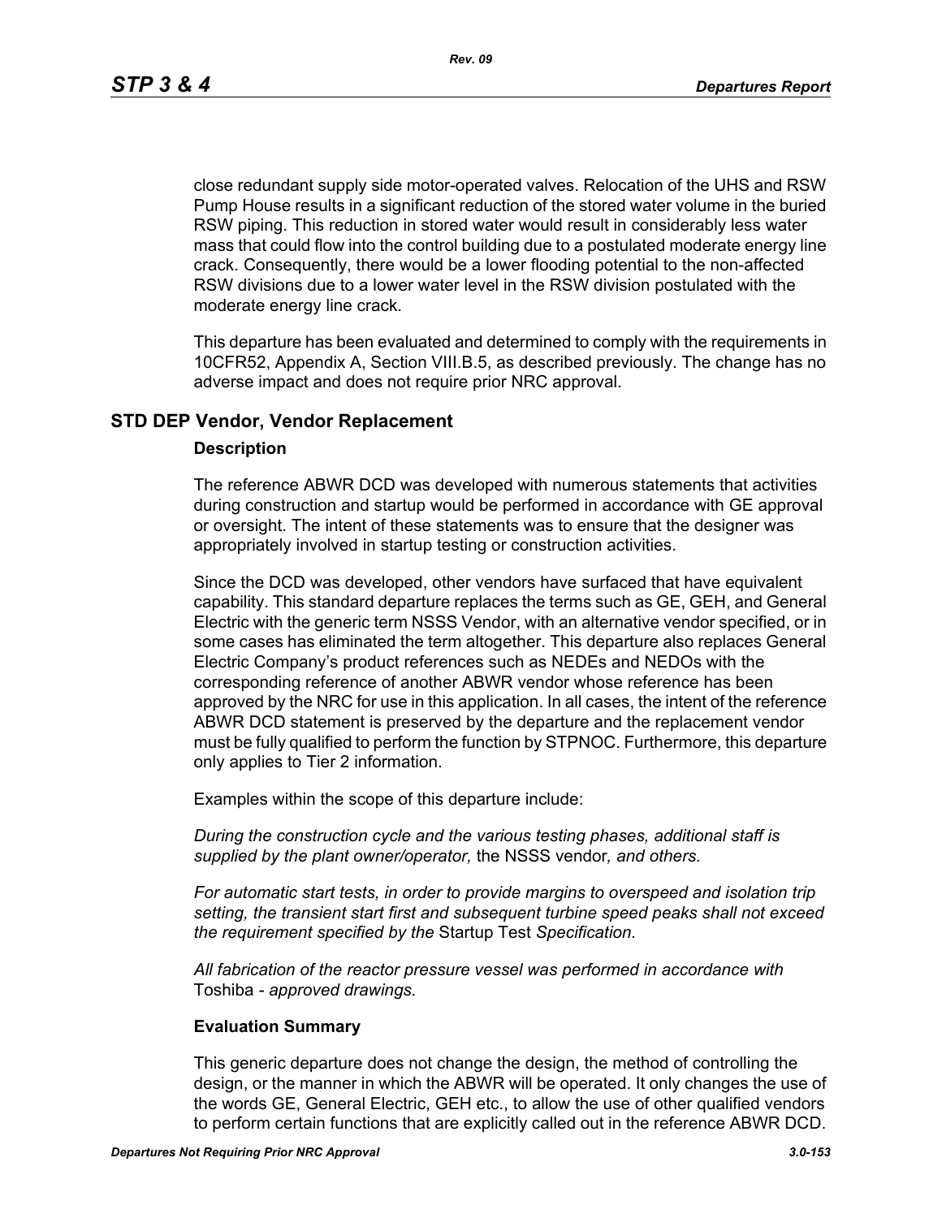close redundant supply side motor-operated valves. Relocation of the UHS and RSW Pump House results in a significant reduction of the stored water volume in the buried RSW piping. This reduction in stored water would result in considerably less water mass that could flow into the control building due to a postulated moderate energy line crack. Consequently, there would be a lower flooding potential to the non-affected RSW divisions due to a lower water level in the RSW division postulated with the moderate energy line crack.

This departure has been evaluated and determined to comply with the requirements in 10CFR52, Appendix A, Section VIII.B.5, as described previously. The change has no adverse impact and does not require prior NRC approval.

## STD DEP Vendor, Vendor Replacement

### Description

The reference ABWR DCD was developed with numerous statements that activities during construction and startup would be performed in accordance with GE approval or oversight. The intent of these statements was to ensure that the designer was appropriately involved in startup testing or construction activities.

Since the DCD was developed, other vendors have surfaced that have equivalent capability. This standard departure replaces the terms such as GE, GEH, and General Electric with the generic term NSSS Vendor, with an alternative vendor specified, or in some cases has eliminated the term altogether. This departure also replaces General Electric Company's product references such as NEDEs and NEDOs with the corresponding reference of another ABWR vendor whose reference has been approved by the NRC for use in this application. In all cases, the intent of the reference ABWR DCD statement is preserved by the departure and the replacement vendor must be fully qualified to perform the function by STPNOC. Furthermore, this departure only applies to Tier 2 information.

Examples within the scope of this departure include:

*During the construction cycle and the various testing phases, additional staff is supplied by the plant owner/operator,* the NSSS vendor*, and others.*

*For automatic start tests, in order to provide margins to overspeed and isolation trip setting, the transient start first and subsequent turbine speed peaks shall not exceed the requirement specified by the* Startup Test *Specification.*

*All fabrication of the reactor pressure vessel was performed in accordance with* Toshiba *- approved drawings.*

### Evaluation Summary

This generic departure does not change the design, the method of controlling the design, or the manner in which the ABWR will be operated. It only changes the use of the words GE, General Electric, GEH etc., to allow the use of other qualified vendors to perform certain functions that are explicitly called out in the reference ABWR DCD.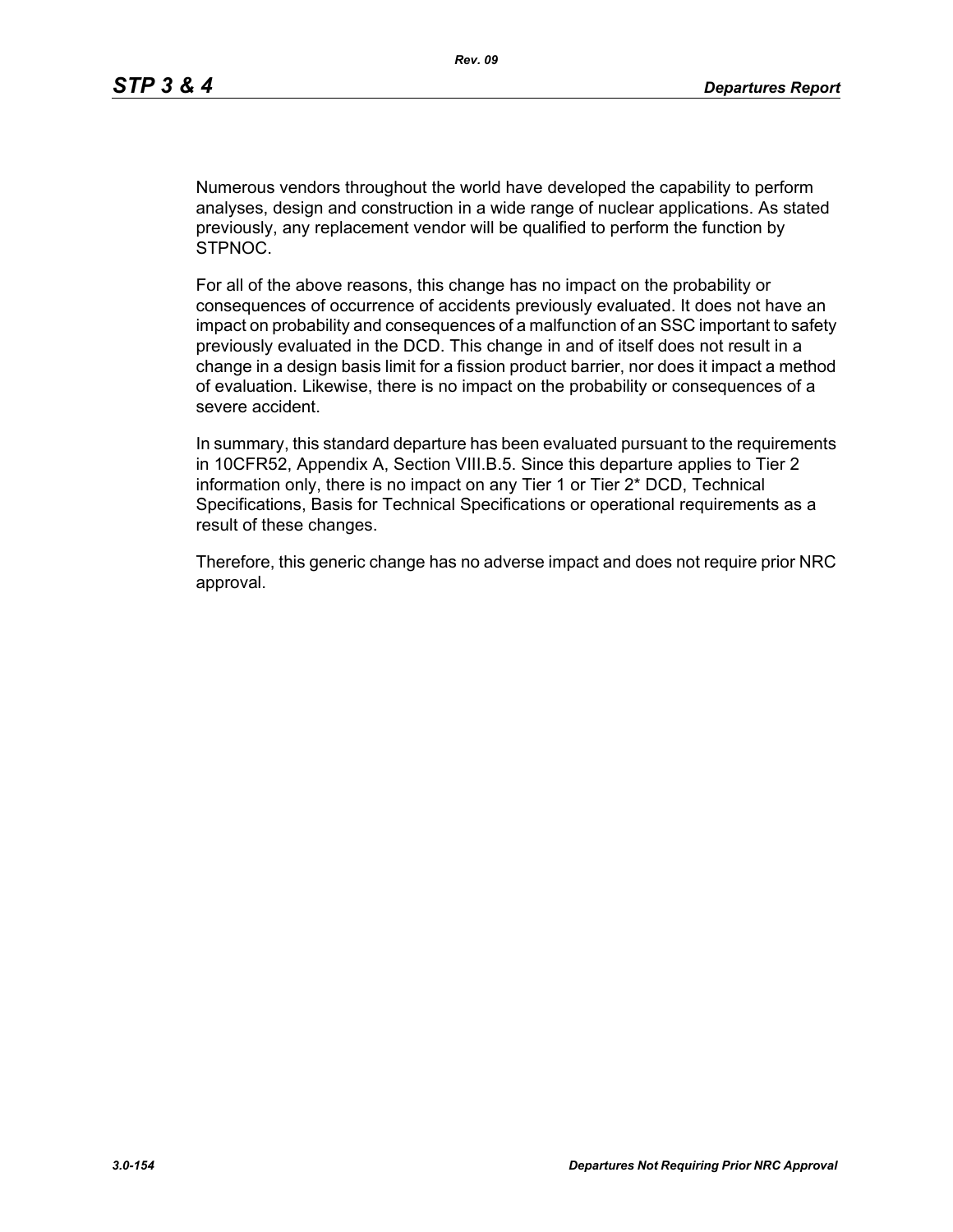Numerous vendors throughout the world have developed the capability to perform analyses, design and construction in a wide range of nuclear applications. As stated previously, any replacement vendor will be qualified to perform the function by STPNOC.

For all of the above reasons, this change has no impact on the probability or consequences of occurrence of accidents previously evaluated. It does not have an impact on probability and consequences of a malfunction of an SSC important to safety previously evaluated in the DCD. This change in and of itself does not result in a change in a design basis limit for a fission product barrier, nor does it impact a method of evaluation. Likewise, there is no impact on the probability or consequences of a severe accident.

In summary, this standard departure has been evaluated pursuant to the requirements in 10CFR52, Appendix A, Section VIII.B.5. Since this departure applies to Tier 2 information only, there is no impact on any Tier 1 or Tier 2* DCD, Technical Specifications, Basis for Technical Specifications or operational requirements as a result of these changes.

Therefore, this generic change has no adverse impact and does not require prior NRC approval.